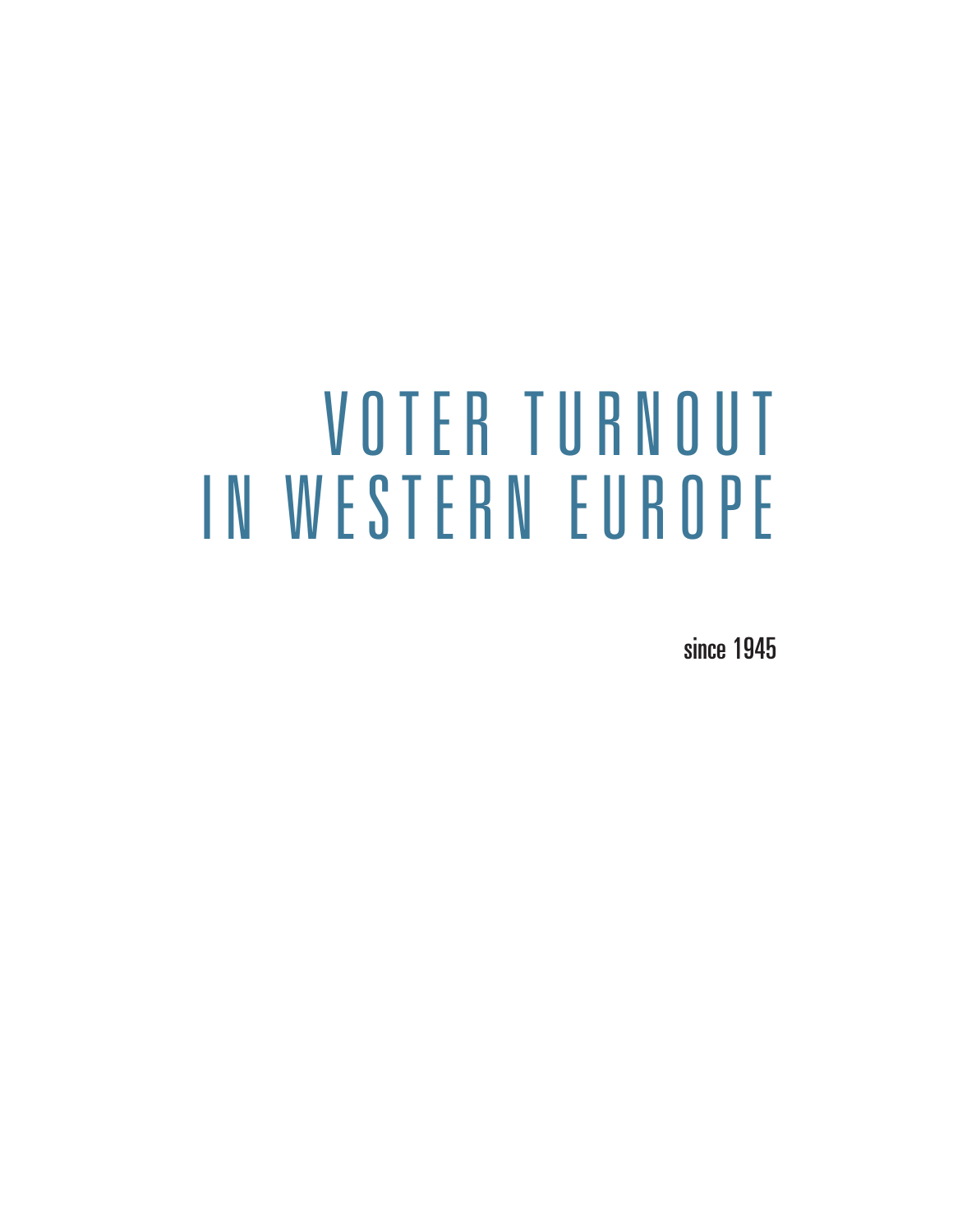# VOTER TURNOUT IN WESTERN EUROPE

since 1945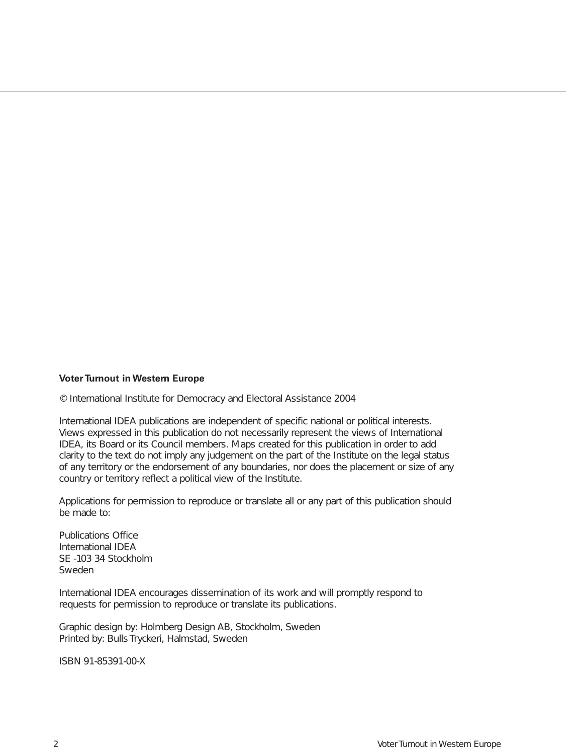**Voter Turnout in Western Europe**

© International Institute for Democracy and Electoral Assistance 2004

International IDEA publications are independent of specific national or political interests. Views expressed in this publication do not necessarily represent the views of International IDEA, its Board or its Council members. Maps created for this publication in order to add clarity to the text do not imply any judgement on the part of the Institute on the legal status of any territory or the endorsement of any boundaries, nor does the placement or size of any country or territory reflect a political view of the Institute.

Applications for permission to reproduce or translate all or any part of this publication should be made to:

Publications Office
International IDEA
SE -103 34 Stockholm
Sweden

International IDEA encourages dissemination of its work and will promptly respond to requests for permission to reproduce or translate its publications.

Graphic design by: Holmberg Design AB, Stockholm, Sweden
Printed by: Bulls Tryckeri, Halmstad, Sweden

ISBN 91-85391-00-X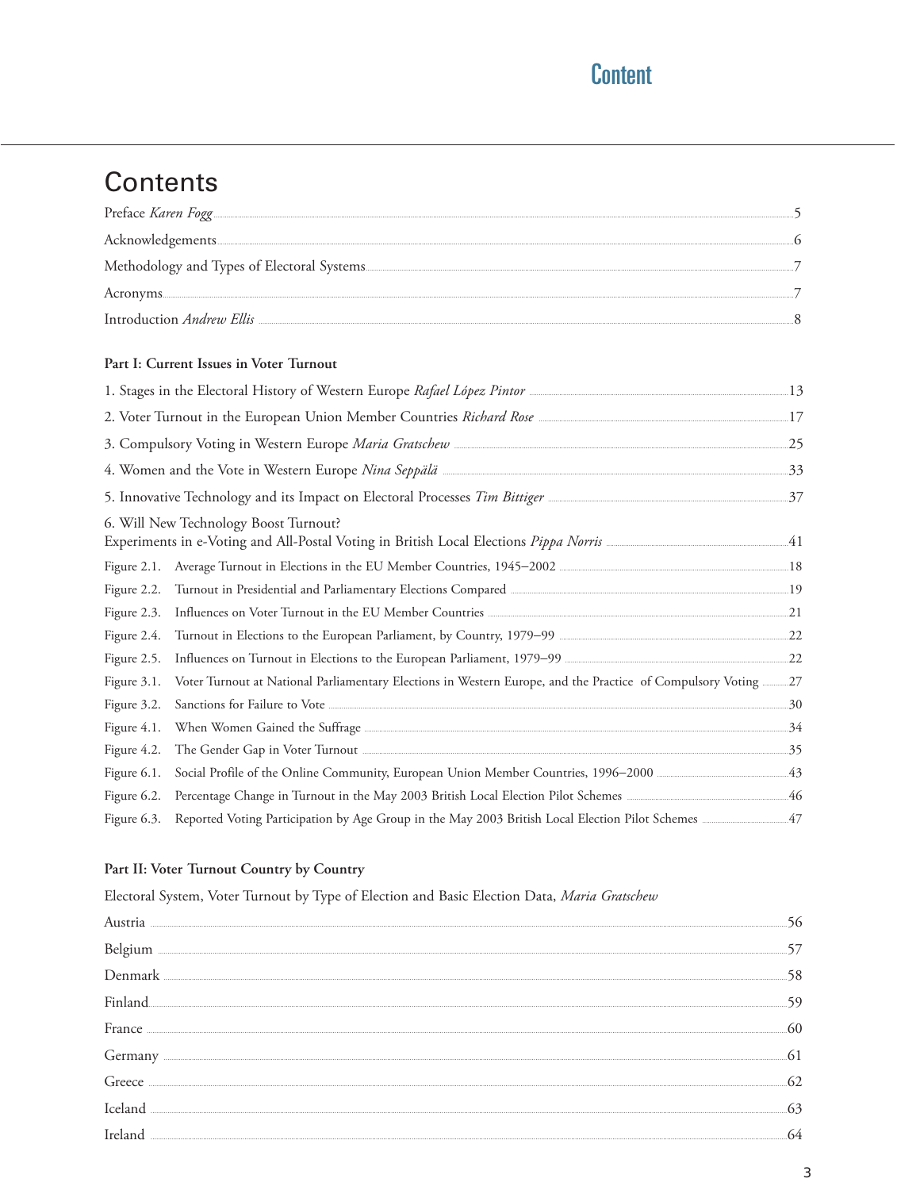# Contents

Preface *Karen Fogg* ..... 5

Acknowledgements ..... 6

Methodology and Types of Electoral Systems ..... 7

Acronyms ..... 7

Introduction *Andrew Ellis* ..... 8

**Part I: Current Issues in Voter Turnout**

1. Stages in the Electoral History of Western Europe *Rafael López Pintor* ..... 13

2. Voter Turnout in the European Union Member Countries *Richard Rose* ..... 17

3. Compulsory Voting in Western Europe *Maria Gratschew* ..... 25

4. Women and the Vote in Western Europe *Nina Seppälä* ..... 33

5. Innovative Technology and its Impact on Electoral Processes *Tim Bittiger* ..... 37

6. Will New Technology Boost Turnout?
Experiments in e-Voting and All-Postal Voting in British Local Elections *Pippa Norris* ..... 41

Figure 2.1. Average Turnout in Elections in the EU Member Countries, 1945–2002 ..... 18

Figure 2.2. Turnout in Presidential and Parliamentary Elections Compared ..... 19

Figure 2.3. Influences on Voter Turnout in the EU Member Countries ..... 21

Figure 2.4. Turnout in Elections to the European Parliament, by Country, 1979–99 ..... 22

Figure 2.5. Influences on Turnout in Elections to the European Parliament, 1979–99 ..... 22

Figure 3.1. Voter Turnout at National Parliamentary Elections in Western Europe, and the Practice of Compulsory Voting ..... 27

Figure 3.2. Sanctions for Failure to Vote ..... 30

Figure 4.1. When Women Gained the Suffrage ..... 34

Figure 4.2. The Gender Gap in Voter Turnout ..... 35

Figure 6.1. Social Profile of the Online Community, European Union Member Countries, 1996–2000 ..... 43

Figure 6.2. Percentage Change in Turnout in the May 2003 British Local Election Pilot Schemes ..... 46

Figure 6.3. Reported Voting Participation by Age Group in the May 2003 British Local Election Pilot Schemes ..... 47

**Part II: Voter Turnout Country by Country**

Electoral System, Voter Turnout by Type of Election and Basic Election Data, *Maria Gratschew*

Austria ..... 56

Belgium ..... 57

Denmark ..... 58

Finland ..... 59

France ..... 60

Germany ..... 61

Greece ..... 62

Iceland ..... 63

Ireland ..... 64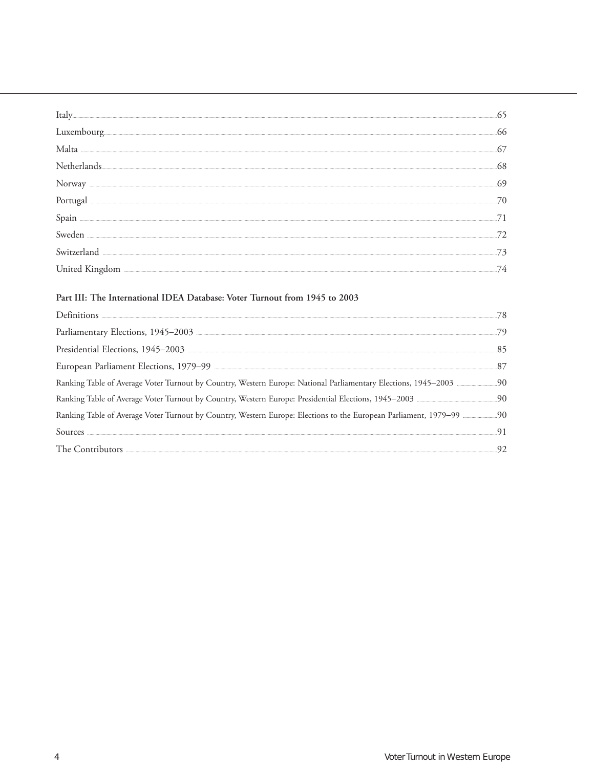Italy ... 65

Luxembourg ... 66

Malta ... 67

Netherlands ... 68

Norway ... 69

Portugal ... 70

Spain ... 71

Sweden ... 72

Switzerland ... 73

United Kingdom ... 74

**Part III: The International IDEA Database: Voter Turnout from 1945 to 2003**

Definitions ... 78

Parliamentary Elections, 1945–2003 ... 79

Presidential Elections, 1945–2003 ... 85

European Parliament Elections, 1979–99 ... 87

Ranking Table of Average Voter Turnout by Country, Western Europe: National Parliamentary Elections, 1945–2003 ... 90

Ranking Table of Average Voter Turnout by Country, Western Europe: Presidential Elections, 1945–2003 ... 90

Ranking Table of Average Voter Turnout by Country, Western Europe: Elections to the European Parliament, 1979–99 ... 90

Sources ... 91

The Contributors ... 92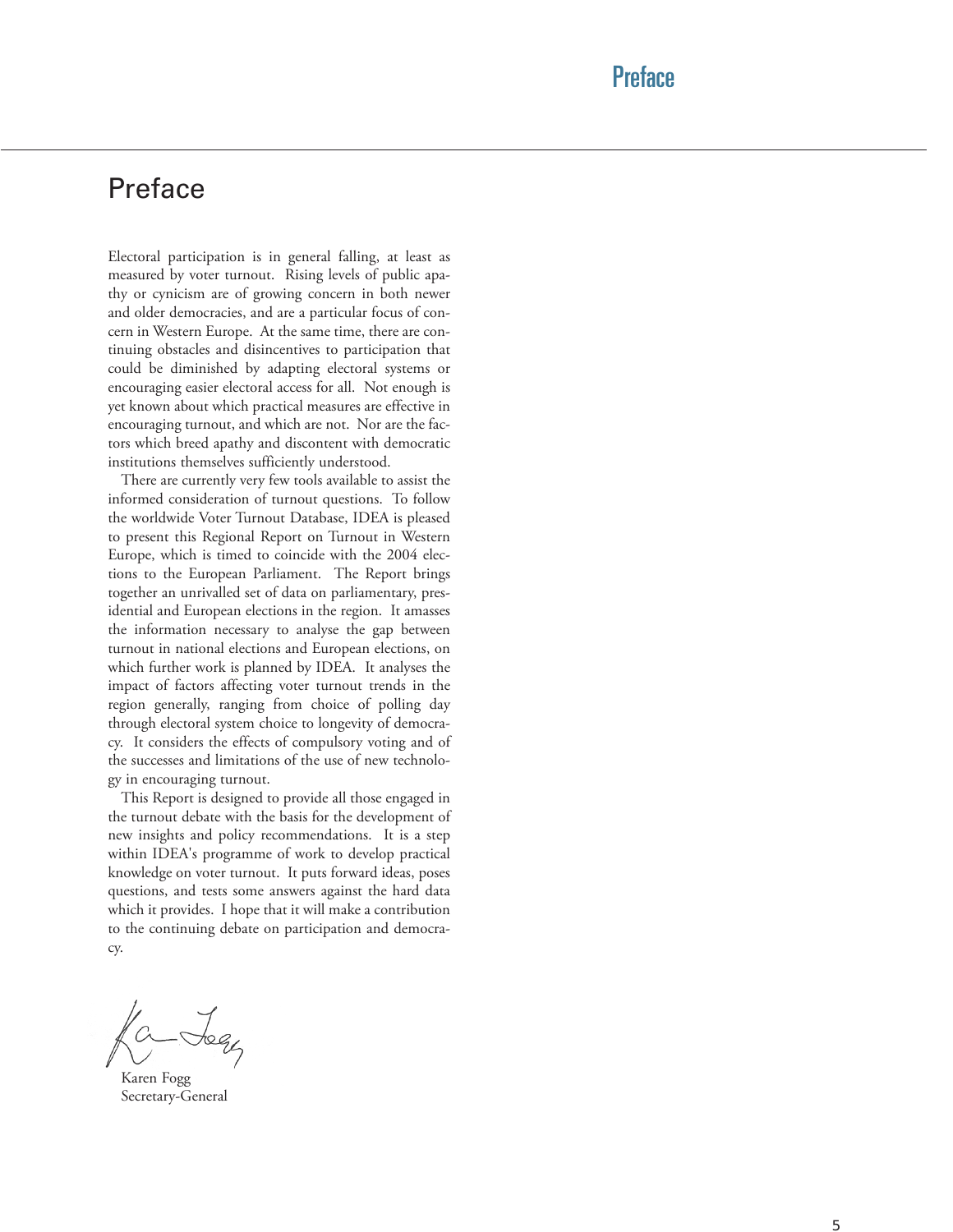# Preface

Electoral participation is in general falling, at least as measured by voter turnout. Rising levels of public apathy or cynicism are of growing concern in both newer and older democracies, and are a particular focus of concern in Western Europe. At the same time, there are continuing obstacles and disincentives to participation that could be diminished by adapting electoral systems or encouraging easier electoral access for all. Not enough is yet known about which practical measures are effective in encouraging turnout, and which are not. Nor are the factors which breed apathy and discontent with democratic institutions themselves sufficiently understood.

There are currently very few tools available to assist the informed consideration of turnout questions. To follow the worldwide Voter Turnout Database, IDEA is pleased to present this Regional Report on Turnout in Western Europe, which is timed to coincide with the 2004 elections to the European Parliament. The Report brings together an unrivalled set of data on parliamentary, presidential and European elections in the region. It amasses the information necessary to analyse the gap between turnout in national elections and European elections, on which further work is planned by IDEA. It analyses the impact of factors affecting voter turnout trends in the region generally, ranging from choice of polling day through electoral system choice to longevity of democracy. It considers the effects of compulsory voting and of the successes and limitations of the use of new technology in encouraging turnout.

This Report is designed to provide all those engaged in the turnout debate with the basis for the development of new insights and policy recommendations. It is a step within IDEA's programme of work to develop practical knowledge on voter turnout. It puts forward ideas, poses questions, and tests some answers against the hard data which it provides. I hope that it will make a contribution to the continuing debate on participation and democracy.

Karen Fogg
Secretary-General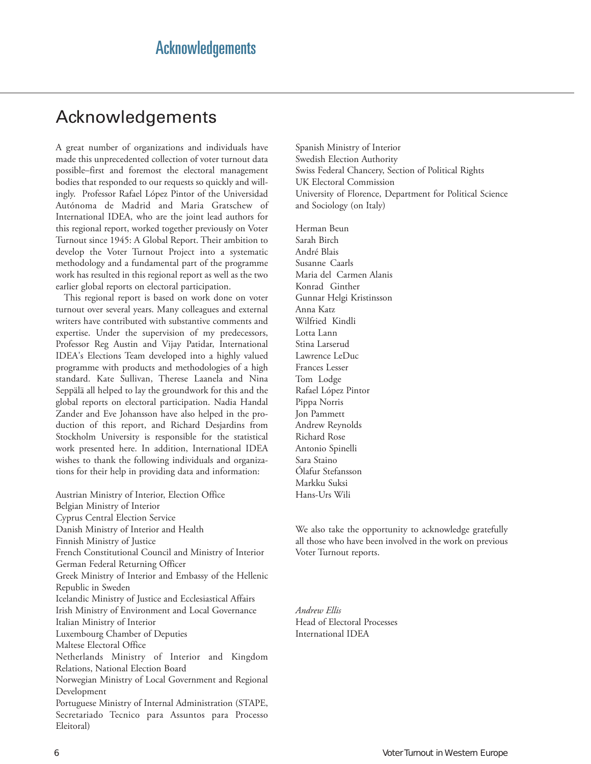# Acknowledgements

A great number of organizations and individuals have made this unprecedented collection of voter turnout data possible–first and foremost the electoral management bodies that responded to our requests so quickly and willingly. Professor Rafael López Pintor of the Universidad Autónoma de Madrid and Maria Gratschew of International IDEA, who are the joint lead authors for this regional report, worked together previously on Voter Turnout since 1945: A Global Report. Their ambition to develop the Voter Turnout Project into a systematic methodology and a fundamental part of the programme work has resulted in this regional report as well as the two earlier global reports on electoral participation.

This regional report is based on work done on voter turnout over several years. Many colleagues and external writers have contributed with substantive comments and expertise. Under the supervision of my predecessors, Professor Reg Austin and Vijay Patidar, International IDEA's Elections Team developed into a highly valued programme with products and methodologies of a high standard. Kate Sullivan, Therese Laanela and Nina Seppälä all helped to lay the groundwork for this and the global reports on electoral participation. Nadia Handal Zander and Eve Johansson have also helped in the production of this report, and Richard Desjardins from Stockholm University is responsible for the statistical work presented here. In addition, International IDEA wishes to thank the following individuals and organizations for their help in providing data and information:

Austrian Ministry of Interior, Election Office
Belgian Ministry of Interior
Cyprus Central Election Service
Danish Ministry of Interior and Health
Finnish Ministry of Justice
French Constitutional Council and Ministry of Interior
German Federal Returning Officer
Greek Ministry of Interior and Embassy of the Hellenic Republic in Sweden
Icelandic Ministry of Justice and Ecclesiastical Affairs
Irish Ministry of Environment and Local Governance
Italian Ministry of Interior
Luxembourg Chamber of Deputies
Maltese Electoral Office
Netherlands Ministry of Interior and Kingdom Relations, National Election Board
Norwegian Ministry of Local Government and Regional Development
Portuguese Ministry of Internal Administration (STAPE, Secretariado Tecnico para Assuntos para Processo Eleitoral)
Spanish Ministry of Interior
Swedish Election Authority
Swiss Federal Chancery, Section of Political Rights
UK Electoral Commission
University of Florence, Department for Political Science and Sociology (on Italy)

Herman Beun
Sarah Birch
André Blais
Susanne Caarls
Maria del Carmen Alanis
Konrad Ginther
Gunnar Helgi Kristinsson
Anna Katz
Wilfried Kindli
Lotta Lann
Stina Larserud
Lawrence LeDuc
Frances Lesser
Tom Lodge
Rafael López Pintor
Pippa Norris
Jon Pammett
Andrew Reynolds
Richard Rose
Antonio Spinelli
Sara Staino
Ólafur Stefansson
Markku Suksi
Hans-Urs Wili

We also take the opportunity to acknowledge gratefully all those who have been involved in the work on previous Voter Turnout reports.

*Andrew Ellis*
Head of Electoral Processes
International IDEA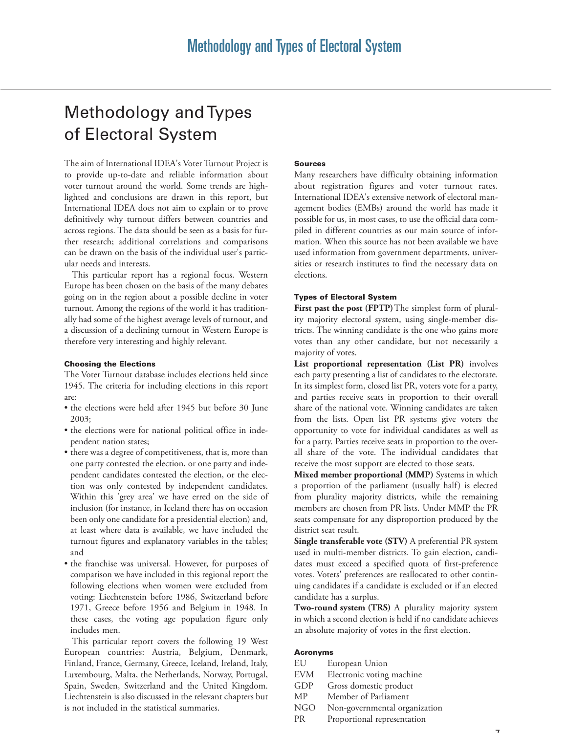# Methodology and Types of Electoral System

The aim of International IDEA's Voter Turnout Project is to provide up-to-date and reliable information about voter turnout around the world. Some trends are highlighted and conclusions are drawn in this report, but International IDEA does not aim to explain or to prove definitively why turnout differs between countries and across regions. The data should be seen as a basis for further research; additional correlations and comparisons can be drawn on the basis of the individual user's particular needs and interests.

This particular report has a regional focus. Western Europe has been chosen on the basis of the many debates going on in the region about a possible decline in voter turnout. Among the regions of the world it has traditionally had some of the highest average levels of turnout, and a discussion of a declining turnout in Western Europe is therefore very interesting and highly relevant.

### Choosing the Elections

The Voter Turnout database includes elections held since 1945. The criteria for including elections in this report are:

- the elections were held after 1945 but before 30 June 2003;
- the elections were for national political office in independent nation states;
- there was a degree of competitiveness, that is, more than one party contested the election, or one party and independent candidates contested the election, or the election was only contested by independent candidates. Within this 'grey area' we have erred on the side of inclusion (for instance, in Iceland there has on occasion been only one candidate for a presidential election) and, at least where data is available, we have included the turnout figures and explanatory variables in the tables; and
- the franchise was universal. However, for purposes of comparison we have included in this regional report the following elections when women were excluded from voting: Liechtenstein before 1986, Switzerland before 1971, Greece before 1956 and Belgium in 1948. In these cases, the voting age population figure only includes men.

This particular report covers the following 19 West European countries: Austria, Belgium, Denmark, Finland, France, Germany, Greece, Iceland, Ireland, Italy, Luxembourg, Malta, the Netherlands, Norway, Portugal, Spain, Sweden, Switzerland and the United Kingdom. Liechtenstein is also discussed in the relevant chapters but is not included in the statistical summaries.

### Sources

Many researchers have difficulty obtaining information about registration figures and voter turnout rates. International IDEA's extensive network of electoral management bodies (EMBs) around the world has made it possible for us, in most cases, to use the official data compiled in different countries as our main source of information. When this source has not been available we have used information from government departments, universities or research institutes to find the necessary data on elections.

### Types of Electoral System

**First past the post (FPTP)** The simplest form of plurality majority electoral system, using single-member districts. The winning candidate is the one who gains more votes than any other candidate, but not necessarily a majority of votes.

**List proportional representation (List PR)** involves each party presenting a list of candidates to the electorate. In its simplest form, closed list PR, voters vote for a party, and parties receive seats in proportion to their overall share of the national vote. Winning candidates are taken from the lists. Open list PR systems give voters the opportunity to vote for individual candidates as well as for a party. Parties receive seats in proportion to the overall share of the vote. The individual candidates that receive the most support are elected to those seats.

**Mixed member proportional (MMP)** Systems in which a proportion of the parliament (usually half) is elected from plurality majority districts, while the remaining members are chosen from PR lists. Under MMP the PR seats compensate for any disproportion produced by the district seat result.

**Single transferable vote (STV)** A preferential PR system used in multi-member districts. To gain election, candidates must exceed a specified quota of first-preference votes. Voters' preferences are reallocated to other continuing candidates if a candidate is excluded or if an elected candidate has a surplus.

**Two-round system (TRS)** A plurality majority system in which a second election is held if no candidate achieves an absolute majority of votes in the first election.

### Acronyms

| | |
|---|---|
| EU | European Union |
| EVM | Electronic voting machine |
| GDP | Gross domestic product |
| MP | Member of Parliament |
| NGO | Non-governmental organization |
| PR | Proportional representation |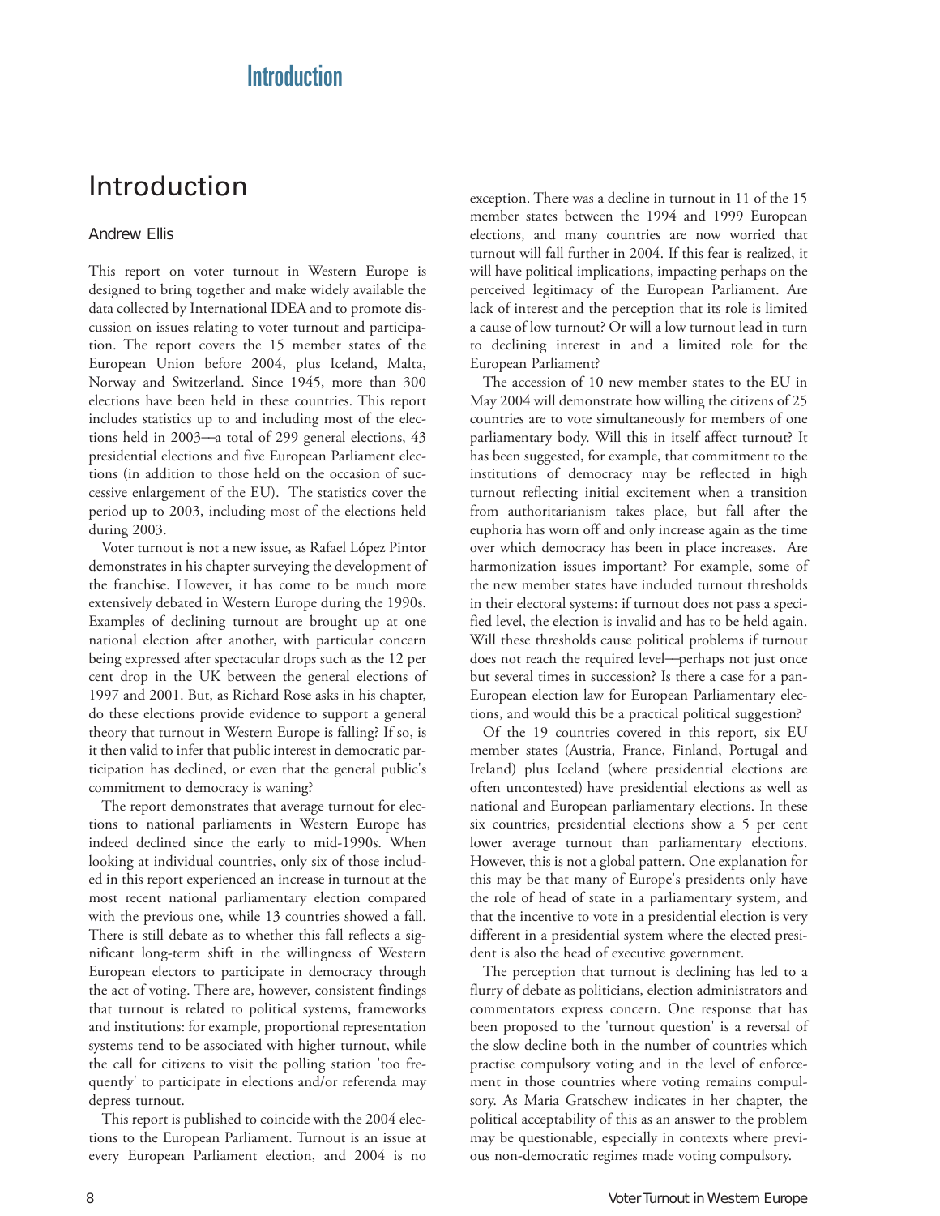# Introduction

Andrew Ellis

This report on voter turnout in Western Europe is designed to bring together and make widely available the data collected by International IDEA and to promote discussion on issues relating to voter turnout and participation. The report covers the 15 member states of the European Union before 2004, plus Iceland, Malta, Norway and Switzerland. Since 1945, more than 300 elections have been held in these countries. This report includes statistics up to and including most of the elections held in 2003—a total of 299 general elections, 43 presidential elections and five European Parliament elections (in addition to those held on the occasion of successive enlargement of the EU). The statistics cover the period up to 2003, including most of the elections held during 2003.

Voter turnout is not a new issue, as Rafael López Pintor demonstrates in his chapter surveying the development of the franchise. However, it has come to be much more extensively debated in Western Europe during the 1990s. Examples of declining turnout are brought up at one national election after another, with particular concern being expressed after spectacular drops such as the 12 per cent drop in the UK between the general elections of 1997 and 2001. But, as Richard Rose asks in his chapter, do these elections provide evidence to support a general theory that turnout in Western Europe is falling? If so, is it then valid to infer that public interest in democratic participation has declined, or even that the general public's commitment to democracy is waning?

The report demonstrates that average turnout for elections to national parliaments in Western Europe has indeed declined since the early to mid-1990s. When looking at individual countries, only six of those included in this report experienced an increase in turnout at the most recent national parliamentary election compared with the previous one, while 13 countries showed a fall. There is still debate as to whether this fall reflects a significant long-term shift in the willingness of Western European electors to participate in democracy through the act of voting. There are, however, consistent findings that turnout is related to political systems, frameworks and institutions: for example, proportional representation systems tend to be associated with higher turnout, while the call for citizens to visit the polling station 'too frequently' to participate in elections and/or referenda may depress turnout.

This report is published to coincide with the 2004 elections to the European Parliament. Turnout is an issue at every European Parliament election, and 2004 is no exception. There was a decline in turnout in 11 of the 15 member states between the 1994 and 1999 European elections, and many countries are now worried that turnout will fall further in 2004. If this fear is realized, it will have political implications, impacting perhaps on the perceived legitimacy of the European Parliament. Are lack of interest and the perception that its role is limited a cause of low turnout? Or will a low turnout lead in turn to declining interest in and a limited role for the European Parliament?

The accession of 10 new member states to the EU in May 2004 will demonstrate how willing the citizens of 25 countries are to vote simultaneously for members of one parliamentary body. Will this in itself affect turnout? It has been suggested, for example, that commitment to the institutions of democracy may be reflected in high turnout reflecting initial excitement when a transition from authoritarianism takes place, but fall after the euphoria has worn off and only increase again as the time over which democracy has been in place increases. Are harmonization issues important? For example, some of the new member states have included turnout thresholds in their electoral systems: if turnout does not pass a specified level, the election is invalid and has to be held again. Will these thresholds cause political problems if turnout does not reach the required level—perhaps not just once but several times in succession? Is there a case for a pan-European election law for European Parliamentary elections, and would this be a practical political suggestion?

Of the 19 countries covered in this report, six EU member states (Austria, France, Finland, Portugal and Ireland) plus Iceland (where presidential elections are often uncontested) have presidential elections as well as national and European parliamentary elections. In these six countries, presidential elections show a 5 per cent lower average turnout than parliamentary elections. However, this is not a global pattern. One explanation for this may be that many of Europe's presidents only have the role of head of state in a parliamentary system, and that the incentive to vote in a presidential election is very different in a presidential system where the elected president is also the head of executive government.

The perception that turnout is declining has led to a flurry of debate as politicians, election administrators and commentators express concern. One response that has been proposed to the 'turnout question' is a reversal of the slow decline both in the number of countries which practise compulsory voting and in the level of enforcement in those countries where voting remains compulsory. As Maria Gratschew indicates in her chapter, the political acceptability of this as an answer to the problem may be questionable, especially in contexts where previous non-democratic regimes made voting compulsory.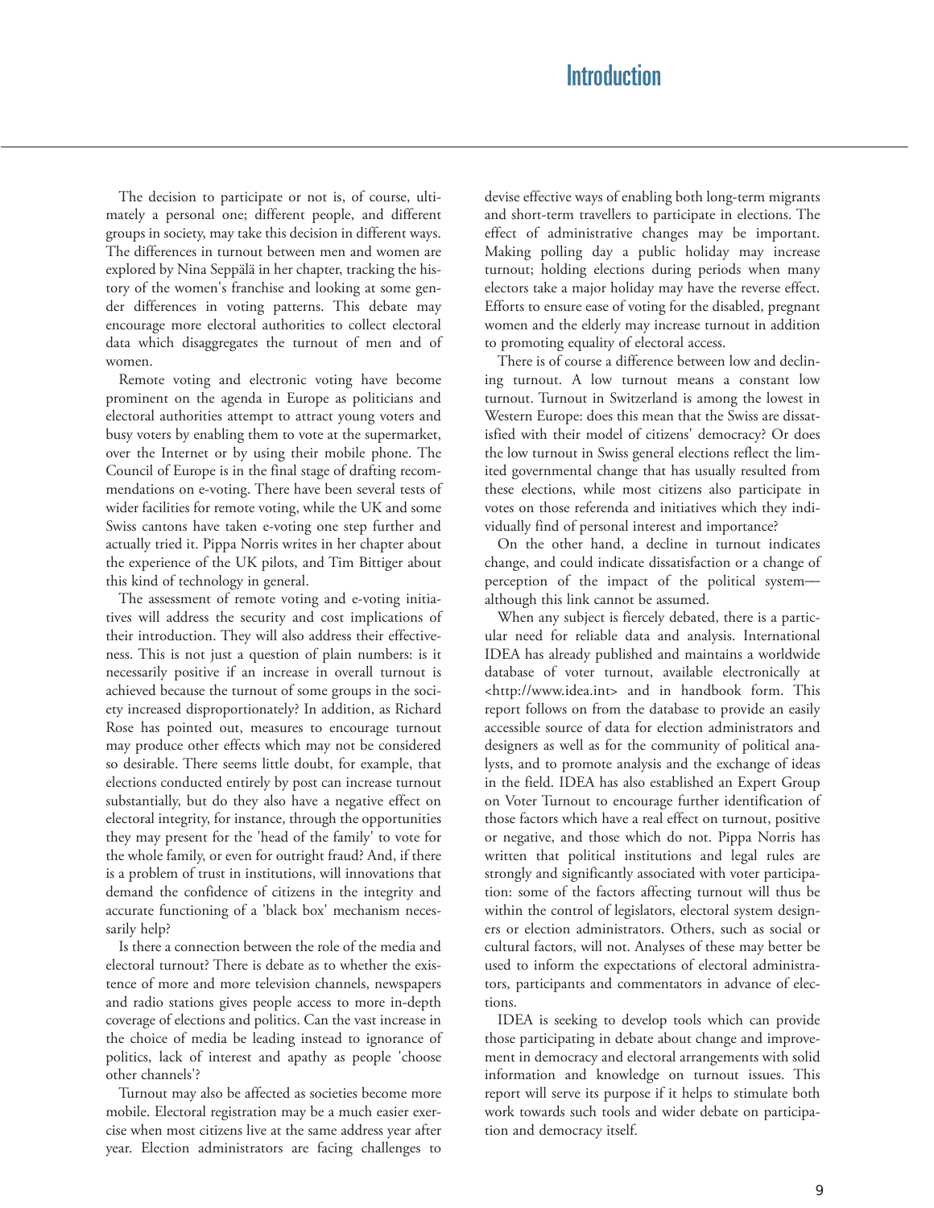# Introduction

The decision to participate or not is, of course, ultimately a personal one; different people, and different groups in society, may take this decision in different ways. The differences in turnout between men and women are explored by Nina Seppälä in her chapter, tracking the history of the women's franchise and looking at some gender differences in voting patterns. This debate may encourage more electoral authorities to collect electoral data which disaggregates the turnout of men and of women.

Remote voting and electronic voting have become prominent on the agenda in Europe as politicians and electoral authorities attempt to attract young voters and busy voters by enabling them to vote at the supermarket, over the Internet or by using their mobile phone. The Council of Europe is in the final stage of drafting recommendations on e-voting. There have been several tests of wider facilities for remote voting, while the UK and some Swiss cantons have taken e-voting one step further and actually tried it. Pippa Norris writes in her chapter about the experience of the UK pilots, and Tim Bittiger about this kind of technology in general.

The assessment of remote voting and e-voting initiatives will address the security and cost implications of their introduction. They will also address their effectiveness. This is not just a question of plain numbers: is it necessarily positive if an increase in overall turnout is achieved because the turnout of some groups in the society increased disproportionately? In addition, as Richard Rose has pointed out, measures to encourage turnout may produce other effects which may not be considered so desirable. There seems little doubt, for example, that elections conducted entirely by post can increase turnout substantially, but do they also have a negative effect on electoral integrity, for instance, through the opportunities they may present for the 'head of the family' to vote for the whole family, or even for outright fraud? And, if there is a problem of trust in institutions, will innovations that demand the confidence of citizens in the integrity and accurate functioning of a 'black box' mechanism necessarily help?

Is there a connection between the role of the media and electoral turnout? There is debate as to whether the existence of more and more television channels, newspapers and radio stations gives people access to more in-depth coverage of elections and politics. Can the vast increase in the choice of media be leading instead to ignorance of politics, lack of interest and apathy as people 'choose other channels'?

Turnout may also be affected as societies become more mobile. Electoral registration may be a much easier exercise when most citizens live at the same address year after year. Election administrators are facing challenges to devise effective ways of enabling both long-term migrants and short-term travellers to participate in elections. The effect of administrative changes may be important. Making polling day a public holiday may increase turnout; holding elections during periods when many electors take a major holiday may have the reverse effect. Efforts to ensure ease of voting for the disabled, pregnant women and the elderly may increase turnout in addition to promoting equality of electoral access.

There is of course a difference between low and declining turnout. A low turnout means a constant low turnout. Turnout in Switzerland is among the lowest in Western Europe: does this mean that the Swiss are dissatisfied with their model of citizens' democracy? Or does the low turnout in Swiss general elections reflect the limited governmental change that has usually resulted from these elections, while most citizens also participate in votes on those referenda and initiatives which they individually find of personal interest and importance?

On the other hand, a decline in turnout indicates change, and could indicate dissatisfaction or a change of perception of the impact of the political system—although this link cannot be assumed.

When any subject is fiercely debated, there is a particular need for reliable data and analysis. International IDEA has already published and maintains a worldwide database of voter turnout, available electronically at <http://www.idea.int> and in handbook form. This report follows on from the database to provide an easily accessible source of data for election administrators and designers as well as for the community of political analysts, and to promote analysis and the exchange of ideas in the field. IDEA has also established an Expert Group on Voter Turnout to encourage further identification of those factors which have a real effect on turnout, positive or negative, and those which do not. Pippa Norris has written that political institutions and legal rules are strongly and significantly associated with voter participation: some of the factors affecting turnout will thus be within the control of legislators, electoral system designers or election administrators. Others, such as social or cultural factors, will not. Analyses of these may better be used to inform the expectations of electoral administrators, participants and commentators in advance of elections.

IDEA is seeking to develop tools which can provide those participating in debate about change and improvement in democracy and electoral arrangements with solid information and knowledge on turnout issues. This report will serve its purpose if it helps to stimulate both work towards such tools and wider debate on participation and democracy itself.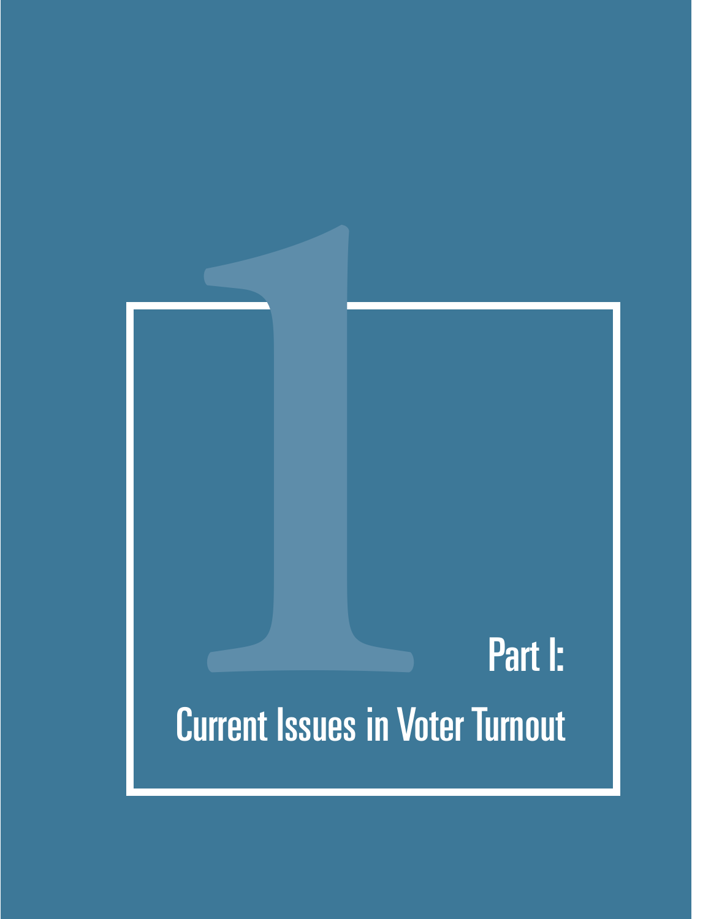# Part I:

# Current Issues in Voter Turnout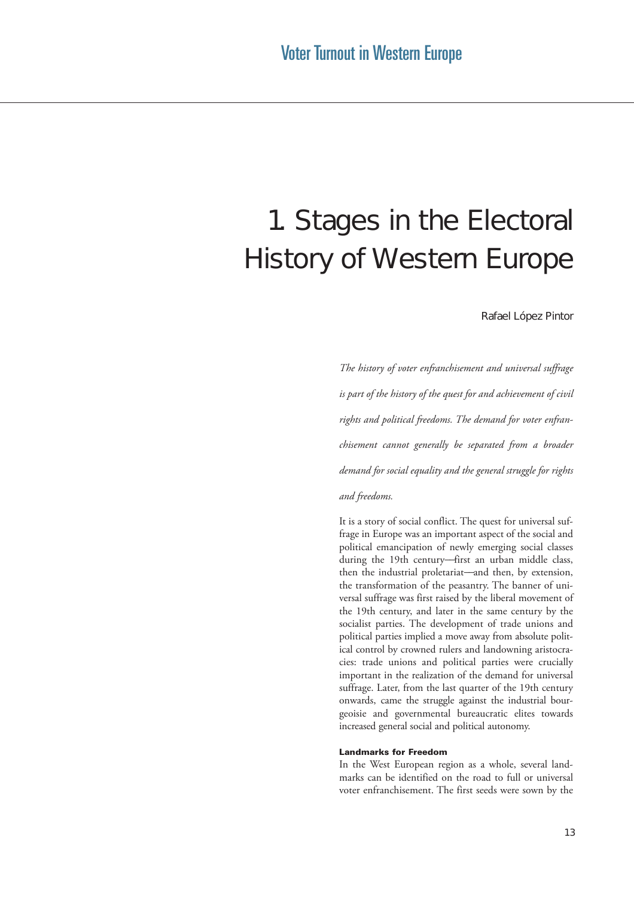# 1. Stages in the Electoral History of Western Europe

Rafael López Pintor

*The history of voter enfranchisement and universal suffrage is part of the history of the quest for and achievement of civil rights and political freedoms. The demand for voter enfranchisement cannot generally be separated from a broader demand for social equality and the general struggle for rights and freedoms.*

It is a story of social conflict. The quest for universal suffrage in Europe was an important aspect of the social and political emancipation of newly emerging social classes during the 19th century—first an urban middle class, then the industrial proletariat—and then, by extension, the transformation of the peasantry. The banner of universal suffrage was first raised by the liberal movement of the 19th century, and later in the same century by the socialist parties. The development of trade unions and political parties implied a move away from absolute political control by crowned rulers and landowning aristocracies: trade unions and political parties were crucially important in the realization of the demand for universal suffrage. Later, from the last quarter of the 19th century onwards, came the struggle against the industrial bourgeoisie and governmental bureaucratic elites towards increased general social and political autonomy.

**Landmarks for Freedom**

In the West European region as a whole, several landmarks can be identified on the road to full or universal voter enfranchisement. The first seeds were sown by the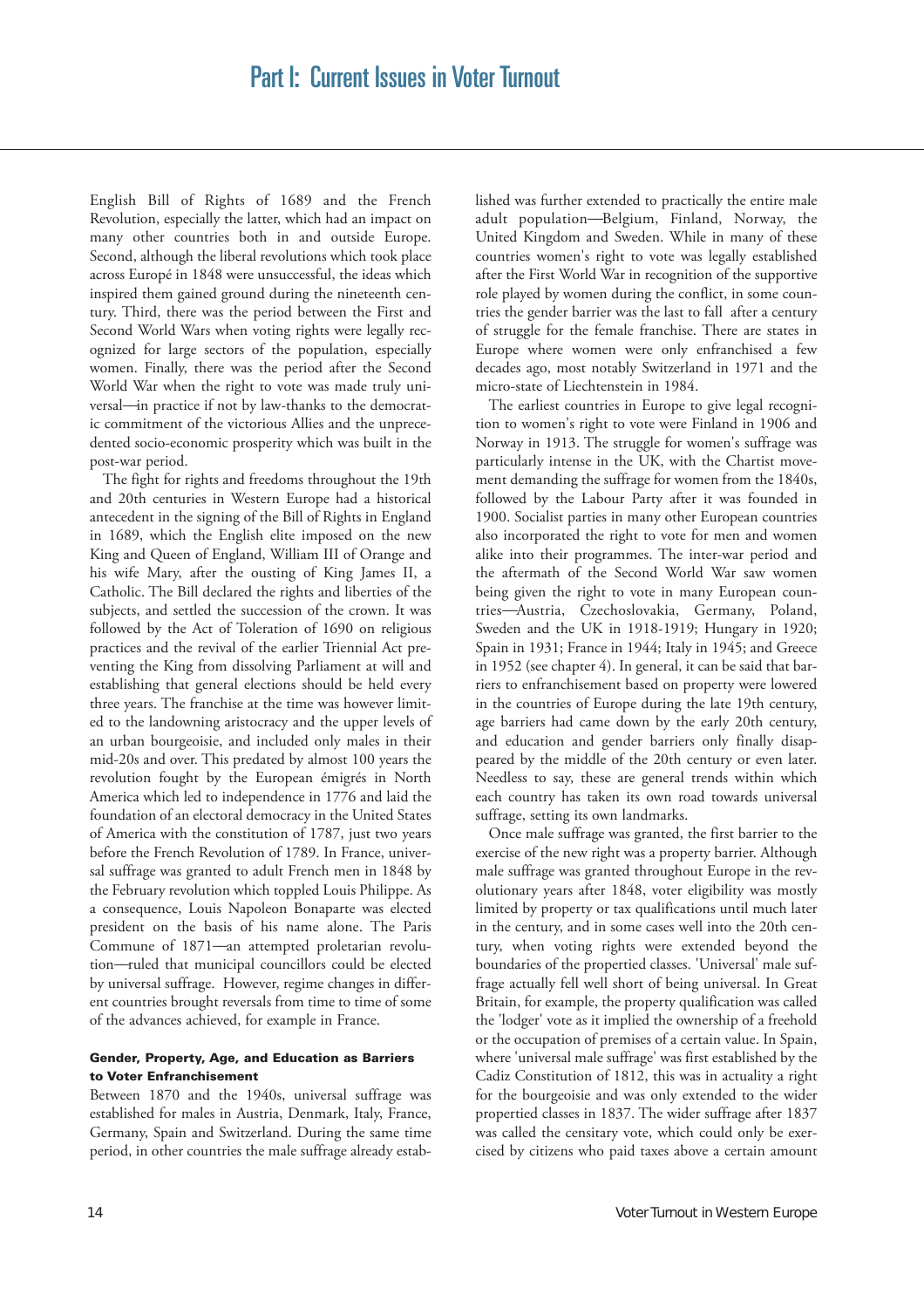English Bill of Rights of 1689 and the French Revolution, especially the latter, which had an impact on many other countries both in and outside Europe. Second, although the liberal revolutions which took place across Europé in 1848 were unsuccessful, the ideas which inspired them gained ground during the nineteenth century. Third, there was the period between the First and Second World Wars when voting rights were legally recognized for large sectors of the population, especially women. Finally, there was the period after the Second World War when the right to vote was made truly universal—in practice if not by law-thanks to the democratic commitment of the victorious Allies and the unprecedented socio-economic prosperity which was built in the post-war period.

The fight for rights and freedoms throughout the 19th and 20th centuries in Western Europe had a historical antecedent in the signing of the Bill of Rights in England in 1689, which the English elite imposed on the new King and Queen of England, William III of Orange and his wife Mary, after the ousting of King James II, a Catholic. The Bill declared the rights and liberties of the subjects, and settled the succession of the crown. It was followed by the Act of Toleration of 1690 on religious practices and the revival of the earlier Triennial Act preventing the King from dissolving Parliament at will and establishing that general elections should be held every three years. The franchise at the time was however limited to the landowning aristocracy and the upper levels of an urban bourgeoisie, and included only males in their mid-20s and over. This predated by almost 100 years the revolution fought by the European émigrés in North America which led to independence in 1776 and laid the foundation of an electoral democracy in the United States of America with the constitution of 1787, just two years before the French Revolution of 1789. In France, universal suffrage was granted to adult French men in 1848 by the February revolution which toppled Louis Philippe. As a consequence, Louis Napoleon Bonaparte was elected president on the basis of his name alone. The Paris Commune of 1871—an attempted proletarian revolution—ruled that municipal councillors could be elected by universal suffrage. However, regime changes in different countries brought reversals from time to time of some of the advances achieved, for example in France.

#### Gender, Property, Age, and Education as Barriers to Voter Enfranchisement

Between 1870 and the 1940s, universal suffrage was established for males in Austria, Denmark, Italy, France, Germany, Spain and Switzerland. During the same time period, in other countries the male suffrage already established was further extended to practically the entire male adult population—Belgium, Finland, Norway, the United Kingdom and Sweden. While in many of these countries women's right to vote was legally established after the First World War in recognition of the supportive role played by women during the conflict, in some countries the gender barrier was the last to fall after a century of struggle for the female franchise. There are states in Europe where women were only enfranchised a few decades ago, most notably Switzerland in 1971 and the micro-state of Liechtenstein in 1984.

The earliest countries in Europe to give legal recognition to women's right to vote were Finland in 1906 and Norway in 1913. The struggle for women's suffrage was particularly intense in the UK, with the Chartist movement demanding the suffrage for women from the 1840s, followed by the Labour Party after it was founded in 1900. Socialist parties in many other European countries also incorporated the right to vote for men and women alike into their programmes. The inter-war period and the aftermath of the Second World War saw women being given the right to vote in many European countries—Austria, Czechoslovakia, Germany, Poland, Sweden and the UK in 1918-1919; Hungary in 1920; Spain in 1931; France in 1944; Italy in 1945; and Greece in 1952 (see chapter 4). In general, it can be said that barriers to enfranchisement based on property were lowered in the countries of Europe during the late 19th century, age barriers had came down by the early 20th century, and education and gender barriers only finally disappeared by the middle of the 20th century or even later. Needless to say, these are general trends within which each country has taken its own road towards universal suffrage, setting its own landmarks.

Once male suffrage was granted, the first barrier to the exercise of the new right was a property barrier. Although male suffrage was granted throughout Europe in the revolutionary years after 1848, voter eligibility was mostly limited by property or tax qualifications until much later in the century, and in some cases well into the 20th century, when voting rights were extended beyond the boundaries of the propertied classes. 'Universal' male suffrage actually fell well short of being universal. In Great Britain, for example, the property qualification was called the 'lodger' vote as it implied the ownership of a freehold or the occupation of premises of a certain value. In Spain, where 'universal male suffrage' was first established by the Cadiz Constitution of 1812, this was in actuality a right for the bourgeoisie and was only extended to the wider propertied classes in 1837. The wider suffrage after 1837 was called the censitary vote, which could only be exercised by citizens who paid taxes above a certain amount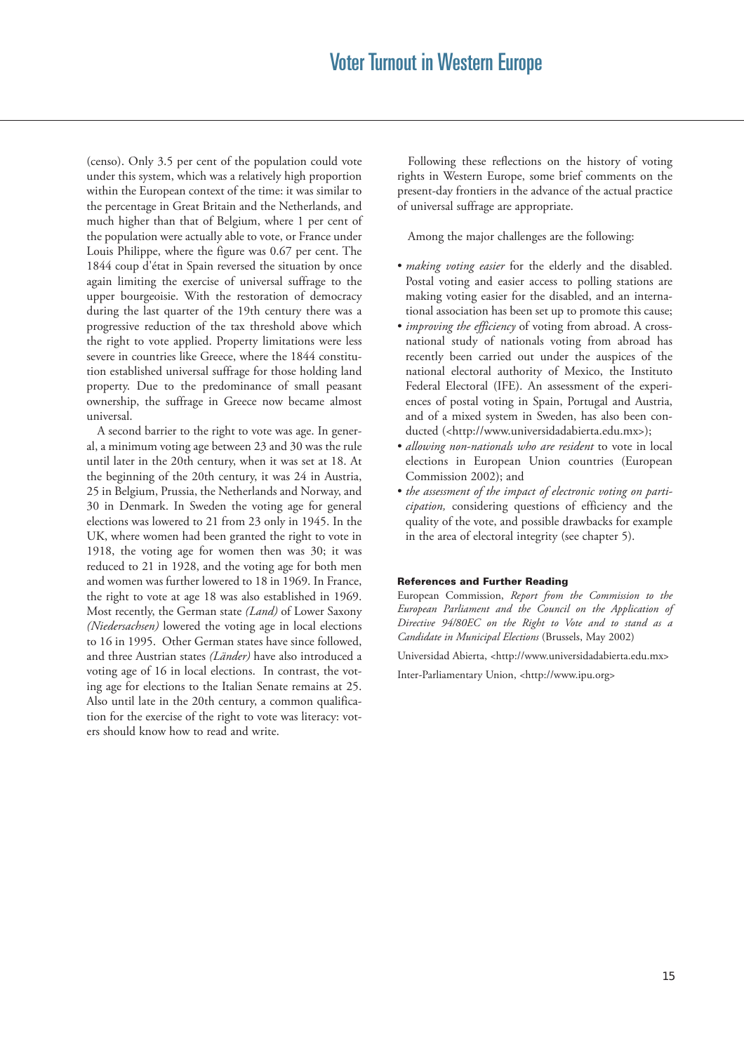(censo). Only 3.5 per cent of the population could vote under this system, which was a relatively high proportion within the European context of the time: it was similar to the percentage in Great Britain and the Netherlands, and much higher than that of Belgium, where 1 per cent of the population were actually able to vote, or France under Louis Philippe, where the figure was 0.67 per cent. The 1844 coup d'état in Spain reversed the situation by once again limiting the exercise of universal suffrage to the upper bourgeoisie. With the restoration of democracy during the last quarter of the 19th century there was a progressive reduction of the tax threshold above which the right to vote applied. Property limitations were less severe in countries like Greece, where the 1844 constitution established universal suffrage for those holding land property. Due to the predominance of small peasant ownership, the suffrage in Greece now became almost universal.

A second barrier to the right to vote was age. In general, a minimum voting age between 23 and 30 was the rule until later in the 20th century, when it was set at 18. At the beginning of the 20th century, it was 24 in Austria, 25 in Belgium, Prussia, the Netherlands and Norway, and 30 in Denmark. In Sweden the voting age for general elections was lowered to 21 from 23 only in 1945. In the UK, where women had been granted the right to vote in 1918, the voting age for women then was 30; it was reduced to 21 in 1928, and the voting age for both men and women was further lowered to 18 in 1969. In France, the right to vote at age 18 was also established in 1969. Most recently, the German state *(Land)* of Lower Saxony *(Niedersachsen)* lowered the voting age in local elections to 16 in 1995. Other German states have since followed, and three Austrian states *(Länder)* have also introduced a voting age of 16 in local elections. In contrast, the voting age for elections to the Italian Senate remains at 25. Also until late in the 20th century, a common qualification for the exercise of the right to vote was literacy: voters should know how to read and write.

Following these reflections on the history of voting rights in Western Europe, some brief comments on the present-day frontiers in the advance of the actual practice of universal suffrage are appropriate.

Among the major challenges are the following:

- *making voting easier* for the elderly and the disabled. Postal voting and easier access to polling stations are making voting easier for the disabled, and an international association has been set up to promote this cause;
- *improving the efficiency* of voting from abroad. A cross-national study of nationals voting from abroad has recently been carried out under the auspices of the national electoral authority of Mexico, the Instituto Federal Electoral (IFE). An assessment of the experiences of postal voting in Spain, Portugal and Austria, and of a mixed system in Sweden, has also been conducted (<http://www.universidadabierta.edu.mx>);
- *allowing non-nationals who are resident* to vote in local elections in European Union countries (European Commission 2002); and
- *the assessment of the impact of electronic voting on participation,* considering questions of efficiency and the quality of the vote, and possible drawbacks for example in the area of electoral integrity (see chapter 5).

#### References and Further Reading

European Commission, *Report from the Commission to the European Parliament and the Council on the Application of Directive 94/80EC on the Right to Vote and to stand as a Candidate in Municipal Elections* (Brussels, May 2002)

Universidad Abierta, <http://www.universidadabierta.edu.mx>

Inter-Parliamentary Union, <http://www.ipu.org>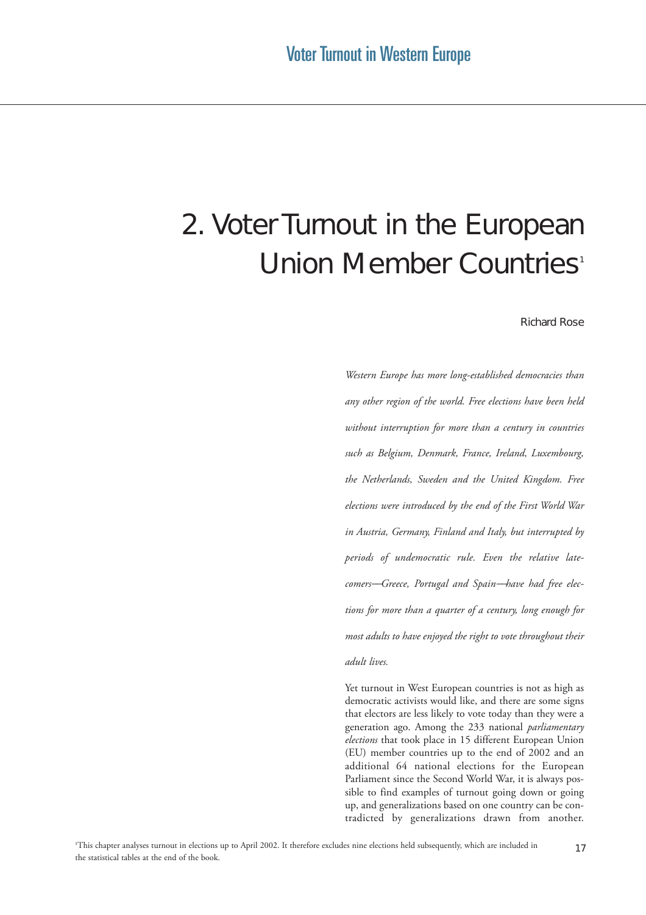# 2. Voter Turnout in the European Union Member Countries[1]

Richard Rose

*Western Europe has more long-established democracies than any other region of the world. Free elections have been held without interruption for more than a century in countries such as Belgium, Denmark, France, Ireland, Luxembourg, the Netherlands, Sweden and the United Kingdom. Free elections were introduced by the end of the First World War in Austria, Germany, Finland and Italy, but interrupted by periods of undemocratic rule. Even the relative late-comers—Greece, Portugal and Spain—have had free elections for more than a quarter of a century, long enough for most adults to have enjoyed the right to vote throughout their adult lives.*

Yet turnout in West European countries is not as high as democratic activists would like, and there are some signs that electors are less likely to vote today than they were a generation ago. Among the 233 national *parliamentary elections* that took place in 15 different European Union (EU) member countries up to the end of 2002 and an additional 64 national elections for the European Parliament since the Second World War, it is always possible to find examples of turnout going down or going up, and generalizations based on one country can be contradicted by generalizations drawn from another.

[1] This chapter analyses turnout in elections up to April 2002. It therefore excludes nine elections held subsequently, which are included in the statistical tables at the end of the book.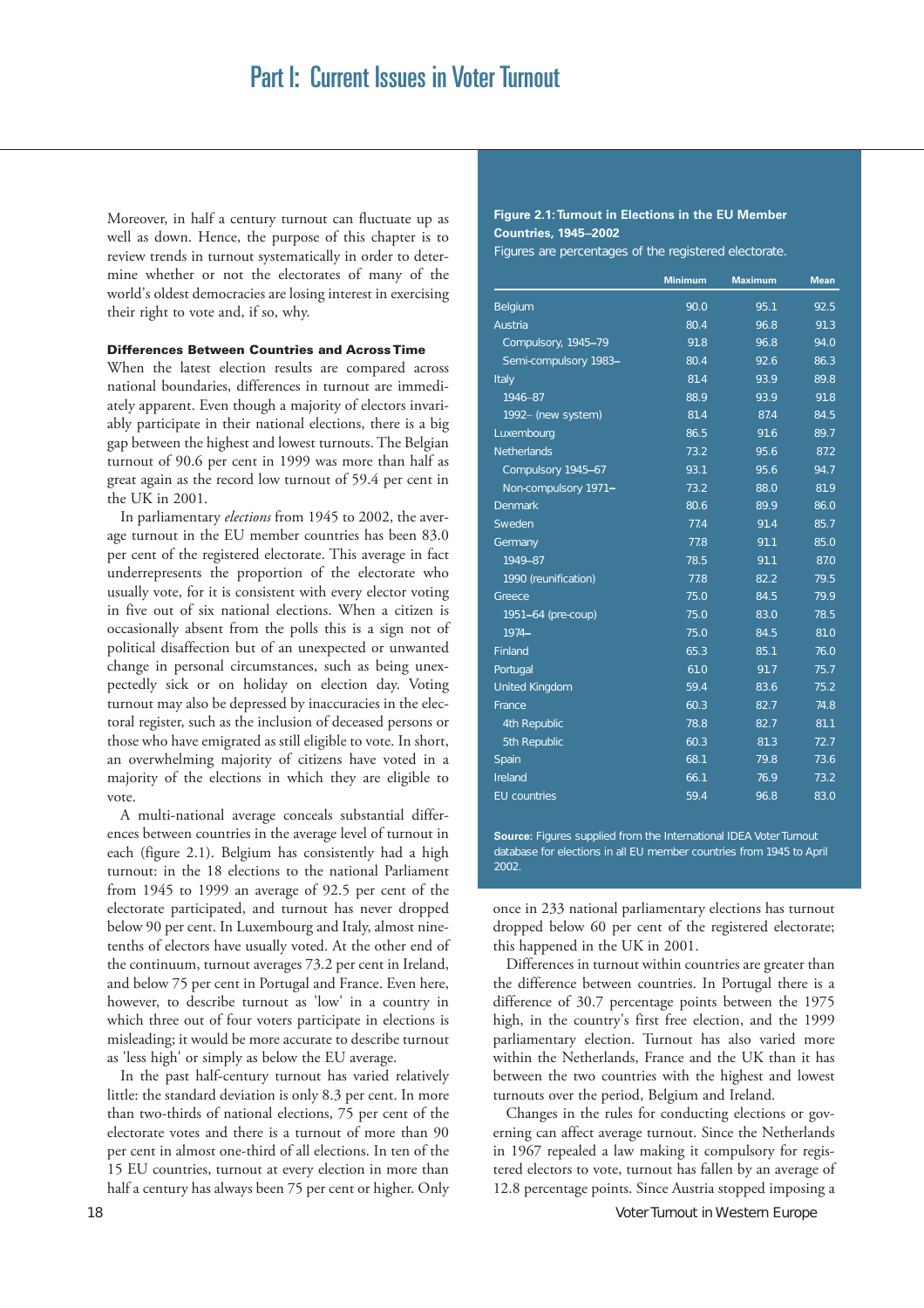Moreover, in half a century turnout can fluctuate up as well as down. Hence, the purpose of this chapter is to review trends in turnout systematically in order to determine whether or not the electorates of many of the world's oldest democracies are losing interest in exercising their right to vote and, if so, why.

### Differences Between Countries and Across Time

When the latest election results are compared across national boundaries, differences in turnout are immediately apparent. Even though a majority of electors invariably participate in their national elections, there is a big gap between the highest and lowest turnouts. The Belgian turnout of 90.6 per cent in 1999 was more than half as great again as the record low turnout of 59.4 per cent in the UK in 2001.

In parliamentary *elections* from 1945 to 2002, the average turnout in the EU member countries has been 83.0 per cent of the registered electorate. This average in fact underrepresents the proportion of the electorate who usually vote, for it is consistent with every elector voting in five out of six national elections. When a citizen is occasionally absent from the polls this is a sign not of political disaffection but of an unexpected or unwanted change in personal circumstances, such as being unexpectedly sick or on holiday on election day. Voting turnout may also be depressed by inaccuracies in the electoral register, such as the inclusion of deceased persons or those who have emigrated as still eligible to vote. In short, an overwhelming majority of citizens have voted in a majority of the elections in which they are eligible to vote.

A multi-national average conceals substantial differences between countries in the average level of turnout in each (figure 2.1). Belgium has consistently had a high turnout: in the 18 elections to the national Parliament from 1945 to 1999 an average of 92.5 per cent of the electorate participated, and turnout has never dropped below 90 per cent. In Luxembourg and Italy, almost nine-tenths of electors have usually voted. At the other end of the continuum, turnout averages 73.2 per cent in Ireland, and below 75 per cent in Portugal and France. Even here, however, to describe turnout as 'low' in a country in which three out of four voters participate in elections is misleading; it would be more accurate to describe turnout as 'less high' or simply as below the EU average.

In the past half-century turnout has varied relatively little: the standard deviation is only 8.3 per cent. In more than two-thirds of national elections, 75 per cent of the electorate votes and there is a turnout of more than 90 per cent in almost one-third of all elections. In ten of the 15 EU countries, turnout at every election in more than half a century has always been 75 per cent or higher. Only once in 233 national parliamentary elections has turnout dropped below 60 per cent of the registered electorate; this happened in the UK in 2001.

**Figure 2.1: Turnout in Elections in the EU Member Countries, 1945–2002**

Figures are percentages of the registered electorate.

| | Minimum | Maximum | Mean |
|---|---|---|---|
| Belgium | 90.0 | 95.1 | 92.5 |
| Austria | 80.4 | 96.8 | 91.3 |
| Compulsory, 1945–79 | 91.8 | 96.8 | 94.0 |
| Semi-compulsory 1983– | 80.4 | 92.6 | 86.3 |
| Italy | 81.4 | 93.9 | 89.8 |
| 1946–87 | 88.9 | 93.9 | 91.8 |
| 1992– (new system) | 81.4 | 87.4 | 84.5 |
| Luxembourg | 86.5 | 91.6 | 89.7 |
| Netherlands | 73.2 | 95.6 | 87.2 |
| Compulsory 1945–67 | 93.1 | 95.6 | 94.7 |
| Non-compulsory 1971– | 73.2 | 88.0 | 81.9 |
| Denmark | 80.6 | 89.9 | 86.0 |
| Sweden | 77.4 | 91.4 | 85.7 |
| Germany | 77.8 | 91.1 | 85.0 |
| 1949–87 | 78.5 | 91.1 | 87.0 |
| 1990 (reunification) | 77.8 | 82.2 | 79.5 |
| Greece | 75.0 | 84.5 | 79.9 |
| 1951–64 (pre-coup) | 75.0 | 83.0 | 78.5 |
| 1974– | 75.0 | 84.5 | 81.0 |
| Finland | 65.3 | 85.1 | 76.0 |
| Portugal | 61.0 | 91.7 | 75.7 |
| United Kingdom | 59.4 | 83.6 | 75.2 |
| France | 60.3 | 82.7 | 74.8 |
| 4th Republic | 78.8 | 82.7 | 81.1 |
| 5th Republic | 60.3 | 81.3 | 72.7 |
| Spain | 68.1 | 79.8 | 73.6 |
| Ireland | 66.1 | 76.9 | 73.2 |
| EU countries | 59.4 | 96.8 | 83.0 |

**Source:** Figures supplied from the International IDEA Voter Turnout database for elections in all EU member countries from 1945 to April 2002.

Differences in turnout within countries are greater than the difference between countries. In Portugal there is a difference of 30.7 percentage points between the 1975 high, in the country's first free election, and the 1999 parliamentary election. Turnout has also varied more within the Netherlands, France and the UK than it has between the two countries with the highest and lowest turnouts over the period, Belgium and Ireland.

Changes in the rules for conducting elections or governing can affect average turnout. Since the Netherlands in 1967 repealed a law making it compulsory for registered electors to vote, turnout has fallen by an average of 12.8 percentage points. Since Austria stopped imposing a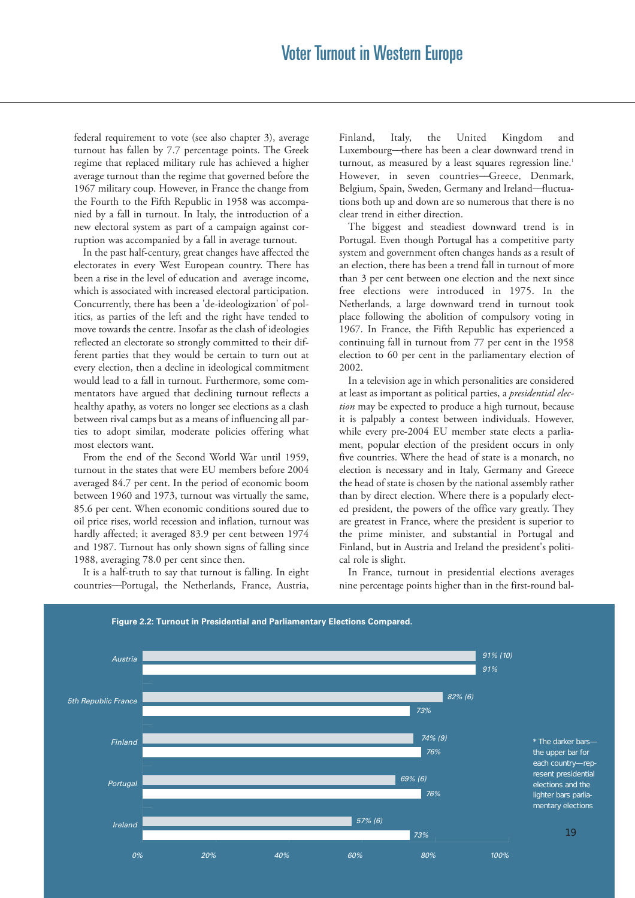federal requirement to vote (see also chapter 3), average turnout has fallen by 7.7 percentage points. The Greek regime that replaced military rule has achieved a higher average turnout than the regime that governed before the 1967 military coup. However, in France the change from the Fourth to the Fifth Republic in 1958 was accompanied by a fall in turnout. In Italy, the introduction of a new electoral system as part of a campaign against corruption was accompanied by a fall in average turnout.

In the past half-century, great changes have affected the electorates in every West European country. There has been a rise in the level of education and average income, which is associated with increased electoral participation. Concurrently, there has been a 'de-ideologization' of politics, as parties of the left and the right have tended to move towards the centre. Insofar as the clash of ideologies reflected an electorate so strongly committed to their different parties that they would be certain to turn out at every election, then a decline in ideological commitment would lead to a fall in turnout. Furthermore, some commentators have argued that declining turnout reflects a healthy apathy, as voters no longer see elections as a clash between rival camps but as a means of influencing all parties to adopt similar, moderate policies offering what most electors want.

From the end of the Second World War until 1959, turnout in the states that were EU members before 2004 averaged 84.7 per cent. In the period of economic boom between 1960 and 1973, turnout was virtually the same, 85.6 per cent. When economic conditions soured due to oil price rises, world recession and inflation, turnout was hardly affected; it averaged 83.9 per cent between 1974 and 1987. Turnout has only shown signs of falling since 1988, averaging 78.0 per cent since then.

It is a half-truth to say that turnout is falling. In eight countries—Portugal, the Netherlands, France, Austria, Finland, Italy, the United Kingdom and Luxembourg—there has been a clear downward trend in turnout, as measured by a least squares regression line.[1] However, in seven countries—Greece, Denmark, Belgium, Spain, Sweden, Germany and Ireland—fluctuations both up and down are so numerous that there is no clear trend in either direction.

The biggest and steadiest downward trend is in Portugal. Even though Portugal has a competitive party system and government often changes hands as a result of an election, there has been a trend fall in turnout of more than 3 per cent between one election and the next since free elections were introduced in 1975. In the Netherlands, a large downward trend in turnout took place following the abolition of compulsory voting in 1967. In France, the Fifth Republic has experienced a continuing fall in turnout from 77 per cent in the 1958 election to 60 per cent in the parliamentary election of 2002.

In a television age in which personalities are considered at least as important as political parties, a *presidential election* may be expected to produce a high turnout, because it is palpably a contest between individuals. However, while every pre-2004 EU member state elects a parliament, popular election of the president occurs in only five countries. Where the head of state is a monarch, no election is necessary and in Italy, Germany and Greece the head of state is chosen by the national assembly rather than by direct election. Where there is a popularly elected president, the powers of the office vary greatly. They are greatest in France, where the president is superior to the prime minister, and substantial in Portugal and Finland, but in Austria and Ireland the president's political role is slight.

In France, turnout in presidential elections averages nine percentage points higher than in the first-round bal-

**Figure 2.2: Turnout in Presidential and Parliamentary Elections Compared.**

| Country | Presidential | Parliamentary |
|---|---|---|
| Austria | 91% (10) | 91% |
| 5th Republic France | 82% (6) | 73% |
| Finland | 74% (9) | 76% |
| Portugal | 69% (6) | 76% |
| Ireland | 57% (6) | 73% |

\* The darker bars—the upper bar for each country—represent presidential elections and the lighter bars parliamentary elections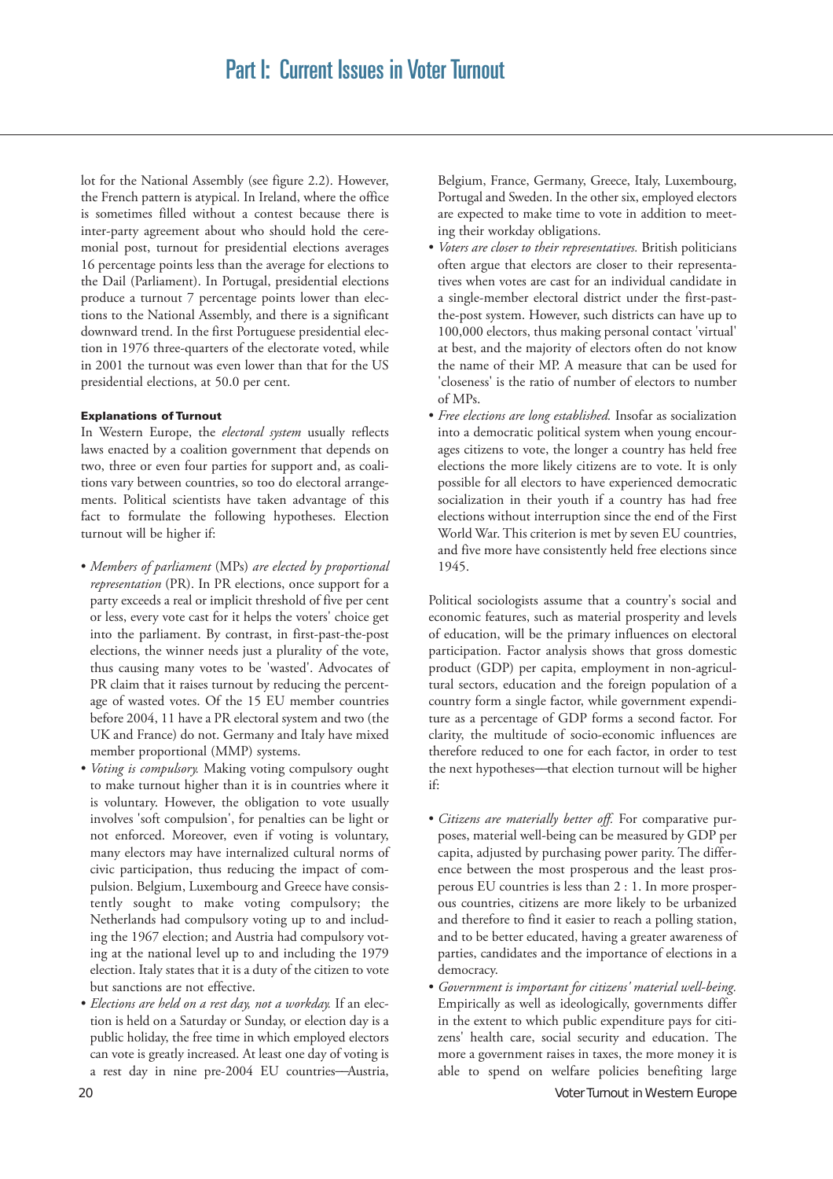lot for the National Assembly (see figure 2.2). However, the French pattern is atypical. In Ireland, where the office is sometimes filled without a contest because there is inter-party agreement about who should hold the ceremonial post, turnout for presidential elections averages 16 percentage points less than the average for elections to the Dail (Parliament). In Portugal, presidential elections produce a turnout 7 percentage points lower than elections to the National Assembly, and there is a significant downward trend. In the first Portuguese presidential election in 1976 three-quarters of the electorate voted, while in 2001 the turnout was even lower than that for the US presidential elections, at 50.0 per cent.

#### Explanations of Turnout

In Western Europe, the *electoral system* usually reflects laws enacted by a coalition government that depends on two, three or even four parties for support and, as coalitions vary between countries, so too do electoral arrangements. Political scientists have taken advantage of this fact to formulate the following hypotheses. Election turnout will be higher if:

- *Members of parliament* (MPs) *are elected by proportional representation* (PR). In PR elections, once support for a party exceeds a real or implicit threshold of five per cent or less, every vote cast for it helps the voters' choice get into the parliament. By contrast, in first-past-the-post elections, the winner needs just a plurality of the vote, thus causing many votes to be 'wasted'. Advocates of PR claim that it raises turnout by reducing the percentage of wasted votes. Of the 15 EU member countries before 2004, 11 have a PR electoral system and two (the UK and France) do not. Germany and Italy have mixed member proportional (MMP) systems.
- *Voting is compulsory.* Making voting compulsory ought to make turnout higher than it is in countries where it is voluntary. However, the obligation to vote usually involves 'soft compulsion', for penalties can be light or not enforced. Moreover, even if voting is voluntary, many electors may have internalized cultural norms of civic participation, thus reducing the impact of compulsion. Belgium, Luxembourg and Greece have consistently sought to make voting compulsory; the Netherlands had compulsory voting up to and including the 1967 election; and Austria had compulsory voting at the national level up to and including the 1979 election. Italy states that it is a duty of the citizen to vote but sanctions are not effective.
- *Elections are held on a rest day, not a workday.* If an election is held on a Saturday or Sunday, or election day is a public holiday, the free time in which employed electors can vote is greatly increased. At least one day of voting is a rest day in nine pre-2004 EU countries—Austria, Belgium, France, Germany, Greece, Italy, Luxembourg, Portugal and Sweden. In the other six, employed electors are expected to make time to vote in addition to meeting their workday obligations.
- *Voters are closer to their representatives.* British politicians often argue that electors are closer to their representatives when votes are cast for an individual candidate in a single-member electoral district under the first-past-the-post system. However, such districts can have up to 100,000 electors, thus making personal contact 'virtual' at best, and the majority of electors often do not know the name of their MP. A measure that can be used for 'closeness' is the ratio of number of electors to number of MPs.
- *Free elections are long established.* Insofar as socialization into a democratic political system when young encourages citizens to vote, the longer a country has held free elections the more likely citizens are to vote. It is only possible for all electors to have experienced democratic socialization in their youth if a country has had free elections without interruption since the end of the First World War. This criterion is met by seven EU countries, and five more have consistently held free elections since 1945.

Political sociologists assume that a country's social and economic features, such as material prosperity and levels of education, will be the primary influences on electoral participation. Factor analysis shows that gross domestic product (GDP) per capita, employment in non-agricultural sectors, education and the foreign population of a country form a single factor, while government expenditure as a percentage of GDP forms a second factor. For clarity, the multitude of socio-economic influences are therefore reduced to one for each factor, in order to test the next hypotheses—that election turnout will be higher if:

- *Citizens are materially better off.* For comparative purposes, material well-being can be measured by GDP per capita, adjusted by purchasing power parity. The difference between the most prosperous and the least prosperous EU countries is less than 2 : 1. In more prosperous countries, citizens are more likely to be urbanized and therefore to find it easier to reach a polling station, and to be better educated, having a greater awareness of parties, candidates and the importance of elections in a democracy.
- *Government is important for citizens' material well-being.* Empirically as well as ideologically, governments differ in the extent to which public expenditure pays for citizens' health care, social security and education. The more a government raises in taxes, the more money it is able to spend on welfare policies benefiting large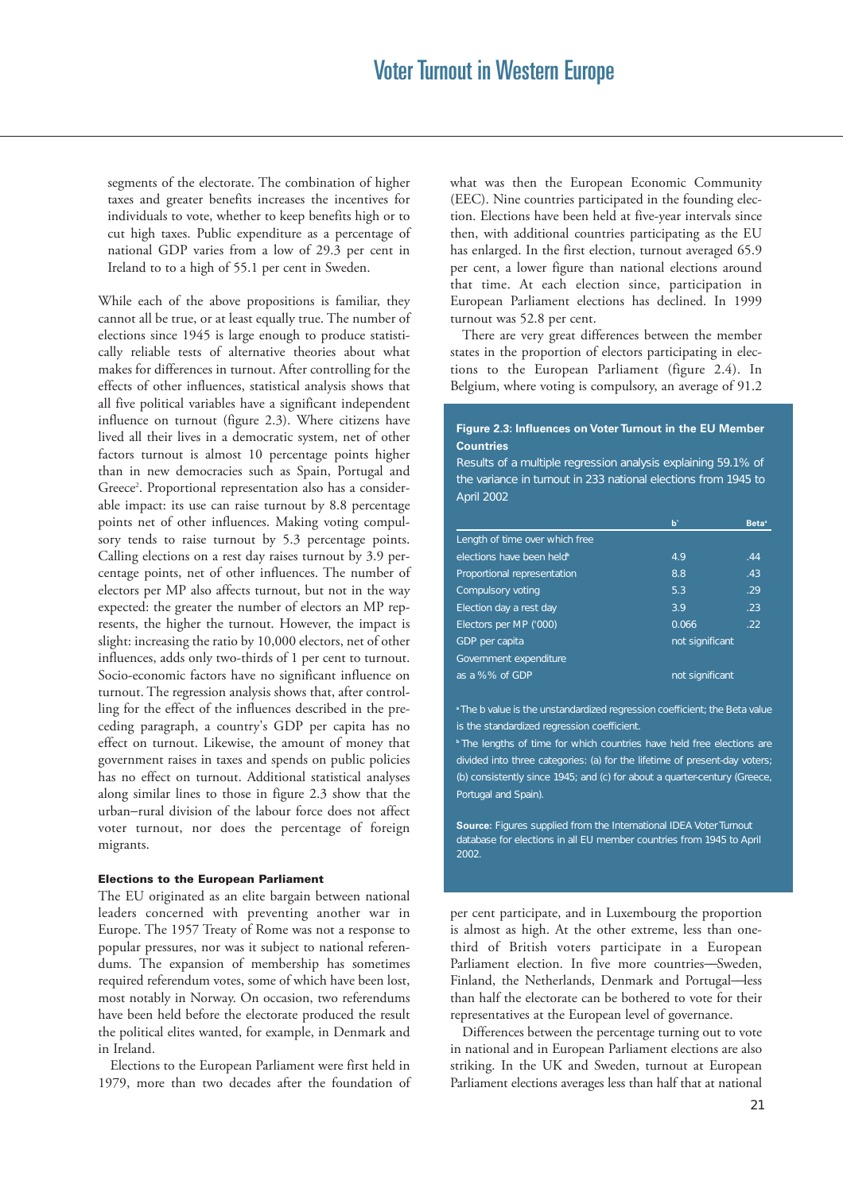segments of the electorate. The combination of higher taxes and greater benefits increases the incentives for individuals to vote, whether to keep benefits high or to cut high taxes. Public expenditure as a percentage of national GDP varies from a low of 29.3 per cent in Ireland to to a high of 55.1 per cent in Sweden.

While each of the above propositions is familiar, they cannot all be true, or at least equally true. The number of elections since 1945 is large enough to produce statistically reliable tests of alternative theories about what makes for differences in turnout. After controlling for the effects of other influences, statistical analysis shows that all five political variables have a significant independent influence on turnout (figure 2.3). Where citizens have lived all their lives in a democratic system, net of other factors turnout is almost 10 percentage points higher than in new democracies such as Spain, Portugal and Greece[2]. Proportional representation also has a considerable impact: its use can raise turnout by 8.8 percentage points net of other influences. Making voting compulsory tends to raise turnout by 5.3 percentage points. Calling elections on a rest day raises turnout by 3.9 percentage points, net of other influences. The number of electors per MP also affects turnout, but not in the way expected: the greater the number of electors an MP represents, the higher the turnout. However, the impact is slight: increasing the ratio by 10,000 electors, net of other influences, adds only two-thirds of 1 per cent to turnout. Socio-economic factors have no significant influence on turnout. The regression analysis shows that, after controlling for the effect of the influences described in the preceding paragraph, a country's GDP per capita has no effect on turnout. Likewise, the amount of money that government raises in taxes and spends on public policies has no effect on turnout. Additional statistical analyses along similar lines to those in figure 2.3 show that the urban–rural division of the labour force does not affect voter turnout, nor does the percentage of foreign migrants.

#### Elections to the European Parliament

The EU originated as an elite bargain between national leaders concerned with preventing another war in Europe. The 1957 Treaty of Rome was not a response to popular pressures, nor was it subject to national referendums. The expansion of membership has sometimes required referendum votes, some of which have been lost, most notably in Norway. On occasion, two referendums have been held before the electorate produced the result the political elites wanted, for example, in Denmark and in Ireland.

Elections to the European Parliament were first held in 1979, more than two decades after the foundation of what was then the European Economic Community (EEC). Nine countries participated in the founding election. Elections have been held at five-year intervals since then, with additional countries participating as the EU has enlarged. In the first election, turnout averaged 65.9 per cent, a lower figure than national elections around that time. At each election since, participation in European Parliament elections has declined. In 1999 turnout was 52.8 per cent.

There are very great differences between the member states in the proportion of electors participating in elections to the European Parliament (figure 2.4). In Belgium, where voting is compulsory, an average of 91.2 per cent participate, and in Luxembourg the proportion is almost as high. At the other extreme, less than one-third of British voters participate in a European Parliament election. In five more countries—Sweden, Finland, the Netherlands, Denmark and Portugal—less than half the electorate can be bothered to vote for their representatives at the European level of governance.

Differences between the percentage turning out to vote in national and in European Parliament elections are also striking. In the UK and Sweden, turnout at European Parliament elections averages less than half that at national

**Figure 2.3: Influences on Voter Turnout in the EU Member Countries**

Results of a multiple regression analysis explaining 59.1% of the variance in turnout in 233 national elections from 1945 to April 2002

| | b[a] | Beta[a] |
|---|---|---|
| Length of time over which free elections have been held[b] | 4.9 | .44 |
| Proportional representation | 8.8 | .43 |
| Compulsory voting | 5.3 | .29 |
| Election day a rest day | 3.9 | .23 |
| Electors per MP ('000) | 0.066 | .22 |
| GDP per capita | not significant | |
| Government expenditure as a %% of GDP | not significant | |

[a] The b value is the unstandardized regression coefficient; the Beta value is the standardized regression coefficient.

[b] The lengths of time for which countries have held free elections are divided into three categories: (a) for the lifetime of present-day voters; (b) consistently since 1945; and (c) for about a quarter-century (Greece, Portugal and Spain).

**Source:** Figures supplied from the International IDEA Voter Turnout database for elections in all EU member countries from 1945 to April 2002.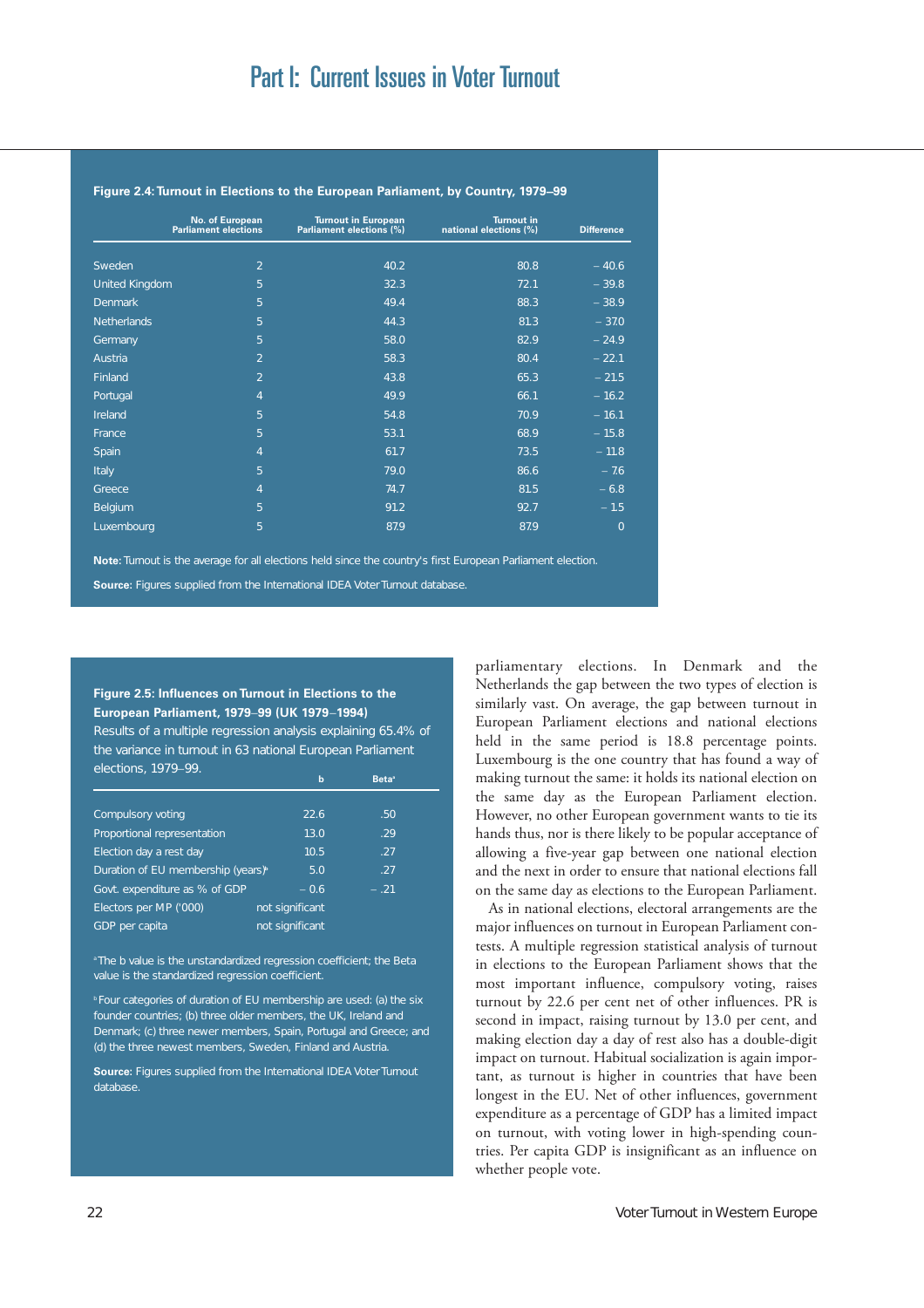**Figure 2.4: Turnout in Elections to the European Parliament, by Country, 1979–99**

| | No. of European Parliament elections | Turnout in European Parliament elections (%) | Turnout in national elections (%) | Difference |
|---|---|---|---|---|
| Sweden | 2 | 40.2 | 80.8 | – 40.6 |
| United Kingdom | 5 | 32.3 | 72.1 | – 39.8 |
| Denmark | 5 | 49.4 | 88.3 | – 38.9 |
| Netherlands | 5 | 44.3 | 81.3 | – 37.0 |
| Germany | 5 | 58.0 | 82.9 | – 24.9 |
| Austria | 2 | 58.3 | 80.4 | – 22.1 |
| Finland | 2 | 43.8 | 65.3 | – 21.5 |
| Portugal | 4 | 49.9 | 66.1 | – 16.2 |
| Ireland | 5 | 54.8 | 70.9 | – 16.1 |
| France | 5 | 53.1 | 68.9 | – 15.8 |
| Spain | 4 | 61.7 | 73.5 | – 11.8 |
| Italy | 5 | 79.0 | 86.6 | – 7.6 |
| Greece | 4 | 74.7 | 81.5 | – 6.8 |
| Belgium | 5 | 91.2 | 92.7 | – 1.5 |
| Luxembourg | 5 | 87.9 | 87.9 | 0 |

**Note:** Turnout is the average for all elections held since the country's first European Parliament election.

**Source:** Figures supplied from the International IDEA Voter Turnout database.

**Figure 2.5: Influences on Turnout in Elections to the European Parliament, 1979–99 (UK 1979–1994)**

Results of a multiple regression analysis explaining 65.4% of the variance in turnout in 63 national European Parliament elections, 1979–99.

| | b | Beta[a] |
|---|---|---|
| Compulsory voting | 22.6 | .50 |
| Proportional representation | 13.0 | .29 |
| Election day a rest day | 10.5 | .27 |
| Duration of EU membership (years)[b] | 5.0 | .27 |
| Govt. expenditure as % of GDP | – 0.6 | – .21 |
| Electors per MP ('000) | not significant | |
| GDP per capita | not significant | |

[a] The b value is the unstandardized regression coefficient; the Beta value is the standardized regression coefficient.

[b] Four categories of duration of EU membership are used: (a) the six founder countries; (b) three older members, the UK, Ireland and Denmark; (c) three newer members, Spain, Portugal and Greece; and (d) the three newest members, Sweden, Finland and Austria.

**Source:** Figures supplied from the International IDEA Voter Turnout database.

parliamentary elections. In Denmark and the Netherlands the gap between the two types of election is similarly vast. On average, the gap between turnout in European Parliament elections and national elections held in the same period is 18.8 percentage points. Luxembourg is the one country that has found a way of making turnout the same: it holds its national election on the same day as the European Parliament election. However, no other European government wants to tie its hands thus, nor is there likely to be popular acceptance of allowing a five-year gap between one national election and the next in order to ensure that national elections fall on the same day as elections to the European Parliament.

As in national elections, electoral arrangements are the major influences on turnout in European Parliament contests. A multiple regression statistical analysis of turnout in elections to the European Parliament shows that the most important influence, compulsory voting, raises turnout by 22.6 per cent net of other influences. PR is second in impact, raising turnout by 13.0 per cent, and making election day a day of rest also has a double-digit impact on turnout. Habitual socialization is again important, as turnout is higher in countries that have been longest in the EU. Net of other influences, government expenditure as a percentage of GDP has a limited impact on turnout, with voting lower in high-spending countries. Per capita GDP is insignificant as an influence on whether people vote.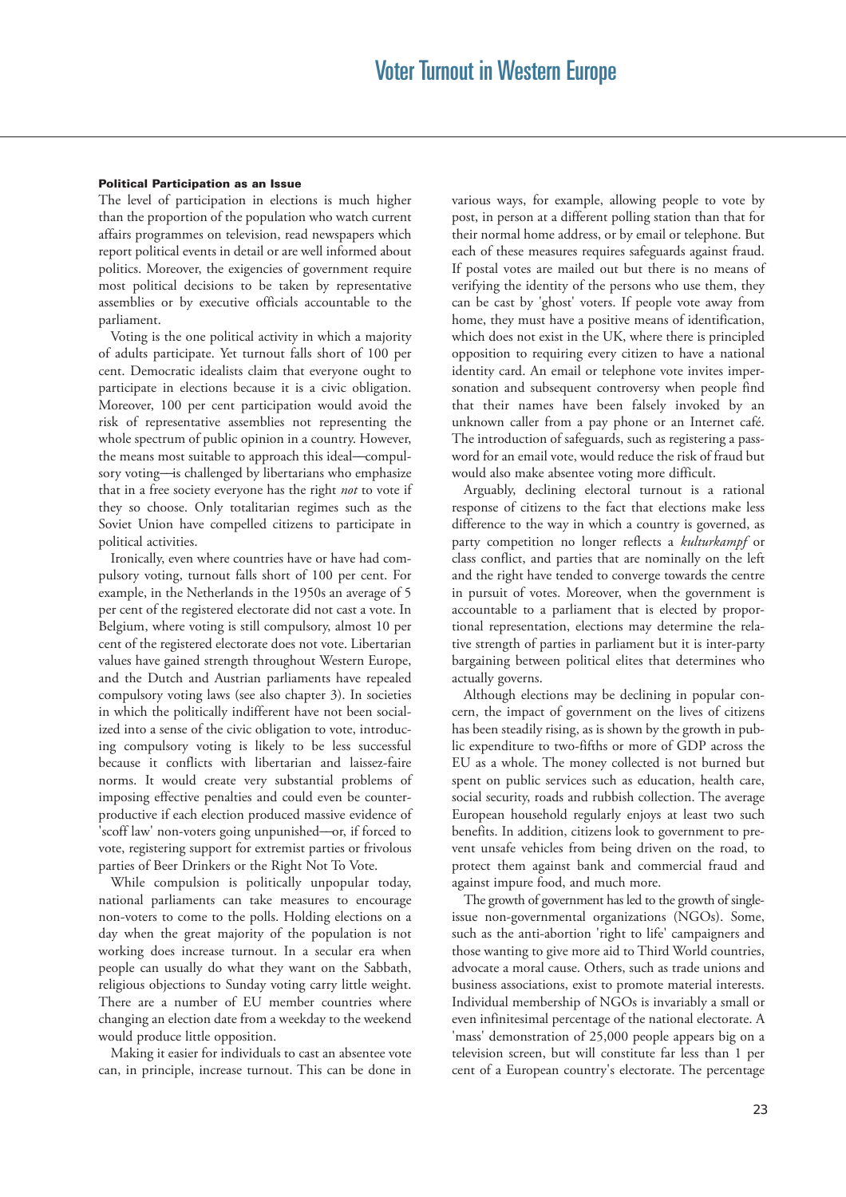#### Political Participation as an Issue

The level of participation in elections is much higher than the proportion of the population who watch current affairs programmes on television, read newspapers which report political events in detail or are well informed about politics. Moreover, the exigencies of government require most political decisions to be taken by representative assemblies or by executive officials accountable to the parliament.

Voting is the one political activity in which a majority of adults participate. Yet turnout falls short of 100 per cent. Democratic idealists claim that everyone ought to participate in elections because it is a civic obligation. Moreover, 100 per cent participation would avoid the risk of representative assemblies not representing the whole spectrum of public opinion in a country. However, the means most suitable to approach this ideal—compulsory voting—is challenged by libertarians who emphasize that in a free society everyone has the right *not* to vote if they so choose. Only totalitarian regimes such as the Soviet Union have compelled citizens to participate in political activities.

Ironically, even where countries have or have had compulsory voting, turnout falls short of 100 per cent. For example, in the Netherlands in the 1950s an average of 5 per cent of the registered electorate did not cast a vote. In Belgium, where voting is still compulsory, almost 10 per cent of the registered electorate does not vote. Libertarian values have gained strength throughout Western Europe, and the Dutch and Austrian parliaments have repealed compulsory voting laws (see also chapter 3). In societies in which the politically indifferent have not been socialized into a sense of the civic obligation to vote, introducing compulsory voting is likely to be less successful because it conflicts with libertarian and laissez-faire norms. It would create very substantial problems of imposing effective penalties and could even be counterproductive if each election produced massive evidence of 'scoff law' non-voters going unpunished—or, if forced to vote, registering support for extremist parties or frivolous parties of Beer Drinkers or the Right Not To Vote.

While compulsion is politically unpopular today, national parliaments can take measures to encourage non-voters to come to the polls. Holding elections on a day when the great majority of the population is not working does increase turnout. In a secular era when people can usually do what they want on the Sabbath, religious objections to Sunday voting carry little weight. There are a number of EU member countries where changing an election date from a weekday to the weekend would produce little opposition.

Making it easier for individuals to cast an absentee vote can, in principle, increase turnout. This can be done in various ways, for example, allowing people to vote by post, in person at a different polling station than that for their normal home address, or by email or telephone. But each of these measures requires safeguards against fraud. If postal votes are mailed out but there is no means of verifying the identity of the persons who use them, they can be cast by 'ghost' voters. If people vote away from home, they must have a positive means of identification, which does not exist in the UK, where there is principled opposition to requiring every citizen to have a national identity card. An email or telephone vote invites impersonation and subsequent controversy when people find that their names have been falsely invoked by an unknown caller from a pay phone or an Internet café. The introduction of safeguards, such as registering a password for an email vote, would reduce the risk of fraud but would also make absentee voting more difficult.

Arguably, declining electoral turnout is a rational response of citizens to the fact that elections make less difference to the way in which a country is governed, as party competition no longer reflects a *kulturkampf* or class conflict, and parties that are nominally on the left and the right have tended to converge towards the centre in pursuit of votes. Moreover, when the government is accountable to a parliament that is elected by proportional representation, elections may determine the relative strength of parties in parliament but it is inter-party bargaining between political elites that determines who actually governs.

Although elections may be declining in popular concern, the impact of government on the lives of citizens has been steadily rising, as is shown by the growth in public expenditure to two-fifths or more of GDP across the EU as a whole. The money collected is not burned but spent on public services such as education, health care, social security, roads and rubbish collection. The average European household regularly enjoys at least two such benefits. In addition, citizens look to government to prevent unsafe vehicles from being driven on the road, to protect them against bank and commercial fraud and against impure food, and much more.

The growth of government has led to the growth of single-issue non-governmental organizations (NGOs). Some, such as the anti-abortion 'right to life' campaigners and those wanting to give more aid to Third World countries, advocate a moral cause. Others, such as trade unions and business associations, exist to promote material interests. Individual membership of NGOs is invariably a small or even infinitesimal percentage of the national electorate. A 'mass' demonstration of 25,000 people appears big on a television screen, but will constitute far less than 1 per cent of a European country's electorate. The percentage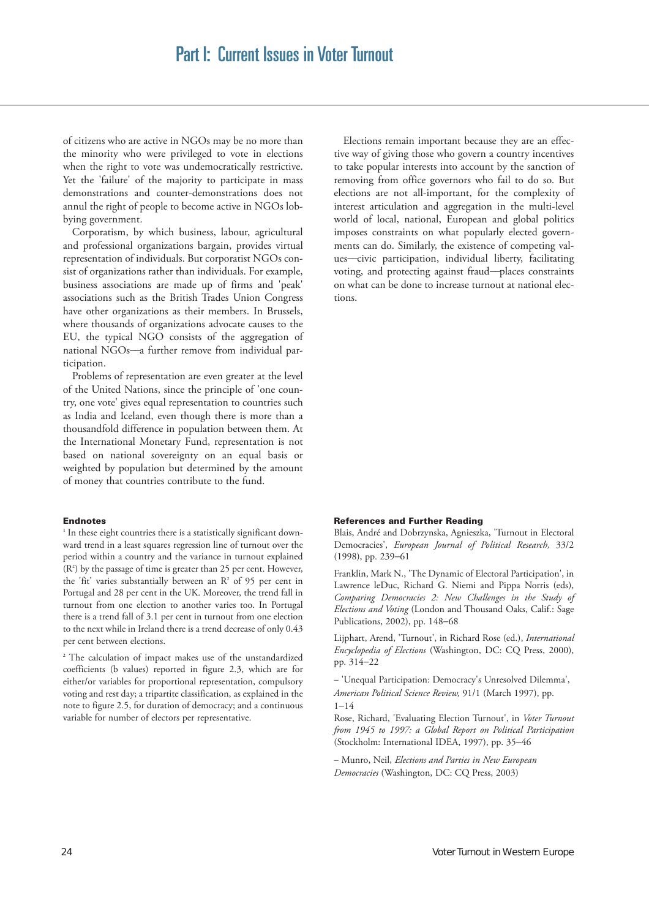of citizens who are active in NGOs may be no more than the minority who were privileged to vote in elections when the right to vote was undemocratically restrictive. Yet the 'failure' of the majority to participate in mass demonstrations and counter-demonstrations does not annul the right of people to become active in NGOs lobbying government.

Corporatism, by which business, labour, agricultural and professional organizations bargain, provides virtual representation of individuals. But corporatist NGOs consist of organizations rather than individuals. For example, business associations are made up of firms and 'peak' associations such as the British Trades Union Congress have other organizations as their members. In Brussels, where thousands of organizations advocate causes to the EU, the typical NGO consists of the aggregation of national NGOs—a further remove from individual participation.

Problems of representation are even greater at the level of the United Nations, since the principle of 'one country, one vote' gives equal representation to countries such as India and Iceland, even though there is more than a thousandfold difference in population between them. At the International Monetary Fund, representation is not based on national sovereignty on an equal basis or weighted by population but determined by the amount of money that countries contribute to the fund.

Elections remain important because they are an effective way of giving those who govern a country incentives to take popular interests into account by the sanction of removing from office governors who fail to do so. But elections are not all-important, for the complexity of interest articulation and aggregation in the multi-level world of local, national, European and global politics imposes constraints on what popularly elected governments can do. Similarly, the existence of competing values—civic participation, individual liberty, facilitating voting, and protecting against fraud—places constraints on what can be done to increase turnout at national elections.

#### Endnotes

[1] In these eight countries there is a statistically significant downward trend in a least squares regression line of turnout over the period within a country and the variance in turnout explained ($R^2$) by the passage of time is greater than 25 per cent. However, the 'fit' varies substantially between an $R^2$ of 95 per cent in Portugal and 28 per cent in the UK. Moreover, the trend fall in turnout from one election to another varies too. In Portugal there is a trend fall of 3.1 per cent in turnout from one election to the next while in Ireland there is a trend decrease of only 0.43 per cent between elections.

[2] The calculation of impact makes use of the unstandardized coefficients (b values) reported in figure 2.3, which are for either/or variables for proportional representation, compulsory voting and rest day; a tripartite classification, as explained in the note to figure 2.5, for duration of democracy; and a continuous variable for number of electors per representative.

#### References and Further Reading

Blais, André and Dobrzynska, Agnieszka, 'Turnout in Electoral Democracies', *European Journal of Political Research,* 33/2 (1998), pp. 239–61

Franklin, Mark N., 'The Dynamic of Electoral Participation', in Lawrence leDuc, Richard G. Niemi and Pippa Norris (eds), *Comparing Democracies 2: New Challenges in the Study of Elections and Voting* (London and Thousand Oaks, Calif.: Sage Publications, 2002), pp. 148–68

Lijphart, Arend, 'Turnout', in Richard Rose (ed.), *International Encyclopedia of Elections* (Washington, DC: CQ Press, 2000), pp. 314–22

– 'Unequal Participation: Democracy's Unresolved Dilemma', *American Political Science Review,* 91/1 (March 1997), pp. 1–14

Rose, Richard, 'Evaluating Election Turnout', in *Voter Turnout from 1945 to 1997: a Global Report on Political Participation* (Stockholm: International IDEA, 1997), pp. 35–46

– Munro, Neil, *Elections and Parties in New European Democracies* (Washington, DC: CQ Press, 2003)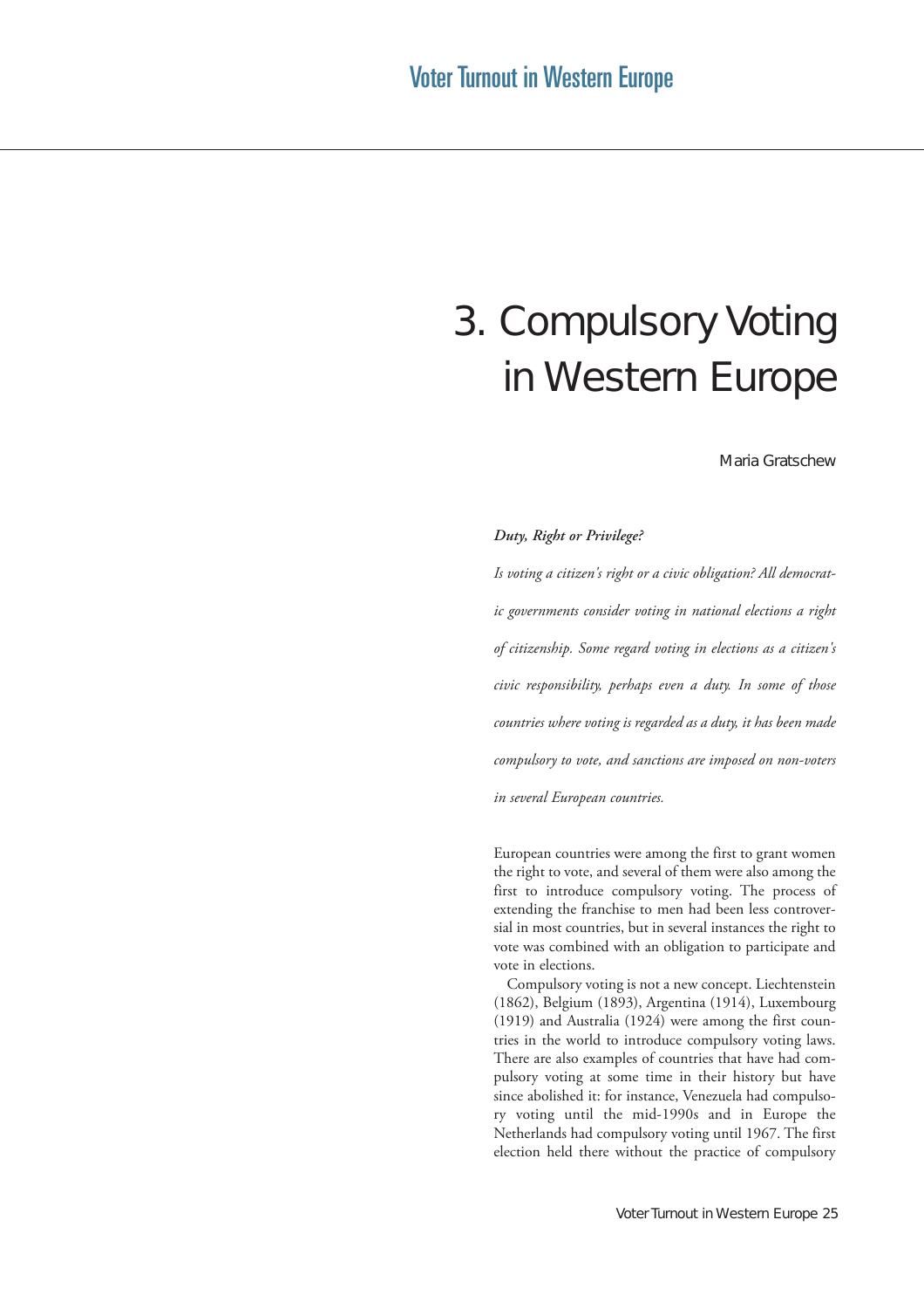# 3. Compulsory Voting in Western Europe

Maria Gratschew

***Duty, Right or Privilege?***

*Is voting a citizen's right or a civic obligation? All democratic governments consider voting in national elections a right of citizenship. Some regard voting in elections as a citizen's civic responsibility, perhaps even a duty. In some of those countries where voting is regarded as a duty, it has been made compulsory to vote, and sanctions are imposed on non-voters in several European countries.*

European countries were among the first to grant women the right to vote, and several of them were also among the first to introduce compulsory voting. The process of extending the franchise to men had been less controversial in most countries, but in several instances the right to vote was combined with an obligation to participate and vote in elections.

Compulsory voting is not a new concept. Liechtenstein (1862), Belgium (1893), Argentina (1914), Luxembourg (1919) and Australia (1924) were among the first countries in the world to introduce compulsory voting laws. There are also examples of countries that have had compulsory voting at some time in their history but have since abolished it: for instance, Venezuela had compulsory voting until the mid-1990s and in Europe the Netherlands had compulsory voting until 1967. The first election held there without the practice of compulsory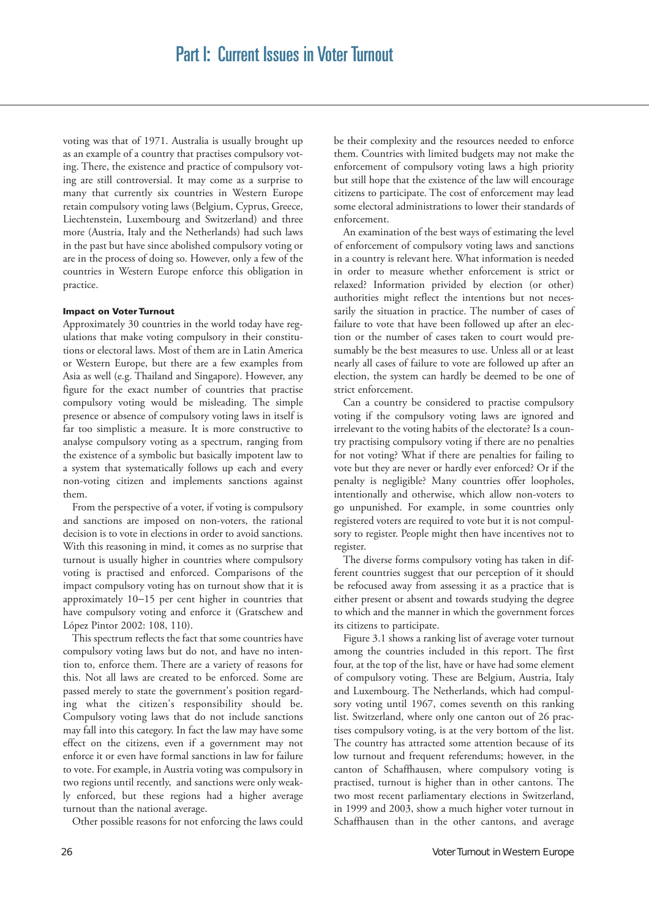voting was that of 1971. Australia is usually brought up as an example of a country that practises compulsory voting. There, the existence and practice of compulsory voting are still controversial. It may come as a surprise to many that currently six countries in Western Europe retain compulsory voting laws (Belgium, Cyprus, Greece, Liechtenstein, Luxembourg and Switzerland) and three more (Austria, Italy and the Netherlands) had such laws in the past but have since abolished compulsory voting or are in the process of doing so. However, only a few of the countries in Western Europe enforce this obligation in practice.

#### Impact on Voter Turnout

Approximately 30 countries in the world today have regulations that make voting compulsory in their constitutions or electoral laws. Most of them are in Latin America or Western Europe, but there are a few examples from Asia as well (e.g. Thailand and Singapore). However, any figure for the exact number of countries that practise compulsory voting would be misleading. The simple presence or absence of compulsory voting laws in itself is far too simplistic a measure. It is more constructive to analyse compulsory voting as a spectrum, ranging from the existence of a symbolic but basically impotent law to a system that systematically follows up each and every non-voting citizen and implements sanctions against them.

From the perspective of a voter, if voting is compulsory and sanctions are imposed on non-voters, the rational decision is to vote in elections in order to avoid sanctions. With this reasoning in mind, it comes as no surprise that turnout is usually higher in countries where compulsory voting is practised and enforced. Comparisons of the impact compulsory voting has on turnout show that it is approximately 10–15 per cent higher in countries that have compulsory voting and enforce it (Gratschew and López Pintor 2002: 108, 110).

This spectrum reflects the fact that some countries have compulsory voting laws but do not, and have no intention to, enforce them. There are a variety of reasons for this. Not all laws are created to be enforced. Some are passed merely to state the government's position regarding what the citizen's responsibility should be. Compulsory voting laws that do not include sanctions may fall into this category. In fact the law may have some effect on the citizens, even if a government may not enforce it or even have formal sanctions in law for failure to vote. For example, in Austria voting was compulsory in two regions until recently, and sanctions were only weakly enforced, but these regions had a higher average turnout than the national average.

Other possible reasons for not enforcing the laws could be their complexity and the resources needed to enforce them. Countries with limited budgets may not make the enforcement of compulsory voting laws a high priority but still hope that the existence of the law will encourage citizens to participate. The cost of enforcement may lead some electoral administrations to lower their standards of enforcement.

An examination of the best ways of estimating the level of enforcement of compulsory voting laws and sanctions in a country is relevant here. What information is needed in order to measure whether enforcement is strict or relaxed? Information privided by election (or other) authorities might reflect the intentions but not necessarily the situation in practice. The number of cases of failure to vote that have been followed up after an election or the number of cases taken to court would presumably be the best measures to use. Unless all or at least nearly all cases of failure to vote are followed up after an election, the system can hardly be deemed to be one of strict enforcement.

Can a country be considered to practise compulsory voting if the compulsory voting laws are ignored and irrelevant to the voting habits of the electorate? Is a country practising compulsory voting if there are no penalties for not voting? What if there are penalties for failing to vote but they are never or hardly ever enforced? Or if the penalty is negligible? Many countries offer loopholes, intentionally and otherwise, which allow non-voters to go unpunished. For example, in some countries only registered voters are required to vote but it is not compulsory to register. People might then have incentives not to register.

The diverse forms compulsory voting has taken in different countries suggest that our perception of it should be refocused away from assessing it as a practice that is either present or absent and towards studying the degree to which and the manner in which the government forces its citizens to participate.

Figure 3.1 shows a ranking list of average voter turnout among the countries included in this report. The first four, at the top of the list, have or have had some element of compulsory voting. These are Belgium, Austria, Italy and Luxembourg. The Netherlands, which had compulsory voting until 1967, comes seventh on this ranking list. Switzerland, where only one canton out of 26 practises compulsory voting, is at the very bottom of the list. The country has attracted some attention because of its low turnout and frequent referendums; however, in the canton of Schaffhausen, where compulsory voting is practised, turnout is higher than in other cantons. The two most recent parliamentary elections in Switzerland, in 1999 and 2003, show a much higher voter turnout in Schaffhausen than in the other cantons, and average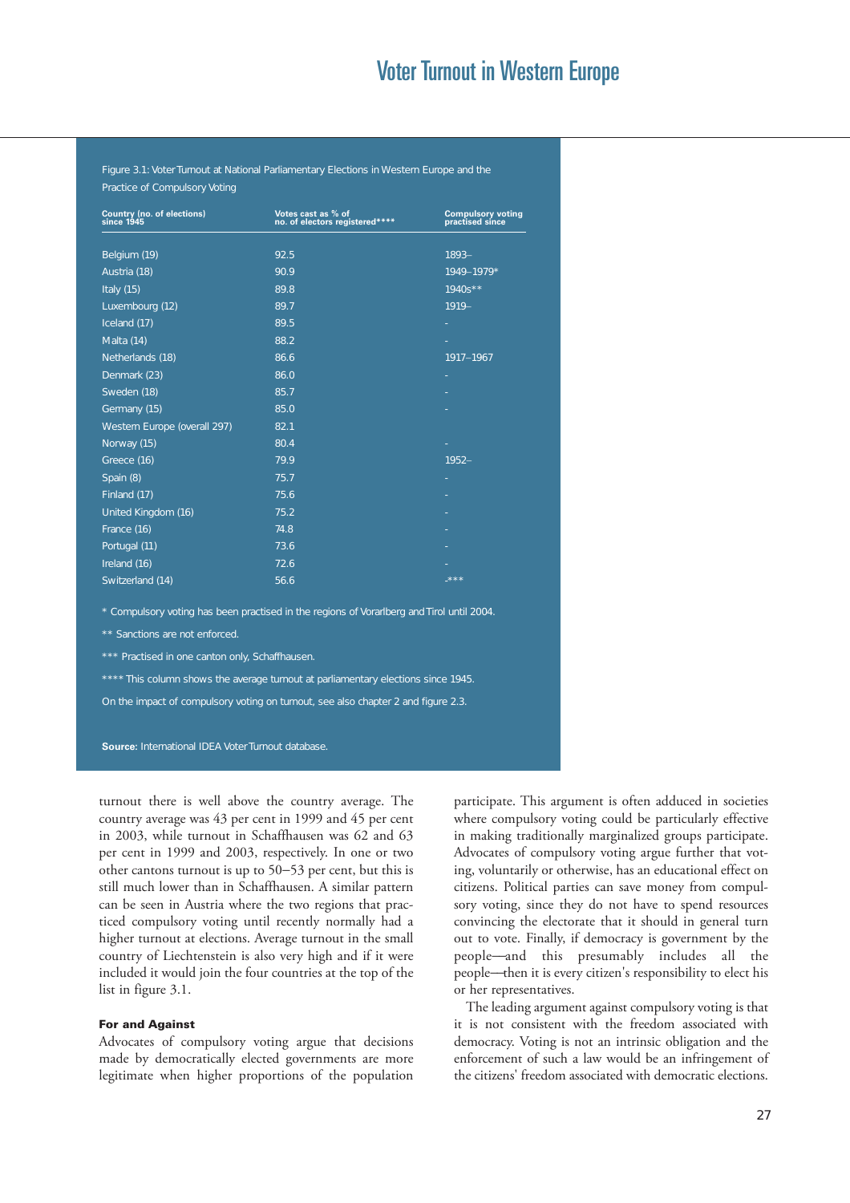Figure 3.1: Voter Turnout at National Parliamentary Elections in Western Europe and the Practice of Compulsory Voting

| Country (no. of elections) since 1945 | Votes cast as % of no. of electors registered**** | Compulsory voting practised since |
|---|---|---|
| Belgium (19) | 92.5 | 1893– |
| Austria (18) | 90.9 | 1949–1979* |
| Italy (15) | 89.8 | 1940s** |
| Luxembourg (12) | 89.7 | 1919– |
| Iceland (17) | 89.5 | - |
| Malta (14) | 88.2 | - |
| Netherlands (18) | 86.6 | 1917–1967 |
| Denmark (23) | 86.0 | - |
| Sweden (18) | 85.7 | - |
| Germany (15) | 85.0 | - |
| Western Europe (overall 297) | 82.1 | |
| Norway (15) | 80.4 | - |
| Greece (16) | 79.9 | 1952– |
| Spain (8) | 75.7 | - |
| Finland (17) | 75.6 | - |
| United Kingdom (16) | 75.2 | - |
| France (16) | 74.8 | - |
| Portugal (11) | 73.6 | - |
| Ireland (16) | 72.6 | - |
| Switzerland (14) | 56.6 | -*** |

\* Compulsory voting has been practised in the regions of Vorarlberg and Tirol until 2004.

** Sanctions are not enforced.

*** Practised in one canton only, Schaffhausen.

**** This column shows the average turnout at parliamentary elections since 1945.

On the impact of compulsory voting on turnout, see also chapter 2 and figure 2.3.

**Source:** International IDEA Voter Turnout database.

turnout there is well above the country average. The country average was 43 per cent in 1999 and 45 per cent in 2003, while turnout in Schaffhausen was 62 and 63 per cent in 1999 and 2003, respectively. In one or two other cantons turnout is up to 50–53 per cent, but this is still much lower than in Schaffhausen. A similar pattern can be seen in Austria where the two regions that practiced compulsory voting until recently normally had a higher turnout at elections. Average turnout in the small country of Liechtenstein is also very high and if it were included it would join the four countries at the top of the list in figure 3.1.

#### For and Against

Advocates of compulsory voting argue that decisions made by democratically elected governments are more legitimate when higher proportions of the population participate. This argument is often adduced in societies where compulsory voting could be particularly effective in making traditionally marginalized groups participate. Advocates of compulsory voting argue further that voting, voluntarily or otherwise, has an educational effect on citizens. Political parties can save money from compulsory voting, since they do not have to spend resources convincing the electorate that it should in general turn out to vote. Finally, if democracy is government by the people—and this presumably includes all the people—then it is every citizen's responsibility to elect his or her representatives.

The leading argument against compulsory voting is that it is not consistent with the freedom associated with democracy. Voting is not an intrinsic obligation and the enforcement of such a law would be an infringement of the citizens' freedom associated with democratic elections.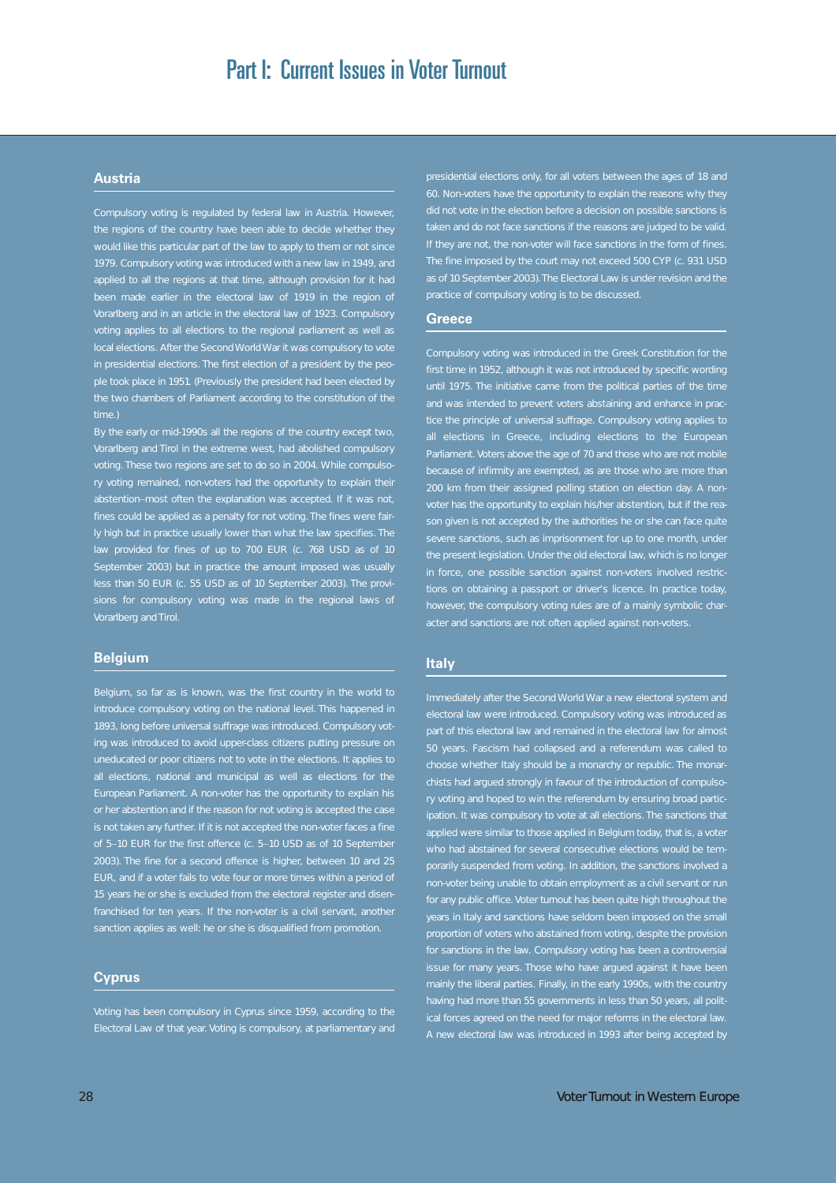# Part I: Current Issues in Voter Turnout

## Austria

Compulsory voting is regulated by federal law in Austria. However, the regions of the country have been able to decide whether they would like this particular part of the law to apply to them or not since 1979. Compulsory voting was introduced with a new law in 1949, and applied to all the regions at that time, although provision for it had been made earlier in the electoral law of 1919 in the region of Vorarlberg and in an article in the electoral law of 1923. Compulsory voting applies to all elections to the regional parliament as well as local elections. After the Second World War it was compulsory to vote in presidential elections. The first election of a president by the people took place in 1951. (Previously the president had been elected by the two chambers of Parliament according to the constitution of the time.)

By the early or mid-1990s all the regions of the country except two, Vorarlberg and Tirol in the extreme west, had abolished compulsory voting. These two regions are set to do so in 2004. While compulsory voting remained, non-voters had the opportunity to explain their abstention–most often the explanation was accepted. If it was not, fines could be applied as a penalty for not voting. The fines were fairly high but in practice usually lower than what the law specifies. The law provided for fines of up to 700 EUR (c. 768 USD as of 10 September 2003) but in practice the amount imposed was usually less than 50 EUR (c. 55 USD as of 10 September 2003). The provisions for compulsory voting was made in the regional laws of Vorarlberg and Tirol.

## Belgium

Belgium, so far as is known, was the first country in the world to introduce compulsory voting on the national level. This happened in 1893, long before universal suffrage was introduced. Compulsory voting was introduced to avoid upper-class citizens putting pressure on uneducated or poor citizens not to vote in the elections. It applies to all elections, national and municipal as well as elections for the European Parliament. A non-voter has the opportunity to explain his or her abstention and if the reason for not voting is accepted the case is not taken any further. If it is not accepted the non-voter faces a fine of 5–10 EUR for the first offence (c. 5–10 USD as of 10 September 2003). The fine for a second offence is higher, between 10 and 25 EUR, and if a voter fails to vote four or more times within a period of 15 years he or she is excluded from the electoral register and disenfranchised for ten years. If the non-voter is a civil servant, another sanction applies as well: he or she is disqualified from promotion.

## Cyprus

Voting has been compulsory in Cyprus since 1959, according to the Electoral Law of that year. Voting is compulsory, at parliamentary and presidential elections only, for all voters between the ages of 18 and 60. Non-voters have the opportunity to explain the reasons why they did not vote in the election before a decision on possible sanctions is taken and do not face sanctions if the reasons are judged to be valid. If they are not, the non-voter will face sanctions in the form of fines. The fine imposed by the court may not exceed 500 CYP (c. 931 USD as of 10 September 2003). The Electoral Law is under revision and the practice of compulsory voting is to be discussed.

## Greece

Compulsory voting was introduced in the Greek Constitution for the first time in 1952, although it was not introduced by specific wording until 1975. The initiative came from the political parties of the time and was intended to prevent voters abstaining and enhance in practice the principle of universal suffrage. Compulsory voting applies to all elections in Greece, including elections to the European Parliament. Voters above the age of 70 and those who are not mobile because of infirmity are exempted, as are those who are more than 200 km from their assigned polling station on election day. A non-voter has the opportunity to explain his/her abstention, but if the reason given is not accepted by the authorities he or she can face quite severe sanctions, such as imprisonment for up to one month, under the present legislation. Under the old electoral law, which is no longer in force, one possible sanction against non-voters involved restrictions on obtaining a passport or driver's licence. In practice today, however, the compulsory voting rules are of a mainly symbolic character and sanctions are not often applied against non-voters.

## Italy

Immediately after the Second World War a new electoral system and electoral law were introduced. Compulsory voting was introduced as part of this electoral law and remained in the electoral law for almost 50 years. Fascism had collapsed and a referendum was called to choose whether Italy should be a monarchy or republic. The monarchists had argued strongly in favour of the introduction of compulsory voting and hoped to win the referendum by ensuring broad participation. It was compulsory to vote at all elections. The sanctions that applied were similar to those applied in Belgium today, that is, a voter who had abstained for several consecutive elections would be temporarily suspended from voting. In addition, the sanctions involved a non-voter being unable to obtain employment as a civil servant or run for any public office. Voter turnout has been quite high throughout the years in Italy and sanctions have seldom been imposed on the small proportion of voters who abstained from voting, despite the provision for sanctions in the law. Compulsory voting has been a controversial issue for many years. Those who have argued against it have been mainly the liberal parties. Finally, in the early 1990s, with the country having had more than 55 governments in less than 50 years, all political forces agreed on the need for major reforms in the electoral law. A new electoral law was introduced in 1993 after being accepted by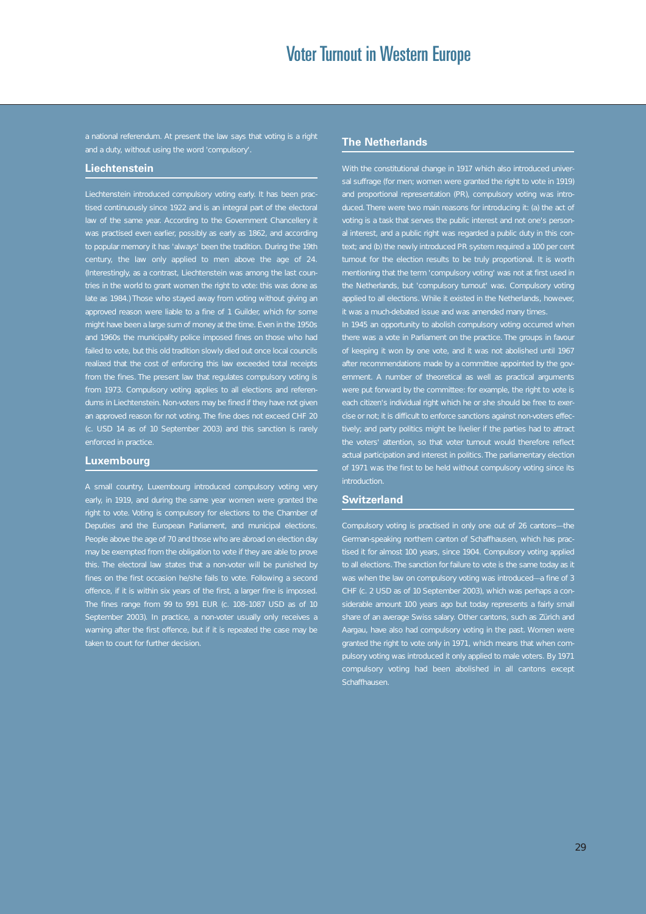a national referendum. At present the law says that voting is a right and a duty, without using the word 'compulsory'.

## Liechtenstein

Liechtenstein introduced compulsory voting early. It has been practised continuously since 1922 and is an integral part of the electoral law of the same year. According to the Government Chancellery it was practised even earlier, possibly as early as 1862, and according to popular memory it has 'always' been the tradition. During the 19th century, the law only applied to men above the age of 24. (Interestingly, as a contrast, Liechtenstein was among the last countries in the world to grant women the right to vote: this was done as late as 1984.) Those who stayed away from voting without giving an approved reason were liable to a fine of 1 Guilder, which for some might have been a large sum of money at the time. Even in the 1950s and 1960s the municipality police imposed fines on those who had failed to vote, but this old tradition slowly died out once local councils realized that the cost of enforcing this law exceeded total receipts from the fines. The present law that regulates compulsory voting is from 1973. Compulsory voting applies to all elections and referendums in Liechtenstein. Non-voters may be fined if they have not given an approved reason for not voting. The fine does not exceed CHF 20 (c. USD 14 as of 10 September 2003) and this sanction is rarely enforced in practice.

## Luxembourg

A small country, Luxembourg introduced compulsory voting very early, in 1919, and during the same year women were granted the right to vote. Voting is compulsory for elections to the Chamber of Deputies and the European Parliament, and municipal elections. People above the age of 70 and those who are abroad on election day may be exempted from the obligation to vote if they are able to prove this. The electoral law states that a non-voter will be punished by fines on the first occasion he/she fails to vote. Following a second offence, if it is within six years of the first, a larger fine is imposed. The fines range from 99 to 991 EUR (c. 108–1087 USD as of 10 September 2003). In practice, a non-voter usually only receives a warning after the first offence, but if it is repeated the case may be taken to court for further decision.

## The Netherlands

With the constitutional change in 1917 which also introduced universal suffrage (for men; women were granted the right to vote in 1919) and proportional representation (PR), compulsory voting was introduced. There were two main reasons for introducing it: (a) the act of voting is a task that serves the public interest and not one's personal interest, and a public right was regarded a public duty in this context; and (b) the newly introduced PR system required a 100 per cent turnout for the election results to be truly proportional. It is worth mentioning that the term 'compulsory voting' was not at first used in the Netherlands, but 'compulsory turnout' was. Compulsory voting applied to all elections. While it existed in the Netherlands, however, it was a much-debated issue and was amended many times.

In 1945 an opportunity to abolish compulsory voting occurred when there was a vote in Parliament on the practice. The groups in favour of keeping it won by one vote, and it was not abolished until 1967 after recommendations made by a committee appointed by the government. A number of theoretical as well as practical arguments were put forward by the committee: for example, the right to vote is each citizen's individual right which he or she should be free to exercise or not; it is difficult to enforce sanctions against non-voters effectively; and party politics might be livelier if the parties had to attract the voters' attention, so that voter turnout would therefore reflect actual participation and interest in politics. The parliamentary election of 1971 was the first to be held without compulsory voting since its introduction.

## Switzerland

Compulsory voting is practised in only one out of 26 cantons—the German-speaking northern canton of Schaffhausen, which has practised it for almost 100 years, since 1904. Compulsory voting applied to all elections. The sanction for failure to vote is the same today as it was when the law on compulsory voting was introduced—a fine of 3 CHF (c. 2 USD as of 10 September 2003), which was perhaps a considerable amount 100 years ago but today represents a fairly small share of an average Swiss salary. Other cantons, such as Zürich and Aargau, have also had compulsory voting in the past. Women were granted the right to vote only in 1971, which means that when compulsory voting was introduced it only applied to male voters. By 1971 compulsory voting had been abolished in all cantons except Schaffhausen.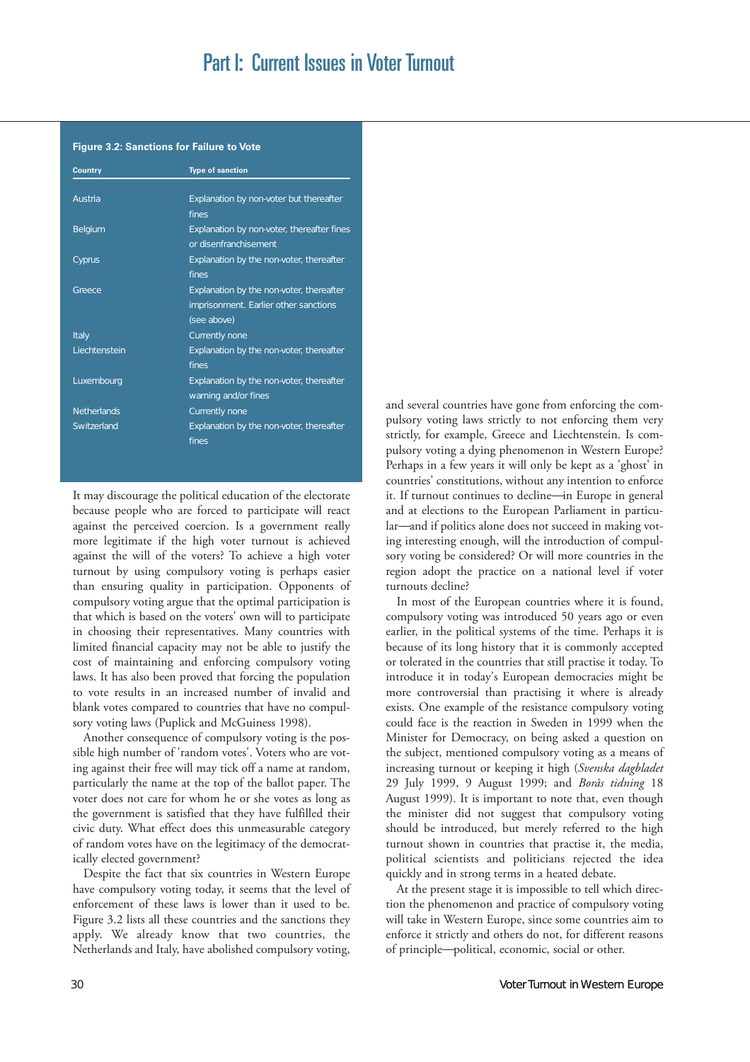**Figure 3.2: Sanctions for Failure to Vote**

| Country | Type of sanction |
|---|---|
| Austria | Explanation by non-voter but thereafter fines |
| Belgium | Explanation by non-voter, thereafter fines or disenfranchisement |
| Cyprus | Explanation by the non-voter, thereafter fines |
| Greece | Explanation by the non-voter, thereafter imprisonment. Earlier other sanctions (see above) |
| Italy | Currently none |
| Liechtenstein | Explanation by the non-voter, thereafter fines |
| Luxembourg | Explanation by the non-voter, thereafter warning and/or fines |
| Netherlands | Currently none |
| Switzerland | Explanation by the non-voter, thereafter fines |

It may discourage the political education of the electorate because people who are forced to participate will react against the perceived coercion. Is a government really more legitimate if the high voter turnout is achieved against the will of the voters? To achieve a high voter turnout by using compulsory voting is perhaps easier than ensuring quality in participation. Opponents of compulsory voting argue that the optimal participation is that which is based on the voters' own will to participate in choosing their representatives. Many countries with limited financial capacity may not be able to justify the cost of maintaining and enforcing compulsory voting laws. It has also been proved that forcing the population to vote results in an increased number of invalid and blank votes compared to countries that have no compulsory voting laws (Puplick and McGuiness 1998).

Another consequence of compulsory voting is the possible high number of 'random votes'. Voters who are voting against their free will may tick off a name at random, particularly the name at the top of the ballot paper. The voter does not care for whom he or she votes as long as the government is satisfied that they have fulfilled their civic duty. What effect does this unmeasurable category of random votes have on the legitimacy of the democratically elected government?

Despite the fact that six countries in Western Europe have compulsory voting today, it seems that the level of enforcement of these laws is lower than it used to be. Figure 3.2 lists all these countries and the sanctions they apply. We already know that two countries, the Netherlands and Italy, have abolished compulsory voting, and several countries have gone from enforcing the compulsory voting laws strictly to not enforcing them very strictly, for example, Greece and Liechtenstein. Is compulsory voting a dying phenomenon in Western Europe? Perhaps in a few years it will only be kept as a 'ghost' in countries' constitutions, without any intention to enforce it. If turnout continues to decline—in Europe in general and at elections to the European Parliament in particular—and if politics alone does not succeed in making voting interesting enough, will the introduction of compulsory voting be considered? Or will more countries in the region adopt the practice on a national level if voter turnouts decline?

In most of the European countries where it is found, compulsory voting was introduced 50 years ago or even earlier, in the political systems of the time. Perhaps it is because of its long history that it is commonly accepted or tolerated in the countries that still practise it today. To introduce it in today's European democracies might be more controversial than practising it where is already exists. One example of the resistance compulsory voting could face is the reaction in Sweden in 1999 when the Minister for Democracy, on being asked a question on the subject, mentioned compulsory voting as a means of increasing turnout or keeping it high (*Svenska dagbladet* 29 July 1999, 9 August 1999; and *Borås tidning* 18 August 1999). It is important to note that, even though the minister did not suggest that compulsory voting should be introduced, but merely referred to the high turnout shown in countries that practise it, the media, political scientists and politicians rejected the idea quickly and in strong terms in a heated debate.

At the present stage it is impossible to tell which direction the phenomenon and practice of compulsory voting will take in Western Europe, since some countries aim to enforce it strictly and others do not, for different reasons of principle—political, economic, social or other.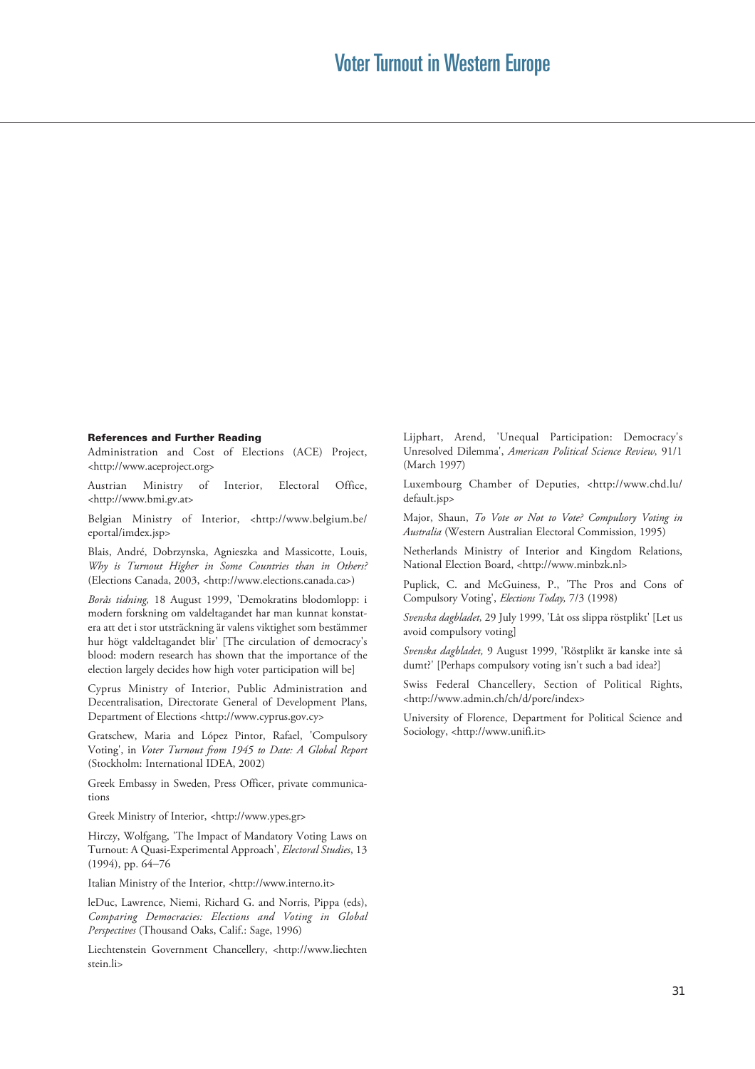#### References and Further Reading

Administration and Cost of Elections (ACE) Project, <http://www.aceproject.org>

Austrian Ministry of Interior, Electoral Office, <http://www.bmi.gv.at>

Belgian Ministry of Interior, <http://www.belgium.be/eportal/imdex.jsp>

Blais, André, Dobrzynska, Agnieszka and Massicotte, Louis, *Why is Turnout Higher in Some Countries than in Others?* (Elections Canada, 2003, <http://www.elections.canada.ca>)

*Borås tidning,* 18 August 1999, 'Demokratins blodomlopp: i modern forskning om valdeltagandet har man kunnat konstatera att det i stor utsträckning är valens viktighet som bestämmer hur högt valdeltagandet blir' [The circulation of democracy's blood: modern research has shown that the importance of the election largely decides how high voter participation will be]

Cyprus Ministry of Interior, Public Administration and Decentralisation, Directorate General of Development Plans, Department of Elections <http://www.cyprus.gov.cy>

Gratschew, Maria and López Pintor, Rafael, 'Compulsory Voting', in *Voter Turnout from 1945 to Date: A Global Report* (Stockholm: International IDEA, 2002)

Greek Embassy in Sweden, Press Officer, private communications

Greek Ministry of Interior, <http://www.ypes.gr>

Hirczy, Wolfgang, 'The Impact of Mandatory Voting Laws on Turnout: A Quasi-Experimental Approach', *Electoral Studies*, 13 (1994), pp. 64–76

Italian Ministry of the Interior, <http://www.interno.it>

leDuc, Lawrence, Niemi, Richard G. and Norris, Pippa (eds), *Comparing Democracies: Elections and Voting in Global Perspectives* (Thousand Oaks, Calif.: Sage, 1996)

Liechtenstein Government Chancellery, <http://www.liechtenstein.li>

Lijphart, Arend, 'Unequal Participation: Democracy's Unresolved Dilemma', *American Political Science Review,* 91/1 (March 1997)

Luxembourg Chamber of Deputies, <http://www.chd.lu/default.jsp>

Major, Shaun, *To Vote or Not to Vote? Compulsory Voting in Australia* (Western Australian Electoral Commission, 1995)

Netherlands Ministry of Interior and Kingdom Relations, National Election Board, <http://www.minbzk.nl>

Puplick, C. and McGuiness, P., 'The Pros and Cons of Compulsory Voting', *Elections Today,* 7/3 (1998)

*Svenska dagbladet,* 29 July 1999, 'Låt oss slippa röstplikt' [Let us avoid compulsory voting]

*Svenska dagbladet,* 9 August 1999, 'Röstplikt är kanske inte så dumt?' [Perhaps compulsory voting isn't such a bad idea?]

Swiss Federal Chancellery, Section of Political Rights, <http://www.admin.ch/ch/d/pore/index>

University of Florence, Department for Political Science and Sociology, <http://www.unifi.it>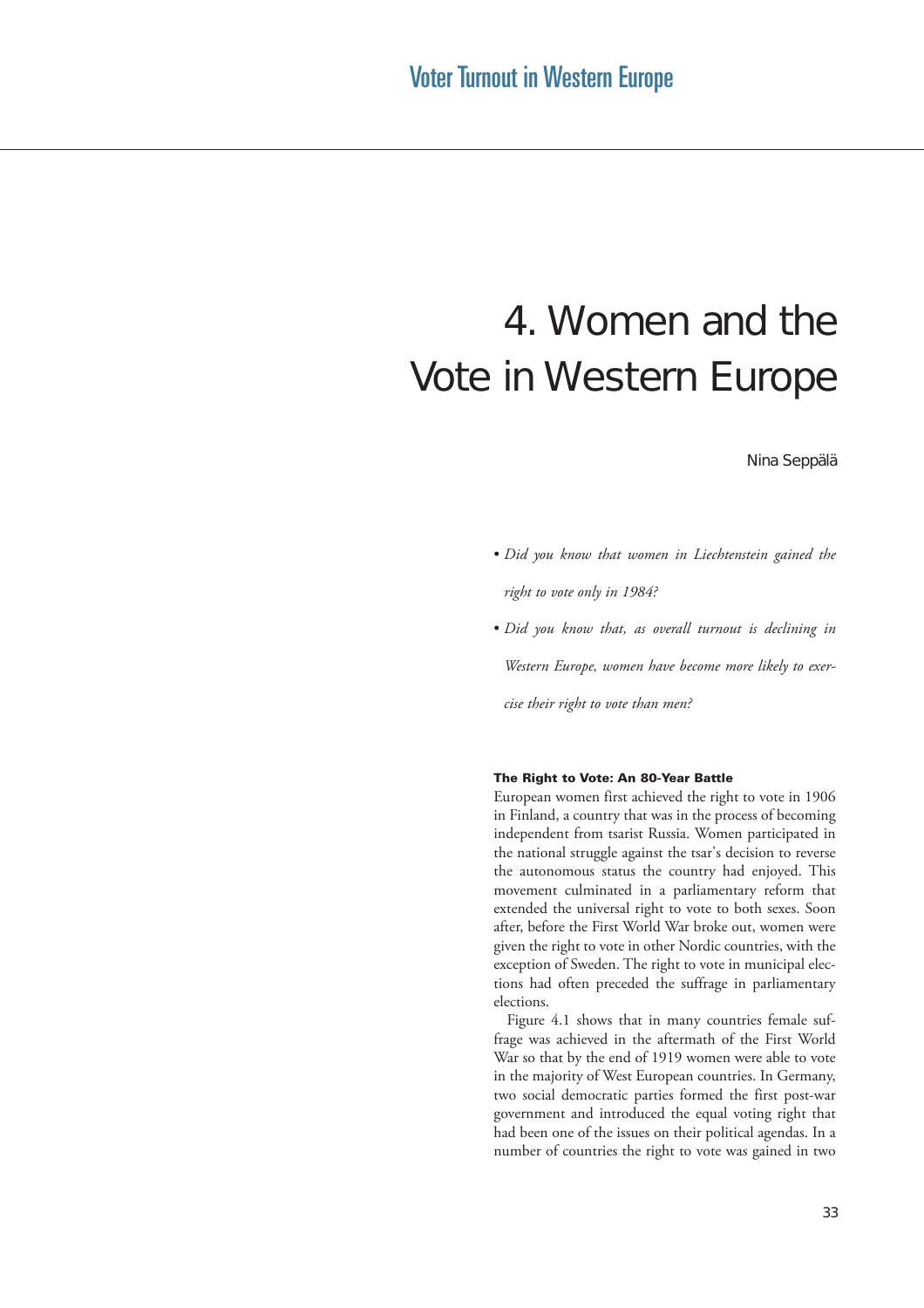# 4. Women and the Vote in Western Europe

Nina Seppälä

- *Did you know that women in Liechtenstein gained the right to vote only in 1984?*
- *Did you know that, as overall turnout is declining in Western Europe, women have become more likely to exercise their right to vote than men?*

### The Right to Vote: An 80-Year Battle

European women first achieved the right to vote in 1906 in Finland, a country that was in the process of becoming independent from tsarist Russia. Women participated in the national struggle against the tsar's decision to reverse the autonomous status the country had enjoyed. This movement culminated in a parliamentary reform that extended the universal right to vote to both sexes. Soon after, before the First World War broke out, women were given the right to vote in other Nordic countries, with the exception of Sweden. The right to vote in municipal elections had often preceded the suffrage in parliamentary elections.

Figure 4.1 shows that in many countries female suffrage was achieved in the aftermath of the First World War so that by the end of 1919 women were able to vote in the majority of West European countries. In Germany, two social democratic parties formed the first post-war government and introduced the equal voting right that had been one of the issues on their political agendas. In a number of countries the right to vote was gained in two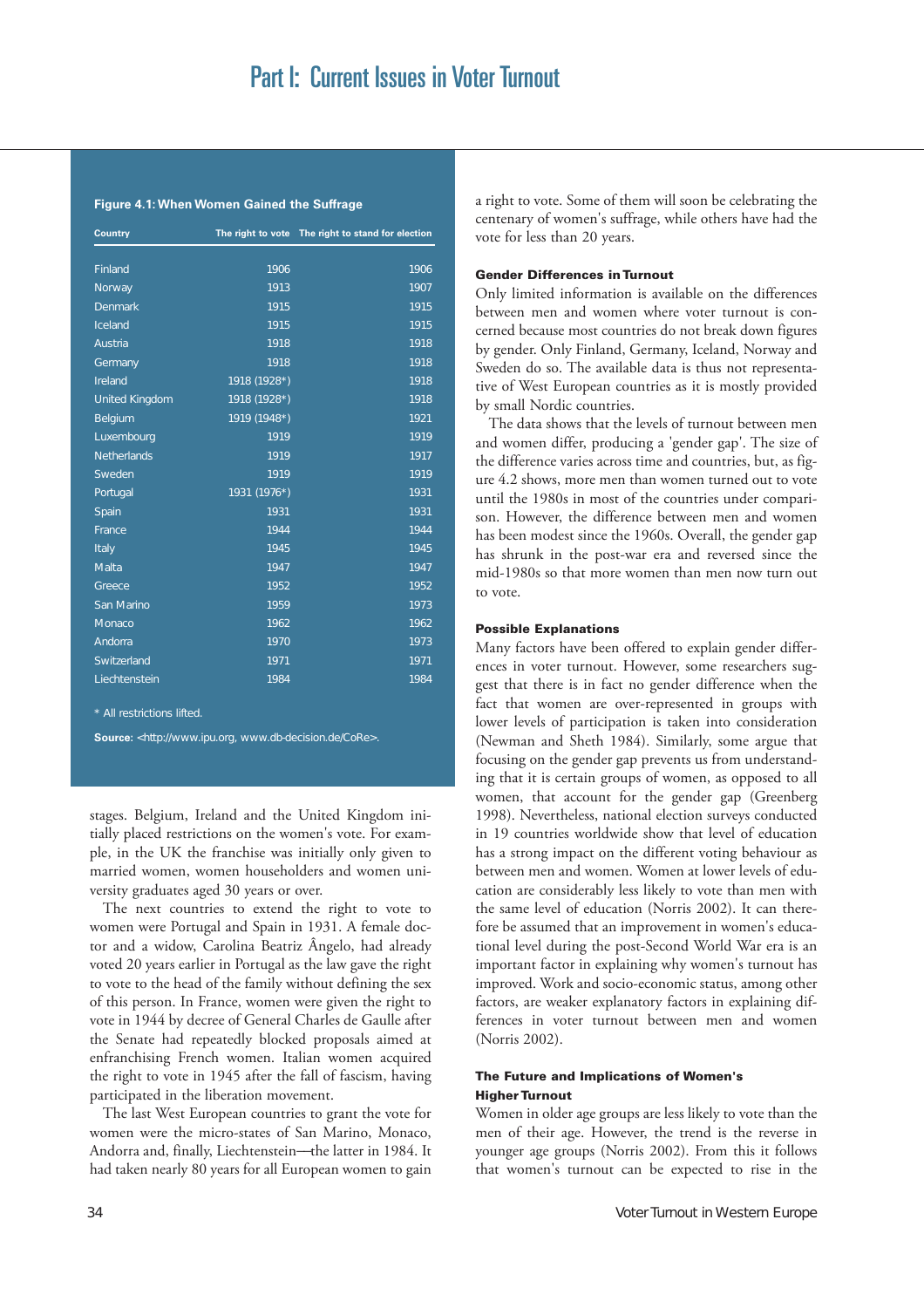**Figure 4.1: When Women Gained the Suffrage**

| Country | The right to vote | The right to stand for election |
|---|---|---|
| Finland | 1906 | 1906 |
| Norway | 1913 | 1907 |
| Denmark | 1915 | 1915 |
| Iceland | 1915 | 1915 |
| Austria | 1918 | 1918 |
| Germany | 1918 | 1918 |
| Ireland | 1918 (1928*) | 1918 |
| United Kingdom | 1918 (1928*) | 1918 |
| Belgium | 1919 (1948*) | 1921 |
| Luxembourg | 1919 | 1919 |
| Netherlands | 1919 | 1917 |
| Sweden | 1919 | 1919 |
| Portugal | 1931 (1976*) | 1931 |
| Spain | 1931 | 1931 |
| France | 1944 | 1944 |
| Italy | 1945 | 1945 |
| Malta | 1947 | 1947 |
| Greece | 1952 | 1952 |
| San Marino | 1959 | 1973 |
| Monaco | 1962 | 1962 |
| Andorra | 1970 | 1973 |
| Switzerland | 1971 | 1971 |
| Liechtenstein | 1984 | 1984 |

\* All restrictions lifted.

**Source:** <http://www.ipu.org, www.db-decision.de/CoRe>.

stages. Belgium, Ireland and the United Kingdom initially placed restrictions on the women's vote. For example, in the UK the franchise was initially only given to married women, women householders and women university graduates aged 30 years or over.

The next countries to extend the right to vote to women were Portugal and Spain in 1931. A female doctor and a widow, Carolina Beatriz Ângelo, had already voted 20 years earlier in Portugal as the law gave the right to vote to the head of the family without defining the sex of this person. In France, women were given the right to vote in 1944 by decree of General Charles de Gaulle after the Senate had repeatedly blocked proposals aimed at enfranchising French women. Italian women acquired the right to vote in 1945 after the fall of fascism, having participated in the liberation movement.

The last West European countries to grant the vote for women were the micro-states of San Marino, Monaco, Andorra and, finally, Liechtenstein—the latter in 1984. It had taken nearly 80 years for all European women to gain a right to vote. Some of them will soon be celebrating the centenary of women's suffrage, while others have had the vote for less than 20 years.

### Gender Differences in Turnout

Only limited information is available on the differences between men and women where voter turnout is concerned because most countries do not break down figures by gender. Only Finland, Germany, Iceland, Norway and Sweden do so. The available data is thus not representative of West European countries as it is mostly provided by small Nordic countries.

The data shows that the levels of turnout between men and women differ, producing a 'gender gap'. The size of the difference varies across time and countries, but, as figure 4.2 shows, more men than women turned out to vote until the 1980s in most of the countries under comparison. However, the difference between men and women has been modest since the 1960s. Overall, the gender gap has shrunk in the post-war era and reversed since the mid-1980s so that more women than men now turn out to vote.

### Possible Explanations

Many factors have been offered to explain gender differences in voter turnout. However, some researchers suggest that there is in fact no gender difference when the fact that women are over-represented in groups with lower levels of participation is taken into consideration (Newman and Sheth 1984). Similarly, some argue that focusing on the gender gap prevents us from understanding that it is certain groups of women, as opposed to all women, that account for the gender gap (Greenberg 1998). Nevertheless, national election surveys conducted in 19 countries worldwide show that level of education has a strong impact on the different voting behaviour as between men and women. Women at lower levels of education are considerably less likely to vote than men with the same level of education (Norris 2002). It can therefore be assumed that an improvement in women's educational level during the post-Second World War era is an important factor in explaining why women's turnout has improved. Work and socio-economic status, among other factors, are weaker explanatory factors in explaining differences in voter turnout between men and women (Norris 2002).

### The Future and Implications of Women's Higher Turnout

Women in older age groups are less likely to vote than the men of their age. However, the trend is the reverse in younger age groups (Norris 2002). From this it follows that women's turnout can be expected to rise in the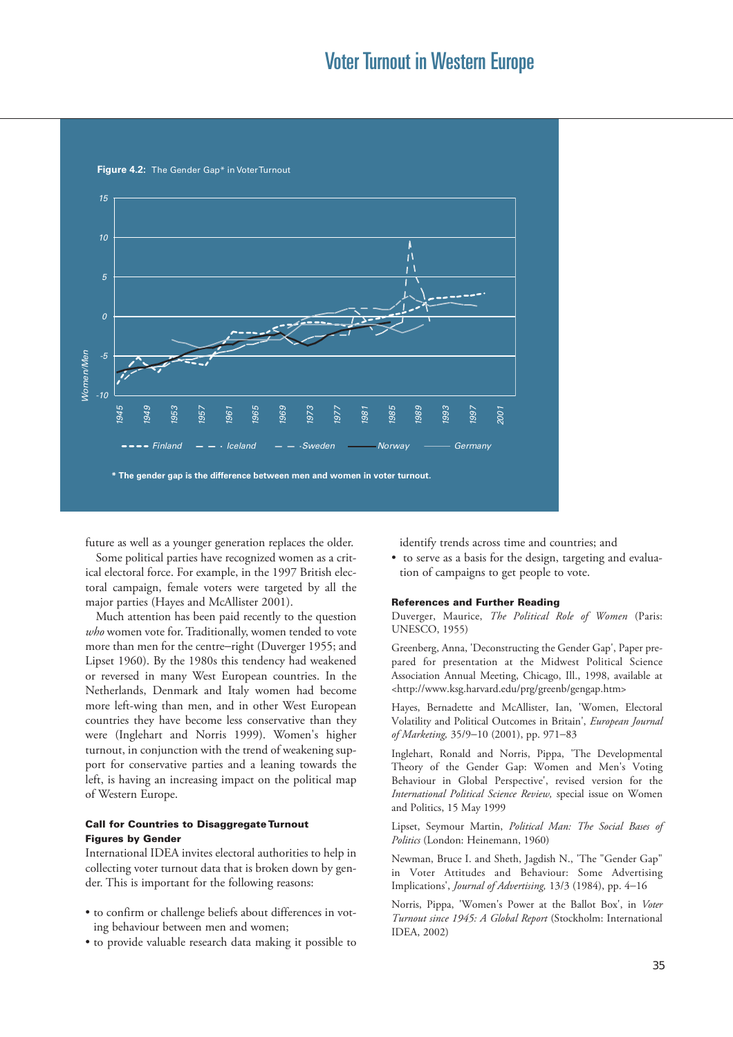**Figure 4.2:** The Gender Gap* in Voter Turnout

* The gender gap is the difference between men and women in voter turnout.

future as well as a younger generation replaces the older.

Some political parties have recognized women as a critical electoral force. For example, in the 1997 British electoral campaign, female voters were targeted by all the major parties (Hayes and McAllister 2001).

Much attention has been paid recently to the question *who* women vote for. Traditionally, women tended to vote more than men for the centre–right (Duverger 1955; and Lipset 1960). By the 1980s this tendency had weakened or reversed in many West European countries. In the Netherlands, Denmark and Italy women had become more left-wing than men, and in other West European countries they have become less conservative than they were (Inglehart and Norris 1999). Women's higher turnout, in conjunction with the trend of weakening support for conservative parties and a leaning towards the left, is having an increasing impact on the political map of Western Europe.

### Call for Countries to Disaggregate Turnout Figures by Gender

International IDEA invites electoral authorities to help in collecting voter turnout data that is broken down by gender. This is important for the following reasons:

- to confirm or challenge beliefs about differences in voting behaviour between men and women;
- to provide valuable research data making it possible to identify trends across time and countries; and
- to serve as a basis for the design, targeting and evaluation of campaigns to get people to vote.

### References and Further Reading

Duverger, Maurice, *The Political Role of Women* (Paris: UNESCO, 1955)

Greenberg, Anna, 'Deconstructing the Gender Gap', Paper prepared for presentation at the Midwest Political Science Association Annual Meeting, Chicago, Ill., 1998, available at <http://www.ksg.harvard.edu/prg/greenb/gengap.htm>

Hayes, Bernadette and McAllister, Ian, 'Women, Electoral Volatility and Political Outcomes in Britain', *European Journal of Marketing,* 35/9–10 (2001), pp. 971–83

Inglehart, Ronald and Norris, Pippa, 'The Developmental Theory of the Gender Gap: Women and Men's Voting Behaviour in Global Perspective', revised version for the *International Political Science Review,* special issue on Women and Politics, 15 May 1999

Lipset, Seymour Martin, *Political Man: The Social Bases of Politics* (London: Heinemann, 1960)

Newman, Bruce I. and Sheth, Jagdish N., 'The "Gender Gap" in Voter Attitudes and Behaviour: Some Advertising Implications', *Journal of Advertising,* 13/3 (1984), pp. 4–16

Norris, Pippa, 'Women's Power at the Ballot Box', in *Voter Turnout since 1945: A Global Report* (Stockholm: International IDEA, 2002)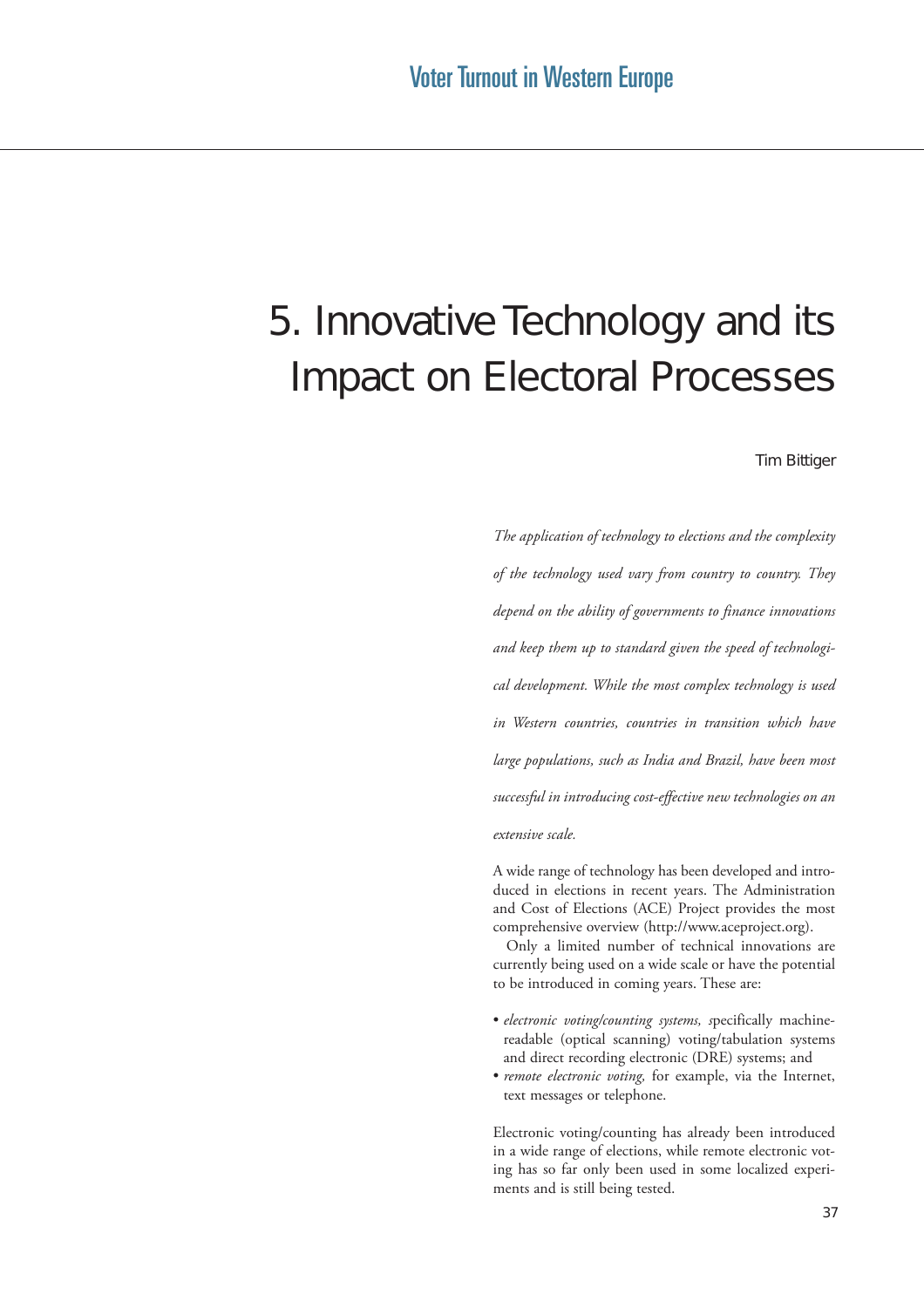# 5. Innovative Technology and its Impact on Electoral Processes

Tim Bittiger

*The application of technology to elections and the complexity of the technology used vary from country to country. They depend on the ability of governments to finance innovations and keep them up to standard given the speed of technological development. While the most complex technology is used in Western countries, countries in transition which have large populations, such as India and Brazil, have been most successful in introducing cost-effective new technologies on an extensive scale.*

A wide range of technology has been developed and introduced in elections in recent years. The Administration and Cost of Elections (ACE) Project provides the most comprehensive overview (http://www.aceproject.org).

Only a limited number of technical innovations are currently being used on a wide scale or have the potential to be introduced in coming years. These are:

- *electronic voting/counting systems, s*pecifically machine-readable (optical scanning) voting/tabulation systems and direct recording electronic (DRE) systems; and
- *remote electronic voting,* for example, via the Internet, text messages or telephone.

Electronic voting/counting has already been introduced in a wide range of elections, while remote electronic voting has so far only been used in some localized experiments and is still being tested.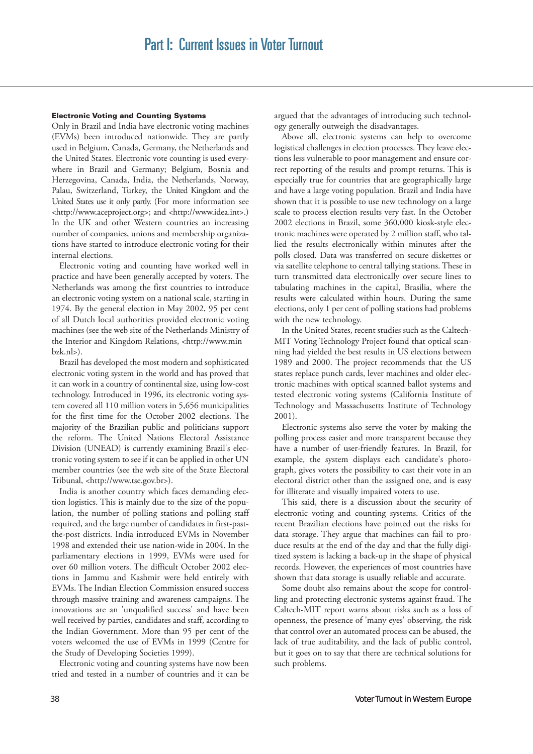### Electronic Voting and Counting Systems

Only in Brazil and India have electronic voting machines (EVMs) been introduced nationwide. They are partly used in Belgium, Canada, Germany, the Netherlands and the United States. Electronic vote counting is used everywhere in Brazil and Germany; Belgium, Bosnia and Herzegovina, Canada, India, the Netherlands, Norway, Palau, Switzerland, Turkey, the United Kingdom and the United States use it only partly. (For more information see <http://www.aceproject.org>; and <http://www.idea.int>.) In the UK and other Western countries an increasing number of companies, unions and membership organizations have started to introduce electronic voting for their internal elections.

Electronic voting and counting have worked well in practice and have been generally accepted by voters. The Netherlands was among the first countries to introduce an electronic voting system on a national scale, starting in 1974. By the general election in May 2002, 95 per cent of all Dutch local authorities provided electronic voting machines (see the web site of the Netherlands Ministry of the Interior and Kingdom Relations, <http://www.minbzk.nl>).

Brazil has developed the most modern and sophisticated electronic voting system in the world and has proved that it can work in a country of continental size, using low-cost technology. Introduced in 1996, its electronic voting system covered all 110 million voters in 5,656 municipalities for the first time for the October 2002 elections. The majority of the Brazilian public and politicians support the reform. The United Nations Electoral Assistance Division (UNEAD) is currently examining Brazil's electronic voting system to see if it can be applied in other UN member countries (see the web site of the State Electoral Tribunal, <http://www.tse.gov.br>).

India is another country which faces demanding election logistics. This is mainly due to the size of the population, the number of polling stations and polling staff required, and the large number of candidates in first-past-the-post districts. India introduced EVMs in November 1998 and extended their use nation-wide in 2004. In the parliamentary elections in 1999, EVMs were used for over 60 million voters. The difficult October 2002 elections in Jammu and Kashmir were held entirely with EVMs. The Indian Election Commission ensured success through massive training and awareness campaigns. The innovations are an 'unqualified success' and have been well received by parties, candidates and staff, according to the Indian Government. More than 95 per cent of the voters welcomed the use of EVMs in 1999 (Centre for the Study of Developing Societies 1999).

Electronic voting and counting systems have now been tried and tested in a number of countries and it can be argued that the advantages of introducing such technology generally outweigh the disadvantages.

Above all, electronic systems can help to overcome logistical challenges in election processes. They leave elections less vulnerable to poor management and ensure correct reporting of the results and prompt returns. This is especially true for countries that are geographically large and have a large voting population. Brazil and India have shown that it is possible to use new technology on a large scale to process election results very fast. In the October 2002 elections in Brazil, some 360,000 kiosk-style electronic machines were operated by 2 million staff, who tallied the results electronically within minutes after the polls closed. Data was transferred on secure diskettes or via satellite telephone to central tallying stations. These in turn transmitted data electronically over secure lines to tabulating machines in the capital, Brasilia, where the results were calculated within hours. During the same elections, only 1 per cent of polling stations had problems with the new technology.

In the United States, recent studies such as the Caltech-MIT Voting Technology Project found that optical scanning had yielded the best results in US elections between 1989 and 2000. The project recommends that the US states replace punch cards, lever machines and older electronic machines with optical scanned ballot systems and tested electronic voting systems (California Institute of Technology and Massachusetts Institute of Technology 2001).

Electronic systems also serve the voter by making the polling process easier and more transparent because they have a number of user-friendly features. In Brazil, for example, the system displays each candidate's photograph, gives voters the possibility to cast their vote in an electoral district other than the assigned one, and is easy for illiterate and visually impaired voters to use.

This said, there is a discussion about the security of electronic voting and counting systems. Critics of the recent Brazilian elections have pointed out the risks for data storage. They argue that machines can fail to produce results at the end of the day and that the fully digitized system is lacking a back-up in the shape of physical records. However, the experiences of most countries have shown that data storage is usually reliable and accurate.

Some doubt also remains about the scope for controlling and protecting electronic systems against fraud. The Caltech-MIT report warns about risks such as a loss of openness, the presence of 'many eyes' observing, the risk that control over an automated process can be abused, the lack of true auditability, and the lack of public control, but it goes on to say that there are technical solutions for such problems.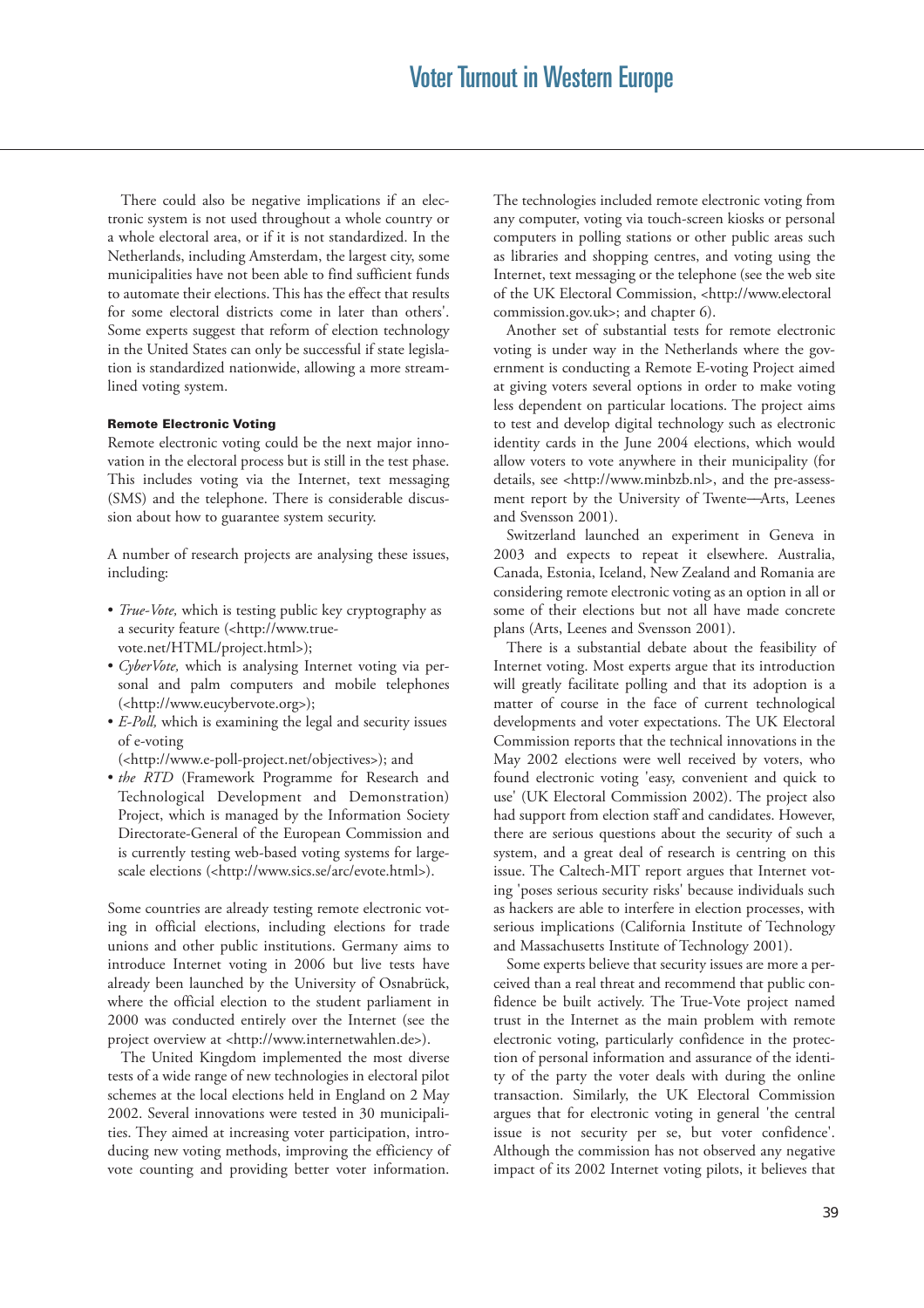There could also be negative implications if an electronic system is not used throughout a whole country or a whole electoral area, or if it is not standardized. In the Netherlands, including Amsterdam, the largest city, some municipalities have not been able to find sufficient funds to automate their elections. This has the effect that results for some electoral districts come in later than others'. Some experts suggest that reform of election technology in the United States can only be successful if state legislation is standardized nationwide, allowing a more streamlined voting system.

#### Remote Electronic Voting

Remote electronic voting could be the next major innovation in the electoral process but is still in the test phase. This includes voting via the Internet, text messaging (SMS) and the telephone. There is considerable discussion about how to guarantee system security.

A number of research projects are analysing these issues, including:

- *True-Vote,* which is testing public key cryptography as a security feature (<http://www.true-vote.net/HTML/project.html>);
- *CyberVote,* which is analysing Internet voting via personal and palm computers and mobile telephones (<http://www.eucybervote.org>);
- *E-Poll,* which is examining the legal and security issues of e-voting (<http://www.e-poll-project.net/objectives>); and
- *the RTD* (Framework Programme for Research and Technological Development and Demonstration) Project, which is managed by the Information Society Directorate-General of the European Commission and is currently testing web-based voting systems for large-scale elections (<http://www.sics.se/arc/evote.html>).

Some countries are already testing remote electronic voting in official elections, including elections for trade unions and other public institutions. Germany aims to introduce Internet voting in 2006 but live tests have already been launched by the University of Osnabrück, where the official election to the student parliament in 2000 was conducted entirely over the Internet (see the project overview at <http://www.internetwahlen.de>).

The United Kingdom implemented the most diverse tests of a wide range of new technologies in electoral pilot schemes at the local elections held in England on 2 May 2002. Several innovations were tested in 30 municipalities. They aimed at increasing voter participation, introducing new voting methods, improving the efficiency of vote counting and providing better voter information. The technologies included remote electronic voting from any computer, voting via touch-screen kiosks or personal computers in polling stations or other public areas such as libraries and shopping centres, and voting using the Internet, text messaging or the telephone (see the web site of the UK Electoral Commission, <http://www.electoralcommission.gov.uk>; and chapter 6).

Another set of substantial tests for remote electronic voting is under way in the Netherlands where the government is conducting a Remote E-voting Project aimed at giving voters several options in order to make voting less dependent on particular locations. The project aims to test and develop digital technology such as electronic identity cards in the June 2004 elections, which would allow voters to vote anywhere in their municipality (for details, see <http://www.minbzb.nl>, and the pre-assessment report by the University of Twente—Arts, Leenes and Svensson 2001).

Switzerland launched an experiment in Geneva in 2003 and expects to repeat it elsewhere. Australia, Canada, Estonia, Iceland, New Zealand and Romania are considering remote electronic voting as an option in all or some of their elections but not all have made concrete plans (Arts, Leenes and Svensson 2001).

There is a substantial debate about the feasibility of Internet voting. Most experts argue that its introduction will greatly facilitate polling and that its adoption is a matter of course in the face of current technological developments and voter expectations. The UK Electoral Commission reports that the technical innovations in the May 2002 elections were well received by voters, who found electronic voting 'easy, convenient and quick to use' (UK Electoral Commission 2002). The project also had support from election staff and candidates. However, there are serious questions about the security of such a system, and a great deal of research is centring on this issue. The Caltech-MIT report argues that Internet voting 'poses serious security risks' because individuals such as hackers are able to interfere in election processes, with serious implications (California Institute of Technology and Massachusetts Institute of Technology 2001).

Some experts believe that security issues are more a perceived than a real threat and recommend that public confidence be built actively. The True-Vote project named trust in the Internet as the main problem with remote electronic voting, particularly confidence in the protection of personal information and assurance of the identity of the party the voter deals with during the online transaction. Similarly, the UK Electoral Commission argues that for electronic voting in general 'the central issue is not security per se, but voter confidence'. Although the commission has not observed any negative impact of its 2002 Internet voting pilots, it believes that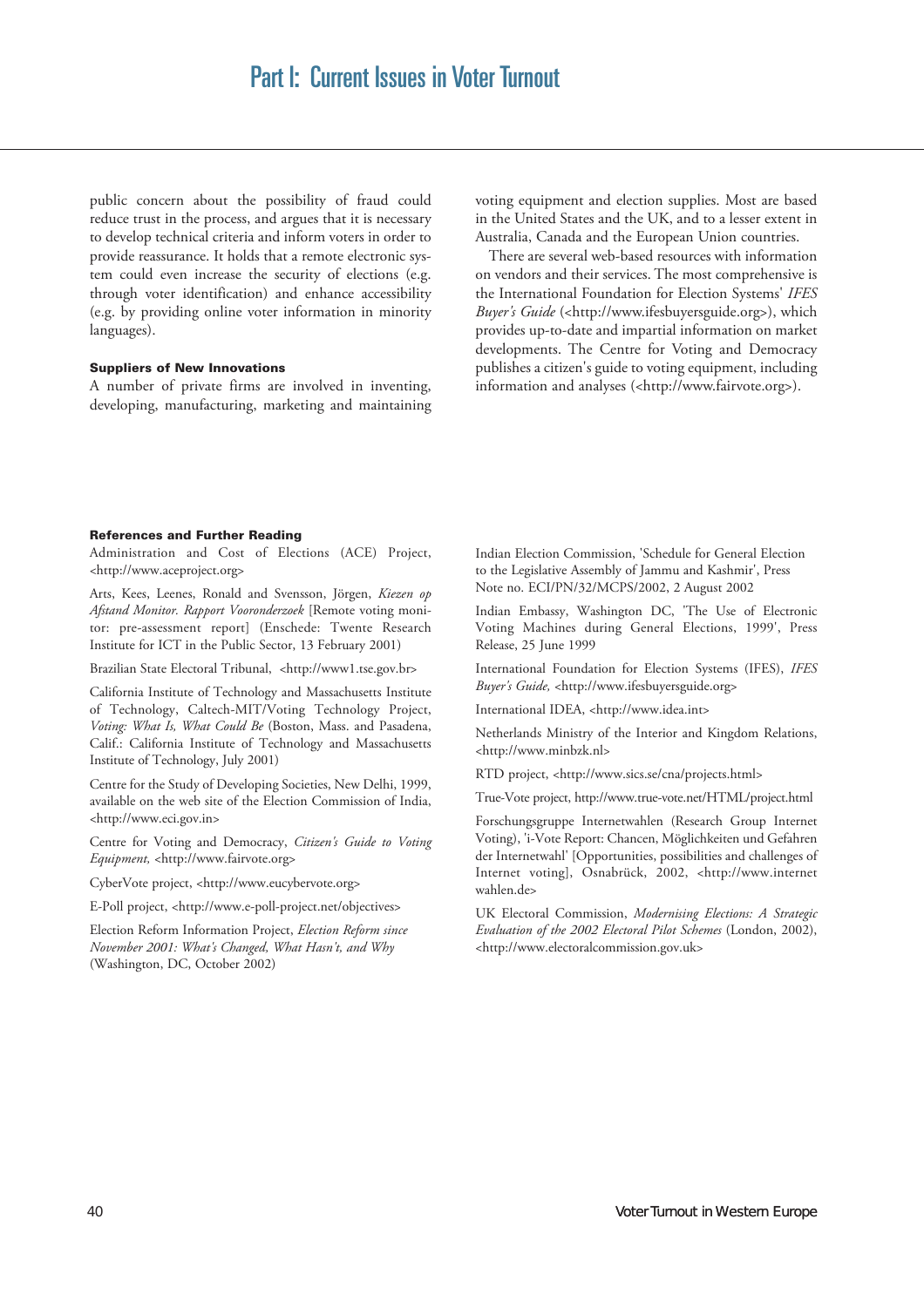public concern about the possibility of fraud could reduce trust in the process, and argues that it is necessary to develop technical criteria and inform voters in order to provide reassurance. It holds that a remote electronic system could even increase the security of elections (e.g. through voter identification) and enhance accessibility (e.g. by providing online voter information in minority languages).

### Suppliers of New Innovations

A number of private firms are involved in inventing, developing, manufacturing, marketing and maintaining voting equipment and election supplies. Most are based in the United States and the UK, and to a lesser extent in Australia, Canada and the European Union countries.

There are several web-based resources with information on vendors and their services. The most comprehensive is the International Foundation for Election Systems' *IFES Buyer's Guide* (<http://www.ifesbuyersguide.org>), which provides up-to-date and impartial information on market developments. The Centre for Voting and Democracy publishes a citizen's guide to voting equipment, including information and analyses (<http://www.fairvote.org>).

### References and Further Reading

Administration and Cost of Elections (ACE) Project, <http://www.aceproject.org>

Arts, Kees, Leenes, Ronald and Svensson, Jörgen, *Kiezen op Afstand Monitor. Rapport Vooronderzoek* [Remote voting monitor: pre-assessment report] (Enschede: Twente Research Institute for ICT in the Public Sector, 13 February 2001)

Brazilian State Electoral Tribunal, <http://www1.tse.gov.br>

California Institute of Technology and Massachusetts Institute of Technology, Caltech-MIT/Voting Technology Project, *Voting: What Is, What Could Be* (Boston, Mass. and Pasadena, Calif.: California Institute of Technology and Massachusetts Institute of Technology, July 2001)

Centre for the Study of Developing Societies, New Delhi, 1999, available on the web site of the Election Commission of India, <http://www.eci.gov.in>

Centre for Voting and Democracy, *Citizen's Guide to Voting Equipment,* <http://www.fairvote.org>

CyberVote project, <http://www.eucybervote.org>

E-Poll project, <http://www.e-poll-project.net/objectives>

Election Reform Information Project, *Election Reform since November 2001: What's Changed, What Hasn't, and Why* (Washington, DC, October 2002)

Indian Election Commission, 'Schedule for General Election to the Legislative Assembly of Jammu and Kashmir', Press Note no. ECI/PN/32/MCPS/2002, 2 August 2002

Indian Embassy, Washington DC, 'The Use of Electronic Voting Machines during General Elections, 1999', Press Release, 25 June 1999

International Foundation for Election Systems (IFES), *IFES Buyer's Guide*, <http://www.ifesbuyersguide.org>

International IDEA, <http://www.idea.int>

Netherlands Ministry of the Interior and Kingdom Relations, <http://www.minbzk.nl>

RTD project, <http://www.sics.se/cna/projects.html>

True-Vote project, http://www.true-vote.net/HTML/project.html

Forschungsgruppe Internetwahlen (Research Group Internet Voting), 'i-Vote Report: Chancen, Möglichkeiten und Gefahren der Internetwahl' [Opportunities, possibilities and challenges of Internet voting], Osnabrück, 2002, <http://www.internetwahlen.de>

UK Electoral Commission, *Modernising Elections: A Strategic Evaluation of the 2002 Electoral Pilot Schemes* (London, 2002), <http://www.electoralcommission.gov.uk>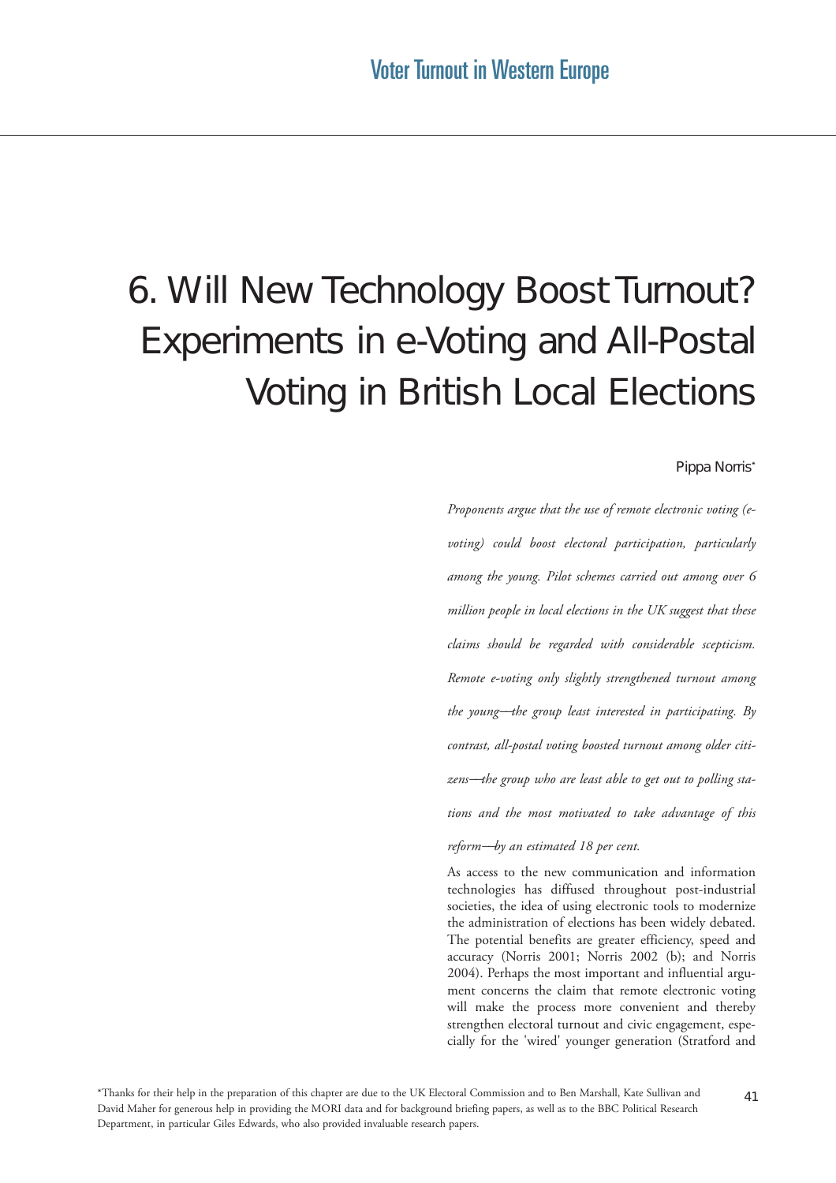# 6. Will New Technology Boost Turnout? Experiments in e-Voting and All-Postal Voting in British Local Elections

Pippa Norris*

*Proponents argue that the use of remote electronic voting (e-voting) could boost electoral participation, particularly among the young. Pilot schemes carried out among over 6 million people in local elections in the UK suggest that these claims should be regarded with considerable scepticism. Remote e-voting only slightly strengthened turnout among the young—the group least interested in participating. By contrast, all-postal voting boosted turnout among older citizens—the group who are least able to get out to polling stations and the most motivated to take advantage of this reform—by an estimated 18 per cent.*

As access to the new communication and information technologies has diffused throughout post-industrial societies, the idea of using electronic tools to modernize the administration of elections has been widely debated. The potential benefits are greater efficiency, speed and accuracy (Norris 2001; Norris 2002 (b); and Norris 2004). Perhaps the most important and influential argument concerns the claim that remote electronic voting will make the process more convenient and thereby strengthen electoral turnout and civic engagement, especially for the 'wired' younger generation (Stratford and

*Thanks for their help in the preparation of this chapter are due to the UK Electoral Commission and to Ben Marshall, Kate Sullivan and David Maher for generous help in providing the MORI data and for background briefing papers, as well as to the BBC Political Research Department, in particular Giles Edwards, who also provided invaluable research papers.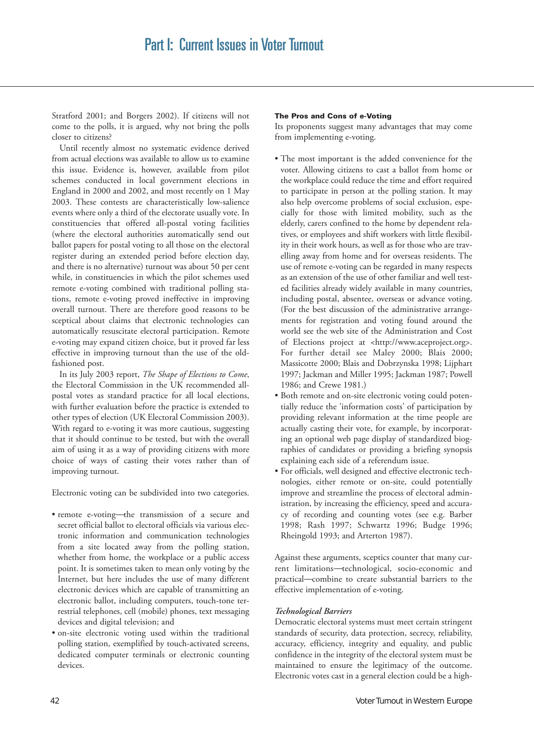Stratford 2001; and Borgers 2002). If citizens will not come to the polls, it is argued, why not bring the polls closer to citizens?

Until recently almost no systematic evidence derived from actual elections was available to allow us to examine this issue. Evidence is, however, available from pilot schemes conducted in local government elections in England in 2000 and 2002, and most recently on 1 May 2003. These contests are characteristically low-salience events where only a third of the electorate usually vote. In constituencies that offered all-postal voting facilities (where the electoral authorities automatically send out ballot papers for postal voting to all those on the electoral register during an extended period before election day, and there is no alternative) turnout was about 50 per cent while, in constituencies in which the pilot schemes used remote e-voting combined with traditional polling stations, remote e-voting proved ineffective in improving overall turnout. There are therefore good reasons to be sceptical about claims that electronic technologies can automatically resuscitate electoral participation. Remote e-voting may expand citizen choice, but it proved far less effective in improving turnout than the use of the old-fashioned post.

In its July 2003 report, *The Shape of Elections to Come*, the Electoral Commission in the UK recommended all-postal votes as standard practice for all local elections, with further evaluation before the practice is extended to other types of election (UK Electoral Commission 2003). With regard to e-voting it was more cautious, suggesting that it should continue to be tested, but with the overall aim of using it as a way of providing citizens with more choice of ways of casting their votes rather than of improving turnout.

Electronic voting can be subdivided into two categories.

- remote e-voting—the transmission of a secure and secret official ballot to electoral officials via various electronic information and communication technologies from a site located away from the polling station, whether from home, the workplace or a public access point. It is sometimes taken to mean only voting by the Internet, but here includes the use of many different electronic devices which are capable of transmitting an electronic ballot, including computers, touch-tone terrestrial telephones, cell (mobile) phones, text messaging devices and digital television; and
- on-site electronic voting used within the traditional polling station, exemplified by touch-activated screens, dedicated computer terminals or electronic counting devices.

**The Pros and Cons of e-Voting**

Its proponents suggest many advantages that may come from implementing e-voting.

- The most important is the added convenience for the voter. Allowing citizens to cast a ballot from home or the workplace could reduce the time and effort required to participate in person at the polling station. It may also help overcome problems of social exclusion, especially for those with limited mobility, such as the elderly, carers confined to the home by dependent relatives, or employees and shift workers with little flexibility in their work hours, as well as for those who are travelling away from home and for overseas residents. The use of remote e-voting can be regarded in many respects as an extension of the use of other familiar and well tested facilities already widely available in many countries, including postal, absentee, overseas or advance voting. (For the best discussion of the administrative arrangements for registration and voting found around the world see the web site of the Administration and Cost of Elections project at <http://www.aceproject.org>. For further detail see Maley 2000; Blais 2000; Massicotte 2000; Blais and Dobrzynska 1998; Lijphart 1997; Jackman and Miller 1995; Jackman 1987; Powell 1986; and Crewe 1981.)
- Both remote and on-site electronic voting could potentially reduce the 'information costs' of participation by providing relevant information at the time people are actually casting their vote, for example, by incorporating an optional web page display of standardized biographies of candidates or providing a briefing synopsis explaining each side of a referendum issue.
- For officials, well designed and effective electronic technologies, either remote or on-site, could potentially improve and streamline the process of electoral administration, by increasing the efficiency, speed and accuracy of recording and counting votes (see e.g. Barber 1998; Rash 1997; Schwartz 1996; Budge 1996; Rheingold 1993; and Arterton 1987).

Against these arguments, sceptics counter that many current limitations—technological, socio-economic and practical—combine to create substantial barriers to the effective implementation of e-voting.

***Technological Barriers***

Democratic electoral systems must meet certain stringent standards of security, data protection, secrecy, reliability, accuracy, efficiency, integrity and equality, and public confidence in the integrity of the electoral system must be maintained to ensure the legitimacy of the outcome. Electronic votes cast in a general election could be a high-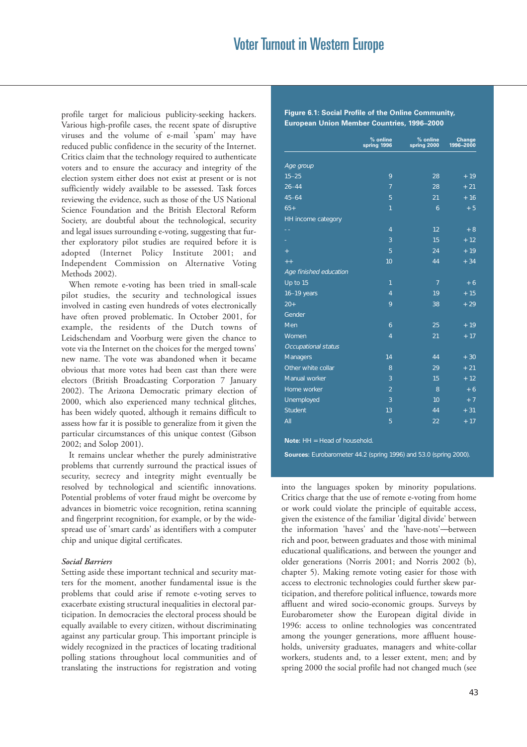profile target for malicious publicity-seeking hackers. Various high-profile cases, the recent spate of disruptive viruses and the volume of e-mail 'spam' may have reduced public confidence in the security of the Internet. Critics claim that the technology required to authenticate voters and to ensure the accuracy and integrity of the election system either does not exist at present or is not sufficiently widely available to be assessed. Task forces reviewing the evidence, such as those of the US National Science Foundation and the British Electoral Reform Society, are doubtful about the technological, security and legal issues surrounding e-voting, suggesting that further exploratory pilot studies are required before it is adopted (Internet Policy Institute 2001; and Independent Commission on Alternative Voting Methods 2002).

When remote e-voting has been tried in small-scale pilot studies, the security and technological issues involved in casting even hundreds of votes electronically have often proved problematic. In October 2001, for example, the residents of the Dutch towns of Leidschendam and Voorburg were given the chance to vote via the Internet on the choices for the merged towns' new name. The vote was abandoned when it became obvious that more votes had been cast than there were electors (British Broadcasting Corporation 7 January 2002). The Arizona Democratic primary election of 2000, which also experienced many technical glitches, has been widely quoted, although it remains difficult to assess how far it is possible to generalize from it given the particular circumstances of this unique contest (Gibson 2002; and Solop 2001).

It remains unclear whether the purely administrative problems that currently surround the practical issues of security, secrecy and integrity might eventually be resolved by technological and scientific innovations. Potential problems of voter fraud might be overcome by advances in biometric voice recognition, retina scanning and fingerprint recognition, for example, or by the widespread use of 'smart cards' as identifiers with a computer chip and unique digital certificates.

### *Social Barriers*

Setting aside these important technical and security matters for the moment, another fundamental issue is the problems that could arise if remote e-voting serves to exacerbate existing structural inequalities in electoral participation. In democracies the electoral process should be equally available to every citizen, without discriminating against any particular group. This important principle is widely recognized in the practices of locating traditional polling stations throughout local communities and of translating the instructions for registration and voting into the languages spoken by minority populations. Critics charge that the use of remote e-voting from home or work could violate the principle of equitable access, given the existence of the familiar 'digital divide' between the information 'haves' and the 'have-nots'—between rich and poor, between graduates and those with minimal educational qualifications, and between the younger and older generations (Norris 2001; and Norris 2002 (b), chapter 5). Making remote voting easier for those with access to electronic technologies could further skew participation, and therefore political influence, towards more affluent and wired socio-economic groups. Surveys by Eurobarometer show the European digital divide in 1996: access to online technologies was concentrated among the younger generations, more affluent households, university graduates, managers and white-collar workers, students and, to a lesser extent, men; and by spring 2000 the social profile had not changed much (see

**Figure 6.1: Social Profile of the Online Community, European Union Member Countries, 1996–2000**

| | % online spring 1996 | % online spring 2000 | Change 1996–2000 |
|---|---|---|---|
| *Age group* | | | |
| 15–25 | 9 | 28 | +19 |
| 26–44 | 7 | 28 | +21 |
| 45–64 | 5 | 21 | +16 |
| 65+ | 1 | 6 | +5 |
| HH income category | | | |
| -- | 4 | 12 | +8 |
| - | 3 | 15 | +12 |
| + | 5 | 24 | +19 |
| ++ | 10 | 44 | +34 |
| *Age finished education* | | | |
| Up to 15 | 1 | 7 | +6 |
| 16–19 years | 4 | 19 | +15 |
| 20+ | 9 | 38 | +29 |
| Gender | | | |
| Men | 6 | 25 | +19 |
| Women | 4 | 21 | +17 |
| *Occupational status* | | | |
| Managers | 14 | 44 | +30 |
| Other white collar | 8 | 29 | +21 |
| Manual worker | 3 | 15 | +12 |
| Home worker | 2 | 8 | +6 |
| Unemployed | 3 | 10 | +7 |
| Student | 13 | 44 | +31 |
| All | 5 | 22 | +17 |

**Note:** HH = Head of household.

**Sources:** Eurobarometer 44.2 (spring 1996) and 53.0 (spring 2000).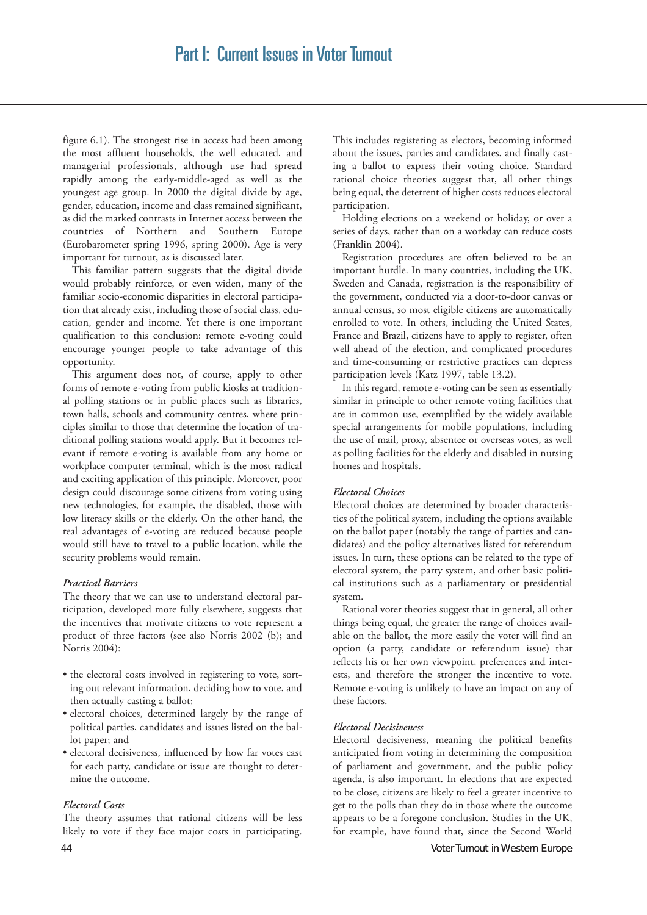figure 6.1). The strongest rise in access had been among the most affluent households, the well educated, and managerial professionals, although use had spread rapidly among the early-middle-aged as well as the youngest age group. In 2000 the digital divide by age, gender, education, income and class remained significant, as did the marked contrasts in Internet access between the countries of Northern and Southern Europe (Eurobarometer spring 1996, spring 2000). Age is very important for turnout, as is discussed later.

This familiar pattern suggests that the digital divide would probably reinforce, or even widen, many of the familiar socio-economic disparities in electoral participation that already exist, including those of social class, education, gender and income. Yet there is one important qualification to this conclusion: remote e-voting could encourage younger people to take advantage of this opportunity.

This argument does not, of course, apply to other forms of remote e-voting from public kiosks at traditional polling stations or in public places such as libraries, town halls, schools and community centres, where principles similar to those that determine the location of traditional polling stations would apply. But it becomes relevant if remote e-voting is available from any home or workplace computer terminal, which is the most radical and exciting application of this principle. Moreover, poor design could discourage some citizens from voting using new technologies, for example, the disabled, those with low literacy skills or the elderly. On the other hand, the real advantages of e-voting are reduced because people would still have to travel to a public location, while the security problems would remain.

### *Practical Barriers*

The theory that we can use to understand electoral participation, developed more fully elsewhere, suggests that the incentives that motivate citizens to vote represent a product of three factors (see also Norris 2002 (b); and Norris 2004):

- the electoral costs involved in registering to vote, sorting out relevant information, deciding how to vote, and then actually casting a ballot;
- electoral choices, determined largely by the range of political parties, candidates and issues listed on the ballot paper; and
- electoral decisiveness, influenced by how far votes cast for each party, candidate or issue are thought to determine the outcome.

### *Electoral Costs*

The theory assumes that rational citizens will be less likely to vote if they face major costs in participating. This includes registering as electors, becoming informed about the issues, parties and candidates, and finally casting a ballot to express their voting choice. Standard rational choice theories suggest that, all other things being equal, the deterrent of higher costs reduces electoral participation.

Holding elections on a weekend or holiday, or over a series of days, rather than on a workday can reduce costs (Franklin 2004).

Registration procedures are often believed to be an important hurdle. In many countries, including the UK, Sweden and Canada, registration is the responsibility of the government, conducted via a door-to-door canvas or annual census, so most eligible citizens are automatically enrolled to vote. In others, including the United States, France and Brazil, citizens have to apply to register, often well ahead of the election, and complicated procedures and time-consuming or restrictive practices can depress participation levels (Katz 1997, table 13.2).

In this regard, remote e-voting can be seen as essentially similar in principle to other remote voting facilities that are in common use, exemplified by the widely available special arrangements for mobile populations, including the use of mail, proxy, absentee or overseas votes, as well as polling facilities for the elderly and disabled in nursing homes and hospitals.

### *Electoral Choices*

Electoral choices are determined by broader characteristics of the political system, including the options available on the ballot paper (notably the range of parties and candidates) and the policy alternatives listed for referendum issues. In turn, these options can be related to the type of electoral system, the party system, and other basic political institutions such as a parliamentary or presidential system.

Rational voter theories suggest that in general, all other things being equal, the greater the range of choices available on the ballot, the more easily the voter will find an option (a party, candidate or referendum issue) that reflects his or her own viewpoint, preferences and interests, and therefore the stronger the incentive to vote. Remote e-voting is unlikely to have an impact on any of these factors.

### *Electoral Decisiveness*

Electoral decisiveness, meaning the political benefits anticipated from voting in determining the composition of parliament and government, and the public policy agenda, is also important. In elections that are expected to be close, citizens are likely to feel a greater incentive to get to the polls than they do in those where the outcome appears to be a foregone conclusion. Studies in the UK, for example, have found that, since the Second World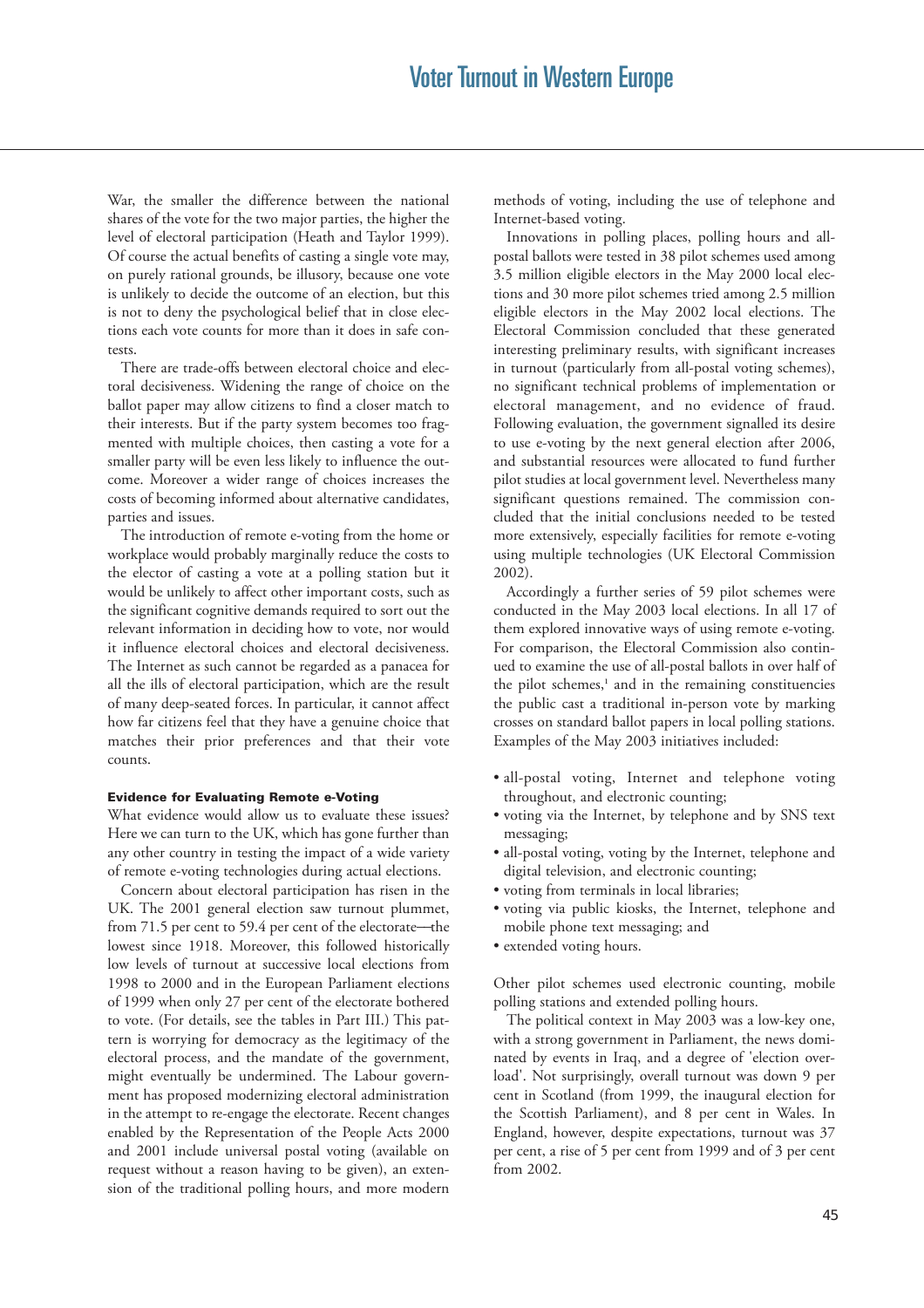War, the smaller the difference between the national shares of the vote for the two major parties, the higher the level of electoral participation (Heath and Taylor 1999). Of course the actual benefits of casting a single vote may, on purely rational grounds, be illusory, because one vote is unlikely to decide the outcome of an election, but this is not to deny the psychological belief that in close elections each vote counts for more than it does in safe contests.

There are trade-offs between electoral choice and electoral decisiveness. Widening the range of choice on the ballot paper may allow citizens to find a closer match to their interests. But if the party system becomes too fragmented with multiple choices, then casting a vote for a smaller party will be even less likely to influence the outcome. Moreover a wider range of choices increases the costs of becoming informed about alternative candidates, parties and issues.

The introduction of remote e-voting from the home or workplace would probably marginally reduce the costs to the elector of casting a vote at a polling station but it would be unlikely to affect other important costs, such as the significant cognitive demands required to sort out the relevant information in deciding how to vote, nor would it influence electoral choices and electoral decisiveness. The Internet as such cannot be regarded as a panacea for all the ills of electoral participation, which are the result of many deep-seated forces. In particular, it cannot affect how far citizens feel that they have a genuine choice that matches their prior preferences and that their vote counts.

#### Evidence for Evaluating Remote e-Voting

What evidence would allow us to evaluate these issues? Here we can turn to the UK, which has gone further than any other country in testing the impact of a wide variety of remote e-voting technologies during actual elections.

Concern about electoral participation has risen in the UK. The 2001 general election saw turnout plummet, from 71.5 per cent to 59.4 per cent of the electorate—the lowest since 1918. Moreover, this followed historically low levels of turnout at successive local elections from 1998 to 2000 and in the European Parliament elections of 1999 when only 27 per cent of the electorate bothered to vote. (For details, see the tables in Part III.) This pattern is worrying for democracy as the legitimacy of the electoral process, and the mandate of the government, might eventually be undermined. The Labour government has proposed modernizing electoral administration in the attempt to re-engage the electorate. Recent changes enabled by the Representation of the Peoples Acts 2000 and 2001 include universal postal voting (available on request without a reason having to be given), an extension of the traditional polling hours, and more modern methods of voting, including the use of telephone and Internet-based voting.

Innovations in polling places, polling hours and all-postal ballots were tested in 38 pilot schemes used among 3.5 million eligible electors in the May 2000 local elections and 30 more pilot schemes tried among 2.5 million eligible electors in the May 2002 local elections. The Electoral Commission concluded that these generated interesting preliminary results, with significant increases in turnout (particularly from all-postal voting schemes), no significant technical problems of implementation or electoral management, and no evidence of fraud. Following evaluation, the government signalled its desire to use e-voting by the next general election after 2006, and substantial resources were allocated to fund further pilot studies at local government level. Nevertheless many significant questions remained. The commission concluded that the initial conclusions needed to be tested more extensively, especially facilities for remote e-voting using multiple technologies (UK Electoral Commission 2002).

Accordingly a further series of 59 pilot schemes were conducted in the May 2003 local elections. In all 17 of them explored innovative ways of using remote e-voting. For comparison, the Electoral Commission also continued to examine the use of all-postal ballots in over half of the pilot schemes,[1] and in the remaining constituencies the public cast a traditional in-person vote by marking crosses on standard ballot papers in local polling stations. Examples of the May 2003 initiatives included:

- all-postal voting, Internet and telephone voting throughout, and electronic counting;
- voting via the Internet, by telephone and by SNS text messaging;
- all-postal voting, voting by the Internet, telephone and digital television, and electronic counting;
- voting from terminals in local libraries;
- voting via public kiosks, the Internet, telephone and mobile phone text messaging; and
- extended voting hours.

Other pilot schemes used electronic counting, mobile polling stations and extended polling hours.

The political context in May 2003 was a low-key one, with a strong government in Parliament, the news dominated by events in Iraq, and a degree of 'election overload'. Not surprisingly, overall turnout was down 9 per cent in Scotland (from 1999, the inaugural election for the Scottish Parliament), and 8 per cent in Wales. In England, however, despite expectations, turnout was 37 per cent, a rise of 5 per cent from 1999 and of 3 per cent from 2002.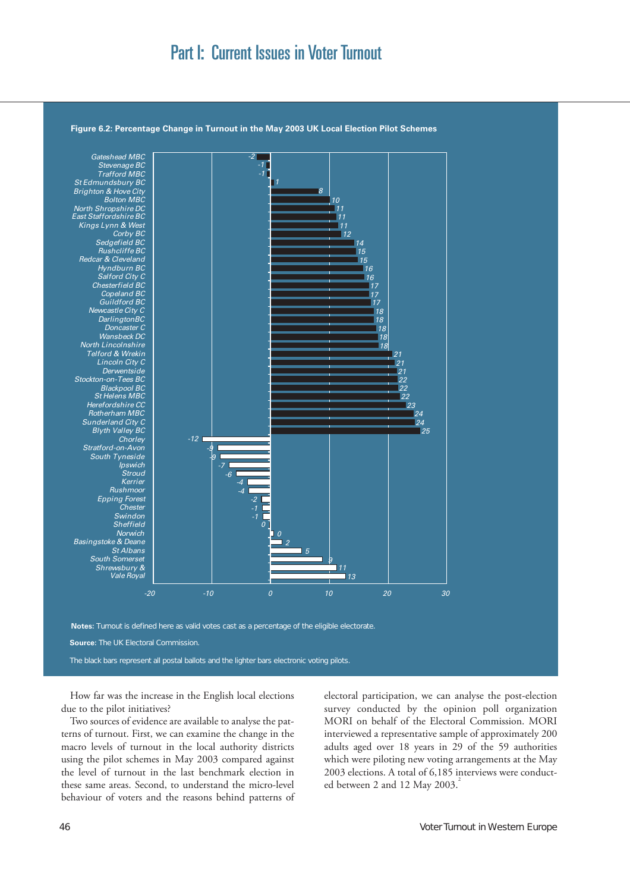Figure 6.2: Percentage Change in Turnout in the May 2003 UK Local Election Pilot Schemes

| Authority | Change in turnout | Pilot type |
| --- | --- | --- |
| Gateshead MBC | -2 | All postal |
| Stevenage BC | -1 | All postal |
| Trafford MBC | -1 | All postal |
| St Edmundsbury BC | 1 | All postal |
| Brighton & Hove City | 8 | All postal |
| Bolton MBC | 10 | All postal |
| North Shropshire DC | 11 | All postal |
| East Staffordshire BC | 11 | All postal |
| Kings Lynn & West | 11 | All postal |
| Corby BC | 12 | All postal |
| Sedgefield BC | 14 | All postal |
| Rushcliffe BC | 15 | All postal |
| Redcar & Cleveland | 15 | All postal |
| Hyndburn BC | 16 | All postal |
| Salford City C | 16 | All postal |
| Chesterfield BC | 17 | All postal |
| Copeland BC | 17 | All postal |
| Guildford BC | 17 | All postal |
| Newcastle City C | 18 | All postal |
| DarlingtonBC | 18 | All postal |
| Doncaster C | 18 | All postal |
| Wansbeck DC | 18 | All postal |
| North Lincolnshire | 18 | All postal |
| Telford & Wrekin | 21 | All postal |
| Lincoln City C | 21 | All postal |
| Derwentside | 21 | All postal |
| Stockton-on-Tees BC | 22 | All postal |
| Blackpool BC | 22 | All postal |
| St Helens MBC | 22 | All postal |
| Herefordshire CC | 23 | All postal |
| Rotherham MBC | 24 | All postal |
| Sunderland City C | 24 | All postal |
| Blyth Valley BC | 25 | All postal |
| Chorley | -12 | Electronic voting |
| Stratford-on-Avon | -9 | Electronic voting |
| South Tyneside | -9 | Electronic voting |
| Ipswich | -7 | Electronic voting |
| Stroud | -6 | Electronic voting |
| Kerrier | -4 | Electronic voting |
| Rushmoor | -4 | Electronic voting |
| Epping Forest | -2 | Electronic voting |
| Chester | -1 | Electronic voting |
| Swindon | -1 | Electronic voting |
| Sheffield | 0 | Electronic voting |
| Norwich | 0 | Electronic voting |
| Basingstoke & Deane | 2 | Electronic voting |
| St Albans | 5 | Electronic voting |
| South Somerset | 9 | Electronic voting |
| Shrewsbury & | 11 | Electronic voting |
| Vale Royal | 13 | Electronic voting |

**Notes:** Turnout is defined here as valid votes cast as a percentage of the eligible electorate.

**Source:** The UK Electoral Commission.

The black bars represent all postal ballots and the lighter bars electronic voting pilots.

How far was the increase in the English local elections due to the pilot initiatives?

Two sources of evidence are available to analyse the patterns of turnout. First, we can examine the change in the macro levels of turnout in the local authority districts using the pilot schemes in May 2003 compared against the level of turnout in the last benchmark election in these same areas. Second, to understand the micro-level behaviour of voters and the reasons behind patterns of electoral participation, we can analyse the post-election survey conducted by the opinion poll organization MORI on behalf of the Electoral Commission. MORI interviewed a representative sample of approximately 200 adults aged over 18 years in 29 of the 59 authorities which were piloting new voting arrangements at the May 2003 elections. A total of 6,185 interviews were conducted between 2 and 12 May 2003.[2]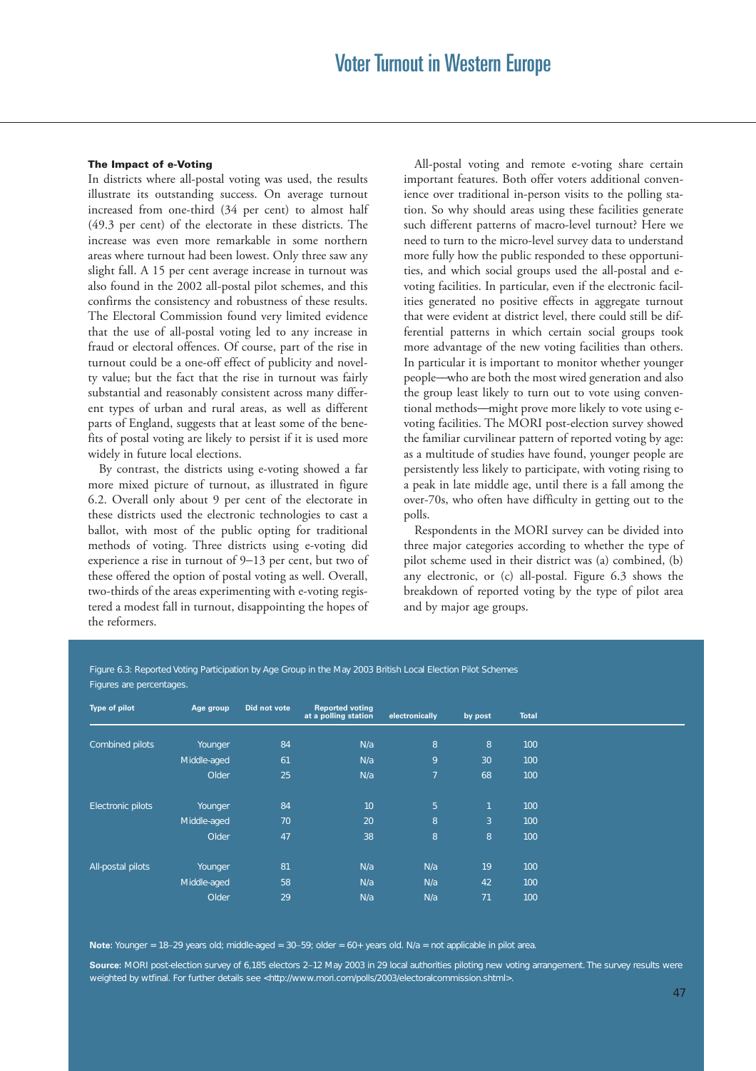### The Impact of e-Voting

In districts where all-postal voting was used, the results illustrate its outstanding success. On average turnout increased from one-third (34 per cent) to almost half (49.3 per cent) of the electorate in these districts. The increase was even more remarkable in some northern areas where turnout had been lowest. Only three saw any slight fall. A 15 per cent average increase in turnout was also found in the 2002 all-postal pilot schemes, and this confirms the consistency and robustness of these results. The Electoral Commission found very limited evidence that the use of all-postal voting led to any increase in fraud or electoral offences. Of course, part of the rise in turnout could be a one-off effect of publicity and novelty value; but the fact that the rise in turnout was fairly substantial and reasonably consistent across many different types of urban and rural areas, as well as different parts of England, suggests that at least some of the benefits of postal voting are likely to persist if it is used more widely in future local elections.

By contrast, the districts using e-voting showed a far more mixed picture of turnout, as illustrated in figure 6.2. Overall only about 9 per cent of the electorate in these districts used the electronic technologies to cast a ballot, with most of the public opting for traditional methods of voting. Three districts using e-voting did experience a rise in turnout of 9–13 per cent, but two of these offered the option of postal voting as well. Overall, two-thirds of the areas experimenting with e-voting registered a modest fall in turnout, disappointing the hopes of the reformers.

All-postal voting and remote e-voting share certain important features. Both offer voters additional convenience over traditional in-person visits to the polling station. So why should areas using these facilities generate such different patterns of macro-level turnout? Here we need to turn to the micro-level survey data to understand more fully how the public responded to these opportunities, and which social groups used the all-postal and e-voting facilities. In particular, even if the electronic facilities generated no positive effects in aggregate turnout that were evident at district level, there could still be differential patterns in which certain social groups took more advantage of the new voting facilities than others. In particular it is important to monitor whether younger people—who are both the most wired generation and also the group least likely to turn out to vote using conventional methods—might prove more likely to vote using e-voting facilities. The MORI post-election survey showed the familiar curvilinear pattern of reported voting by age: as a multitude of studies have found, younger people are persistently less likely to participate, with voting rising to a peak in late middle age, until there is a fall among the over-70s, who often have difficulty in getting out to the polls.

Respondents in the MORI survey can be divided into three major categories according to whether the type of pilot scheme used in their district was (a) combined, (b) any electronic, or (c) all-postal. Figure 6.3 shows the breakdown of reported voting by the type of pilot area and by major age groups.

Figure 6.3: Reported Voting Participation by Age Group in the May 2003 British Local Election Pilot Schemes
Figures are percentages.

| Type of pilot | Age group | Did not vote | Reported voting at a polling station | electronically | by post | Total |
|---|---|---|---|---|---|---|
| Combined pilots | Younger | 84 | N/a | 8 | 8 | 100 |
| | Middle-aged | 61 | N/a | 9 | 30 | 100 |
| | Older | 25 | N/a | 7 | 68 | 100 |
| Electronic pilots | Younger | 84 | 10 | 5 | 1 | 100 |
| | Middle-aged | 70 | 20 | 8 | 3 | 100 |
| | Older | 47 | 38 | 8 | 8 | 100 |
| All-postal pilots | Younger | 81 | N/a | N/a | 19 | 100 |
| | Middle-aged | 58 | N/a | N/a | 42 | 100 |
| | Older | 29 | N/a | N/a | 71 | 100 |

**Note:** Younger = 18–29 years old; middle-aged = 30–59; older = 60+ years old. N/a = not applicable in pilot area.

**Source:** MORI post-election survey of 6,185 electors 2–12 May 2003 in 29 local authorities piloting new voting arrangement. The survey results were weighted by wtfinal. For further details see <http://www.mori.com/polls/2003/electoralcommission.shtml>.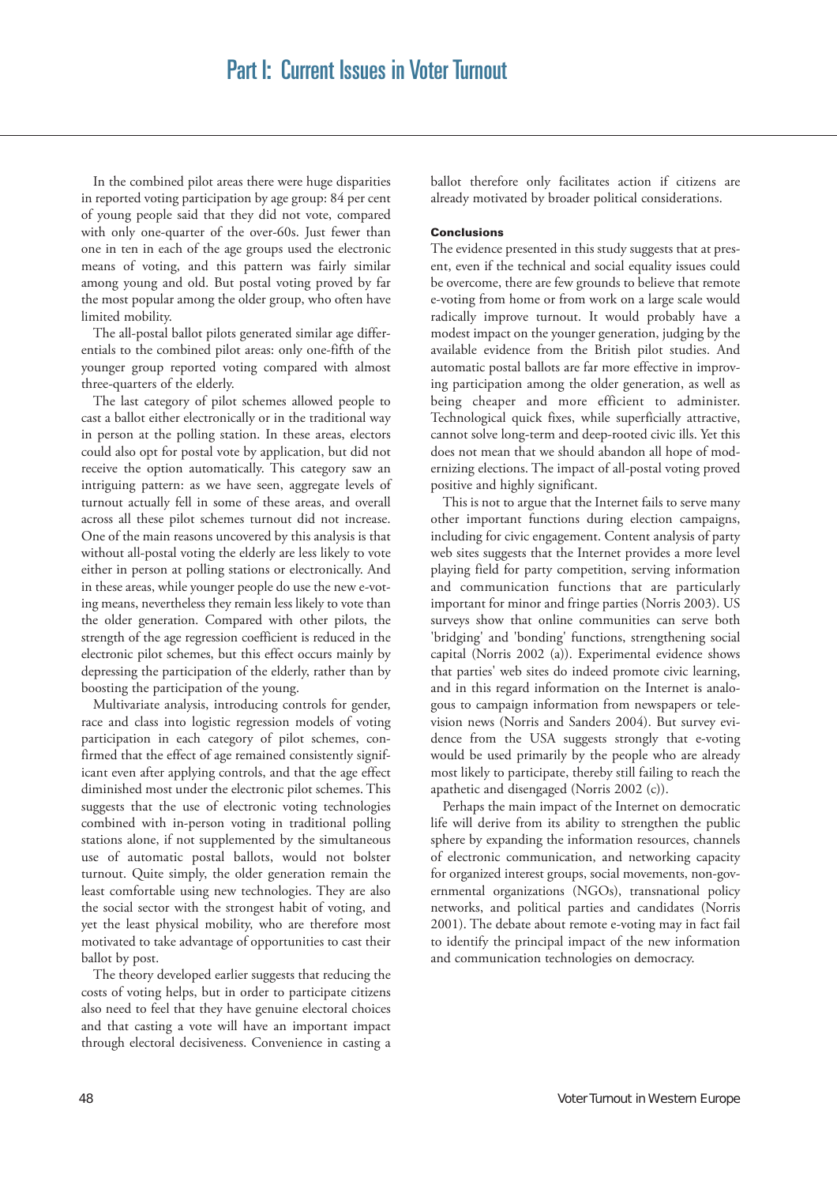In the combined pilot areas there were huge disparities in reported voting participation by age group: 84 per cent of young people said that they did not vote, compared with only one-quarter of the over-60s. Just fewer than one in ten in each of the age groups used the electronic means of voting, and this pattern was fairly similar among young and old. But postal voting proved by far the most popular among the older group, who often have limited mobility.

The all-postal ballot pilots generated similar age differentials to the combined pilot areas: only one-fifth of the younger group reported voting compared with almost three-quarters of the elderly.

The last category of pilot schemes allowed people to cast a ballot either electronically or in the traditional way in person at the polling station. In these areas, electors could also opt for postal vote by application, but did not receive the option automatically. This category saw an intriguing pattern: as we have seen, aggregate levels of turnout actually fell in some of these areas, and overall across all these pilot schemes turnout did not increase. One of the main reasons uncovered by this analysis is that without all-postal voting the elderly are less likely to vote either in person at polling stations or electronically. And in these areas, while younger people do use the new e-voting means, nevertheless they remain less likely to vote than the older generation. Compared with other pilots, the strength of the age regression coefficient is reduced in the electronic pilot schemes, but this effect occurs mainly by depressing the participation of the elderly, rather than by boosting the participation of the young.

Multivariate analysis, introducing controls for gender, race and class into logistic regression models of voting participation in each category of pilot schemes, confirmed that the effect of age remained consistently significant even after applying controls, and that the age effect diminished most under the electronic pilot schemes. This suggests that the use of electronic voting technologies combined with in-person voting in traditional polling stations alone, if not supplemented by the simultaneous use of automatic postal ballots, would not bolster turnout. Quite simply, the older generation remain the least comfortable using new technologies. They are also the social sector with the strongest habit of voting, and yet the least physical mobility, who are therefore most motivated to take advantage of opportunities to cast their ballot by post.

The theory developed earlier suggests that reducing the costs of voting helps, but in order to participate citizens also need to feel that they have genuine electoral choices and that casting a vote will have an important impact through electoral decisiveness. Convenience in casting a ballot therefore only facilitates action if citizens are already motivated by broader political considerations.

#### Conclusions

The evidence presented in this study suggests that at present, even if the technical and social equality issues could be overcome, there are few grounds to believe that remote e-voting from home or from work on a large scale would radically improve turnout. It would probably have a modest impact on the younger generation, judging by the available evidence from the British pilot studies. And automatic postal ballots are far more effective in improving participation among the older generation, as well as being cheaper and more efficient to administer. Technological quick fixes, while superficially attractive, cannot solve long-term and deep-rooted civic ills. Yet this does not mean that we should abandon all hope of modernizing elections. The impact of all-postal voting proved positive and highly significant.

This is not to argue that the Internet fails to serve many other important functions during election campaigns, including for civic engagement. Content analysis of party web sites suggests that the Internet provides a more level playing field for party competition, serving information and communication functions that are particularly important for minor and fringe parties (Norris 2003). US surveys show that online communities can serve both 'bridging' and 'bonding' functions, strengthening social capital (Norris 2002 (a)). Experimental evidence shows that parties' web sites do indeed promote civic learning, and in this regard information on the Internet is analogous to campaign information from newspapers or television news (Norris and Sanders 2004). But survey evidence from the USA suggests strongly that e-voting would be used primarily by the people who are already most likely to participate, thereby still failing to reach the apathetic and disengaged (Norris 2002 (c)).

Perhaps the main impact of the Internet on democratic life will derive from its ability to strengthen the public sphere by expanding the information resources, channels of electronic communication, and networking capacity for organized interest groups, social movements, non-governmental organizations (NGOs), transnational policy networks, and political parties and candidates (Norris 2001). The debate about remote e-voting may in fact fail to identify the principal impact of the new information and communication technologies on democracy.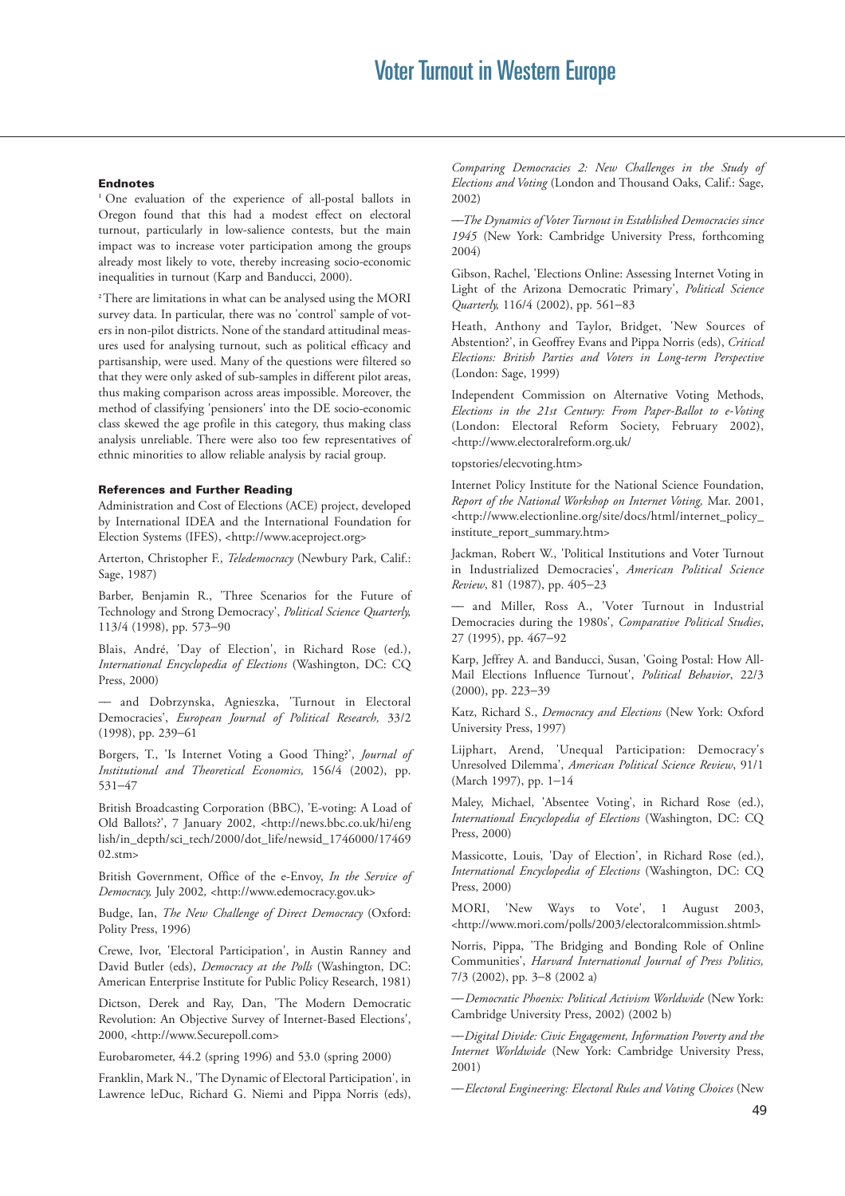#### Endnotes

[1] One evaluation of the experience of all-postal ballots in Oregon found that this had a modest effect on electoral turnout, particularly in low-salience contests, but the main impact was to increase voter participation among the groups already most likely to vote, thereby increasing socio-economic inequalities in turnout (Karp and Banducci, 2000).

[2] There are limitations in what can be analysed using the MORI survey data. In particular, there was no 'control' sample of voters in non-pilot districts. None of the standard attitudinal measures used for analysing turnout, such as political efficacy and partisanship, were used. Many of the questions were filtered so that they were only asked of sub-samples in different pilot areas, thus making comparison across areas impossible. Moreover, the method of classifying 'pensioners' into the DE socio-economic class skewed the age profile in this category, thus making class analysis unreliable. There were also too few representatives of ethnic minorities to allow reliable analysis by racial group.

#### References and Further Reading

Administration and Cost of Elections (ACE) project, developed by International IDEA and the International Foundation for Election Systems (IFES), <http://www.aceproject.org>

Arterton, Christopher F., *Teledemocracy* (Newbury Park, Calif.: Sage, 1987)

Barber, Benjamin R., 'Three Scenarios for the Future of Technology and Strong Democracy', *Political Science Quarterly,* 113/4 (1998), pp. 573–90

Blais, André, 'Day of Election', in Richard Rose (ed.), *International Encyclopedia of Elections* (Washington, DC: CQ Press, 2000)

— and Dobrzynska, Agnieszka, 'Turnout in Electoral Democracies', *European Journal of Political Research,* 33/2 (1998), pp. 239–61

Borgers, T., 'Is Internet Voting a Good Thing?', *Journal of Institutional and Theoretical Economics,* 156/4 (2002), pp. 531–47

British Broadcasting Corporation (BBC), 'E-voting: A Load of Old Ballots?', 7 January 2002, <http://news.bbc.co.uk/hi/english/in_depth/sci_tech/2000/dot_life/newsid_1746000/1746902.stm>

British Government, Office of the e-Envoy, *In the Service of Democracy,* July 2002, <http://www.edemocracy.gov.uk>

Budge, Ian, *The New Challenge of Direct Democracy* (Oxford: Polity Press, 1996)

Crewe, Ivor, 'Electoral Participation', in Austin Ranney and David Butler (eds), *Democracy at the Polls* (Washington, DC: American Enterprise Institute for Public Policy Research, 1981)

Dictson, Derek and Ray, Dan, 'The Modern Democratic Revolution: An Objective Survey of Internet-Based Elections', 2000, <http://www.Securepoll.com>

Eurobarometer, 44.2 (spring 1996) and 53.0 (spring 2000)

Franklin, Mark N., 'The Dynamic of Electoral Participation', in Lawrence leDuc, Richard G. Niemi and Pippa Norris (eds), *Comparing Democracies 2: New Challenges in the Study of Elections and Voting* (London and Thousand Oaks, Calif.: Sage, 2002)

—*The Dynamics of Voter Turnout in Established Democracies since 1945* (New York: Cambridge University Press, forthcoming 2004)

Gibson, Rachel, 'Elections Online: Assessing Internet Voting in Light of the Arizona Democratic Primary', *Political Science Quarterly,* 116/4 (2002), pp. 561–83

Heath, Anthony and Taylor, Bridget, 'New Sources of Abstention?', in Geoffrey Evans and Pippa Norris (eds), *Critical Elections: British Parties and Voters in Long-term Perspective* (London: Sage, 1999)

Independent Commission on Alternative Voting Methods, *Elections in the 21st Century: From Paper-Ballot to e-Voting* (London: Electoral Reform Society, February 2002), <http://www.electoralreform.org.uk/topstories/elecvoting.htm>

Internet Policy Institute for the National Science Foundation, *Report of the National Workshop on Internet Voting,* Mar. 2001, <http://www.electionline.org/site/docs/html/internet_policy_institute_report_summary.htm>

Jackman, Robert W., 'Political Institutions and Voter Turnout in Industrialized Democracies', *American Political Science Review*, 81 (1987), pp. 405–23

— and Miller, Ross A., 'Voter Turnout in Industrial Democracies during the 1980s', *Comparative Political Studies*, 27 (1995), pp. 467–92

Karp, Jeffrey A. and Banducci, Susan, 'Going Postal: How All-Mail Elections Influence Turnout', *Political Behavior*, 22/3 (2000), pp. 223–39

Katz, Richard S., *Democracy and Elections* (New York: Oxford University Press, 1997)

Lijphart, Arend, 'Unequal Participation: Democracy's Unresolved Dilemma', *American Political Science Review*, 91/1 (March 1997), pp. 1–14

Maley, Michael, 'Absentee Voting', in Richard Rose (ed.), *International Encyclopedia of Elections* (Washington, DC: CQ Press, 2000)

Massicotte, Louis, 'Day of Election', in Richard Rose (ed.), *International Encyclopedia of Elections* (Washington, DC: CQ Press, 2000)

MORI, 'New Ways to Vote', 1 August 2003, <http://www.mori.com/polls/2003/electoralcommission.shtml>

Norris, Pippa, 'The Bridging and Bonding Role of Online Communities', *Harvard International Journal of Press Politics,* 7/3 (2002), pp. 3–8 (2002 a)

—*Democratic Phoenix: Political Activism Worldwide* (New York: Cambridge University Press, 2002) (2002 b)

—*Digital Divide: Civic Engagement, Information Poverty and the Internet Worldwide* (New York: Cambridge University Press, 2001)

—*Electoral Engineering: Electoral Rules and Voting Choices* (New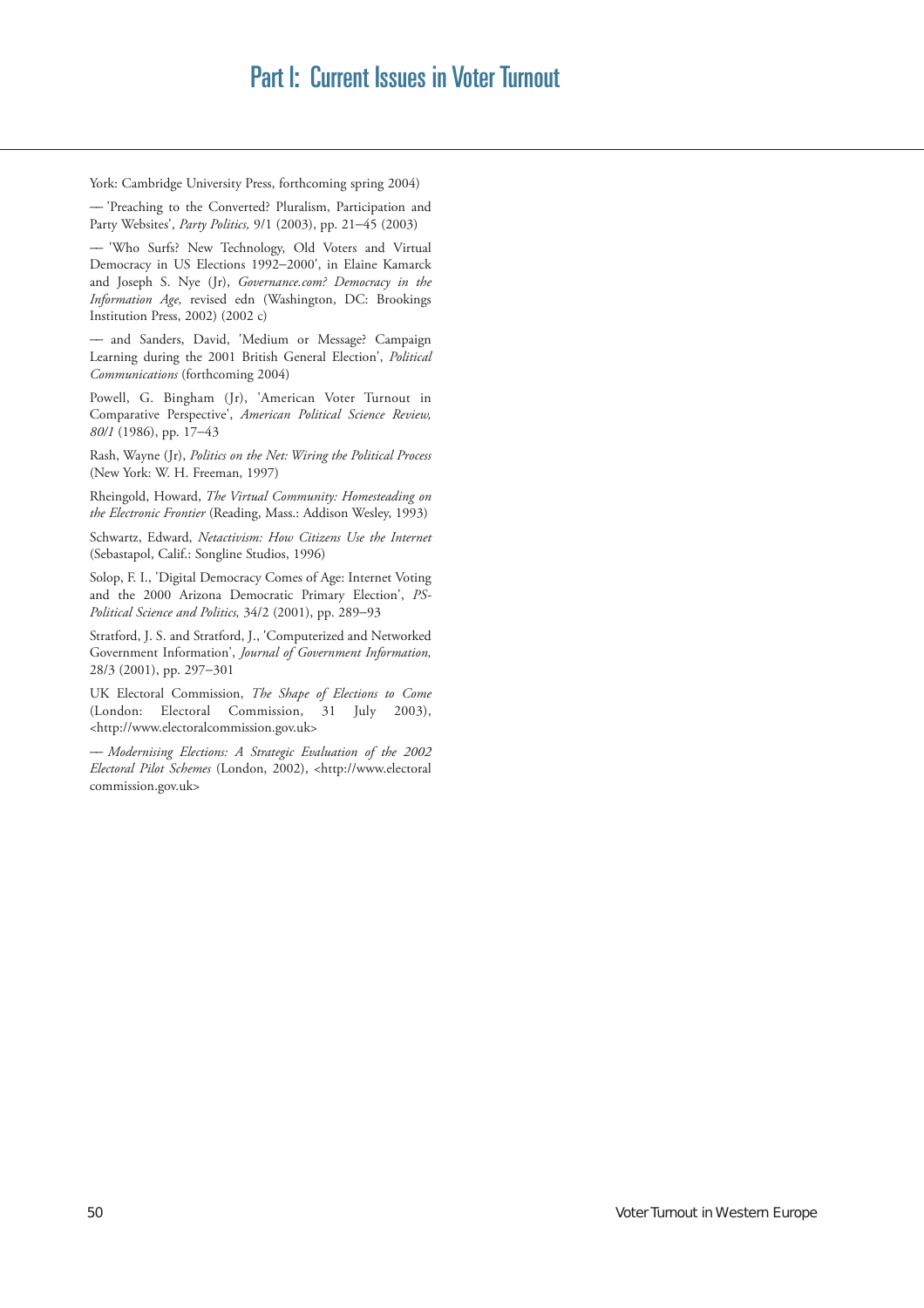York: Cambridge University Press, forthcoming spring 2004)

— 'Preaching to the Converted? Pluralism, Participation and Party Websites', *Party Politics,* 9/1 (2003), pp. 21–45 (2003)

— 'Who Surfs? New Technology, Old Voters and Virtual Democracy in US Elections 1992–2000', in Elaine Kamarck and Joseph S. Nye (Jr), *Governance.com? Democracy in the Information Age,* revised edn (Washington, DC: Brookings Institution Press, 2002) (2002 c)

— and Sanders, David, 'Medium or Message? Campaign Learning during the 2001 British General Election', *Political Communications* (forthcoming 2004)

Powell, G. Bingham (Jr), 'American Voter Turnout in Comparative Perspective', *American Political Science Review, 80/1* (1986), pp. 17–43

Rash, Wayne (Jr), *Politics on the Net: Wiring the Political Process* (New York: W. H. Freeman, 1997)

Rheingold, Howard, *The Virtual Community: Homesteading on the Electronic Frontier* (Reading, Mass.: Addison Wesley, 1993)

Schwartz, Edward, *Netactivism: How Citizens Use the Internet* (Sebastapol, Calif.: Songline Studios, 1996)

Solop, F. I., 'Digital Democracy Comes of Age: Internet Voting and the 2000 Arizona Democratic Primary Election', *PS-Political Science and Politics,* 34/2 (2001), pp. 289–93

Stratford, J. S. and Stratford, J., 'Computerized and Networked Government Information', *Journal of Government Information,* 28/3 (2001), pp. 297–301

UK Electoral Commission, *The Shape of Elections to Come* (London: Electoral Commission, 31 July 2003), <http://www.electoralcommission.gov.uk>

— *Modernising Elections: A Strategic Evaluation of the 2002 Electoral Pilot Schemes* (London, 2002), <http://www.electoral commission.gov.uk>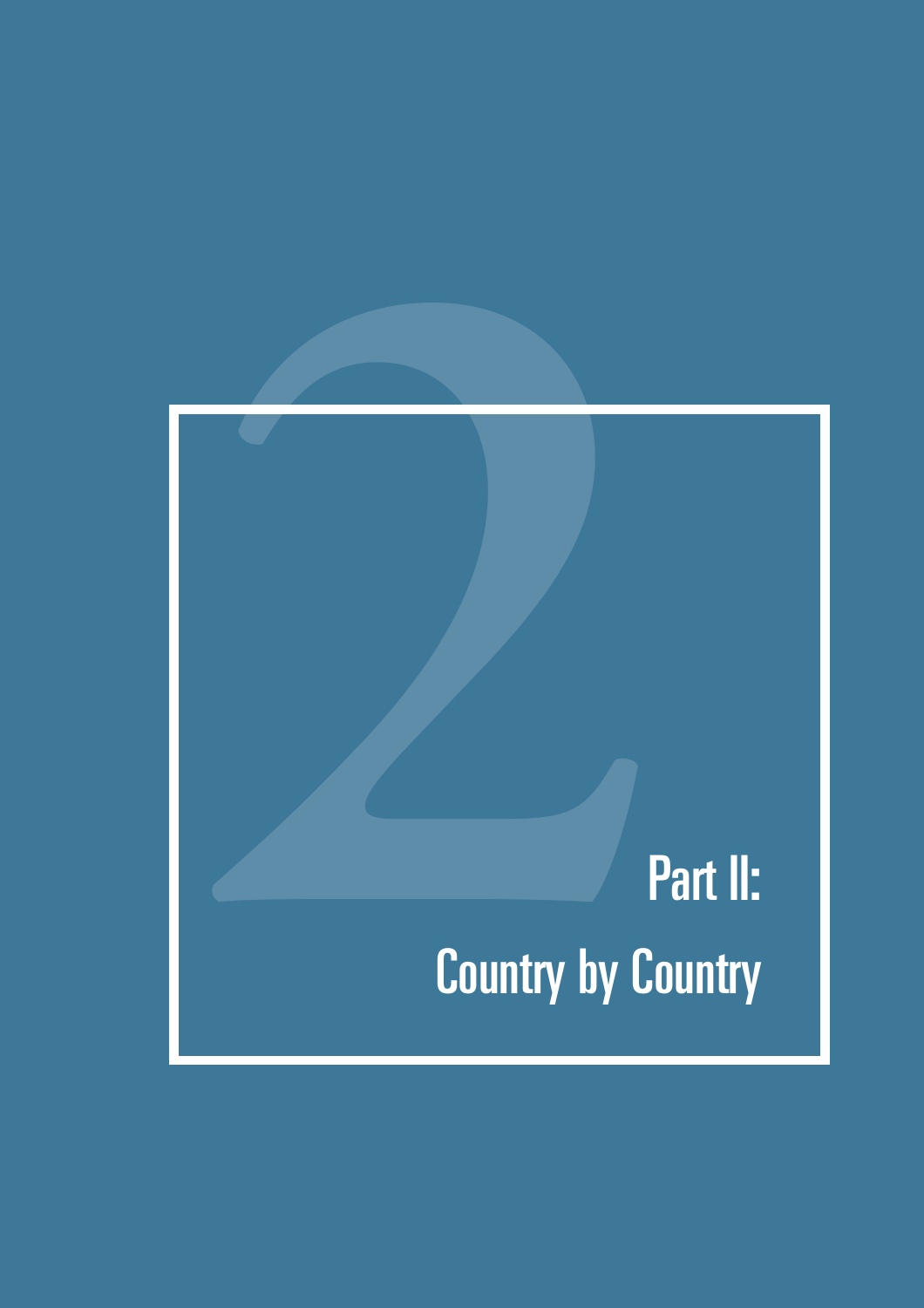# Part II:

# Country by Country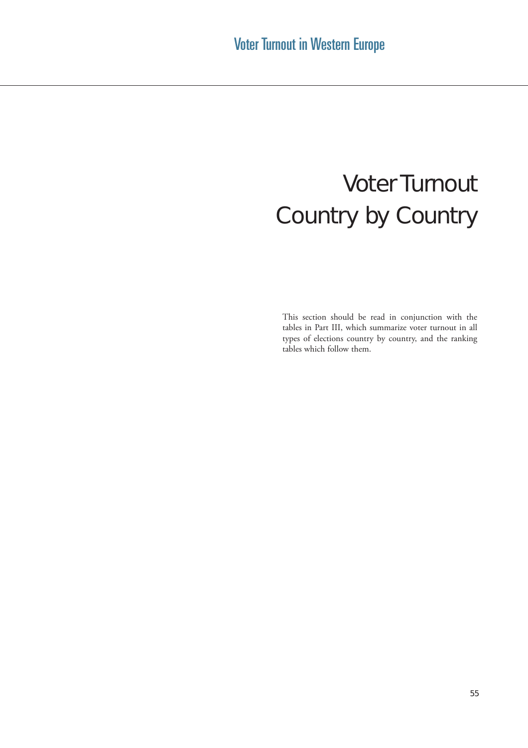# Voter Turnout Country by Country

This section should be read in conjunction with the tables in Part III, which summarize voter turnout in all types of elections country by country, and the ranking tables which follow them.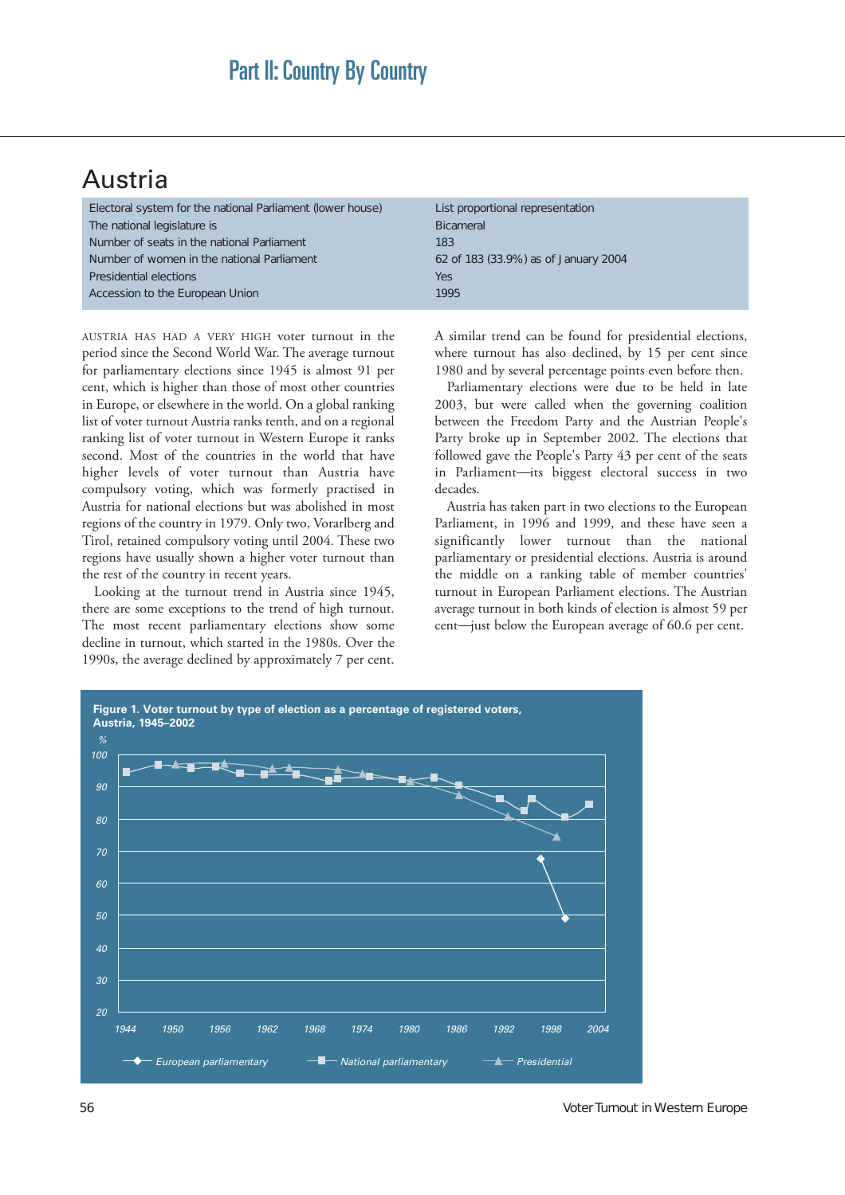# Part II: Country By Country

## Austria

| | |
|---|---|
| Electoral system for the national Parliament (lower house) | List proportional representation |
| The national legislature is | Bicameral |
| Number of seats in the national Parliament | 183 |
| Number of women in the national Parliament | 62 of 183 (33.9%) as of January 2004 |
| Presidential elections | Yes |
| Accession to the European Union | 1995 |

AUSTRIA HAS HAD A VERY HIGH voter turnout in the period since the Second World War. The average turnout for parliamentary elections since 1945 is almost 91 per cent, which is higher than those of most other countries in Europe, or elsewhere in the world. On a global ranking list of voter turnout Austria ranks tenth, and on a regional ranking list of voter turnout in Western Europe it ranks second. Most of the countries in the world that have higher levels of voter turnout than Austria have compulsory voting, which was formerly practised in Austria for national elections but was abolished in most regions of the country in 1979. Only two, Vorarlberg and Tirol, retained compulsory voting until 2004. These two regions have usually shown a higher voter turnout than the rest of the country in recent years.

Looking at the turnout trend in Austria since 1945, there are some exceptions to the trend of high turnout. The most recent parliamentary elections show some decline in turnout, which started in the 1980s. Over the 1990s, the average declined by approximately 7 per cent.

A similar trend can be found for presidential elections, where turnout has also declined, by 15 per cent since 1980 and by several percentage points even before then.

Parliamentary elections were due to be held in late 2003, but were called when the governing coalition between the Freedom Party and the Austrian People's Party broke up in September 2002. The elections that followed gave the People's Party 43 per cent of the seats in Parliament—its biggest electoral success in two decades.

Austria has taken part in two elections to the European Parliament, in 1996 and 1999, and these have seen a significantly lower turnout than the national parliamentary or presidential elections. Austria is around the middle on a ranking table of member countries' turnout in European Parliament elections. The Austrian average turnout in both kinds of election is almost 59 per cent—just below the European average of 60.6 per cent.

**Figure 1. Voter turnout by type of election as a percentage of registered voters, Austria, 1945–2002**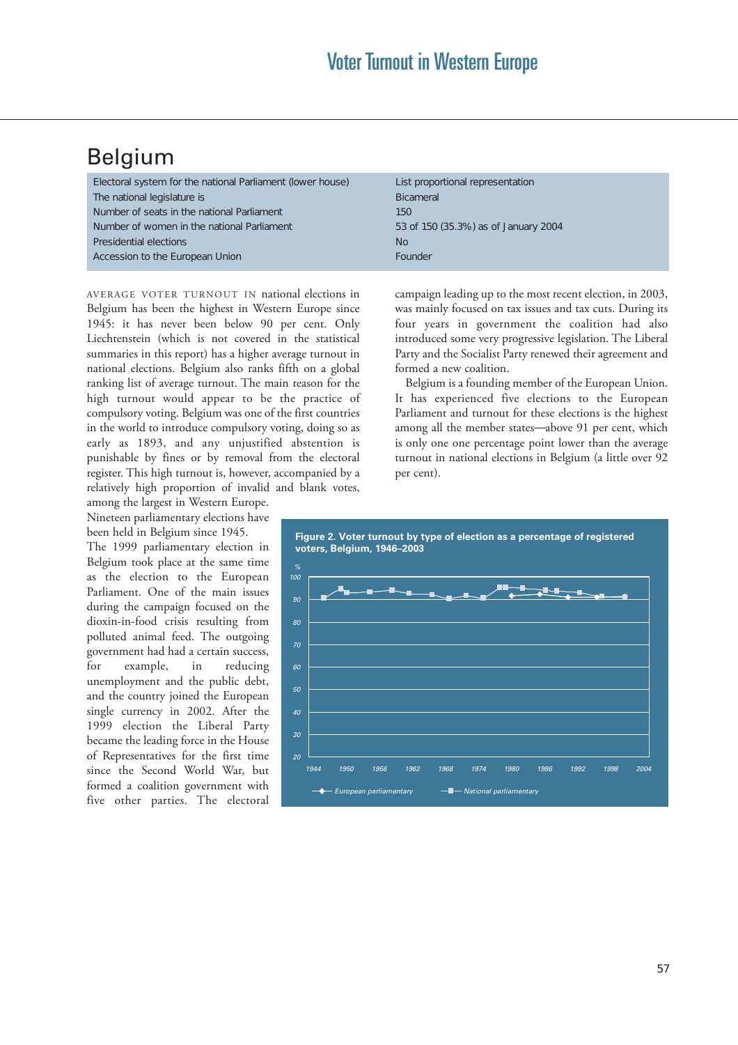## Belgium

| | |
|---|---|
| Electoral system for the national Parliament (lower house) | List proportional representation |
| The national legislature is | Bicameral |
| Number of seats in the national Parliament | 150 |
| Number of women in the national Parliament | 53 of 150 (35.3%) as of January 2004 |
| Presidential elections | No |
| Accession to the European Union | Founder |

AVERAGE VOTER TURNOUT IN national elections in Belgium has been the highest in Western Europe since 1945: it has never been below 90 per cent. Only Liechtenstein (which is not covered in the statistical summaries in this report) has a higher average turnout in national elections. Belgium also ranks fifth on a global ranking list of average turnout. The main reason for the high turnout would appear to be the practice of compulsory voting. Belgium was one of the first countries in the world to introduce compulsory voting, doing so as early as 1893, and any unjustified abstention is punishable by fines or by removal from the electoral register. This high turnout is, however, accompanied by a relatively high proportion of invalid and blank votes, among the largest in Western Europe.

Nineteen parliamentary elections have been held in Belgium since 1945. The 1999 parliamentary election in Belgium took place at the same time as the election to the European Parliament. One of the main issues during the campaign focused on the dioxin-in-food crisis resulting from polluted animal feed. The outgoing government had had a certain success, for example, in reducing unemployment and the public debt, and the country joined the European single currency in 2002. After the 1999 election the Liberal Party became the leading force in the House of Representatives for the first time since the Second World War, but formed a coalition government with five other parties. The electoral campaign leading up to the most recent election, in 2003, was mainly focused on tax issues and tax cuts. During its four years in government the coalition had also introduced some very progressive legislation. The Liberal Party and the Socialist Party renewed their agreement and formed a new coalition.

Belgium is a founding member of the European Union. It has experienced five elections to the European Parliament and turnout for these elections is the highest among all the member states—above 91 per cent, which is only one one percentage point lower than the average turnout in national elections in Belgium (a little over 92 per cent).

**Figure 2. Voter turnout by type of election as a percentage of registered voters, Belgium, 1946–2003**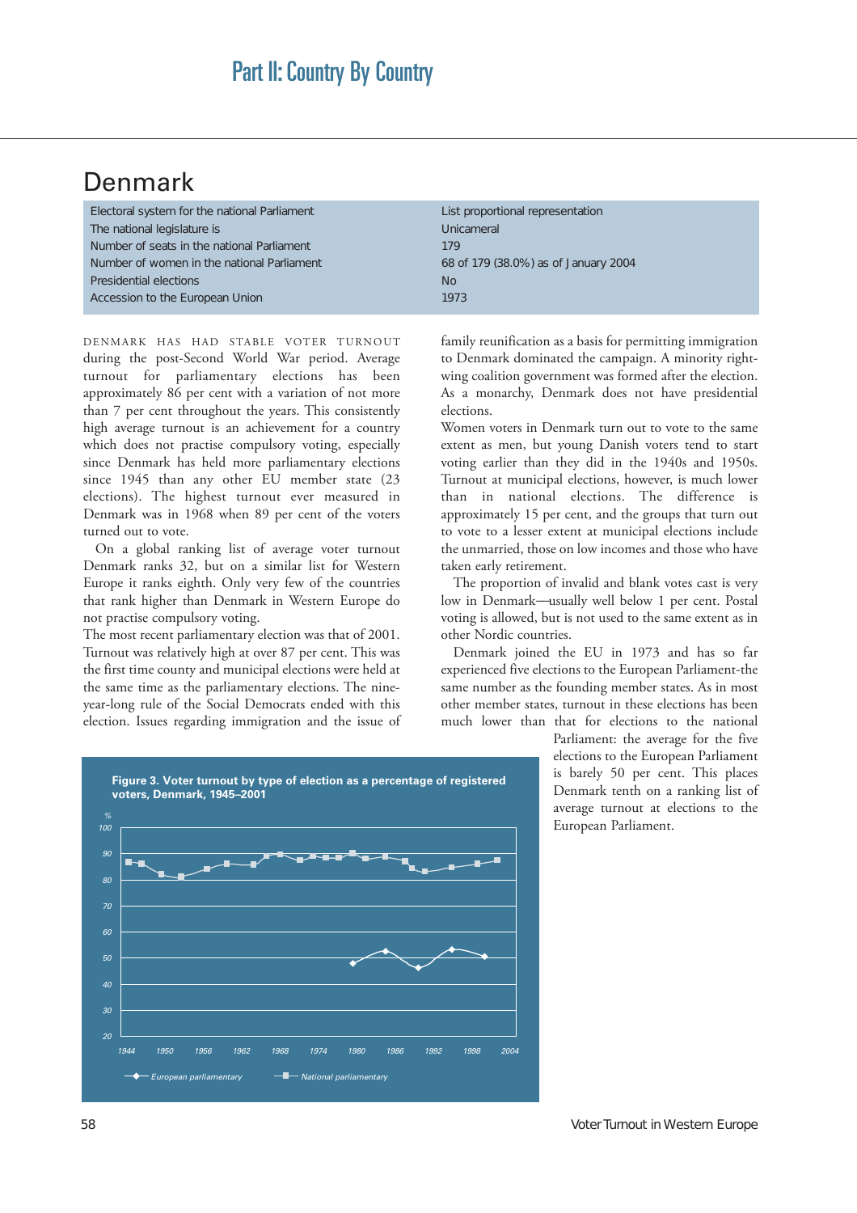# Denmark

| | |
|---|---|
| Electoral system for the national Parliament | List proportional representation |
| The national legislature is | Unicameral |
| Number of seats in the national Parliament | 179 |
| Number of women in the national Parliament | 68 of 179 (38.0%) as of January 2004 |
| Presidential elections | No |
| Accession to the European Union | 1973 |

DENMARK HAS HAD STABLE VOTER TURNOUT during the post-Second World War period. Average turnout for parliamentary elections has been approximately 86 per cent with a variation of not more than 7 per cent throughout the years. This consistently high average turnout is an achievement for a country which does not practise compulsory voting, especially since Denmark has held more parliamentary elections since 1945 than any other EU member state (23 elections). The highest turnout ever measured in Denmark was in 1968 when 89 per cent of the voters turned out to vote.

On a global ranking list of average voter turnout Denmark ranks 32, but on a similar list for Western Europe it ranks eighth. Only very few of the countries that rank higher than Denmark in Western Europe do not practise compulsory voting.

The most recent parliamentary election was that of 2001. Turnout was relatively high at over 87 per cent. This was the first time county and municipal elections were held at the same time as the parliamentary elections. The nine-year-long rule of the Social Democrats ended with this election. Issues regarding immigration and the issue of family reunification as a basis for permitting immigration to Denmark dominated the campaign. A minority right-wing coalition government was formed after the election. As a monarchy, Denmark does not have presidential elections.

Women voters in Denmark turn out to vote to the same extent as men, but young Danish voters tend to start voting earlier than they did in the 1940s and 1950s. Turnout at municipal elections, however, is much lower than in national elections. The difference is approximately 15 per cent, and the groups that turn out to vote to a lesser extent at municipal elections include the unmarried, those on low incomes and those who have taken early retirement.

The proportion of invalid and blank votes cast is very low in Denmark—usually well below 1 per cent. Postal voting is allowed, but is not used to the same extent as in other Nordic countries.

Denmark joined the EU in 1973 and has so far experienced five elections to the European Parliament-the same number as the founding member states. As in most other member states, turnout in these elections has been much lower than that for elections to the national Parliament: the average for the five elections to the European Parliament is barely 50 per cent. This places Denmark tenth on a ranking list of average turnout at elections to the European Parliament.

**Figure 3. Voter turnout by type of election as a percentage of registered voters, Denmark, 1945–2001**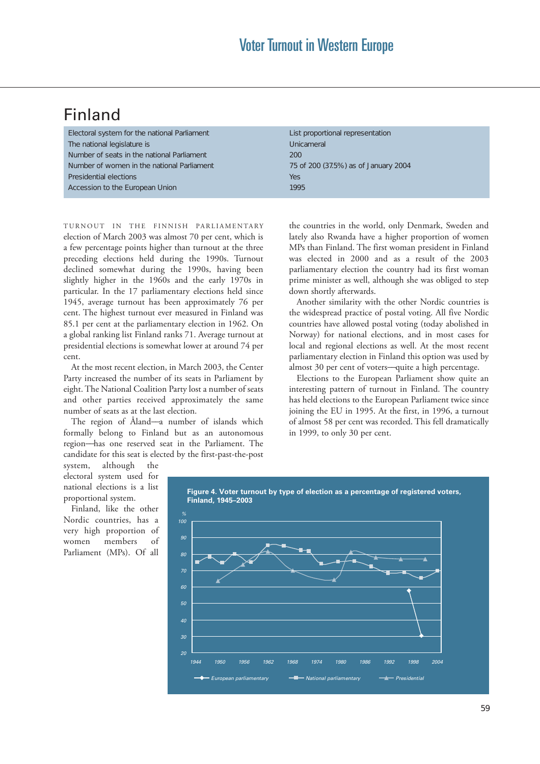# Finland

| | |
|---|---|
| Electoral system for the national Parliament | List proportional representation |
| The national legislature is | Unicameral |
| Number of seats in the national Parliament | 200 |
| Number of women in the national Parliament | 75 of 200 (37.5%) as of January 2004 |
| Presidential elections | Yes |
| Accession to the European Union | 1995 |

TURNOUT IN THE FINNISH PARLIAMENTARY election of March 2003 was almost 70 per cent, which is a few percentage points higher than turnout at the three preceding elections held during the 1990s. Turnout declined somewhat during the 1990s, having been slightly higher in the 1960s and the early 1970s in particular. In the 17 parliamentary elections held since 1945, average turnout has been approximately 76 per cent. The highest turnout ever measured in Finland was 85.1 per cent at the parliamentary election in 1962. On a global ranking list Finland ranks 71. Average turnout at presidential elections is somewhat lower at around 74 per cent.

At the most recent election, in March 2003, the Center Party increased the number of its seats in Parliament by eight. The National Coalition Party lost a number of seats and other parties received approximately the same number of seats as at the last election.

The region of Åland—a number of islands which formally belong to Finland but as an autonomous region—has one reserved seat in the Parliament. The candidate for this seat is elected by the first-past-the-post system, although the electoral system used for national elections is a list proportional system.

Finland, like the other Nordic countries, has a very high proportion of women members of Parliament (MPs). Of all the countries in the world, only Denmark, Sweden and lately also Rwanda have a higher proportion of women MPs than Finland. The first woman president in Finland was elected in 2000 and as a result of the 2003 parliamentary election the country had its first woman prime minister as well, although she was obliged to step down shortly afterwards.

Another similarity with the other Nordic countries is the widespread practice of postal voting. All five Nordic countries have allowed postal voting (today abolished in Norway) for national elections, and in most cases for local and regional elections as well. At the most recent parliamentary election in Finland this option was used by almost 30 per cent of voters—quite a high percentage.

Elections to the European Parliament show quite an interesting pattern of turnout in Finland. The country has held elections to the European Parliament twice since joining the EU in 1995. At the first, in 1996, a turnout of almost 58 per cent was recorded. This fell dramatically in 1999, to only 30 per cent.

**Figure 4. Voter turnout by type of election as a percentage of registered voters, Finland, 1945–2003**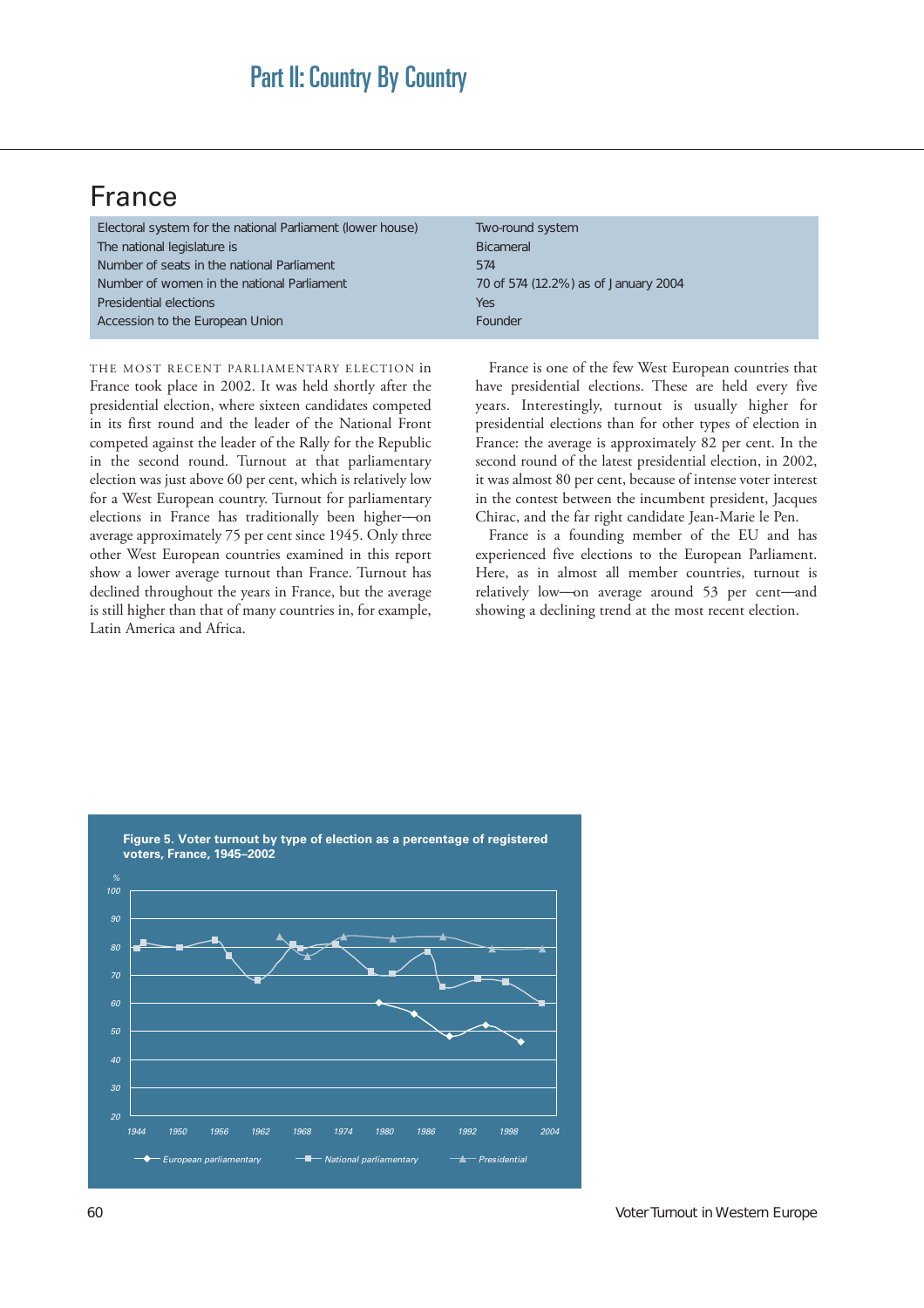# Part II: Country By Country

## France

| | |
|---|---|
| Electoral system for the national Parliament (lower house) | Two-round system |
| The national legislature is | Bicameral |
| Number of seats in the national Parliament | 574 |
| Number of women in the national Parliament | 70 of 574 (12.2%) as of January 2004 |
| Presidential elections | Yes |
| Accession to the European Union | Founder |

THE MOST RECENT PARLIAMENTARY ELECTION in France took place in 2002. It was held shortly after the presidential election, where sixteen candidates competed in its first round and the leader of the National Front competed against the leader of the Rally for the Republic in the second round. Turnout at that parliamentary election was just above 60 per cent, which is relatively low for a West European country. Turnout for parliamentary elections in France has traditionally been higher—on average approximately 75 per cent since 1945. Only three other West European countries examined in this report show a lower average turnout than France. Turnout has declined throughout the years in France, but the average is still higher than that of many countries in, for example, Latin America and Africa.

France is one of the few West European countries that have presidential elections. These are held every five years. Interestingly, turnout is usually higher for presidential elections than for other types of election in France: the average is approximately 82 per cent. In the second round of the latest presidential election, in 2002, it was almost 80 per cent, because of intense voter interest in the contest between the incumbent president, Jacques Chirac, and the far right candidate Jean-Marie le Pen.

France is a founding member of the EU and has experienced five elections to the European Parliament. Here, as in almost all member countries, turnout is relatively low—on average around 53 per cent—and showing a declining trend at the most recent election.

**Figure 5. Voter turnout by type of election as a percentage of registered voters, France, 1945–2002**

| Year | European parliamentary (%) | National parliamentary (%) | Presidential (%) |
|---|---|---|---|
| 1945 | | 80 | |
| 1946 | | 82 | |
| 1951 | | 80 | |
| 1956 | | 83 | |
| 1958 | | 77 | |
| 1962 | | 69 | |
| 1965 | | | 84 |
| 1967 | | 81 | |
| 1968 | | 80 | |
| 1969 | | | 77 |
| 1973 | | 81 | |
| 1974 | | | 84 |
| 1978 | | 72 | |
| 1979 | 60 | | |
| 1981 | | 71 | 83 |
| 1984 | 57 | | |
| 1986 | | 78 | |
| 1988 | | 66 | 84 |
| 1989 | 49 | | |
| 1993 | | 69 | |
| 1994 | 53 | | |
| 1995 | | | 80 |
| 1997 | | 68 | |
| 1999 | 47 | | |
| 2002 | | 60 | 80 |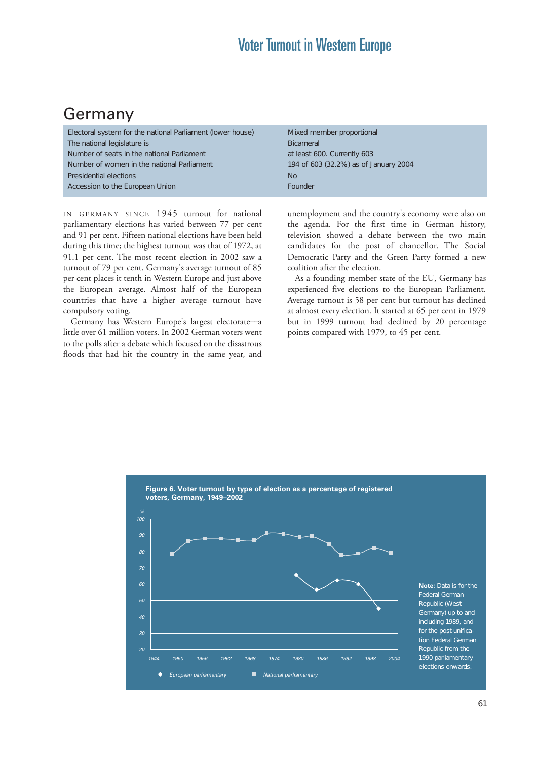## Germany

| | |
|---|---|
| Electoral system for the national Parliament (lower house) | Mixed member proportional |
| The national legislature is | Bicameral |
| Number of seats in the national Parliament | at least 600. Currently 603 |
| Number of women in the national Parliament | 194 of 603 (32.2%) as of January 2004 |
| Presidential elections | No |
| Accession to the European Union | Founder |

IN GERMANY SINCE 1945 turnout for national parliamentary elections has varied between 77 per cent and 91 per cent. Fifteen national elections have been held during this time; the highest turnout was that of 1972, at 91.1 per cent. The most recent election in 2002 saw a turnout of 79 per cent. Germany's average turnout of 85 per cent places it tenth in Western Europe and just above the European average. Almost half of the European countries that have a higher average turnout have compulsory voting.

Germany has Western Europe's largest electorate—a little over 61 million voters. In 2002 German voters went to the polls after a debate which focused on the disastrous floods that had hit the country in the same year, and unemployment and the country's economy were also on the agenda. For the first time in German history, television showed a debate between the two main candidates for the post of chancellor. The Social Democratic Party and the Green Party formed a new coalition after the election.

As a founding member state of the EU, Germany has experienced five elections to the European Parliament. Average turnout is 58 per cent but turnout has declined at almost every election. It started at 65 per cent in 1979 but in 1999 turnout had declined by 20 percentage points compared with 1979, to 45 per cent.

**Figure 6. Voter turnout by type of election as a percentage of registered voters, Germany, 1949–2002**

**Note:** Data is for the Federal German Republic (West Germany) up to and including 1989, and for the post-unification Federal German Republic from the 1990 parliamentary elections onwards.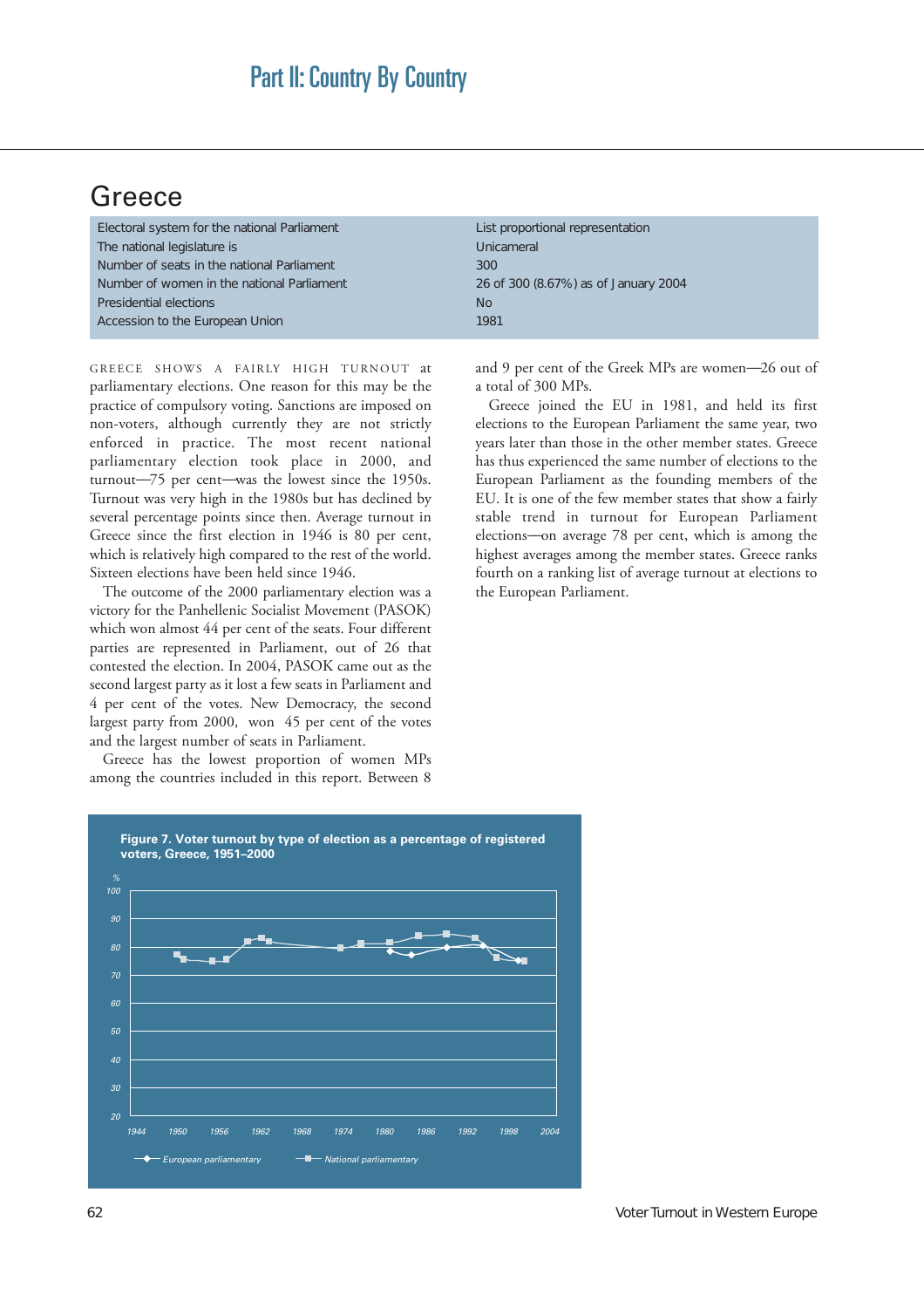# Greece

| | |
|---|---|
| Electoral system for the national Parliament | List proportional representation |
| The national legislature is | Unicameral |
| Number of seats in the national Parliament | 300 |
| Number of women in the national Parliament | 26 of 300 (8.67%) as of January 2004 |
| Presidential elections | No |
| Accession to the European Union | 1981 |

GREECE SHOWS A FAIRLY HIGH TURNOUT at parliamentary elections. One reason for this may be the practice of compulsory voting. Sanctions are imposed on non-voters, although currently they are not strictly enforced in practice. The most recent national parliamentary election took place in 2000, and turnout—75 per cent—was the lowest since the 1950s. Turnout was very high in the 1980s but has declined by several percentage points since then. Average turnout in Greece since the first election in 1946 is 80 per cent, which is relatively high compared to the rest of the world. Sixteen elections have been held since 1946.

The outcome of the 2000 parliamentary election was a victory for the Panhellenic Socialist Movement (PASOK) which won almost 44 per cent of the seats. Four different parties are represented in Parliament, out of 26 that contested the election. In 2004, PASOK came out as the second largest party as it lost a few seats in Parliament and 4 per cent of the votes. New Democracy, the second largest party from 2000, won 45 per cent of the votes and the largest number of seats in Parliament.

Greece has the lowest proportion of women MPs among the countries included in this report. Between 8 and 9 per cent of the Greek MPs are women—26 out of a total of 300 MPs.

Greece joined the EU in 1981, and held its first elections to the European Parliament the same year, two years later than those in the other member states. Greece has thus experienced the same number of elections to the European Parliament as the founding members of the EU. It is one of the few member states that show a fairly stable trend in turnout for European Parliament elections—on average 78 per cent, which is among the highest averages among the member states. Greece ranks fourth on a ranking list of average turnout at elections to the European Parliament.

**Figure 7. Voter turnout by type of election as a percentage of registered voters, Greece, 1951–2000**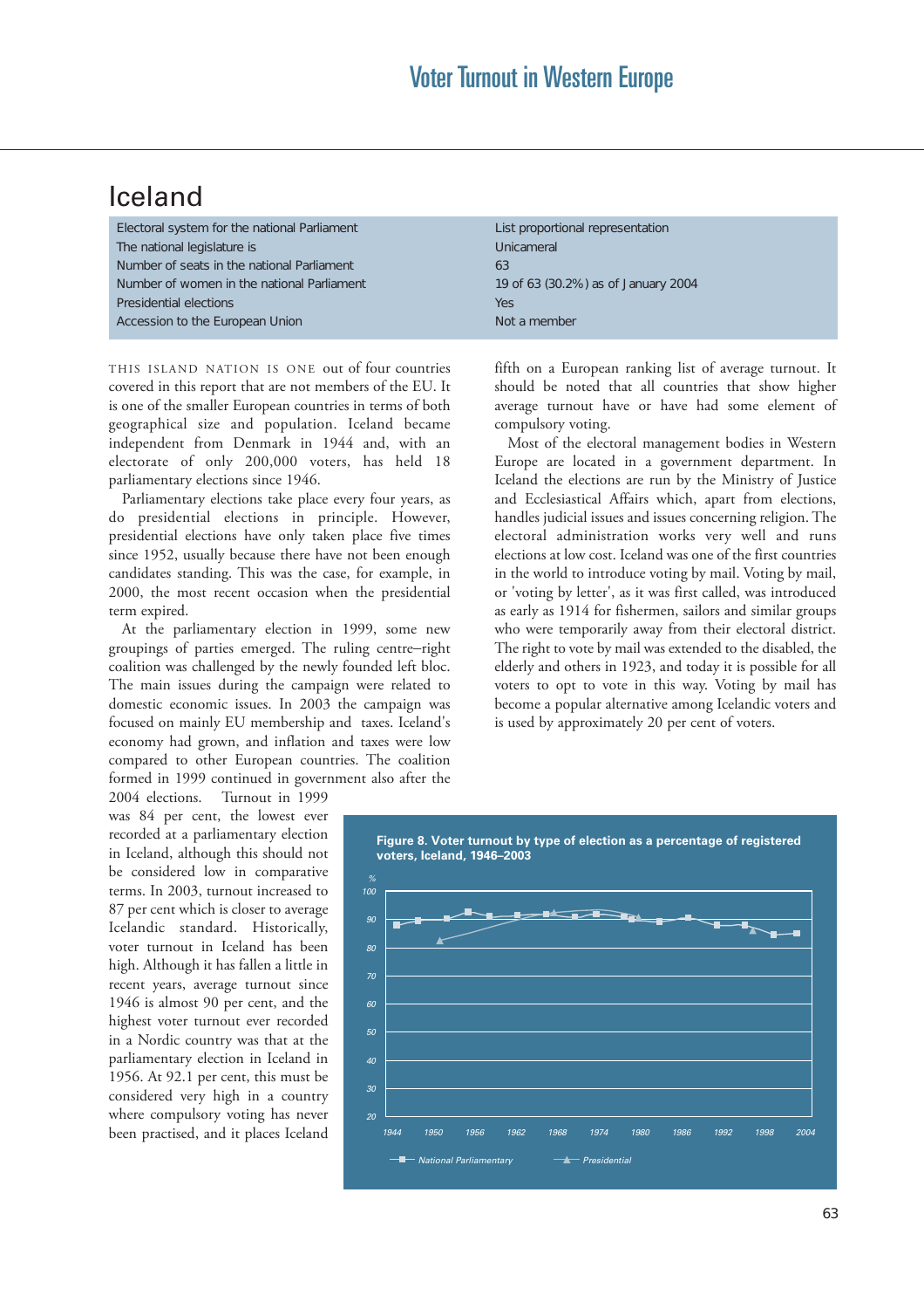# Iceland

| | |
|---|---|
| Electoral system for the national Parliament | List proportional representation |
| The national legislature is | Unicameral |
| Number of seats in the national Parliament | 63 |
| Number of women in the national Parliament | 19 of 63 (30.2%) as of January 2004 |
| Presidential elections | Yes |
| Accession to the European Union | Not a member |

THIS ISLAND NATION IS ONE out of four countries covered in this report that are not members of the EU. It is one of the smaller European countries in terms of both geographical size and population. Iceland became independent from Denmark in 1944 and, with an electorate of only 200,000 voters, has held 18 parliamentary elections since 1946.

Parliamentary elections take place every four years, as do presidential elections in principle. However, presidential elections have only taken place five times since 1952, usually because there have not been enough candidates standing. This was the case, for example, in 2000, the most recent occasion when the presidential term expired.

At the parliamentary election in 1999, some new groupings of parties emerged. The ruling centre–right coalition was challenged by the newly founded left bloc. The main issues during the campaign were related to domestic economic issues. In 2003 the campaign was focused on mainly EU membership and taxes. Iceland's economy had grown, and inflation and taxes were low compared to other European countries. The coalition formed in 1999 continued in government also after the 2004 elections. Turnout in 1999 was 84 per cent, the lowest ever recorded at a parliamentary election in Iceland, although this should not be considered low in comparative terms. In 2003, turnout increased to 87 per cent which is closer to average Icelandic standard. Historically, voter turnout in Iceland has been high. Although it has fallen a little in recent years, average turnout since 1946 is almost 90 per cent, and the highest voter turnout ever recorded in a Nordic country was that at the parliamentary election in Iceland in 1956. At 92.1 per cent, this must be considered very high in a country where compulsory voting has never been practised, and it places Iceland fifth on a European ranking list of average turnout. It should be noted that all countries that show higher average turnout have or have had some element of compulsory voting.

Most of the electoral management bodies in Western Europe are located in a government department. In Iceland the elections are run by the Ministry of Justice and Ecclesiastical Affairs which, apart from elections, handles judicial issues and issues concerning religion. The electoral administration works very well and runs elections at low cost. Iceland was one of the first countries in the world to introduce voting by mail. Voting by mail, or 'voting by letter', as it was first called, was introduced as early as 1914 for fishermen, sailors and similar groups who were temporarily away from their electoral district. The right to vote by mail was extended to the disabled, the elderly and others in 1923, and today it is possible for all voters to opt to vote in this way. Voting by mail has become a popular alternative among Icelandic voters and is used by approximately 20 per cent of voters.

**Figure 8. Voter turnout by type of election as a percentage of registered voters, Iceland, 1946–2003**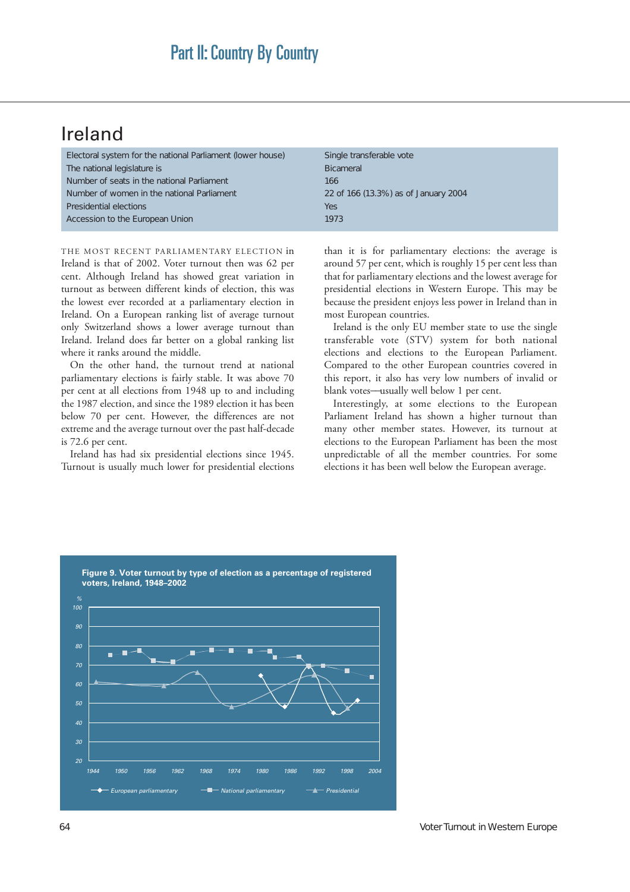# Ireland

| | |
|---|---|
| Electoral system for the national Parliament (lower house) | Single transferable vote |
| The national legislature is | Bicameral |
| Number of seats in the national Parliament | 166 |
| Number of women in the national Parliament | 22 of 166 (13.3%) as of January 2004 |
| Presidential elections | Yes |
| Accession to the European Union | 1973 |

THE MOST RECENT PARLIAMENTARY ELECTION in Ireland is that of 2002. Voter turnout then was 62 per cent. Although Ireland has showed great variation in turnout as between different kinds of election, this was the lowest ever recorded at a parliamentary election in Ireland. On a European ranking list of average turnout only Switzerland shows a lower average turnout than Ireland. Ireland does far better on a global ranking list where it ranks around the middle.

On the other hand, the turnout trend at national parliamentary elections is fairly stable. It was above 70 per cent at all elections from 1948 up to and including the 1987 election, and since the 1989 election it has been below 70 per cent. However, the differences are not extreme and the average turnout over the past half-decade is 72.6 per cent.

Ireland has had six presidential elections since 1945. Turnout is usually much lower for presidential elections than it is for parliamentary elections: the average is around 57 per cent, which is roughly 15 per cent less than that for parliamentary elections and the lowest average for presidential elections in Western Europe. This may be because the president enjoys less power in Ireland than in most European countries.

Ireland is the only EU member state to use the single transferable vote (STV) system for both national elections and elections to the European Parliament. Compared to the other European countries covered in this report, it also has very low numbers of invalid or blank votes—usually well below 1 per cent.

Interestingly, at some elections to the European Parliament Ireland has shown a higher turnout than many other member states. However, its turnout at elections to the European Parliament has been the most unpredictable of all the member countries. For some elections it has been well below the European average.

**Figure 9. Voter turnout by type of election as a percentage of registered voters, Ireland, 1948–2002**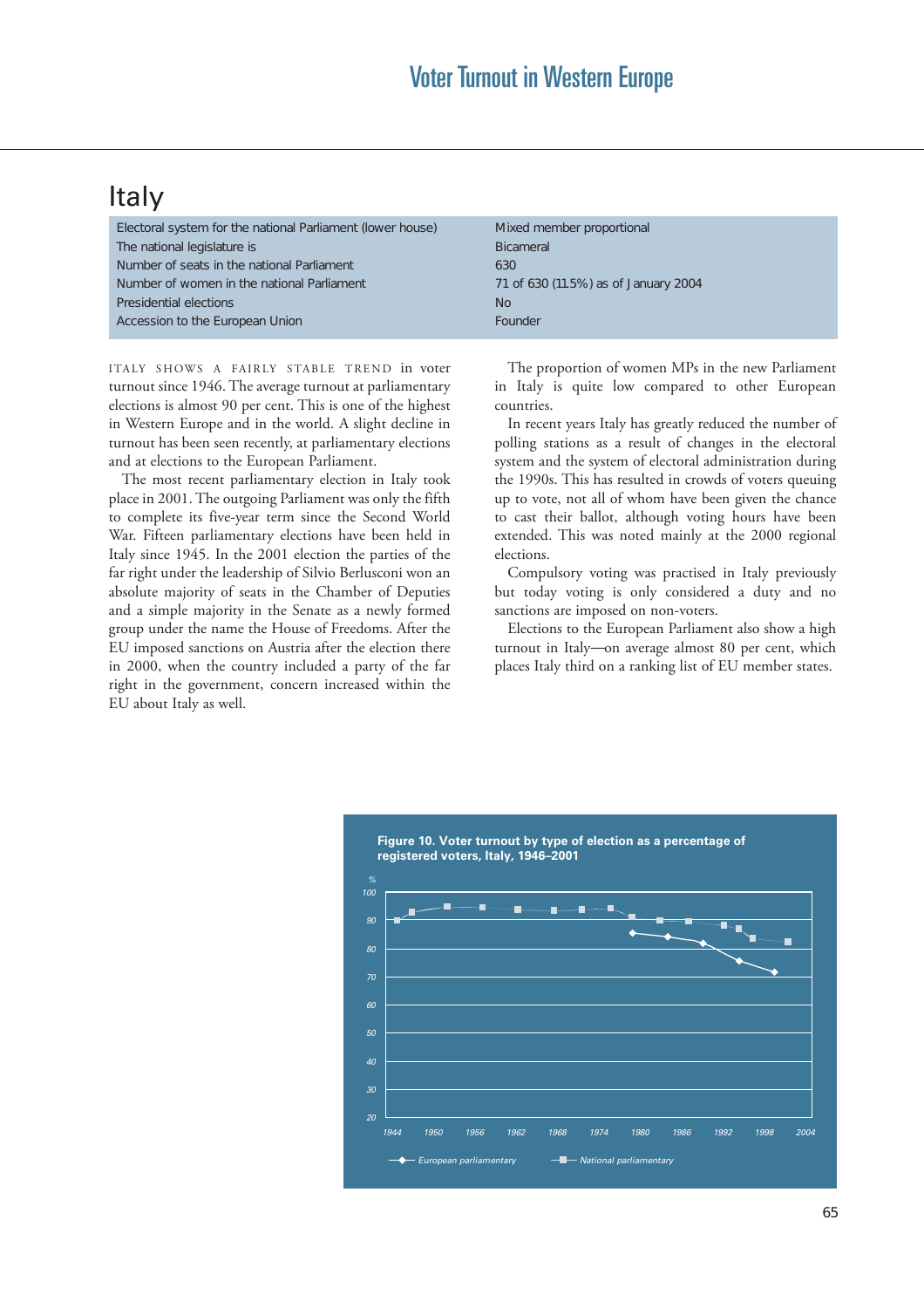# Italy

| | |
|---|---|
| Electoral system for the national Parliament (lower house) | Mixed member proportional |
| The national legislature is | Bicameral |
| Number of seats in the national Parliament | 630 |
| Number of women in the national Parliament | 71 of 630 (11.5%) as of January 2004 |
| Presidential elections | No |
| Accession to the European Union | Founder |

ITALY SHOWS A FAIRLY STABLE TREND in voter turnout since 1946. The average turnout at parliamentary elections is almost 90 per cent. This is one of the highest in Western Europe and in the world. A slight decline in turnout has been seen recently, at parliamentary elections and at elections to the European Parliament.

The most recent parliamentary election in Italy took place in 2001. The outgoing Parliament was only the fifth to complete its five-year term since the Second World War. Fifteen parliamentary elections have been held in Italy since 1945. In the 2001 election the parties of the far right under the leadership of Silvio Berlusconi won an absolute majority of seats in the Chamber of Deputies and a simple majority in the Senate as a newly formed group under the name the House of Freedoms. After the EU imposed sanctions on Austria after the election there in 2000, when the country included a party of the far right in the government, concern increased within the EU about Italy as well.

The proportion of women MPs in the new Parliament in Italy is quite low compared to other European countries.

In recent years Italy has greatly reduced the number of polling stations as a result of changes in the electoral system and the system of electoral administration during the 1990s. This has resulted in crowds of voters queuing up to vote, not all of whom have been given the chance to cast their ballot, although voting hours have been extended. This was noted mainly at the 2000 regional elections.

Compulsory voting was practised in Italy previously but today voting is only considered a duty and no sanctions are imposed on non-voters.

Elections to the European Parliament also show a high turnout in Italy—on average almost 80 per cent, which places Italy third on a ranking list of EU member states.

**Figure 10. Voter turnout by type of election as a percentage of registered voters, Italy, 1946–2001**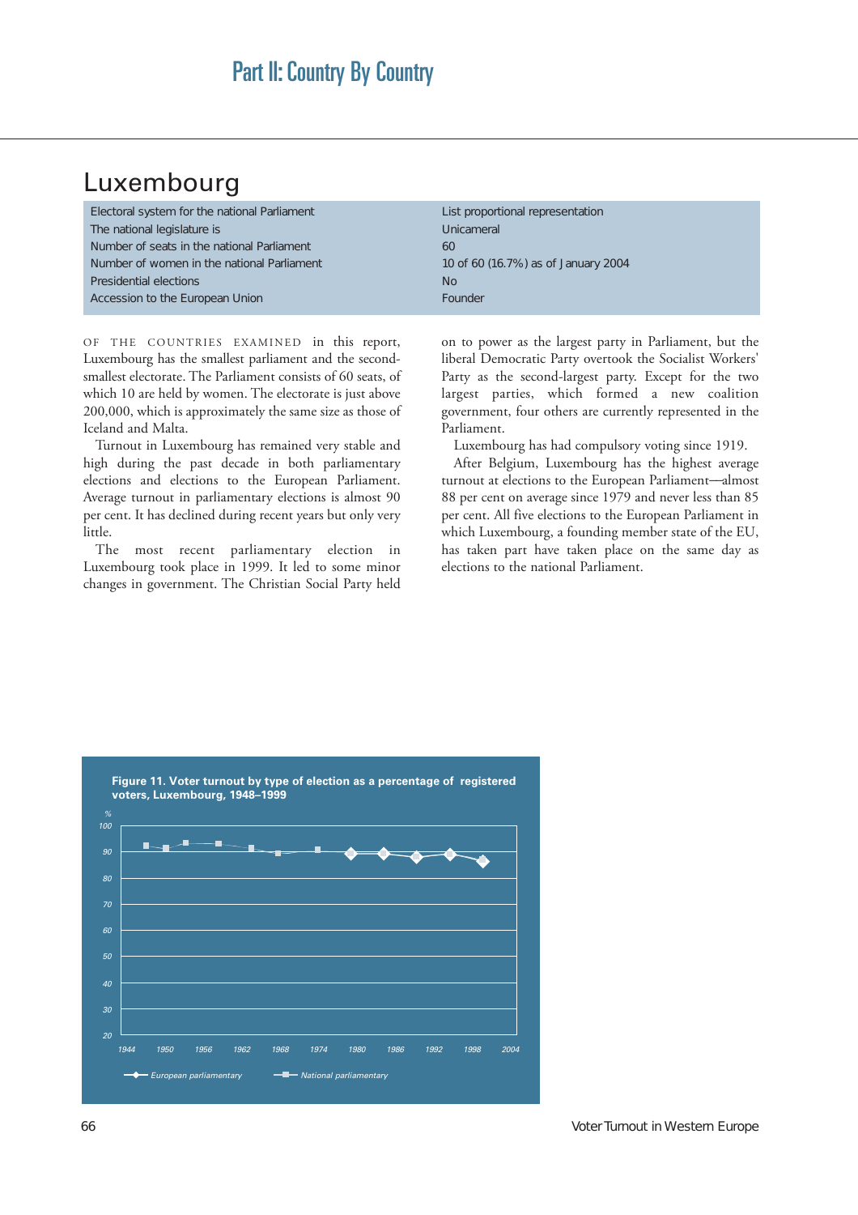# Luxembourg

| | |
|---|---|
| Electoral system for the national Parliament | List proportional representation |
| The national legislature is | Unicameral |
| Number of seats in the national Parliament | 60 |
| Number of women in the national Parliament | 10 of 60 (16.7%) as of January 2004 |
| Presidential elections | No |
| Accession to the European Union | Founder |

OF THE COUNTRIES EXAMINED in this report, Luxembourg has the smallest parliament and the second-smallest electorate. The Parliament consists of 60 seats, of which 10 are held by women. The electorate is just above 200,000, which is approximately the same size as those of Iceland and Malta.

Turnout in Luxembourg has remained very stable and high during the past decade in both parliamentary elections and elections to the European Parliament. Average turnout in parliamentary elections is almost 90 per cent. It has declined during recent years but only very little.

The most recent parliamentary election in Luxembourg took place in 1999. It led to some minor changes in government. The Christian Social Party held on to power as the largest party in Parliament, but the liberal Democratic Party overtook the Socialist Workers' Party as the second-largest party. Except for the two largest parties, which formed a new coalition government, four others are currently represented in the Parliament.

Luxembourg has had compulsory voting since 1919.

After Belgium, Luxembourg has the highest average turnout at elections to the European Parliament—almost 88 per cent on average since 1979 and never less than 85 per cent. All five elections to the European Parliament in which Luxembourg, a founding member state of the EU, has taken part have taken place on the same day as elections to the national Parliament.

**Figure 11. Voter turnout by type of election as a percentage of registered voters, Luxembourg, 1948–1999**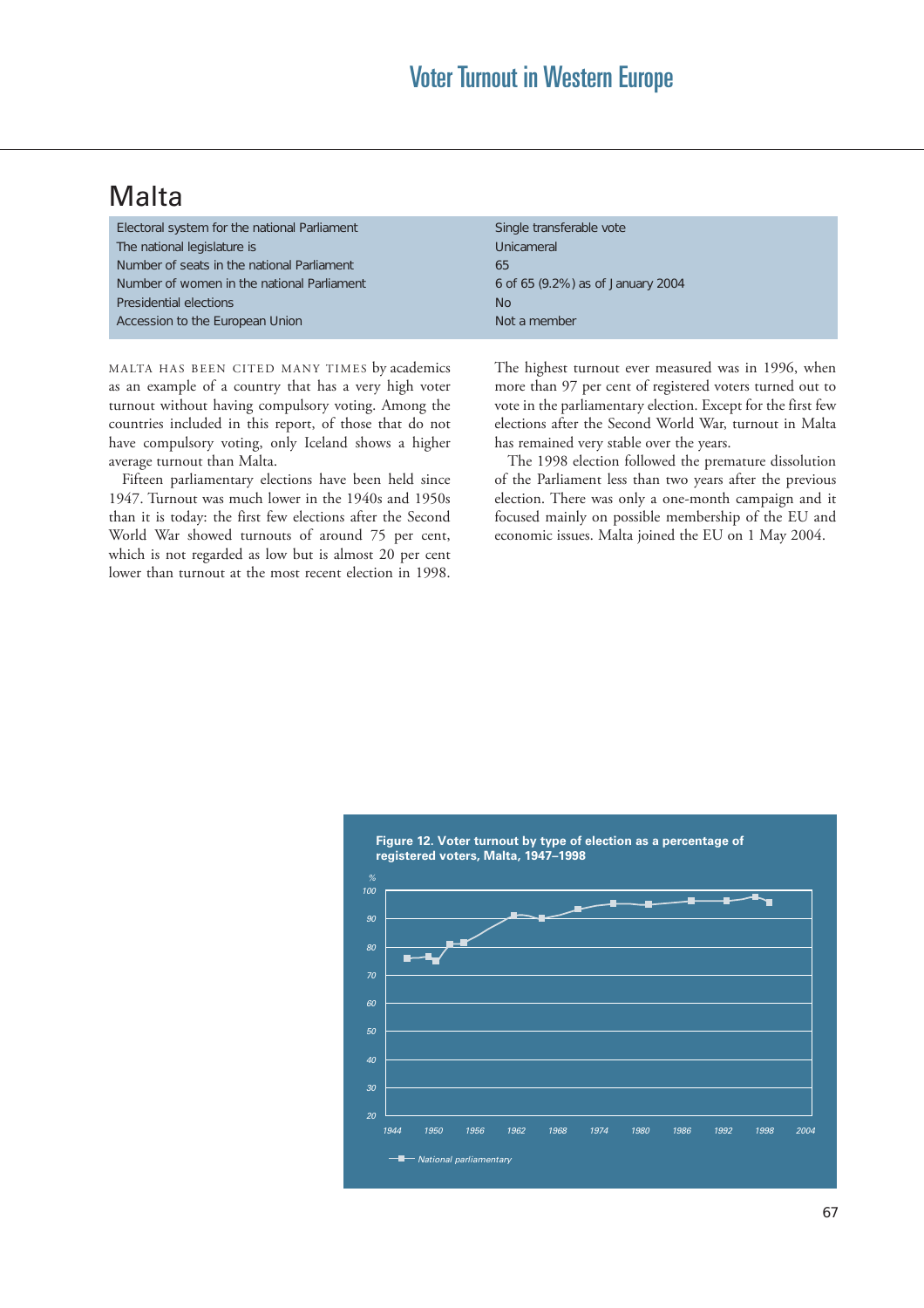# Malta

| | |
|---|---|
| Electoral system for the national Parliament | Single transferable vote |
| The national legislature is | Unicameral |
| Number of seats in the national Parliament | 65 |
| Number of women in the national Parliament | 6 of 65 (9.2%) as of January 2004 |
| Presidential elections | No |
| Accession to the European Union | Not a member |

MALTA HAS BEEN CITED MANY TIMES by academics as an example of a country that has a very high voter turnout without having compulsory voting. Among the countries included in this report, of those that do not have compulsory voting, only Iceland shows a higher average turnout than Malta.

Fifteen parliamentary elections have been held since 1947. Turnout was much lower in the 1940s and 1950s than it is today: the first few elections after the Second World War showed turnouts of around 75 per cent, which is not regarded as low but is almost 20 per cent lower than turnout at the most recent election in 1998.

The highest turnout ever measured was in 1996, when more than 97 per cent of registered voters turned out to vote in the parliamentary election. Except for the first few elections after the Second World War, turnout in Malta has remained very stable over the years.

The 1998 election followed the premature dissolution of the Parliament less than two years after the previous election. There was only a one-month campaign and it focused mainly on possible membership of the EU and economic issues. Malta joined the EU on 1 May 2004.

**Figure 12. Voter turnout by type of election as a percentage of registered voters, Malta, 1947–1998**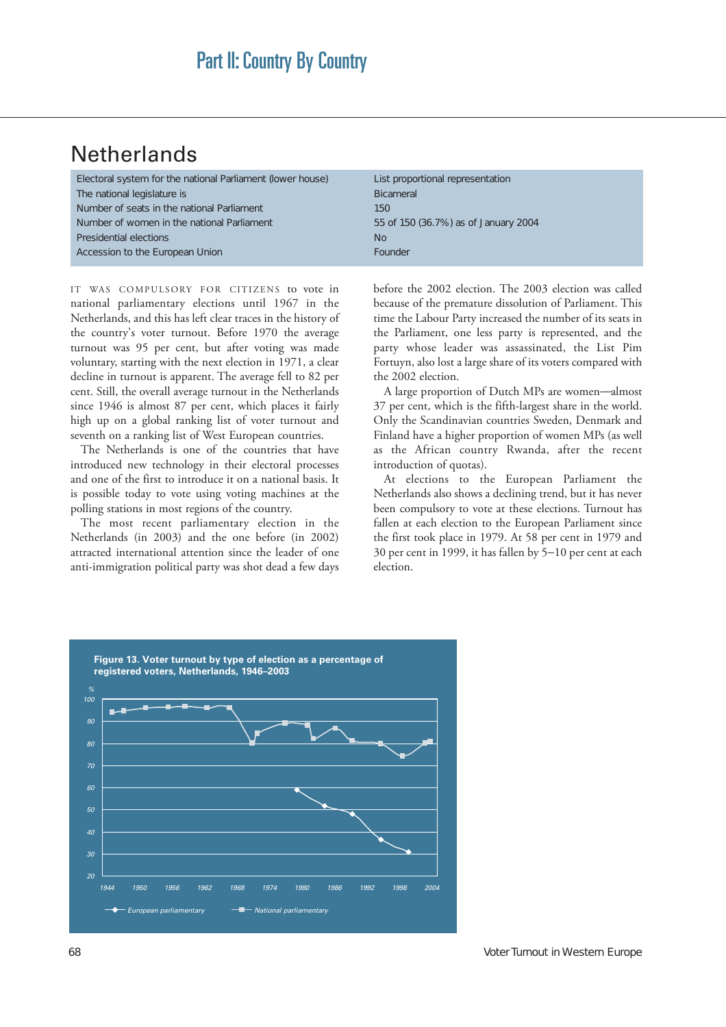# Netherlands

| | |
|---|---|
| Electoral system for the national Parliament (lower house) | List proportional representation |
| The national legislature is | Bicameral |
| Number of seats in the national Parliament | 150 |
| Number of women in the national Parliament | 55 of 150 (36.7%) as of January 2004 |
| Presidential elections | No |
| Accession to the European Union | Founder |

IT WAS COMPULSORY FOR CITIZENS to vote in national parliamentary elections until 1967 in the Netherlands, and this has left clear traces in the history of the country's voter turnout. Before 1970 the average turnout was 95 per cent, but after voting was made voluntary, starting with the next election in 1971, a clear decline in turnout is apparent. The average fell to 82 per cent. Still, the overall average turnout in the Netherlands since 1946 is almost 87 per cent, which places it fairly high up on a global ranking list of voter turnout and seventh on a ranking list of West European countries.

The Netherlands is one of the countries that have introduced new technology in their electoral processes and one of the first to introduce it on a national basis. It is possible today to vote using voting machines at the polling stations in most regions of the country.

The most recent parliamentary election in the Netherlands (in 2003) and the one before (in 2002) attracted international attention since the leader of one anti-immigration political party was shot dead a few days before the 2002 election. The 2003 election was called because of the premature dissolution of Parliament. This time the Labour Party increased the number of its seats in the Parliament, one less party is represented, and the party whose leader was assassinated, the List Pim Fortuyn, also lost a large share of its voters compared with the 2002 election.

A large proportion of Dutch MPs are women—almost 37 per cent, which is the fifth-largest share in the world. Only the Scandinavian countries Sweden, Denmark and Finland have a higher proportion of women MPs (as well as the African country Rwanda, after the recent introduction of quotas).

At elections to the European Parliament the Netherlands also shows a declining trend, but it has never been compulsory to vote at these elections. Turnout has fallen at each election to the European Parliament since the first took place in 1979. At 58 per cent in 1979 and 30 per cent in 1999, it has fallen by 5–10 per cent at each election.

**Figure 13. Voter turnout by type of election as a percentage of registered voters, Netherlands, 1946–2003**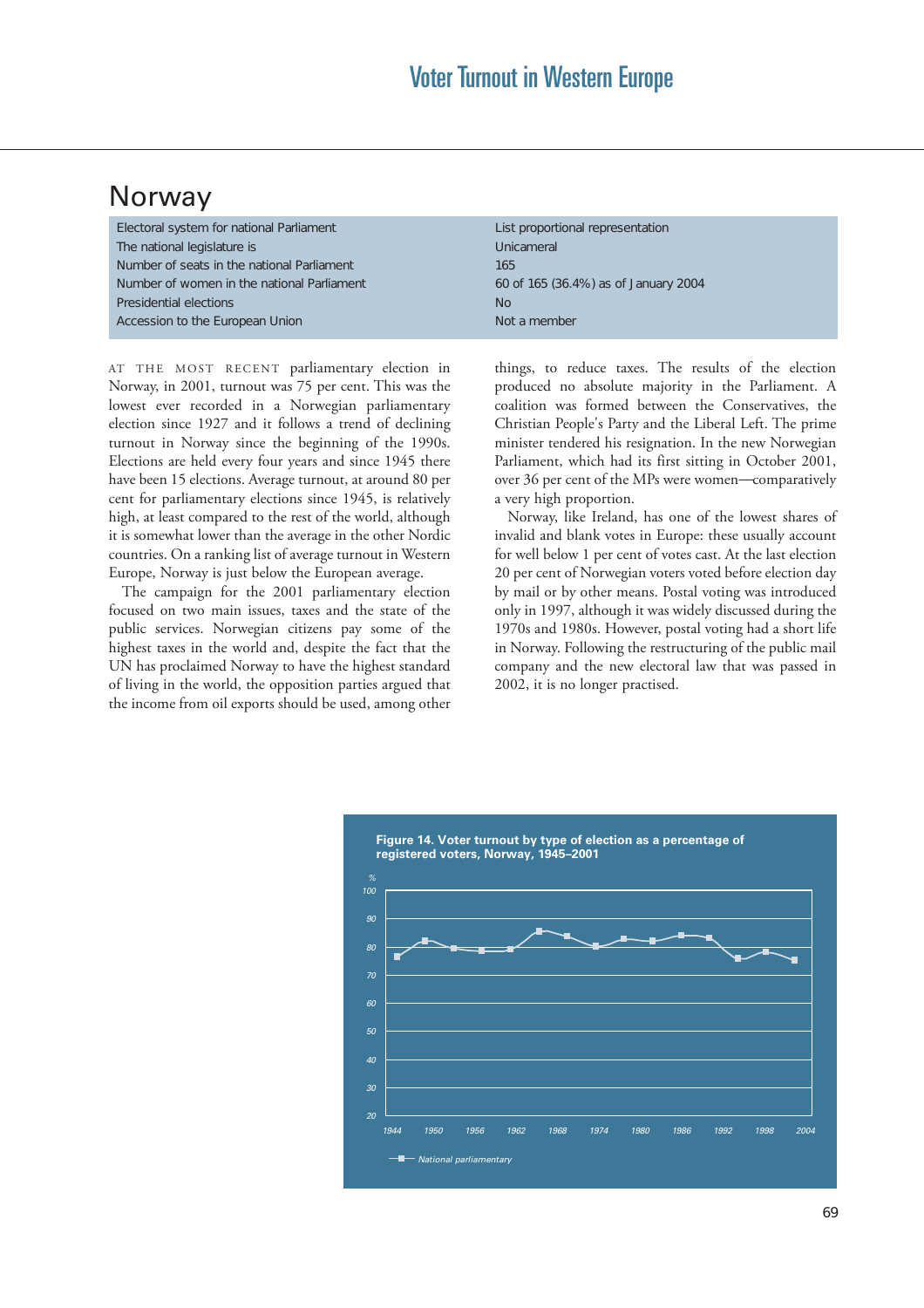## Norway

| | |
|---|---|
| Electoral system for national Parliament | List proportional representation |
| The national legislature is | Unicameral |
| Number of seats in the national Parliament | 165 |
| Number of women in the national Parliament | 60 of 165 (36.4%) as of January 2004 |
| Presidential elections | No |
| Accession to the European Union | Not a member |

AT THE MOST RECENT parliamentary election in Norway, in 2001, turnout was 75 per cent. This was the lowest ever recorded in a Norwegian parliamentary election since 1927 and it follows a trend of declining turnout in Norway since the beginning of the 1990s. Elections are held every four years and since 1945 there have been 15 elections. Average turnout, at around 80 per cent for parliamentary elections since 1945, is relatively high, at least compared to the rest of the world, although it is somewhat lower than the average in the other Nordic countries. On a ranking list of average turnout in Western Europe, Norway is just below the European average.

The campaign for the 2001 parliamentary election focused on two main issues, taxes and the state of the public services. Norwegian citizens pay some of the highest taxes in the world and, despite the fact that the UN has proclaimed Norway to have the highest standard of living in the world, the opposition parties argued that the income from oil exports should be used, among other things, to reduce taxes. The results of the election produced no absolute majority in the Parliament. A coalition was formed between the Conservatives, the Christian People's Party and the Liberal Left. The prime minister tendered his resignation. In the new Norwegian Parliament, which had its first sitting in October 2001, over 36 per cent of the MPs were women—comparatively a very high proportion.

Norway, like Ireland, has one of the lowest shares of invalid and blank votes in Europe: these usually account for well below 1 per cent of votes cast. At the last election 20 per cent of Norwegian voters voted before election day by mail or by other means. Postal voting was introduced only in 1997, although it was widely discussed during the 1970s and 1980s. However, postal voting had a short life in Norway. Following the restructuring of the public mail company and the new electoral law that was passed in 2002, it is no longer practised.

**Figure 14. Voter turnout by type of election as a percentage of registered voters, Norway, 1945–2001**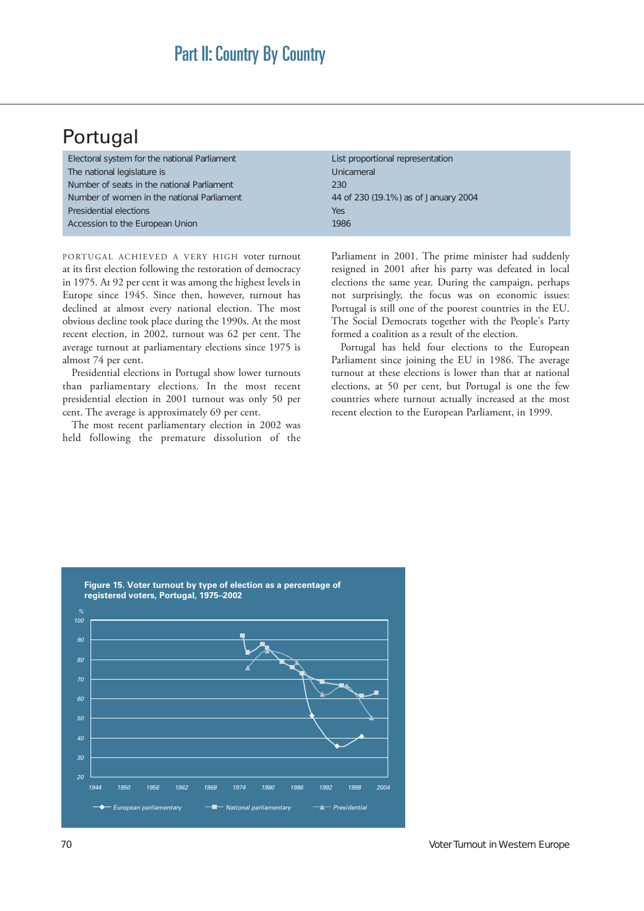# Portugal

| | |
|---|---|
| Electoral system for the national Parliament | List proportional representation |
| The national legislature is | Unicameral |
| Number of seats in the national Parliament | 230 |
| Number of women in the national Parliament | 44 of 230 (19.1%) as of January 2004 |
| Presidential elections | Yes |
| Accession to the European Union | 1986 |

PORTUGAL ACHIEVED A VERY HIGH voter turnout at its first election following the restoration of democracy in 1975. At 92 per cent it was among the highest levels in Europe since 1945. Since then, however, turnout has declined at almost every national election. The most obvious decline took place during the 1990s. At the most recent election, in 2002, turnout was 62 per cent. The average turnout at parliamentary elections since 1975 is almost 74 per cent.

Presidential elections in Portugal show lower turnouts than parliamentary elections. In the most recent presidential election in 2001 turnout was only 50 per cent. The average is approximately 69 per cent.

The most recent parliamentary election in 2002 was held following the premature dissolution of the Parliament in 2001. The prime minister had suddenly resigned in 2001 after his party was defeated in local elections the same year. During the campaign, perhaps not surprisingly, the focus was on economic issues: Portugal is still one of the poorest countries in the EU. The Social Democrats together with the People's Party formed a coalition as a result of the election.

Portugal has held four elections to the European Parliament since joining the EU in 1986. The average turnout at these elections is lower than that at national elections, at 50 per cent, but Portugal is one the few countries where turnout actually increased at the most recent election to the European Parliament, in 1999.

**Figure 15. Voter turnout by type of election as a percentage of registered voters, Portugal, 1975–2002**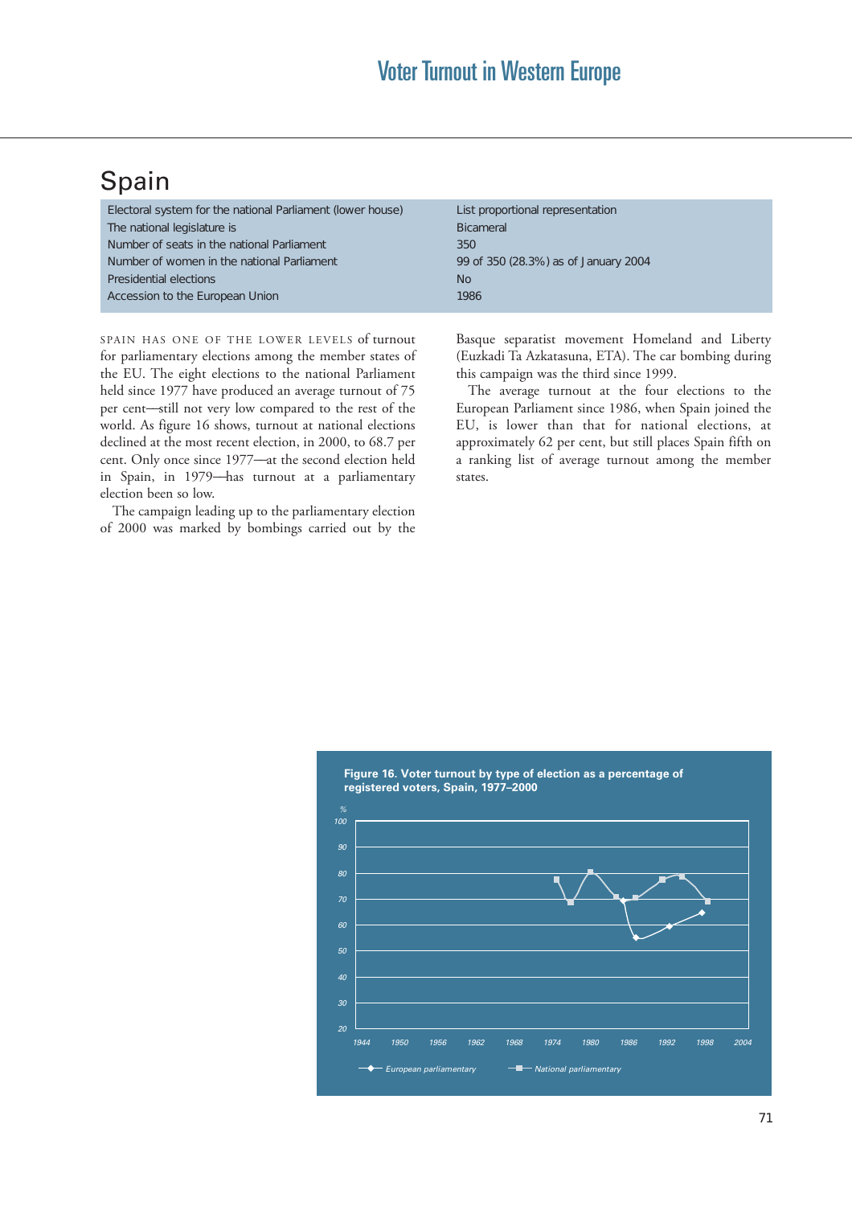# Spain

| | |
|---|---|
| Electoral system for the national Parliament (lower house) | List proportional representation |
| The national legislature is | Bicameral |
| Number of seats in the national Parliament | 350 |
| Number of women in the national Parliament | 99 of 350 (28.3%) as of January 2004 |
| Presidential elections | No |
| Accession to the European Union | 1986 |

SPAIN HAS ONE OF THE LOWER LEVELS of turnout for parliamentary elections among the member states of the EU. The eight elections to the national Parliament held since 1977 have produced an average turnout of 75 per cent—still not very low compared to the rest of the world. As figure 16 shows, turnout at national elections declined at the most recent election, in 2000, to 68.7 per cent. Only once since 1977—at the second election held in Spain, in 1979—has turnout at a parliamentary election been so low.

The campaign leading up to the parliamentary election of 2000 was marked by bombings carried out by the Basque separatist movement Homeland and Liberty (Euzkadi Ta Azkatasuna, ETA). The car bombing during this campaign was the third since 1999.

The average turnout at the four elections to the European Parliament since 1986, when Spain joined the EU, is lower than that for national elections, at approximately 62 per cent, but still places Spain fifth on a ranking list of average turnout among the member states.

**Figure 16. Voter turnout by type of election as a percentage of registered voters, Spain, 1977–2000**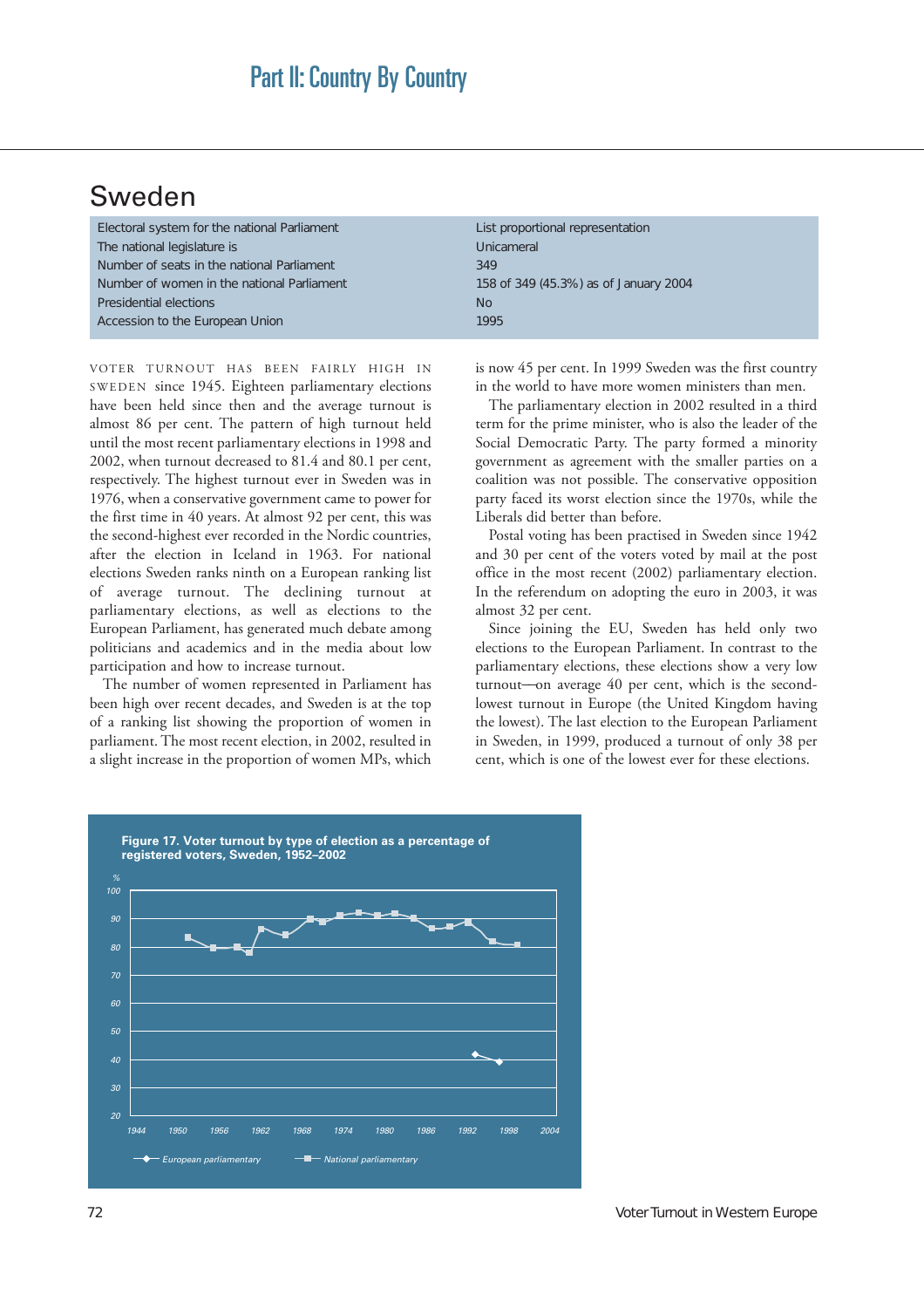# Sweden

| | |
|---|---|
| Electoral system for the national Parliament | List proportional representation |
| The national legislature is | Unicameral |
| Number of seats in the national Parliament | 349 |
| Number of women in the national Parliament | 158 of 349 (45.3%) as of January 2004 |
| Presidential elections | No |
| Accession to the European Union | 1995 |

VOTER TURNOUT HAS BEEN FAIRLY HIGH IN SWEDEN since 1945. Eighteen parliamentary elections have been held since then and the average turnout is almost 86 per cent. The pattern of high turnout held until the most recent parliamentary elections in 1998 and 2002, when turnout decreased to 81.4 and 80.1 per cent, respectively. The highest turnout ever in Sweden was in 1976, when a conservative government came to power for the first time in 40 years. At almost 92 per cent, this was the second-highest ever recorded in the Nordic countries, after the election in Iceland in 1963. For national elections Sweden ranks ninth on a European ranking list of average turnout. The declining turnout at parliamentary elections, as well as elections to the European Parliament, has generated much debate among politicians and academics and in the media about low participation and how to increase turnout.

The number of women represented in Parliament has been high over recent decades, and Sweden is at the top of a ranking list showing the proportion of women in parliament. The most recent election, in 2002, resulted in a slight increase in the proportion of women MPs, which is now 45 per cent. In 1999 Sweden was the first country in the world to have more women ministers than men.

The parliamentary election in 2002 resulted in a third term for the prime minister, who is also the leader of the Social Democratic Party. The party formed a minority government as agreement with the smaller parties on a coalition was not possible. The conservative opposition party faced its worst election since the 1970s, while the Liberals did better than before.

Postal voting has been practised in Sweden since 1942 and 30 per cent of the voters voted by mail at the post office in the most recent (2002) parliamentary election. In the referendum on adopting the euro in 2003, it was almost 32 per cent.

Since joining the EU, Sweden has held only two elections to the European Parliament. In contrast to the parliamentary elections, these elections show a very low turnout—on average 40 per cent, which is the second-lowest turnout in Europe (the United Kingdom having the lowest). The last election to the European Parliament in Sweden, in 1999, produced a turnout of only 38 per cent, which is one of the lowest ever for these elections.

**Figure 17. Voter turnout by type of election as a percentage of registered voters, Sweden, 1952–2002**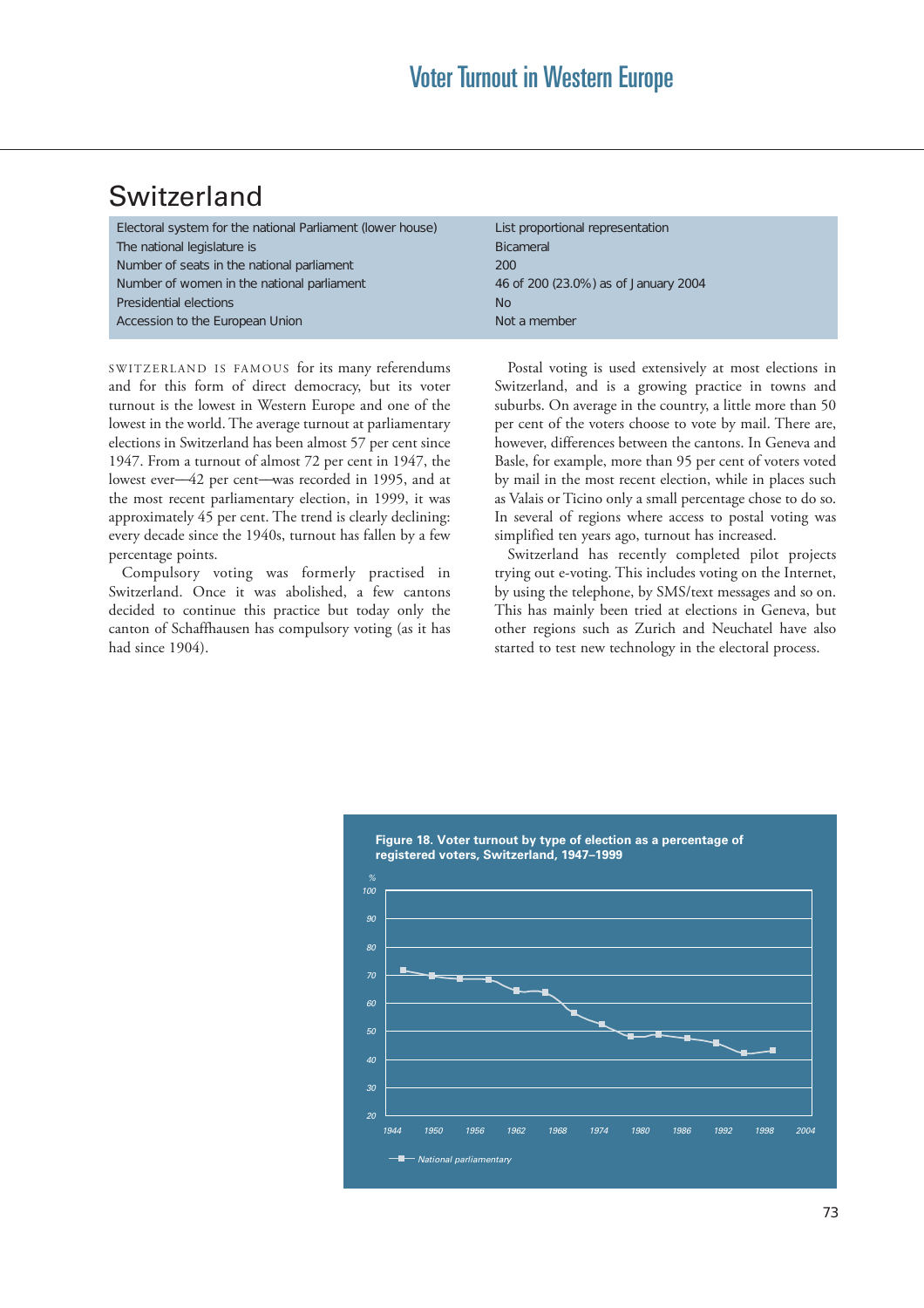## Switzerland

| | |
|---|---|
| Electoral system for the national Parliament (lower house) | List proportional representation |
| The national legislature is | Bicameral |
| Number of seats in the national parliament | 200 |
| Number of women in the national parliament | 46 of 200 (23.0%) as of January 2004 |
| Presidential elections | No |
| Accession to the European Union | Not a member |

SWITZERLAND IS FAMOUS for its many referendums and for this form of direct democracy, but its voter turnout is the lowest in Western Europe and one of the lowest in the world. The average turnout at parliamentary elections in Switzerland has been almost 57 per cent since 1947. From a turnout of almost 72 per cent in 1947, the lowest ever—42 per cent—was recorded in 1995, and at the most recent parliamentary election, in 1999, it was approximately 45 per cent. The trend is clearly declining: every decade since the 1940s, turnout has fallen by a few percentage points.

Compulsory voting was formerly practised in Switzerland. Once it was abolished, a few cantons decided to continue this practice but today only the canton of Schaffhausen has compulsory voting (as it has had since 1904).

Postal voting is used extensively at most elections in Switzerland, and is a growing practice in towns and suburbs. On average in the country, a little more than 50 per cent of the voters choose to vote by mail. There are, however, differences between the cantons. In Geneva and Basle, for example, more than 95 per cent of voters voted by mail in the most recent election, while in places such as Valais or Ticino only a small percentage chose to do so. In several of regions where access to postal voting was simplified ten years ago, turnout has increased.

Switzerland has recently completed pilot projects trying out e-voting. This includes voting on the Internet, by using the telephone, by SMS/text messages and so on. This has mainly been tried at elections in Geneva, but other regions such as Zurich and Neuchatel have also started to test new technology in the electoral process.

**Figure 18. Voter turnout by type of election as a percentage of registered voters, Switzerland, 1947–1999**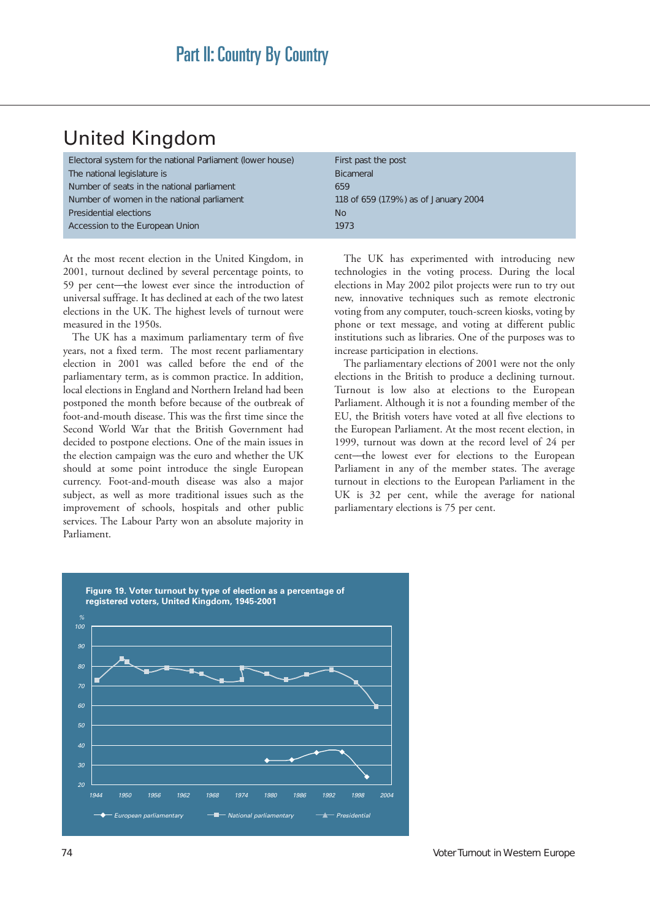## United Kingdom

| | |
|---|---|
| Electoral system for the national Parliament (lower house) | First past the post |
| The national legislature is | Bicameral |
| Number of seats in the national parliament | 659 |
| Number of women in the national parliament | 118 of 659 (17.9%) as of January 2004 |
| Presidential elections | No |
| Accession to the European Union | 1973 |

At the most recent election in the United Kingdom, in 2001, turnout declined by several percentage points, to 59 per cent—the lowest ever since the introduction of universal suffrage. It has declined at each of the two latest elections in the UK. The highest levels of turnout were measured in the 1950s.

The UK has a maximum parliamentary term of five years, not a fixed term. The most recent parliamentary election in 2001 was called before the end of the parliamentary term, as is common practice. In addition, local elections in England and Northern Ireland had been postponed the month before because of the outbreak of foot-and-mouth disease. This was the first time since the Second World War that the British Government had decided to postpone elections. One of the main issues in the election campaign was the euro and whether the UK should at some point introduce the single European currency. Foot-and-mouth disease was also a major subject, as well as more traditional issues such as the improvement of schools, hospitals and other public services. The Labour Party won an absolute majority in Parliament.

The UK has experimented with introducing new technologies in the voting process. During the local elections in May 2002 pilot projects were run to try out new, innovative techniques such as remote electronic voting from any computer, touch-screen kiosks, voting by phone or text message, and voting at different public institutions such as libraries. One of the purposes was to increase participation in elections.

The parliamentary elections of 2001 were not the only elections in the British to produce a declining turnout. Turnout is low also at elections to the European Parliament. Although it is not a founding member of the EU, the British voters have voted at all five elections to the European Parliament. At the most recent election, in 1999, turnout was down at the record level of 24 per cent—the lowest ever for elections to the European Parliament in any of the member states. The average turnout in elections to the European Parliament in the UK is 32 per cent, while the average for national parliamentary elections is 75 per cent.

**Figure 19. Voter turnout by type of election as a percentage of registered voters, United Kingdom, 1945-2001**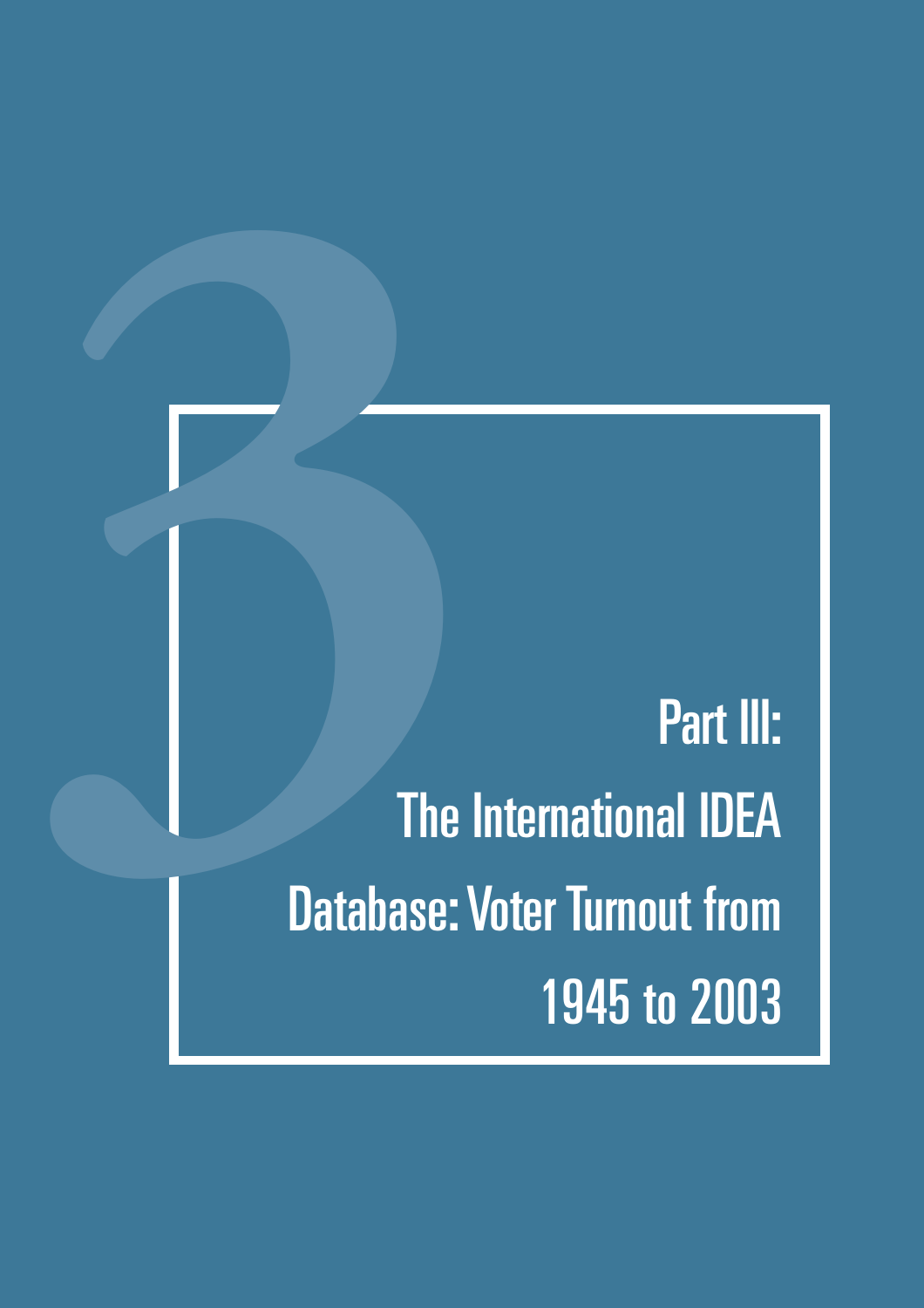# Part III: The International IDEA Database: Voter Turnout from 1945 to 2003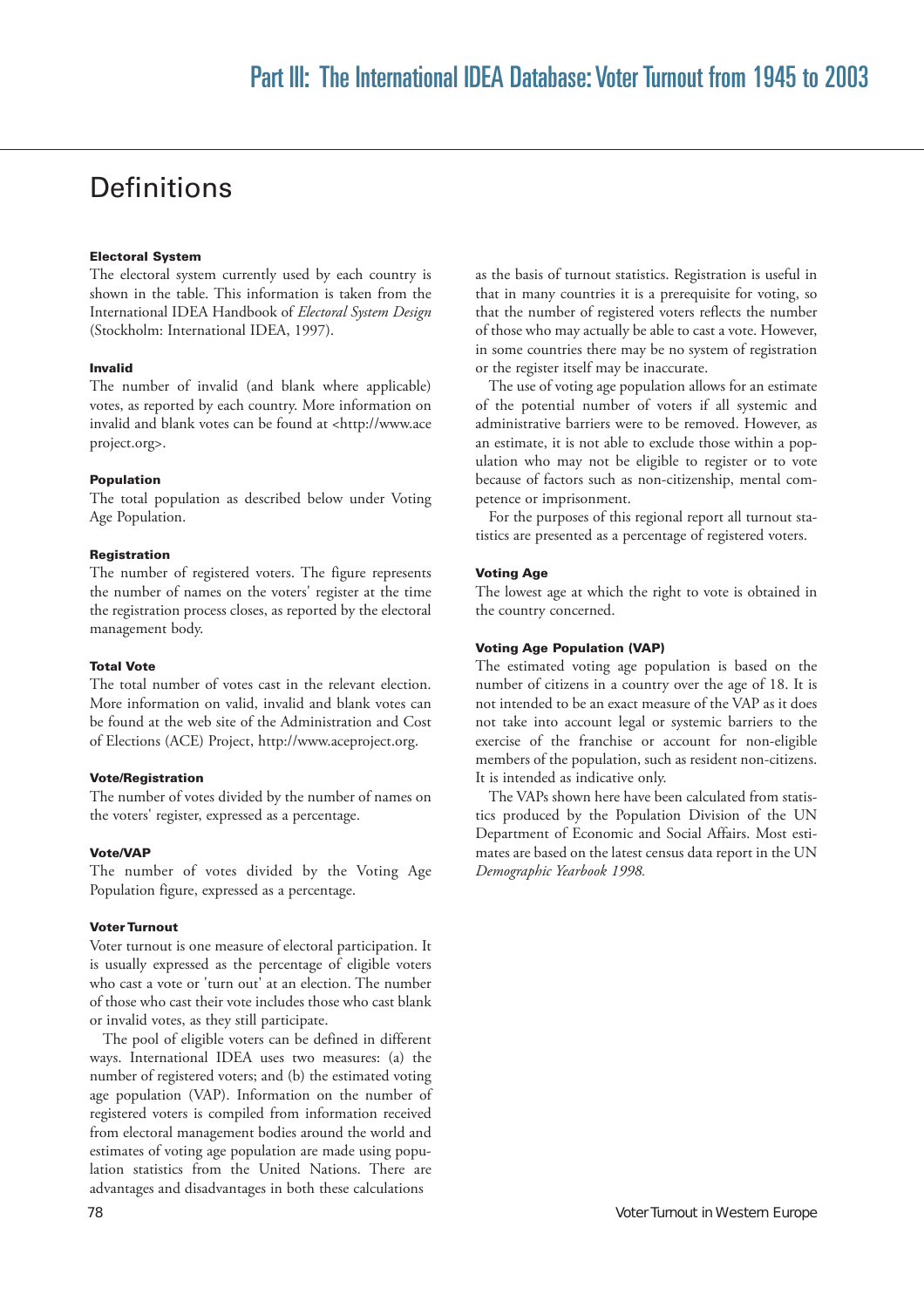# Definitions

**Electoral System**

The electoral system currently used by each country is shown in the table. This information is taken from the International IDEA Handbook of *Electoral System Design* (Stockholm: International IDEA, 1997).

**Invalid**

The number of invalid (and blank where applicable) votes, as reported by each country. More information on invalid and blank votes can be found at <http://www.aceproject.org>.

**Population**

The total population as described below under Voting Age Population.

**Registration**

The number of registered voters. The figure represents the number of names on the voters' register at the time the registration process closes, as reported by the electoral management body.

**Total Vote**

The total number of votes cast in the relevant election. More information on valid, invalid and blank votes can be found at the web site of the Administration and Cost of Elections (ACE) Project, http://www.aceproject.org.

**Vote/Registration**

The number of votes divided by the number of names on the voters' register, expressed as a percentage.

**Vote/VAP**

The number of votes divided by the Voting Age Population figure, expressed as a percentage.

**Voter Turnout**

Voter turnout is one measure of electoral participation. It is usually expressed as the percentage of eligible voters who cast a vote or 'turn out' at an election. The number of those who cast their vote includes those who cast blank or invalid votes, as they still participate.

The pool of eligible voters can be defined in different ways. International IDEA uses two measures: (a) the number of registered voters; and (b) the estimated voting age population (VAP). Information on the number of registered voters is compiled from information received from electoral management bodies around the world and estimates of voting age population are made using population statistics from the United Nations. There are advantages and disadvantages in both these calculations as the basis of turnout statistics. Registration is useful in that in many countries it is a prerequisite for voting, so that the number of registered voters reflects the number of those who may actually be able to cast a vote. However, in some countries there may be no system of registration or the register itself may be inaccurate.

The use of voting age population allows for an estimate of the potential number of voters if all systemic and administrative barriers were to be removed. However, as an estimate, it is not able to exclude those within a population who may not be eligible to register or to vote because of factors such as non-citizenship, mental competence or imprisonment.

For the purposes of this regional report all turnout statistics are presented as a percentage of registered voters.

**Voting Age**

The lowest age at which the right to vote is obtained in the country concerned.

**Voting Age Population (VAP)**

The estimated voting age population is based on the number of citizens in a country over the age of 18. It is not intended to be an exact measure of the VAP as it does not take into account legal or systemic barriers to the exercise of the franchise or account for non-eligible members of the population, such as resident non-citizens. It is intended as indicative only.

The VAPs shown here have been calculated from statistics produced by the Population Division of the UN Department of Economic and Social Affairs. Most estimates are based on the latest census data report in the UN *Demographic Yearbook 1998.*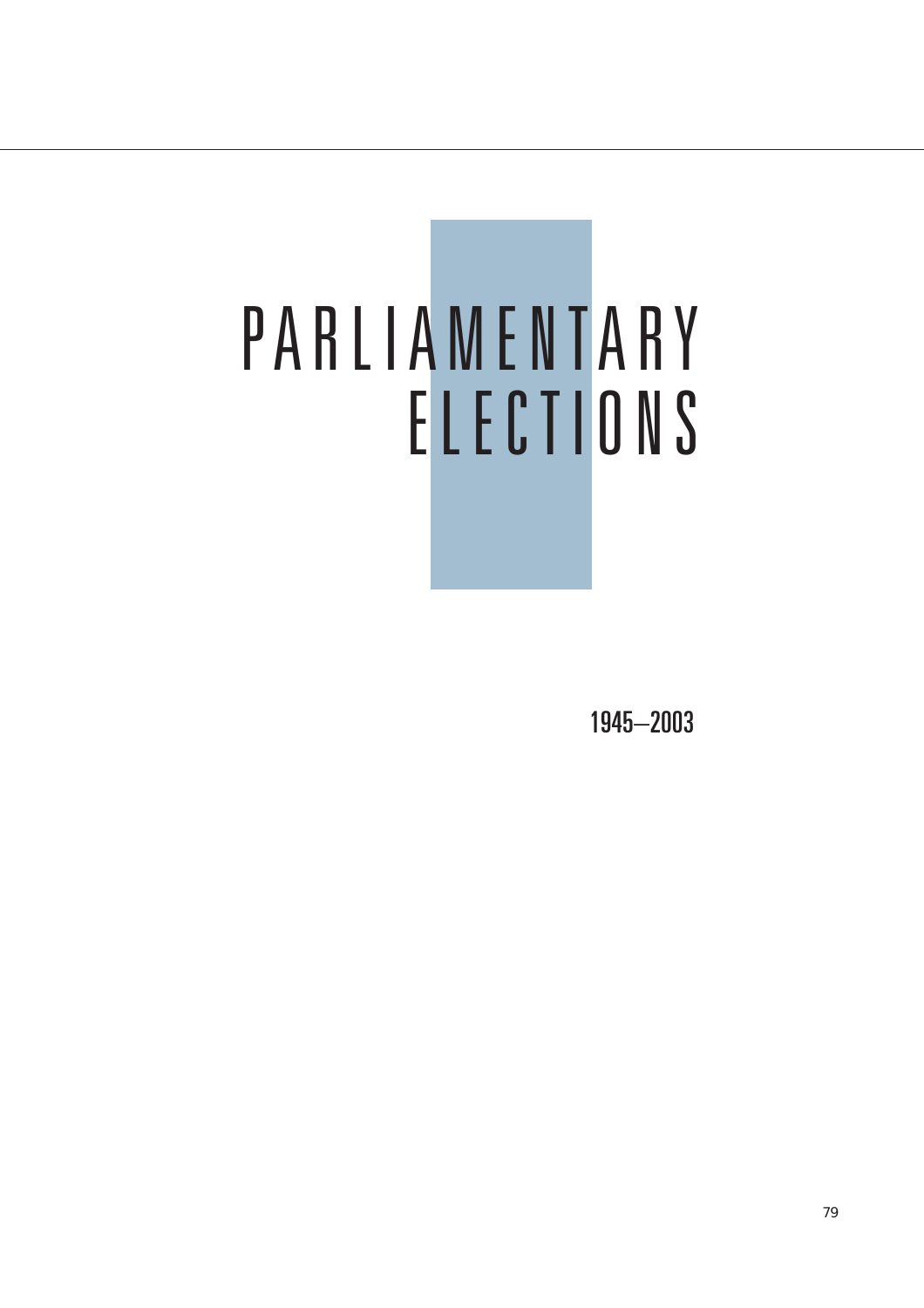# PARLIAMENTARY ELECTIONS

1945–2003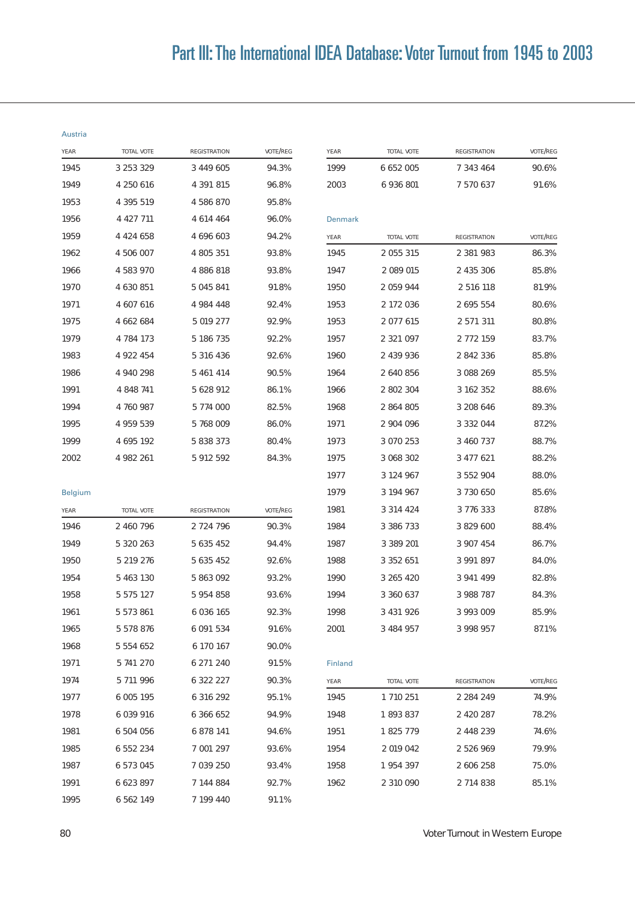## Austria

| YEAR | TOTAL VOTE | REGISTRATION | VOTE/REG |
|---|---|---|---|
| 1945 | 3 253 329 | 3 449 605 | 94.3% |
| 1949 | 4 250 616 | 4 391 815 | 96.8% |
| 1953 | 4 395 519 | 4 586 870 | 95.8% |
| 1956 | 4 427 711 | 4 614 464 | 96.0% |
| 1959 | 4 424 658 | 4 696 603 | 94.2% |
| 1962 | 4 506 007 | 4 805 351 | 93.8% |
| 1966 | 4 583 970 | 4 886 818 | 93.8% |
| 1970 | 4 630 851 | 5 045 841 | 91.8% |
| 1971 | 4 607 616 | 4 984 448 | 92.4% |
| 1975 | 4 662 684 | 5 019 277 | 92.9% |
| 1979 | 4 784 173 | 5 186 735 | 92.2% |
| 1983 | 4 922 454 | 5 316 436 | 92.6% |
| 1986 | 4 940 298 | 5 461 414 | 90.5% |
| 1991 | 4 848 741 | 5 628 912 | 86.1% |
| 1994 | 4 760 987 | 5 774 000 | 82.5% |
| 1995 | 4 959 539 | 5 768 009 | 86.0% |
| 1999 | 4 695 192 | 5 838 373 | 80.4% |
| 2002 | 4 982 261 | 5 912 592 | 84.3% |

## Belgium

| YEAR | TOTAL VOTE | REGISTRATION | VOTE/REG |
|---|---|---|---|
| 1946 | 2 460 796 | 2 724 796 | 90.3% |
| 1949 | 5 320 263 | 5 635 452 | 94.4% |
| 1950 | 5 219 276 | 5 635 452 | 92.6% |
| 1954 | 5 463 130 | 5 863 092 | 93.2% |
| 1958 | 5 575 127 | 5 954 858 | 93.6% |
| 1961 | 5 573 861 | 6 036 165 | 92.3% |
| 1965 | 5 578 876 | 6 091 534 | 91.6% |
| 1968 | 5 554 652 | 6 170 167 | 90.0% |
| 1971 | 5 741 270 | 6 271 240 | 91.5% |
| 1974 | 5 711 996 | 6 322 227 | 90.3% |
| 1977 | 6 005 195 | 6 316 292 | 95.1% |
| 1978 | 6 039 916 | 6 366 652 | 94.9% |
| 1981 | 6 504 056 | 6 878 141 | 94.6% |
| 1985 | 6 552 234 | 7 001 297 | 93.6% |
| 1987 | 6 573 045 | 7 039 250 | 93.4% |
| 1991 | 6 623 897 | 7 144 884 | 92.7% |
| 1995 | 6 562 149 | 7 199 440 | 91.1% |
| 1999 | 6 652 005 | 7 343 464 | 90.6% |
| 2003 | 6 936 801 | 7 570 637 | 91.6% |

## Denmark

| YEAR | TOTAL VOTE | REGISTRATION | VOTE/REG |
|---|---|---|---|
| 1945 | 2 055 315 | 2 381 983 | 86.3% |
| 1947 | 2 089 015 | 2 435 306 | 85.8% |
| 1950 | 2 059 944 | 2 516 118 | 81.9% |
| 1953 | 2 172 036 | 2 695 554 | 80.6% |
| 1953 | 2 077 615 | 2 571 311 | 80.8% |
| 1957 | 2 321 097 | 2 772 159 | 83.7% |
| 1960 | 2 439 936 | 2 842 336 | 85.8% |
| 1964 | 2 640 856 | 3 088 269 | 85.5% |
| 1966 | 2 802 304 | 3 162 352 | 88.6% |
| 1968 | 2 864 805 | 3 208 646 | 89.3% |
| 1971 | 2 904 096 | 3 332 044 | 87.2% |
| 1973 | 3 070 253 | 3 460 737 | 88.7% |
| 1975 | 3 068 302 | 3 477 621 | 88.2% |
| 1977 | 3 124 967 | 3 552 904 | 88.0% |
| 1979 | 3 194 967 | 3 730 650 | 85.6% |
| 1981 | 3 314 424 | 3 776 333 | 87.8% |
| 1984 | 3 386 733 | 3 829 600 | 88.4% |
| 1987 | 3 389 201 | 3 907 454 | 86.7% |
| 1988 | 3 352 651 | 3 991 897 | 84.0% |
| 1990 | 3 265 420 | 3 941 499 | 82.8% |
| 1994 | 3 360 637 | 3 988 787 | 84.3% |
| 1998 | 3 431 926 | 3 993 009 | 85.9% |
| 2001 | 3 484 957 | 3 998 957 | 87.1% |

## Finland

| YEAR | TOTAL VOTE | REGISTRATION | VOTE/REG |
|---|---|---|---|
| 1945 | 1 710 251 | 2 284 249 | 74.9% |
| 1948 | 1 893 837 | 2 420 287 | 78.2% |
| 1951 | 1 825 779 | 2 448 239 | 74.6% |
| 1954 | 2 019 042 | 2 526 969 | 79.9% |
| 1958 | 1 954 397 | 2 606 258 | 75.0% |
| 1962 | 2 310 090 | 2 714 838 | 85.1% |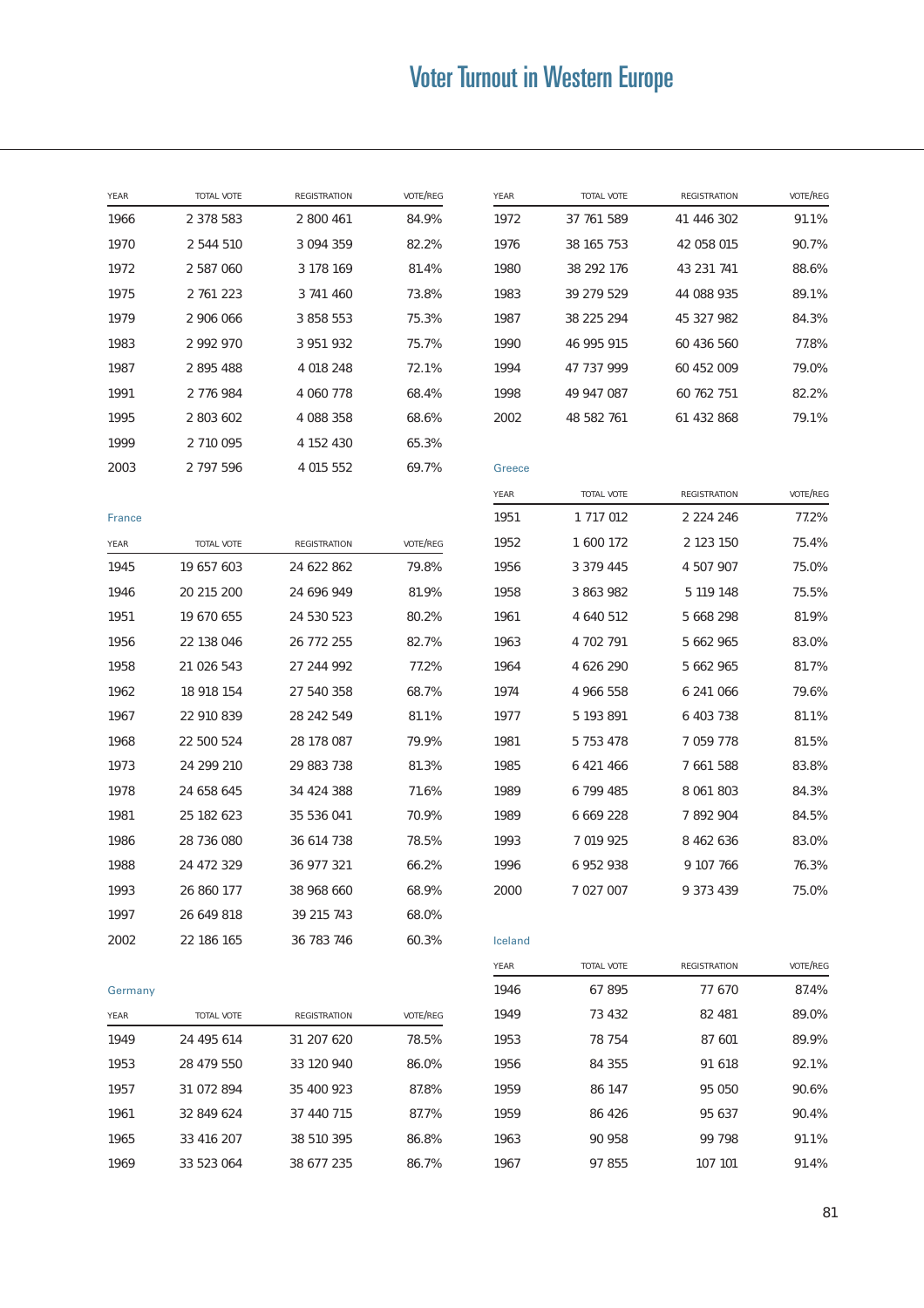| YEAR | TOTAL VOTE | REGISTRATION | VOTE/REG |
|---|---|---|---|
| 1966 | 2 378 583 | 2 800 461 | 84.9% |
| 1970 | 2 544 510 | 3 094 359 | 82.2% |
| 1972 | 2 587 060 | 3 178 169 | 81.4% |
| 1975 | 2 761 223 | 3 741 460 | 73.8% |
| 1979 | 2 906 066 | 3 858 553 | 75.3% |
| 1983 | 2 992 970 | 3 951 932 | 75.7% |
| 1987 | 2 895 488 | 4 018 248 | 72.1% |
| 1991 | 2 776 984 | 4 060 778 | 68.4% |
| 1995 | 2 803 602 | 4 088 358 | 68.6% |
| 1999 | 2 710 095 | 4 152 430 | 65.3% |
| 2003 | 2 797 596 | 4 015 552 | 69.7% |

France

| YEAR | TOTAL VOTE | REGISTRATION | VOTE/REG |
|---|---|---|---|
| 1945 | 19 657 603 | 24 622 862 | 79.8% |
| 1946 | 20 215 200 | 24 696 949 | 81.9% |
| 1951 | 19 670 655 | 24 530 523 | 80.2% |
| 1956 | 22 138 046 | 26 772 255 | 82.7% |
| 1958 | 21 026 543 | 27 244 992 | 77.2% |
| 1962 | 18 918 154 | 27 540 358 | 68.7% |
| 1967 | 22 910 839 | 28 242 549 | 81.1% |
| 1968 | 22 500 524 | 28 178 087 | 79.9% |
| 1973 | 24 299 210 | 29 883 738 | 81.3% |
| 1978 | 24 658 645 | 34 424 388 | 71.6% |
| 1981 | 25 182 623 | 35 536 041 | 70.9% |
| 1986 | 28 736 080 | 36 614 738 | 78.5% |
| 1988 | 24 472 329 | 36 977 321 | 66.2% |
| 1993 | 26 860 177 | 38 968 660 | 68.9% |
| 1997 | 26 649 818 | 39 215 743 | 68.0% |
| 2002 | 22 186 165 | 36 783 746 | 60.3% |

Germany

| YEAR | TOTAL VOTE | REGISTRATION | VOTE/REG |
|---|---|---|---|
| 1949 | 24 495 614 | 31 207 620 | 78.5% |
| 1953 | 28 479 550 | 33 120 940 | 86.0% |
| 1957 | 31 072 894 | 35 400 923 | 87.8% |
| 1961 | 32 849 624 | 37 440 715 | 87.7% |
| 1965 | 33 416 207 | 38 510 395 | 86.8% |
| 1969 | 33 523 064 | 38 677 235 | 86.7% |
| 1972 | 37 761 589 | 41 446 302 | 91.1% |
| 1976 | 38 165 753 | 42 058 015 | 90.7% |
| 1980 | 38 292 176 | 43 231 741 | 88.6% |
| 1983 | 39 279 529 | 44 088 935 | 89.1% |
| 1987 | 38 225 294 | 45 327 982 | 84.3% |
| 1990 | 46 995 915 | 60 436 560 | 77.8% |
| 1994 | 47 737 999 | 60 452 009 | 79.0% |
| 1998 | 49 947 087 | 60 762 751 | 82.2% |
| 2002 | 48 582 761 | 61 432 868 | 79.1% |

Greece

| YEAR | TOTAL VOTE | REGISTRATION | VOTE/REG |
|---|---|---|---|
| 1951 | 1 717 012 | 2 224 246 | 77.2% |
| 1952 | 1 600 172 | 2 123 150 | 75.4% |
| 1956 | 3 379 445 | 4 507 907 | 75.0% |
| 1958 | 3 863 982 | 5 119 148 | 75.5% |
| 1961 | 4 640 512 | 5 668 298 | 81.9% |
| 1963 | 4 702 791 | 5 662 965 | 83.0% |
| 1964 | 4 626 290 | 5 662 965 | 81.7% |
| 1974 | 4 966 558 | 6 241 066 | 79.6% |
| 1977 | 5 193 891 | 6 403 738 | 81.1% |
| 1981 | 5 753 478 | 7 059 778 | 81.5% |
| 1985 | 6 421 466 | 7 661 588 | 83.8% |
| 1989 | 6 799 485 | 8 061 803 | 84.3% |
| 1989 | 6 669 228 | 7 892 904 | 84.5% |
| 1993 | 7 019 925 | 8 462 636 | 83.0% |
| 1996 | 6 952 938 | 9 107 766 | 76.3% |
| 2000 | 7 027 007 | 9 373 439 | 75.0% |

Iceland

| YEAR | TOTAL VOTE | REGISTRATION | VOTE/REG |
|---|---|---|---|
| 1946 | 67 895 | 77 670 | 87.4% |
| 1949 | 73 432 | 82 481 | 89.0% |
| 1953 | 78 754 | 87 601 | 89.9% |
| 1956 | 84 355 | 91 618 | 92.1% |
| 1959 | 86 147 | 95 050 | 90.6% |
| 1959 | 86 426 | 95 637 | 90.4% |
| 1963 | 90 958 | 99 798 | 91.1% |
| 1967 | 97 855 | 107 101 | 91.4% |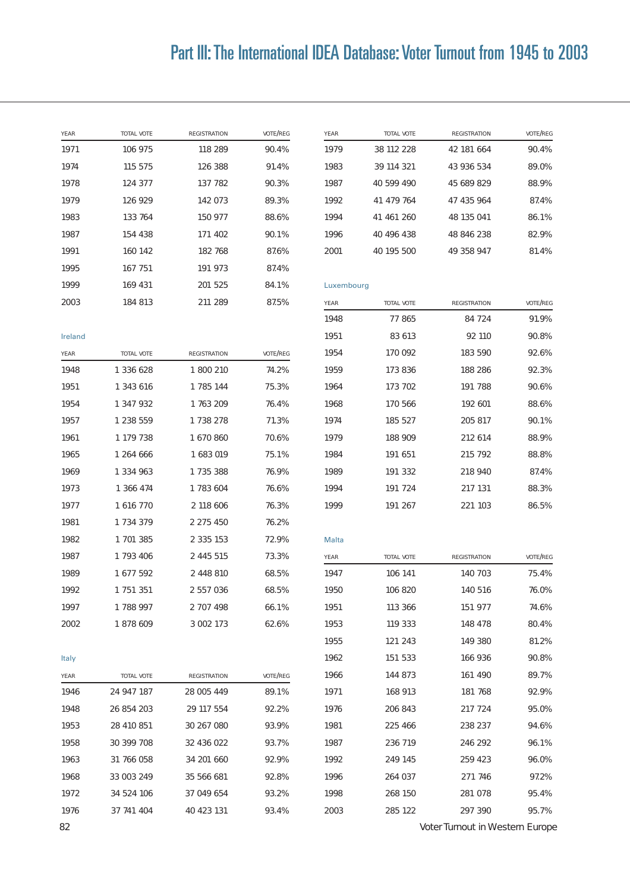| YEAR | TOTAL VOTE | REGISTRATION | VOTE/REG |
|---|---|---|---|
| 1971 | 106 975 | 118 289 | 90.4% |
| 1974 | 115 575 | 126 388 | 91.4% |
| 1978 | 124 377 | 137 782 | 90.3% |
| 1979 | 126 929 | 142 073 | 89.3% |
| 1983 | 133 764 | 150 977 | 88.6% |
| 1987 | 154 438 | 171 402 | 90.1% |
| 1991 | 160 142 | 182 768 | 87.6% |
| 1995 | 167 751 | 191 973 | 87.4% |
| 1999 | 169 431 | 201 525 | 84.1% |
| 2003 | 184 813 | 211 289 | 87.5% |

Ireland

| YEAR | TOTAL VOTE | REGISTRATION | VOTE/REG |
|---|---|---|---|
| 1948 | 1 336 628 | 1 800 210 | 74.2% |
| 1951 | 1 343 616 | 1 785 144 | 75.3% |
| 1954 | 1 347 932 | 1 763 209 | 76.4% |
| 1957 | 1 238 559 | 1 738 278 | 71.3% |
| 1961 | 1 179 738 | 1 670 860 | 70.6% |
| 1965 | 1 264 666 | 1 683 019 | 75.1% |
| 1969 | 1 334 963 | 1 735 388 | 76.9% |
| 1973 | 1 366 474 | 1 783 604 | 76.6% |
| 1977 | 1 616 770 | 2 118 606 | 76.3% |
| 1981 | 1 734 379 | 2 275 450 | 76.2% |
| 1982 | 1 701 385 | 2 335 153 | 72.9% |
| 1987 | 1 793 406 | 2 445 515 | 73.3% |
| 1989 | 1 677 592 | 2 448 810 | 68.5% |
| 1992 | 1 751 351 | 2 557 036 | 68.5% |
| 1997 | 1 788 997 | 2 707 498 | 66.1% |
| 2002 | 1 878 609 | 3 002 173 | 62.6% |

Italy

| YEAR | TOTAL VOTE | REGISTRATION | VOTE/REG |
|---|---|---|---|
| 1946 | 24 947 187 | 28 005 449 | 89.1% |
| 1948 | 26 854 203 | 29 117 554 | 92.2% |
| 1953 | 28 410 851 | 30 267 080 | 93.9% |
| 1958 | 30 399 708 | 32 436 022 | 93.7% |
| 1963 | 31 766 058 | 34 201 660 | 92.9% |
| 1968 | 33 003 249 | 35 566 681 | 92.8% |
| 1972 | 34 524 106 | 37 049 654 | 93.2% |
| 1976 | 37 741 404 | 40 423 131 | 93.4% |
| 1979 | 38 112 228 | 42 181 664 | 90.4% |
| 1983 | 39 114 321 | 43 936 534 | 89.0% |
| 1987 | 40 599 490 | 45 689 829 | 88.9% |
| 1992 | 41 479 764 | 47 435 964 | 87.4% |
| 1994 | 41 461 260 | 48 135 041 | 86.1% |
| 1996 | 40 496 438 | 48 846 238 | 82.9% |
| 2001 | 40 195 500 | 49 358 947 | 81.4% |

Luxembourg

| YEAR | TOTAL VOTE | REGISTRATION | VOTE/REG |
|---|---|---|---|
| 1948 | 77 865 | 84 724 | 91.9% |
| 1951 | 83 613 | 92 110 | 90.8% |
| 1954 | 170 092 | 183 590 | 92.6% |
| 1959 | 173 836 | 188 286 | 92.3% |
| 1964 | 173 702 | 191 788 | 90.6% |
| 1968 | 170 566 | 192 601 | 88.6% |
| 1974 | 185 527 | 205 817 | 90.1% |
| 1979 | 188 909 | 212 614 | 88.9% |
| 1984 | 191 651 | 215 792 | 88.8% |
| 1989 | 191 332 | 218 940 | 87.4% |
| 1994 | 191 724 | 217 131 | 88.3% |
| 1999 | 191 267 | 221 103 | 86.5% |

Malta

| YEAR | TOTAL VOTE | REGISTRATION | VOTE/REG |
|---|---|---|---|
| 1947 | 106 141 | 140 703 | 75.4% |
| 1950 | 106 820 | 140 516 | 76.0% |
| 1951 | 113 366 | 151 977 | 74.6% |
| 1953 | 119 333 | 148 478 | 80.4% |
| 1955 | 121 243 | 149 380 | 81.2% |
| 1962 | 151 533 | 166 936 | 90.8% |
| 1966 | 144 873 | 161 490 | 89.7% |
| 1971 | 168 913 | 181 768 | 92.9% |
| 1976 | 206 843 | 217 724 | 95.0% |
| 1981 | 225 466 | 238 237 | 94.6% |
| 1987 | 236 719 | 246 292 | 96.1% |
| 1992 | 249 145 | 259 423 | 96.0% |
| 1996 | 264 037 | 271 746 | 97.2% |
| 1998 | 268 150 | 281 078 | 95.4% |
| 2003 | 285 122 | 297 390 | 95.7% |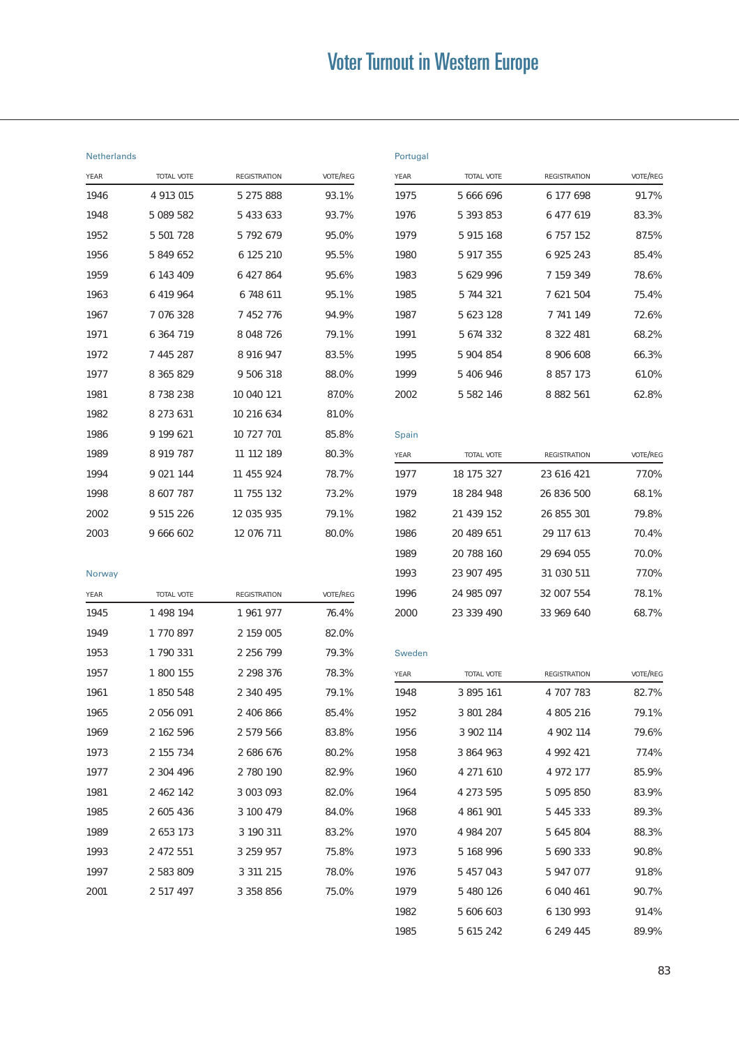## Netherlands

| YEAR | TOTAL VOTE | REGISTRATION | VOTE/REG |
|---|---|---|---|
| 1946 | 4 913 015 | 5 275 888 | 93.1% |
| 1948 | 5 089 582 | 5 433 633 | 93.7% |
| 1952 | 5 501 728 | 5 792 679 | 95.0% |
| 1956 | 5 849 652 | 6 125 210 | 95.5% |
| 1959 | 6 143 409 | 6 427 864 | 95.6% |
| 1963 | 6 419 964 | 6 748 611 | 95.1% |
| 1967 | 7 076 328 | 7 452 776 | 94.9% |
| 1971 | 6 364 719 | 8 048 726 | 79.1% |
| 1972 | 7 445 287 | 8 916 947 | 83.5% |
| 1977 | 8 365 829 | 9 506 318 | 88.0% |
| 1981 | 8 738 238 | 10 040 121 | 87.0% |
| 1982 | 8 273 631 | 10 216 634 | 81.0% |
| 1986 | 9 199 621 | 10 727 701 | 85.8% |
| 1989 | 8 919 787 | 11 112 189 | 80.3% |
| 1994 | 9 021 144 | 11 455 924 | 78.7% |
| 1998 | 8 607 787 | 11 755 132 | 73.2% |
| 2002 | 9 515 226 | 12 035 935 | 79.1% |
| 2003 | 9 666 602 | 12 076 711 | 80.0% |

## Norway

| YEAR | TOTAL VOTE | REGISTRATION | VOTE/REG |
|---|---|---|---|
| 1945 | 1 498 194 | 1 961 977 | 76.4% |
| 1949 | 1 770 897 | 2 159 005 | 82.0% |
| 1953 | 1 790 331 | 2 256 799 | 79.3% |
| 1957 | 1 800 155 | 2 298 376 | 78.3% |
| 1961 | 1 850 548 | 2 340 495 | 79.1% |
| 1965 | 2 056 091 | 2 406 866 | 85.4% |
| 1969 | 2 162 596 | 2 579 566 | 83.8% |
| 1973 | 2 155 734 | 2 686 676 | 80.2% |
| 1977 | 2 304 496 | 2 780 190 | 82.9% |
| 1981 | 2 462 142 | 3 003 093 | 82.0% |
| 1985 | 2 605 436 | 3 100 479 | 84.0% |
| 1989 | 2 653 173 | 3 190 311 | 83.2% |
| 1993 | 2 472 551 | 3 259 957 | 75.8% |
| 1997 | 2 583 809 | 3 311 215 | 78.0% |
| 2001 | 2 517 497 | 3 358 856 | 75.0% |

## Portugal

| YEAR | TOTAL VOTE | REGISTRATION | VOTE/REG |
|---|---|---|---|
| 1975 | 5 666 696 | 6 177 698 | 91.7% |
| 1976 | 5 393 853 | 6 477 619 | 83.3% |
| 1979 | 5 915 168 | 6 757 152 | 87.5% |
| 1980 | 5 917 355 | 6 925 243 | 85.4% |
| 1983 | 5 629 996 | 7 159 349 | 78.6% |
| 1985 | 5 744 321 | 7 621 504 | 75.4% |
| 1987 | 5 623 128 | 7 741 149 | 72.6% |
| 1991 | 5 674 332 | 8 322 481 | 68.2% |
| 1995 | 5 904 854 | 8 906 608 | 66.3% |
| 1999 | 5 406 946 | 8 857 173 | 61.0% |
| 2002 | 5 582 146 | 8 882 561 | 62.8% |

## Spain

| YEAR | TOTAL VOTE | REGISTRATION | VOTE/REG |
|---|---|---|---|
| 1977 | 18 175 327 | 23 616 421 | 77.0% |
| 1979 | 18 284 948 | 26 836 500 | 68.1% |
| 1982 | 21 439 152 | 26 855 301 | 79.8% |
| 1986 | 20 489 651 | 29 117 613 | 70.4% |
| 1989 | 20 788 160 | 29 694 055 | 70.0% |
| 1993 | 23 907 495 | 31 030 511 | 77.0% |
| 1996 | 24 985 097 | 32 007 554 | 78.1% |
| 2000 | 23 339 490 | 33 969 640 | 68.7% |

## Sweden

| YEAR | TOTAL VOTE | REGISTRATION | VOTE/REG |
|---|---|---|---|
| 1948 | 3 895 161 | 4 707 783 | 82.7% |
| 1952 | 3 801 284 | 4 805 216 | 79.1% |
| 1956 | 3 902 114 | 4 902 114 | 79.6% |
| 1958 | 3 864 963 | 4 992 421 | 77.4% |
| 1960 | 4 271 610 | 4 972 177 | 85.9% |
| 1964 | 4 273 595 | 5 095 850 | 83.9% |
| 1968 | 4 861 901 | 5 445 333 | 89.3% |
| 1970 | 4 984 207 | 5 645 804 | 88.3% |
| 1973 | 5 168 996 | 5 690 333 | 90.8% |
| 1976 | 5 457 043 | 5 947 077 | 91.8% |
| 1979 | 5 480 126 | 6 040 461 | 90.7% |
| 1982 | 5 606 603 | 6 130 993 | 91.4% |
| 1985 | 5 615 242 | 6 249 445 | 89.9% |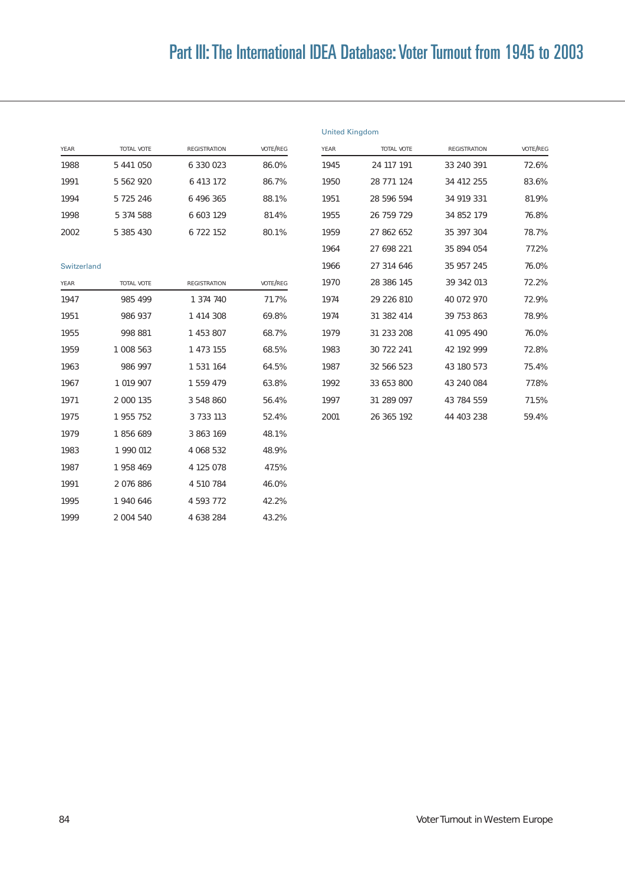| YEAR | TOTAL VOTE | REGISTRATION | VOTE/REG |
|---|---|---|---|
| 1988 | 5 441 050 | 6 330 023 | 86.0% |
| 1991 | 5 562 920 | 6 413 172 | 86.7% |
| 1994 | 5 725 246 | 6 496 365 | 88.1% |
| 1998 | 5 374 588 | 6 603 129 | 81.4% |
| 2002 | 5 385 430 | 6 722 152 | 80.1% |

Switzerland

| YEAR | TOTAL VOTE | REGISTRATION | VOTE/REG |
|---|---|---|---|
| 1947 | 985 499 | 1 374 740 | 71.7% |
| 1951 | 986 937 | 1 414 308 | 69.8% |
| 1955 | 998 881 | 1 453 807 | 68.7% |
| 1959 | 1 008 563 | 1 473 155 | 68.5% |
| 1963 | 986 997 | 1 531 164 | 64.5% |
| 1967 | 1 019 907 | 1 559 479 | 63.8% |
| 1971 | 2 000 135 | 3 548 860 | 56.4% |
| 1975 | 1 955 752 | 3 733 113 | 52.4% |
| 1979 | 1 856 689 | 3 863 169 | 48.1% |
| 1983 | 1 990 012 | 4 068 532 | 48.9% |
| 1987 | 1 958 469 | 4 125 078 | 47.5% |
| 1991 | 2 076 886 | 4 510 784 | 46.0% |
| 1995 | 1 940 646 | 4 593 772 | 42.2% |
| 1999 | 2 004 540 | 4 638 284 | 43.2% |

United Kingdom

| YEAR | TOTAL VOTE | REGISTRATION | VOTE/REG |
|---|---|---|---|
| 1945 | 24 117 191 | 33 240 391 | 72.6% |
| 1950 | 28 771 124 | 34 412 255 | 83.6% |
| 1951 | 28 596 594 | 34 919 331 | 81.9% |
| 1955 | 26 759 729 | 34 852 179 | 76.8% |
| 1959 | 27 862 652 | 35 397 304 | 78.7% |
| 1964 | 27 698 221 | 35 894 054 | 77.2% |
| 1966 | 27 314 646 | 35 957 245 | 76.0% |
| 1970 | 28 386 145 | 39 342 013 | 72.2% |
| 1974 | 29 226 810 | 40 072 970 | 72.9% |
| 1974 | 31 382 414 | 39 753 863 | 78.9% |
| 1979 | 31 233 208 | 41 095 490 | 76.0% |
| 1983 | 30 722 241 | 42 192 999 | 72.8% |
| 1987 | 32 566 523 | 43 180 573 | 75.4% |
| 1992 | 33 653 800 | 43 240 084 | 77.8% |
| 1997 | 31 289 097 | 43 784 559 | 71.5% |
| 2001 | 26 365 192 | 44 403 238 | 59.4% |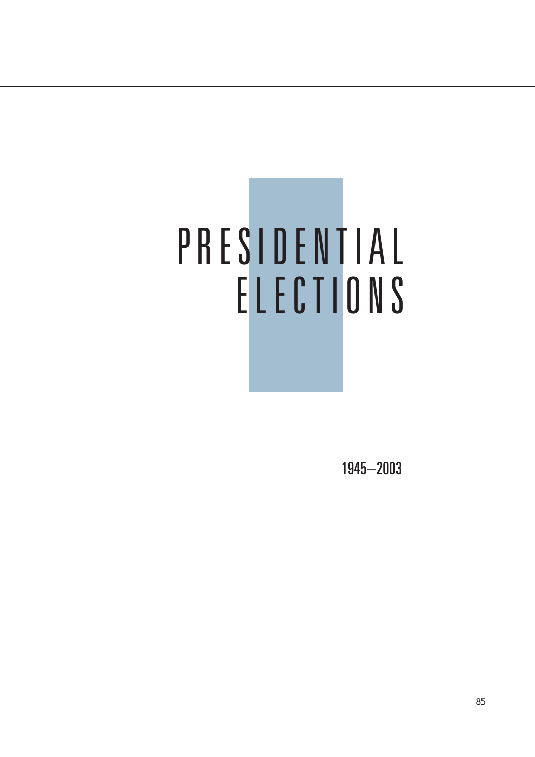# PRESIDENTIAL ELECTIONS

1945–2003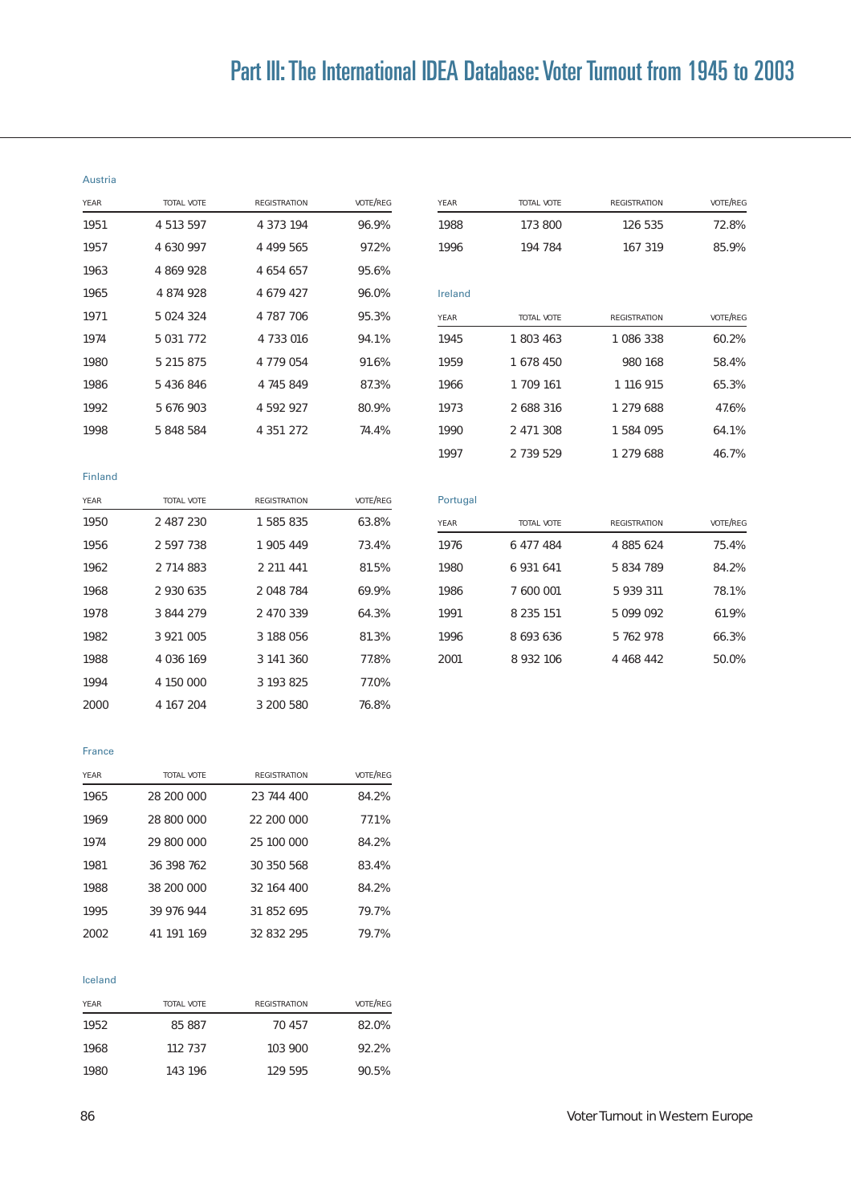Austria

| YEAR | TOTAL VOTE | REGISTRATION | VOTE/REG |
|---|---|---|---|
| 1951 | 4 513 597 | 4 373 194 | 96.9% |
| 1957 | 4 630 997 | 4 499 565 | 97.2% |
| 1963 | 4 869 928 | 4 654 657 | 95.6% |
| 1965 | 4 874 928 | 4 679 427 | 96.0% |
| 1971 | 5 024 324 | 4 787 706 | 95.3% |
| 1974 | 5 031 772 | 4 733 016 | 94.1% |
| 1980 | 5 215 875 | 4 779 054 | 91.6% |
| 1986 | 5 436 846 | 4 745 849 | 87.3% |
| 1992 | 5 676 903 | 4 592 927 | 80.9% |
| 1998 | 5 848 584 | 4 351 272 | 74.4% |

Finland

| YEAR | TOTAL VOTE | REGISTRATION | VOTE/REG |
|---|---|---|---|
| 1950 | 2 487 230 | 1 585 835 | 63.8% |
| 1956 | 2 597 738 | 1 905 449 | 73.4% |
| 1962 | 2 714 883 | 2 211 441 | 81.5% |
| 1968 | 2 930 635 | 2 048 784 | 69.9% |
| 1978 | 3 844 279 | 2 470 339 | 64.3% |
| 1982 | 3 921 005 | 3 188 056 | 81.3% |
| 1988 | 4 036 169 | 3 141 360 | 77.8% |
| 1994 | 4 150 000 | 3 193 825 | 77.0% |
| 2000 | 4 167 204 | 3 200 580 | 76.8% |

France

| YEAR | TOTAL VOTE | REGISTRATION | VOTE/REG |
|---|---|---|---|
| 1965 | 28 200 000 | 23 744 400 | 84.2% |
| 1969 | 28 800 000 | 22 200 000 | 77.1% |
| 1974 | 29 800 000 | 25 100 000 | 84.2% |
| 1981 | 36 398 762 | 30 350 568 | 83.4% |
| 1988 | 38 200 000 | 32 164 400 | 84.2% |
| 1995 | 39 976 944 | 31 852 695 | 79.7% |
| 2002 | 41 191 169 | 32 832 295 | 79.7% |

Iceland

| YEAR | TOTAL VOTE | REGISTRATION | VOTE/REG |
|---|---|---|---|
| 1952 | 85 887 | 70 457 | 82.0% |
| 1968 | 112 737 | 103 900 | 92.2% |
| 1980 | 143 196 | 129 595 | 90.5% |
| 1988 | 173 800 | 126 535 | 72.8% |
| 1996 | 194 784 | 167 319 | 85.9% |

Ireland

| YEAR | TOTAL VOTE | REGISTRATION | VOTE/REG |
|---|---|---|---|
| 1945 | 1 803 463 | 1 086 338 | 60.2% |
| 1959 | 1 678 450 | 980 168 | 58.4% |
| 1966 | 1 709 161 | 1 116 915 | 65.3% |
| 1973 | 2 688 316 | 1 279 688 | 47.6% |
| 1990 | 2 471 308 | 1 584 095 | 64.1% |
| 1997 | 2 739 529 | 1 279 688 | 46.7% |

Portugal

| YEAR | TOTAL VOTE | REGISTRATION | VOTE/REG |
|---|---|---|---|
| 1976 | 6 477 484 | 4 885 624 | 75.4% |
| 1980 | 6 931 641 | 5 834 789 | 84.2% |
| 1986 | 7 600 001 | 5 939 311 | 78.1% |
| 1991 | 8 235 151 | 5 099 092 | 61.9% |
| 1996 | 8 693 636 | 5 762 978 | 66.3% |
| 2001 | 8 932 106 | 4 468 442 | 50.0% |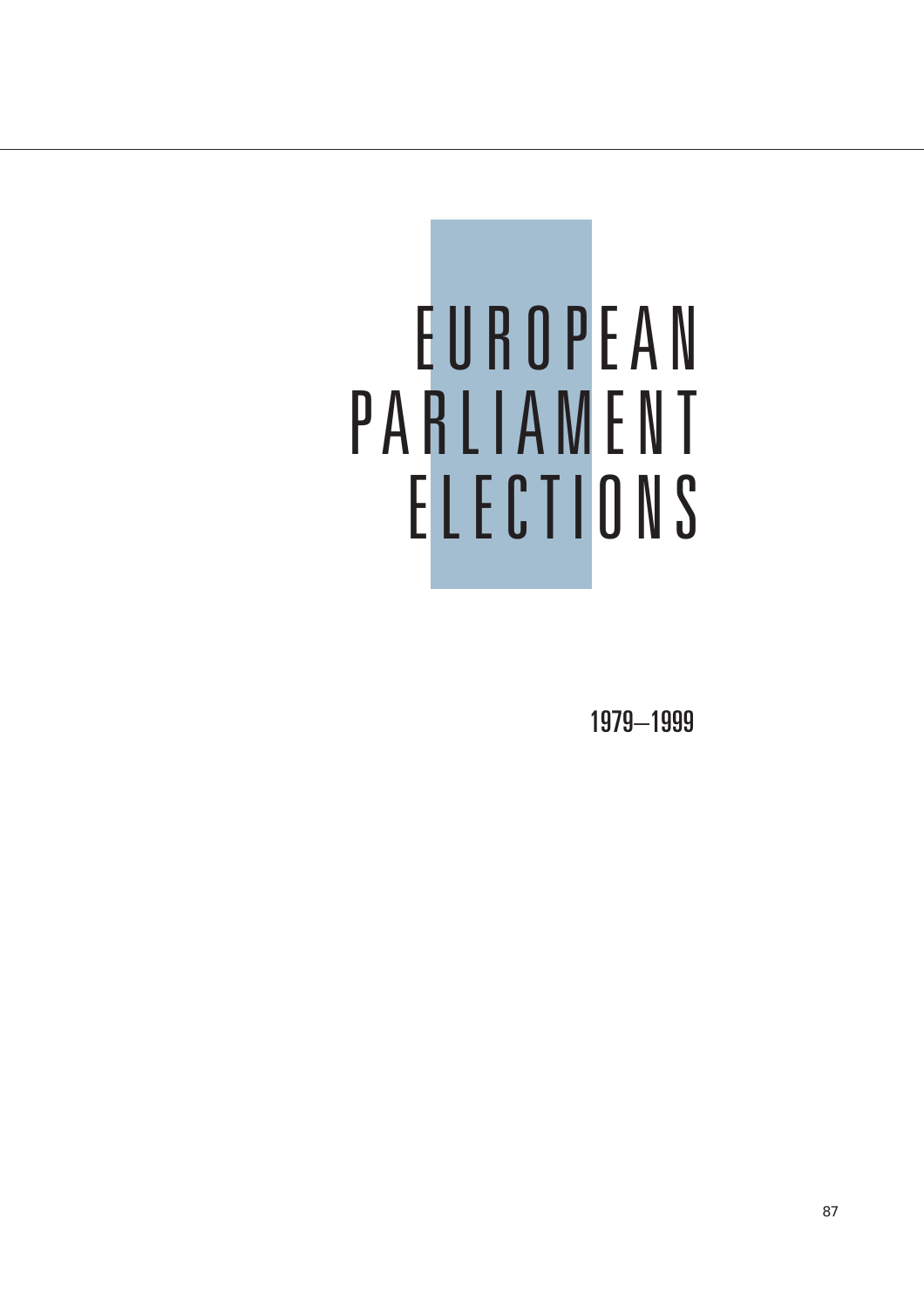# EUROPEAN PARLIAMENT ELECTIONS

1979–1999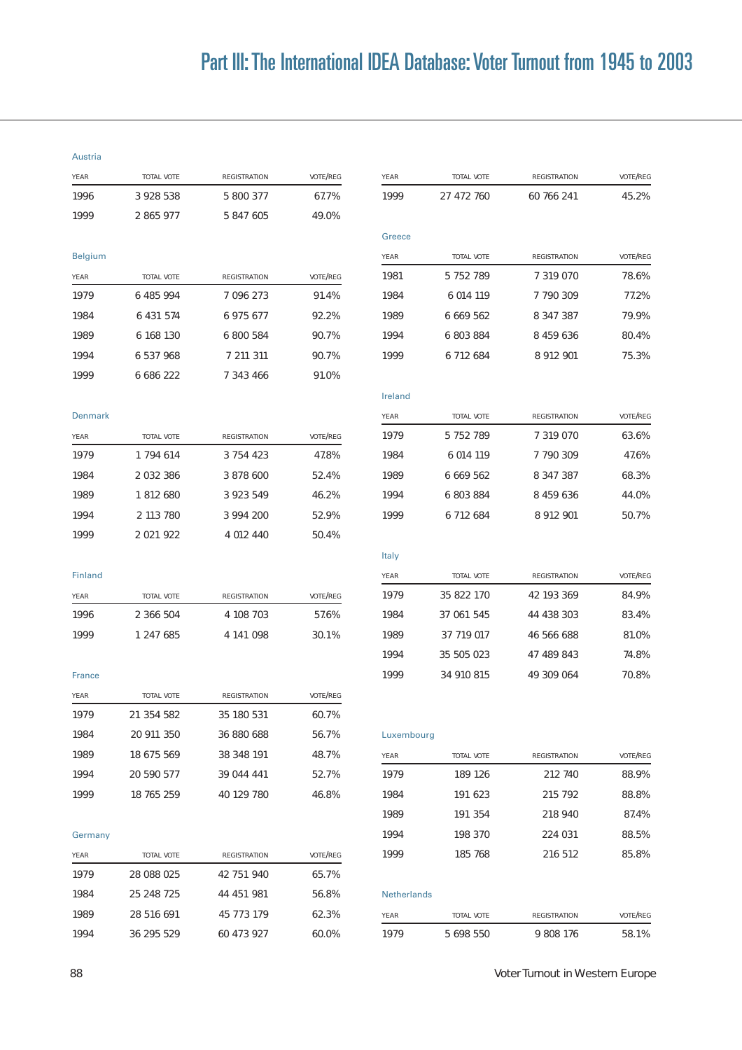Austria

| YEAR | TOTAL VOTE | REGISTRATION | VOTE/REG |
|---|---|---|---|
| 1996 | 3 928 538 | 5 800 377 | 67.7% |
| 1999 | 2 865 977 | 5 847 605 | 49.0% |

Belgium

| YEAR | TOTAL VOTE | REGISTRATION | VOTE/REG |
|---|---|---|---|
| 1979 | 6 485 994 | 7 096 273 | 91.4% |
| 1984 | 6 431 574 | 6 975 677 | 92.2% |
| 1989 | 6 168 130 | 6 800 584 | 90.7% |
| 1994 | 6 537 968 | 7 211 311 | 90.7% |
| 1999 | 6 686 222 | 7 343 466 | 91.0% |

Denmark

| YEAR | TOTAL VOTE | REGISTRATION | VOTE/REG |
|---|---|---|---|
| 1979 | 1 794 614 | 3 754 423 | 47.8% |
| 1984 | 2 032 386 | 3 878 600 | 52.4% |
| 1989 | 1 812 680 | 3 923 549 | 46.2% |
| 1994 | 2 113 780 | 3 994 200 | 52.9% |
| 1999 | 2 021 922 | 4 012 440 | 50.4% |

Finland

| YEAR | TOTAL VOTE | REGISTRATION | VOTE/REG |
|---|---|---|---|
| 1996 | 2 366 504 | 4 108 703 | 57.6% |
| 1999 | 1 247 685 | 4 141 098 | 30.1% |

France

| YEAR | TOTAL VOTE | REGISTRATION | VOTE/REG |
|---|---|---|---|
| 1979 | 21 354 582 | 35 180 531 | 60.7% |
| 1984 | 20 911 350 | 36 880 688 | 56.7% |
| 1989 | 18 675 569 | 38 348 191 | 48.7% |
| 1994 | 20 590 577 | 39 044 441 | 52.7% |
| 1999 | 18 765 259 | 40 129 780 | 46.8% |

Germany

| YEAR | TOTAL VOTE | REGISTRATION | VOTE/REG |
|---|---|---|---|
| 1979 | 28 088 025 | 42 751 940 | 65.7% |
| 1984 | 25 248 725 | 44 451 981 | 56.8% |
| 1989 | 28 516 691 | 45 773 179 | 62.3% |
| 1994 | 36 295 529 | 60 473 927 | 60.0% |
| 1999 | 27 472 760 | 60 766 241 | 45.2% |

Greece

| YEAR | TOTAL VOTE | REGISTRATION | VOTE/REG |
|---|---|---|---|
| 1981 | 5 752 789 | 7 319 070 | 78.6% |
| 1984 | 6 014 119 | 7 790 309 | 77.2% |
| 1989 | 6 669 562 | 8 347 387 | 79.9% |
| 1994 | 6 803 884 | 8 459 636 | 80.4% |
| 1999 | 6 712 684 | 8 912 901 | 75.3% |

Ireland

| YEAR | TOTAL VOTE | REGISTRATION | VOTE/REG |
|---|---|---|---|
| 1979 | 5 752 789 | 7 319 070 | 63.6% |
| 1984 | 6 014 119 | 7 790 309 | 47.6% |
| 1989 | 6 669 562 | 8 347 387 | 68.3% |
| 1994 | 6 803 884 | 8 459 636 | 44.0% |
| 1999 | 6 712 684 | 8 912 901 | 50.7% |

Italy

| YEAR | TOTAL VOTE | REGISTRATION | VOTE/REG |
|---|---|---|---|
| 1979 | 35 822 170 | 42 193 369 | 84.9% |
| 1984 | 37 061 545 | 44 438 303 | 83.4% |
| 1989 | 37 719 017 | 46 566 688 | 81.0% |
| 1994 | 35 505 023 | 47 489 843 | 74.8% |
| 1999 | 34 910 815 | 49 309 064 | 70.8% |

Luxembourg

| YEAR | TOTAL VOTE | REGISTRATION | VOTE/REG |
|---|---|---|---|
| 1979 | 189 126 | 212 740 | 88.9% |
| 1984 | 191 623 | 215 792 | 88.8% |
| 1989 | 191 354 | 218 940 | 87.4% |
| 1994 | 198 370 | 224 031 | 88.5% |
| 1999 | 185 768 | 216 512 | 85.8% |

Netherlands

| YEAR | TOTAL VOTE | REGISTRATION | VOTE/REG |
|---|---|---|---|
| 1979 | 5 698 550 | 9 808 176 | 58.1% |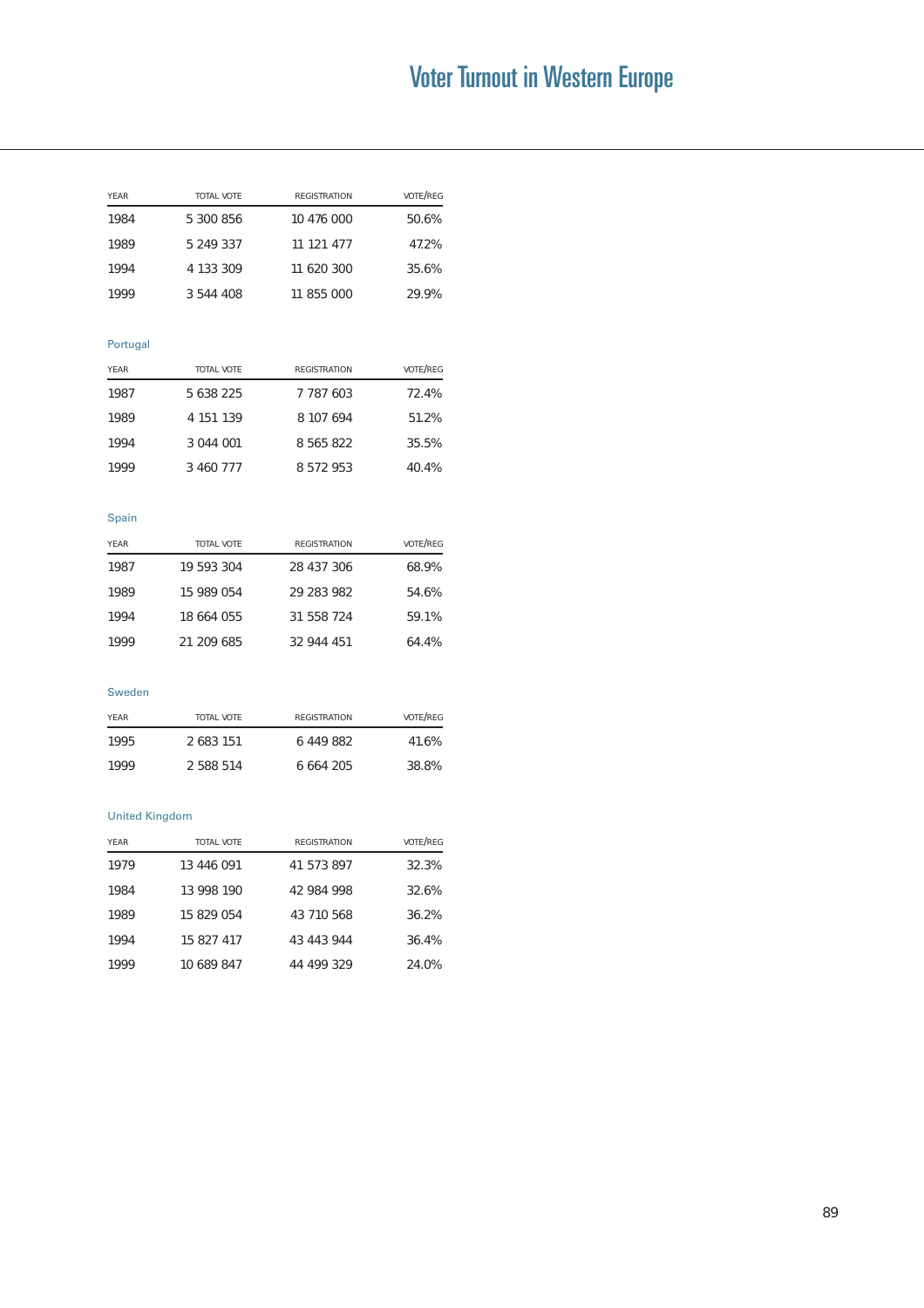| YEAR | TOTAL VOTE | REGISTRATION | VOTE/REG |
|---|---|---|---|
| 1984 | 5 300 856 | 10 476 000 | 50.6% |
| 1989 | 5 249 337 | 11 121 477 | 47.2% |
| 1994 | 4 133 309 | 11 620 300 | 35.6% |
| 1999 | 3 544 408 | 11 855 000 | 29.9% |

Portugal

| YEAR | TOTAL VOTE | REGISTRATION | VOTE/REG |
|---|---|---|---|
| 1987 | 5 638 225 | 7 787 603 | 72.4% |
| 1989 | 4 151 139 | 8 107 694 | 51.2% |
| 1994 | 3 044 001 | 8 565 822 | 35.5% |
| 1999 | 3 460 777 | 8 572 953 | 40.4% |

Spain

| YEAR | TOTAL VOTE | REGISTRATION | VOTE/REG |
|---|---|---|---|
| 1987 | 19 593 304 | 28 437 306 | 68.9% |
| 1989 | 15 989 054 | 29 283 982 | 54.6% |
| 1994 | 18 664 055 | 31 558 724 | 59.1% |
| 1999 | 21 209 685 | 32 944 451 | 64.4% |

Sweden

| YEAR | TOTAL VOTE | REGISTRATION | VOTE/REG |
|---|---|---|---|
| 1995 | 2 683 151 | 6 449 882 | 41.6% |
| 1999 | 2 588 514 | 6 664 205 | 38.8% |

United Kingdom

| YEAR | TOTAL VOTE | REGISTRATION | VOTE/REG |
|---|---|---|---|
| 1979 | 13 446 091 | 41 573 897 | 32.3% |
| 1984 | 13 998 190 | 42 984 998 | 32.6% |
| 1989 | 15 829 054 | 43 710 568 | 36.2% |
| 1994 | 15 827 417 | 43 443 944 | 36.4% |
| 1999 | 10 689 847 | 44 499 329 | 24.0% |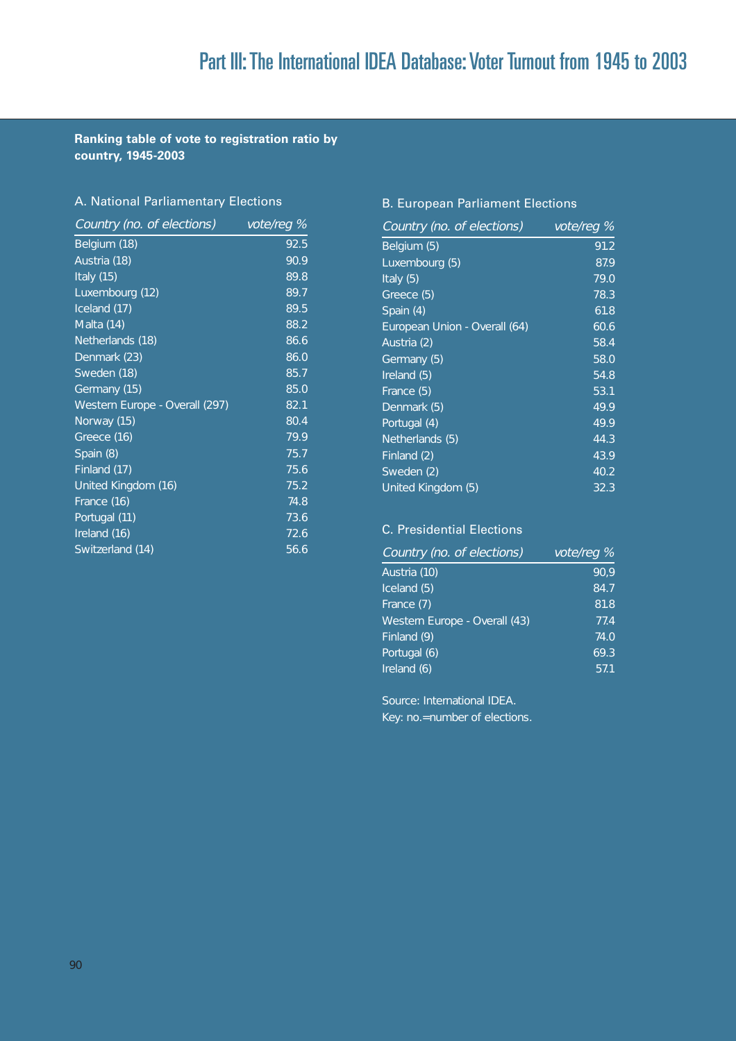**Ranking table of vote to registration ratio by country, 1945-2003**

### A. National Parliamentary Elections

| *Country (no. of elections)* | *vote/reg %* |
|---|---|
| Belgium (18) | 92.5 |
| Austria (18) | 90.9 |
| Italy (15) | 89.8 |
| Luxembourg (12) | 89.7 |
| Iceland (17) | 89.5 |
| Malta (14) | 88.2 |
| Netherlands (18) | 86.6 |
| Denmark (23) | 86.0 |
| Sweden (18) | 85.7 |
| Germany (15) | 85.0 |
| Western Europe - Overall (297) | 82.1 |
| Norway (15) | 80.4 |
| Greece (16) | 79.9 |
| Spain (8) | 75.7 |
| Finland (17) | 75.6 |
| United Kingdom (16) | 75.2 |
| France (16) | 74.8 |
| Portugal (11) | 73.6 |
| Ireland (16) | 72.6 |
| Switzerland (14) | 56.6 |

### B. European Parliament Elections

| *Country (no. of elections)* | *vote/reg %* |
|---|---|
| Belgium (5) | 91.2 |
| Luxembourg (5) | 87.9 |
| Italy (5) | 79.0 |
| Greece (5) | 78.3 |
| Spain (4) | 61.8 |
| European Union - Overall (64) | 60.6 |
| Austria (2) | 58.4 |
| Germany (5) | 58.0 |
| Ireland (5) | 54.8 |
| France (5) | 53.1 |
| Denmark (5) | 49.9 |
| Portugal (4) | 49.9 |
| Netherlands (5) | 44.3 |
| Finland (2) | 43.9 |
| Sweden (2) | 40.2 |
| United Kingdom (5) | 32.3 |

### C. Presidential Elections

| *Country (no. of elections)* | *vote/reg %* |
|---|---|
| Austria (10) | 90,9 |
| Iceland (5) | 84.7 |
| France (7) | 81.8 |
| Western Europe - Overall (43) | 77.4 |
| Finland (9) | 74.0 |
| Portugal (6) | 69.3 |
| Ireland (6) | 57.1 |

Source: International IDEA.
Key: no.=number of elections.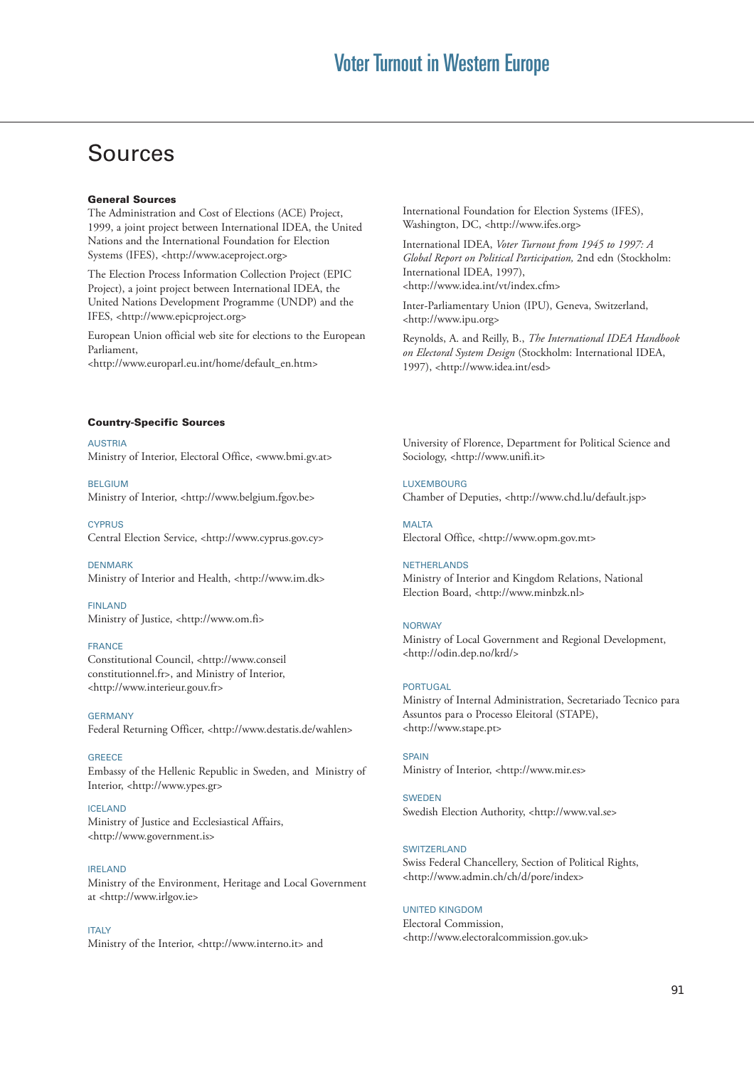# Sources

### General Sources

The Administration and Cost of Elections (ACE) Project, 1999, a joint project between International IDEA, the United Nations and the International Foundation for Election Systems (IFES), <http://www.aceproject.org>

The Election Process Information Collection Project (EPIC Project), a joint project between International IDEA, the United Nations Development Programme (UNDP) and the IFES, <http://www.epicproject.org>

European Union official web site for elections to the European Parliament, <http://www.europarl.eu.int/home/default_en.htm>

International Foundation for Election Systems (IFES), Washington, DC, <http://www.ifes.org>

International IDEA, *Voter Turnout from 1945 to 1997: A Global Report on Political Participation,* 2nd edn (Stockholm: International IDEA, 1997), <http://www.idea.int/vt/index.cfm>

Inter-Parliamentary Union (IPU), Geneva, Switzerland, <http://www.ipu.org>

Reynolds, A. and Reilly, B., *The International IDEA Handbook on Electoral System Design* (Stockholm: International IDEA, 1997), <http://www.idea.int/esd>

### Country-Specific Sources

AUSTRIA
Ministry of Interior, Electoral Office, <www.bmi.gv.at>

BELGIUM
Ministry of Interior, <http://www.belgium.fgov.be>

CYPRUS
Central Election Service, <http://www.cyprus.gov.cy>

DENMARK
Ministry of Interior and Health, <http://www.im.dk>

FINLAND
Ministry of Justice, <http://www.om.fi>

FRANCE
Constitutional Council, <http://www.conseil constitutionnel.fr>, and Ministry of Interior, <http://www.interieur.gouv.fr>

GERMANY
Federal Returning Officer, <http://www.destatis.de/wahlen>

GREECE
Embassy of the Hellenic Republic in Sweden, and Ministry of Interior, <http://www.ypes.gr>

ICELAND
Ministry of Justice and Ecclesiastical Affairs, <http://www.government.is>

IRELAND
Ministry of the Environment, Heritage and Local Government at <http://www.irlgov.ie>

ITALY
Ministry of the Interior, <http://www.interno.it> and University of Florence, Department for Political Science and Sociology, <http://www.unifi.it>

LUXEMBOURG
Chamber of Deputies, <http://www.chd.lu/default.jsp>

MALTA
Electoral Office, <http://www.opm.gov.mt>

NETHERLANDS
Ministry of Interior and Kingdom Relations, National Election Board, <http://www.minbzk.nl>

NORWAY
Ministry of Local Government and Regional Development, <http://odin.dep.no/krd/>

PORTUGAL
Ministry of Internal Administration, Secretariado Tecnico para Assuntos para o Processo Eleitoral (STAPE), <http://www.stape.pt>

SPAIN
Ministry of Interior, <http://www.mir.es>

SWEDEN
Swedish Election Authority, <http://www.val.se>

SWITZERLAND
Swiss Federal Chancellery, Section of Political Rights, <http://www.admin.ch/ch/d/pore/index>

UNITED KINGDOM
Electoral Commission, <http://www.electoralcommission.gov.uk>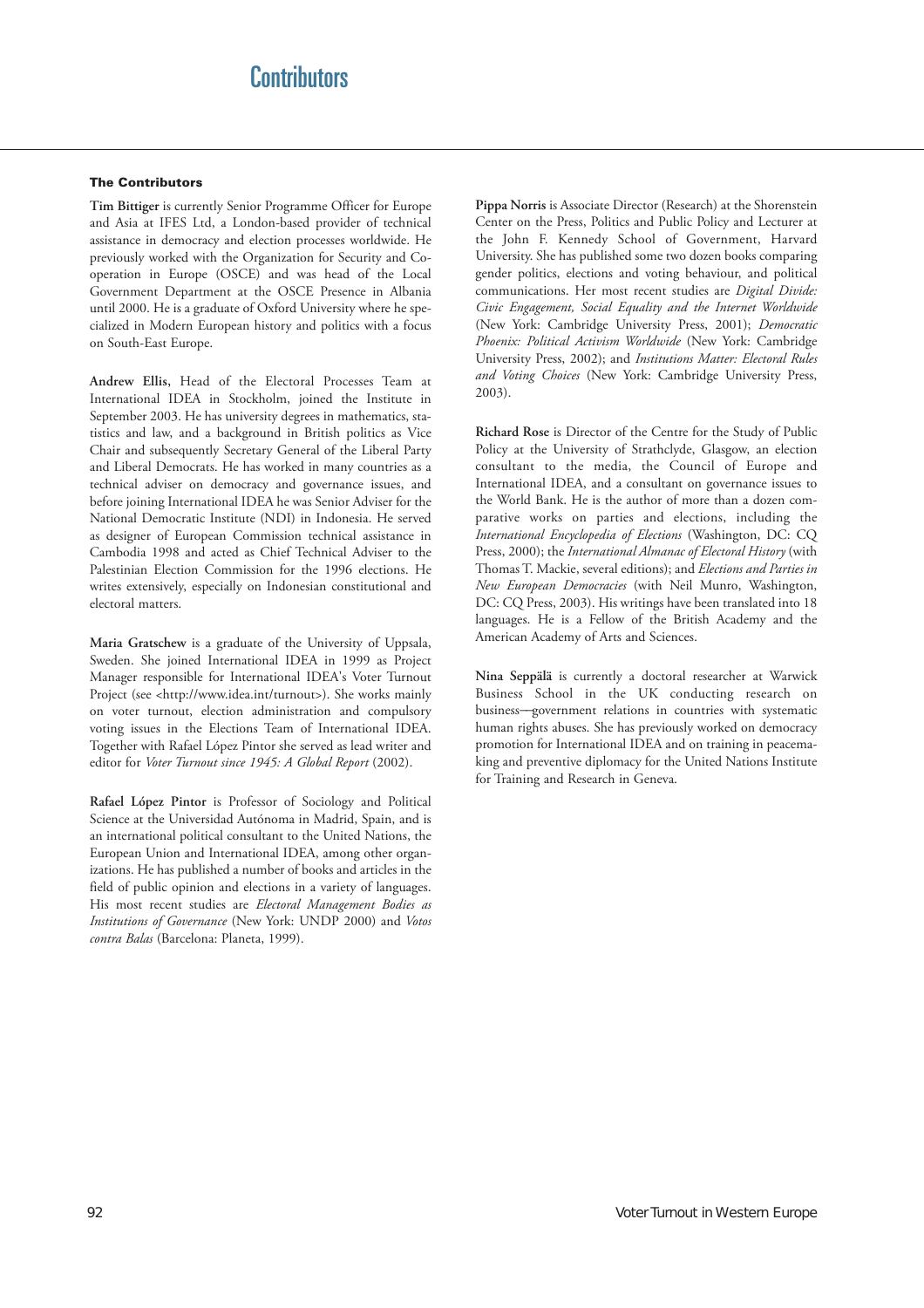# Contributors

## The Contributors

**Tim Bittiger** is currently Senior Programme Officer for Europe and Asia at IFES Ltd, a London-based provider of technical assistance in democracy and election processes worldwide. He previously worked with the Organization for Security and Co-operation in Europe (OSCE) and was head of the Local Government Department at the OSCE Presence in Albania until 2000. He is a graduate of Oxford University where he specialized in Modern European history and politics with a focus on South-East Europe.

**Andrew Ellis,** Head of the Electoral Processes Team at International IDEA in Stockholm, joined the Institute in September 2003. He has university degrees in mathematics, statistics and law, and a background in British politics as Vice Chair and subsequently Secretary General of the Liberal Party and Liberal Democrats. He has worked in many countries as a technical adviser on democracy and governance issues, and before joining International IDEA he was Senior Adviser for the National Democratic Institute (NDI) in Indonesia. He served as designer of European Commission technical assistance in Cambodia 1998 and acted as Chief Technical Adviser to the Palestinian Election Commission for the 1996 elections. He writes extensively, especially on Indonesian constitutional and electoral matters.

**Maria Gratschew** is a graduate of the University of Uppsala, Sweden. She joined International IDEA in 1999 as Project Manager responsible for International IDEA's Voter Turnout Project (see <http://www.idea.int/turnout>). She works mainly on voter turnout, election administration and compulsory voting issues in the Elections Team of International IDEA. Together with Rafael López Pintor she served as lead writer and editor for *Voter Turnout since 1945: A Global Report* (2002).

**Rafael López Pintor** is Professor of Sociology and Political Science at the Universidad Autónoma in Madrid, Spain, and is an international political consultant to the United Nations, the European Union and International IDEA, among other organizations. He has published a number of books and articles in the field of public opinion and elections in a variety of languages. His most recent studies are *Electoral Management Bodies as Institutions of Governance* (New York: UNDP 2000) and *Votos contra Balas* (Barcelona: Planeta, 1999).

**Pippa Norris** is Associate Director (Research) at the Shorenstein Center on the Press, Politics and Public Policy and Lecturer at the John F. Kennedy School of Government, Harvard University. She has published some two dozen books comparing gender politics, elections and voting behaviour, and political communications. Her most recent studies are *Digital Divide: Civic Engagement, Social Equality and the Internet Worldwide* (New York: Cambridge University Press, 2001); *Democratic Phoenix: Political Activism Worldwide* (New York: Cambridge University Press, 2002); and *Institutions Matter: Electoral Rules and Voting Choices* (New York: Cambridge University Press, 2003).

**Richard Rose** is Director of the Centre for the Study of Public Policy at the University of Strathclyde, Glasgow, an election consultant to the media, the Council of Europe and International IDEA, and a consultant on governance issues to the World Bank. He is the author of more than a dozen comparative works on parties and elections, including the *International Encyclopedia of Elections* (Washington, DC: CQ Press, 2000); the *International Almanac of Electoral History* (with Thomas T. Mackie, several editions); and *Elections and Parties in New European Democracies* (with Neil Munro, Washington, DC: CQ Press, 2003). His writings have been translated into 18 languages. He is a Fellow of the British Academy and the American Academy of Arts and Sciences.

**Nina Seppälä** is currently a doctoral researcher at Warwick Business School in the UK conducting research on business—government relations in countries with systematic human rights abuses. She has previously worked on democracy promotion for International IDEA and on training in peacemaking and preventive diplomacy for the United Nations Institute for Training and Research in Geneva.